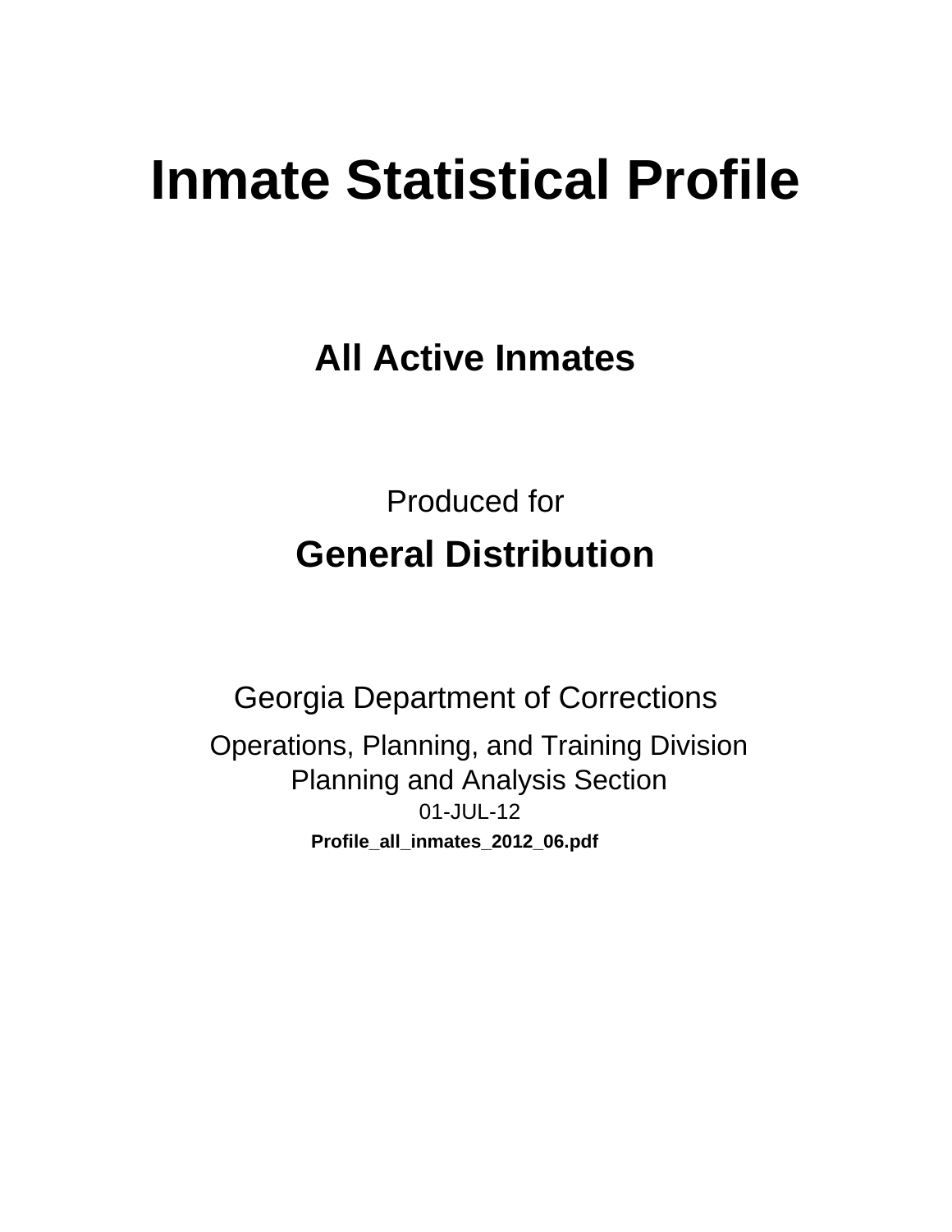# Inmate Statistical Profile

## All Active Inmates

Produced for

## General Distribution

Georgia Department of Corrections

Operations, Planning, and Training Division
Planning and Analysis Section
01-JUL-12

**Profile_all_inmates_2012_06.pdf**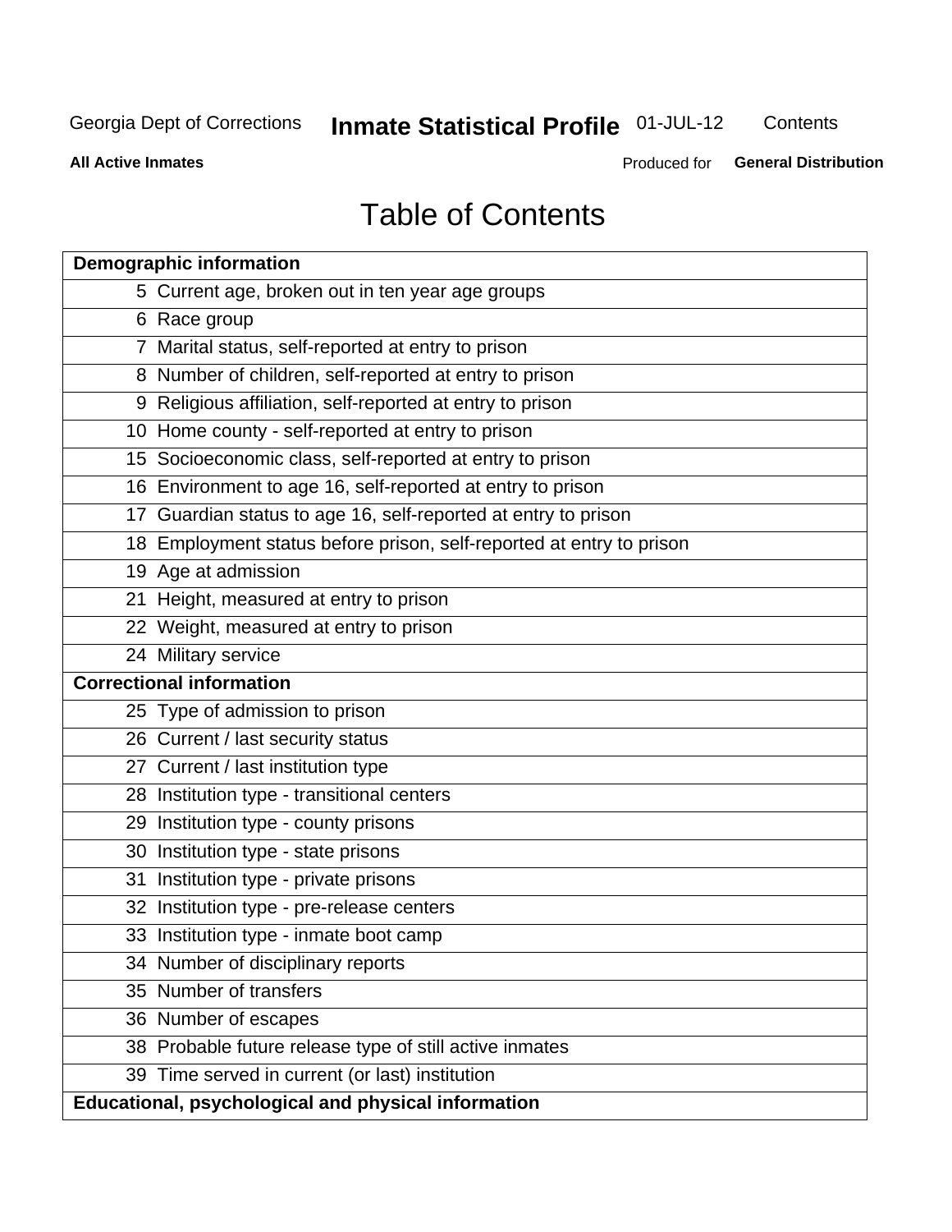# Table of Contents

| Demographic information | |
|---|---|
| 5 | Current age, broken out in ten year age groups |
| 6 | Race group |
| 7 | Marital status, self-reported at entry to prison |
| 8 | Number of children, self-reported at entry to prison |
| 9 | Religious affiliation, self-reported at entry to prison |
| 10 | Home county - self-reported at entry to prison |
| 15 | Socioeconomic class, self-reported at entry to prison |
| 16 | Environment to age 16, self-reported at entry to prison |
| 17 | Guardian status to age 16, self-reported at entry to prison |
| 18 | Employment status before prison, self-reported at entry to prison |
| 19 | Age at admission |
| 21 | Height, measured at entry to prison |
| 22 | Weight, measured at entry to prison |
| 24 | Military service |
| **Correctional information** | |
| 25 | Type of admission to prison |
| 26 | Current / last security status |
| 27 | Current / last institution type |
| 28 | Institution type - transitional centers |
| 29 | Institution type - county prisons |
| 30 | Institution type - state prisons |
| 31 | Institution type - private prisons |
| 32 | Institution type - pre-release centers |
| 33 | Institution type - inmate boot camp |
| 34 | Number of disciplinary reports |
| 35 | Number of transfers |
| 36 | Number of escapes |
| 38 | Probable future release type of still active inmates |
| 39 | Time served in current (or last) institution |
| **Educational, psychological and physical information** | |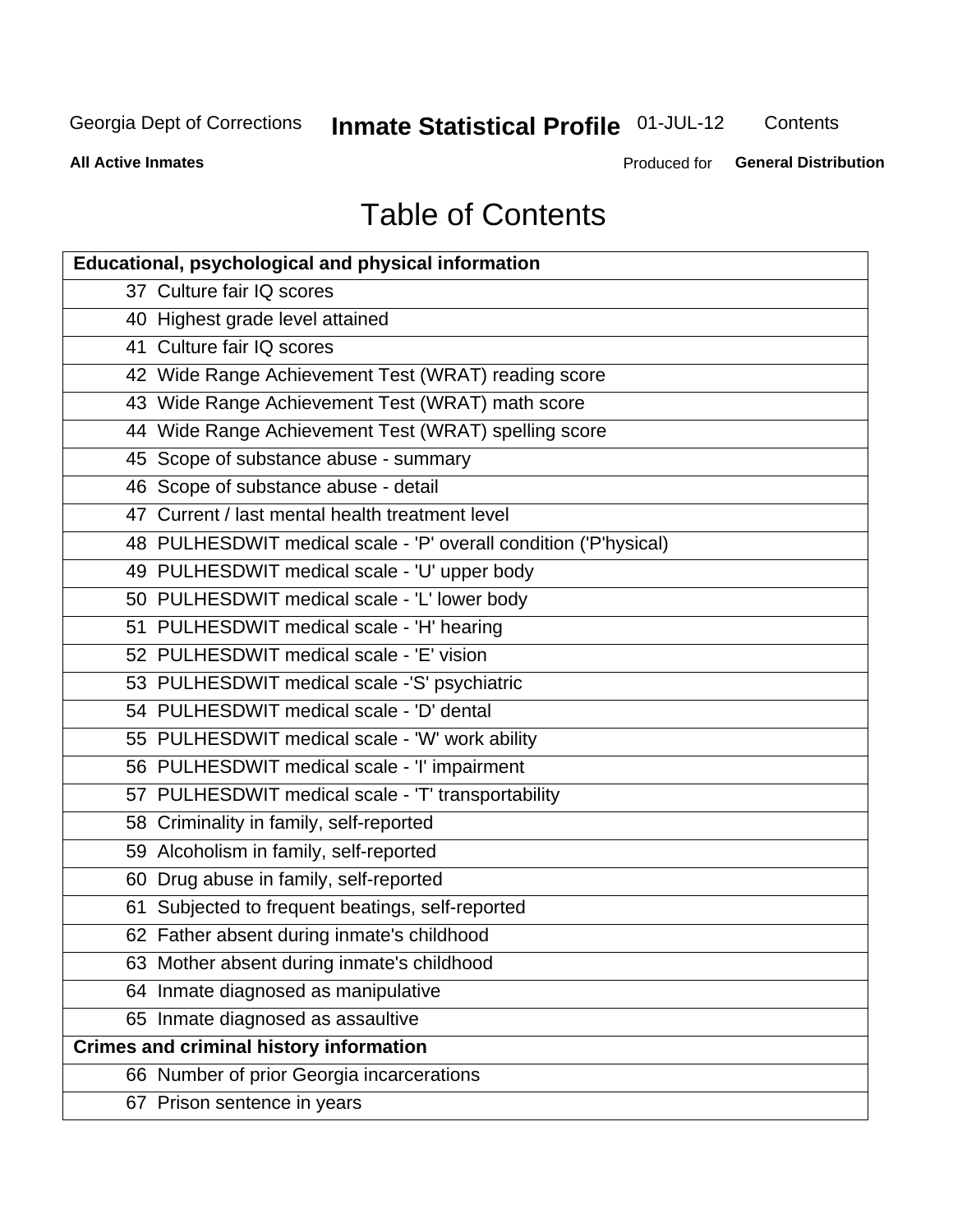Georgia Dept of Corrections **Inmate Statistical Profile** 01-JUL-12 Contents

**All Active Inmates** Produced for **General Distribution**

# Table of Contents

| **Educational, psychological and physical information** |
|---|
| 37 Culture fair IQ scores |
| 40 Highest grade level attained |
| 41 Culture fair IQ scores |
| 42 Wide Range Achievement Test (WRAT) reading score |
| 43 Wide Range Achievement Test (WRAT) math score |
| 44 Wide Range Achievement Test (WRAT) spelling score |
| 45 Scope of substance abuse - summary |
| 46 Scope of substance abuse - detail |
| 47 Current / last mental health treatment level |
| 48 PULHESDWIT medical scale - 'P' overall condition ('P'hysical) |
| 49 PULHESDWIT medical scale - 'U' upper body |
| 50 PULHESDWIT medical scale - 'L' lower body |
| 51 PULHESDWIT medical scale - 'H' hearing |
| 52 PULHESDWIT medical scale - 'E' vision |
| 53 PULHESDWIT medical scale -'S' psychiatric |
| 54 PULHESDWIT medical scale - 'D' dental |
| 55 PULHESDWIT medical scale - 'W' work ability |
| 56 PULHESDWIT medical scale - 'I' impairment |
| 57 PULHESDWIT medical scale - 'T' transportability |
| 58 Criminality in family, self-reported |
| 59 Alcoholism in family, self-reported |
| 60 Drug abuse in family, self-reported |
| 61 Subjected to frequent beatings, self-reported |
| 62 Father absent during inmate's childhood |
| 63 Mother absent during inmate's childhood |
| 64 Inmate diagnosed as manipulative |
| 65 Inmate diagnosed as assaultive |
| **Crimes and criminal history information** |
| 66 Number of prior Georgia incarcerations |
| 67 Prison sentence in years |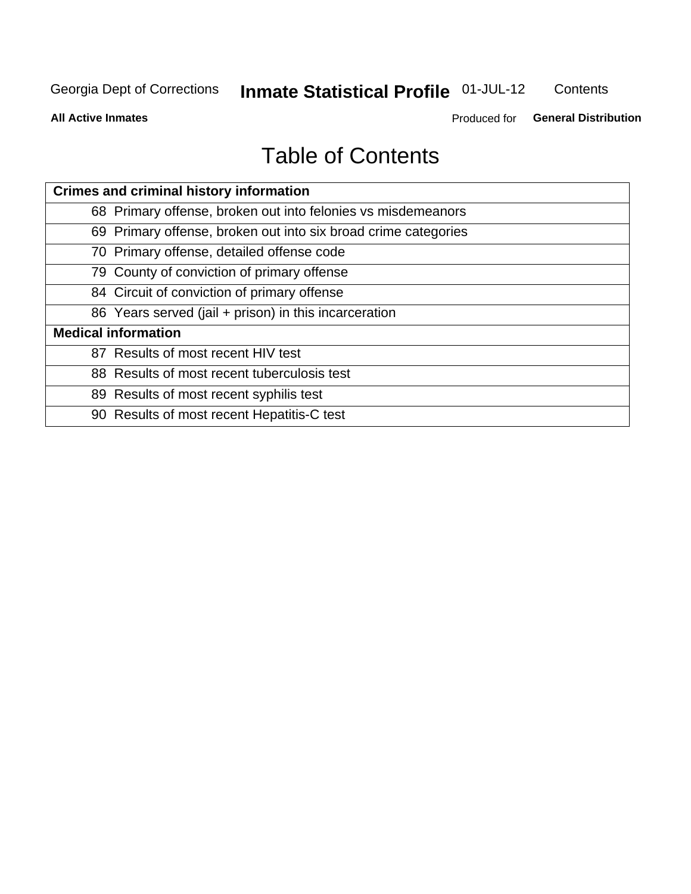# Table of Contents

| Crimes and criminal history information | |
|---|---|
| 68 | Primary offense, broken out into felonies vs misdemeanors |
| 69 | Primary offense, broken out into six broad crime categories |
| 70 | Primary offense, detailed offense code |
| 79 | County of conviction of primary offense |
| 84 | Circuit of conviction of primary offense |
| 86 | Years served (jail + prison) in this incarceration |
| **Medical information** | |
| 87 | Results of most recent HIV test |
| 88 | Results of most recent tuberculosis test |
| 89 | Results of most recent syphilis test |
| 90 | Results of most recent Hepatitis-C test |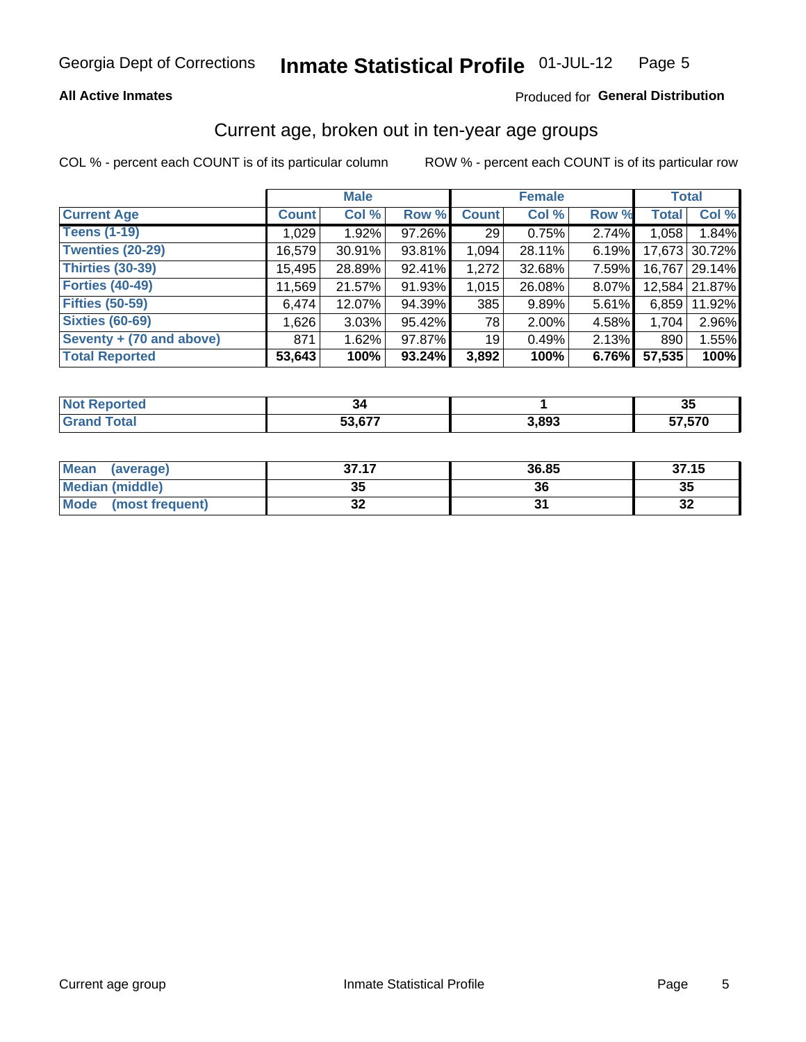**All Active Inmates**

Produced for **General Distribution**

## Current age, broken out in ten-year age groups

COL % - percent each COUNT is of its particular column    ROW % - percent each COUNT is of its particular row

| | Male | | | Female | | | Total | |
|---|---|---|---|---|---|---|---|---|
| **Current Age** | **Count** | **Col %** | **Row %** | **Count** | **Col %** | **Row %** | **Total** | **Col %** |
| Teens (1-19) | 1,029 | 1.92% | 97.26% | 29 | 0.75% | 2.74% | 1,058 | 1.84% |
| Twenties (20-29) | 16,579 | 30.91% | 93.81% | 1,094 | 28.11% | 6.19% | 17,673 | 30.72% |
| Thirties (30-39) | 15,495 | 28.89% | 92.41% | 1,272 | 32.68% | 7.59% | 16,767 | 29.14% |
| Forties (40-49) | 11,569 | 21.57% | 91.93% | 1,015 | 26.08% | 8.07% | 12,584 | 21.87% |
| Fifties (50-59) | 6,474 | 12.07% | 94.39% | 385 | 9.89% | 5.61% | 6,859 | 11.92% |
| Sixties (60-69) | 1,626 | 3.03% | 95.42% | 78 | 2.00% | 4.58% | 1,704 | 2.96% |
| Seventy + (70 and above) | 871 | 1.62% | 97.87% | 19 | 0.49% | 2.13% | 890 | 1.55% |
| **Total Reported** | **53,643** | **100%** | **93.24%** | **3,892** | **100%** | **6.76%** | **57,535** | **100%** |

| | Male | Female | Total |
|---|---|---|---|
| Not Reported | 34 | 1 | 35 |
| Grand Total | 53,677 | 3,893 | 57,570 |

| | Male | Female | Total |
|---|---|---|---|
| Mean (average) | 37.17 | 36.85 | 37.15 |
| Median (middle) | 35 | 36 | 35 |
| Mode (most frequent) | 32 | 31 | 32 |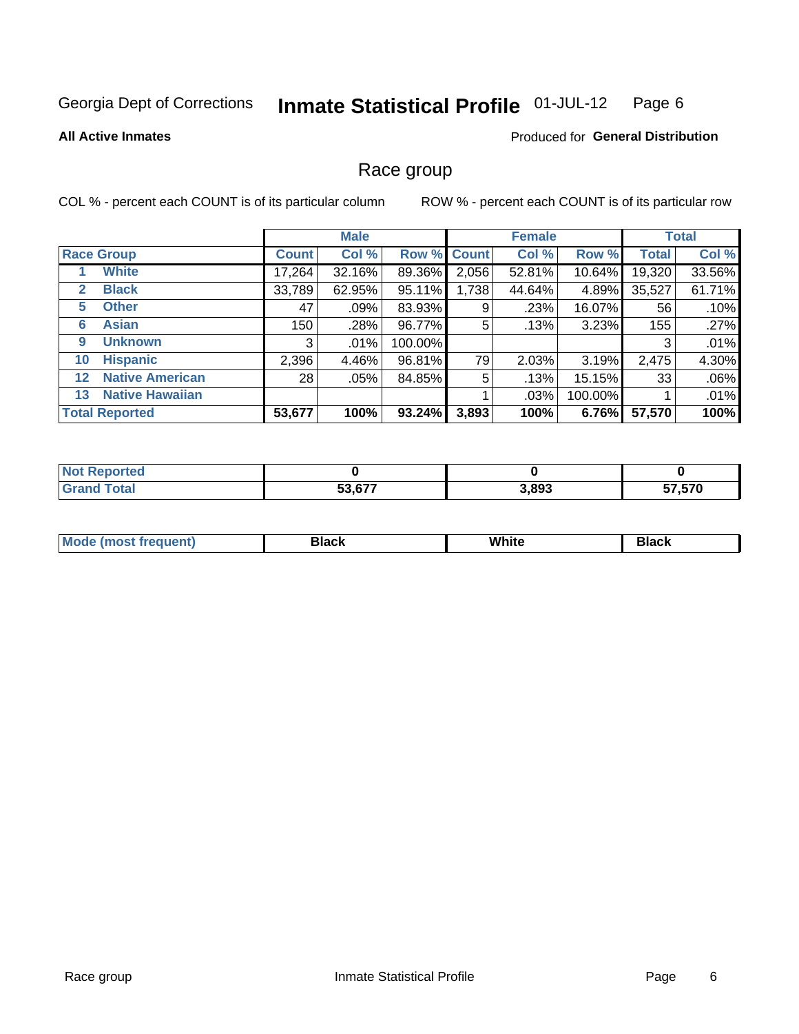Georgia Dept of Corrections **Inmate Statistical Profile** 01-JUL-12

**All Active Inmates**

Produced for **General Distribution**

## Race group

COL % - percent each COUNT is of its particular column    ROW % - percent each COUNT is of its particular row

| | | Male | | | Female | | | Total | |
|---|---|---|---|---|---|---|---|---|---|
| **Race Group** | | **Count** | **Col %** | **Row %** | **Count** | **Col %** | **Row %** | **Total** | **Col %** |
| 1 | **White** | 17,264 | 32.16% | 89.36% | 2,056 | 52.81% | 10.64% | 19,320 | 33.56% |
| 2 | **Black** | 33,789 | 62.95% | 95.11% | 1,738 | 44.64% | 4.89% | 35,527 | 61.71% |
| 5 | **Other** | 47 | .09% | 83.93% | 9 | .23% | 16.07% | 56 | .10% |
| 6 | **Asian** | 150 | .28% | 96.77% | 5 | .13% | 3.23% | 155 | .27% |
| 9 | **Unknown** | 3 | .01% | 100.00% | | | | 3 | .01% |
| 10 | **Hispanic** | 2,396 | 4.46% | 96.81% | 79 | 2.03% | 3.19% | 2,475 | 4.30% |
| 12 | **Native American** | 28 | .05% | 84.85% | 5 | .13% | 15.15% | 33 | .06% |
| 13 | **Native Hawaiian** | | | | 1 | .03% | 100.00% | 1 | .01% |
| **Total Reported** | | **53,677** | **100%** | **93.24%** | **3,893** | **100%** | **6.76%** | **57,570** | **100%** |

| | Male | Female | Total |
|---|---|---|---|
| **Not Reported** | **0** | **0** | **0** |
| **Grand Total** | **53,677** | **3,893** | **57,570** |

| | Male | Female | Total |
|---|---|---|---|
| **Mode (most frequent)** | **Black** | **White** | **Black** |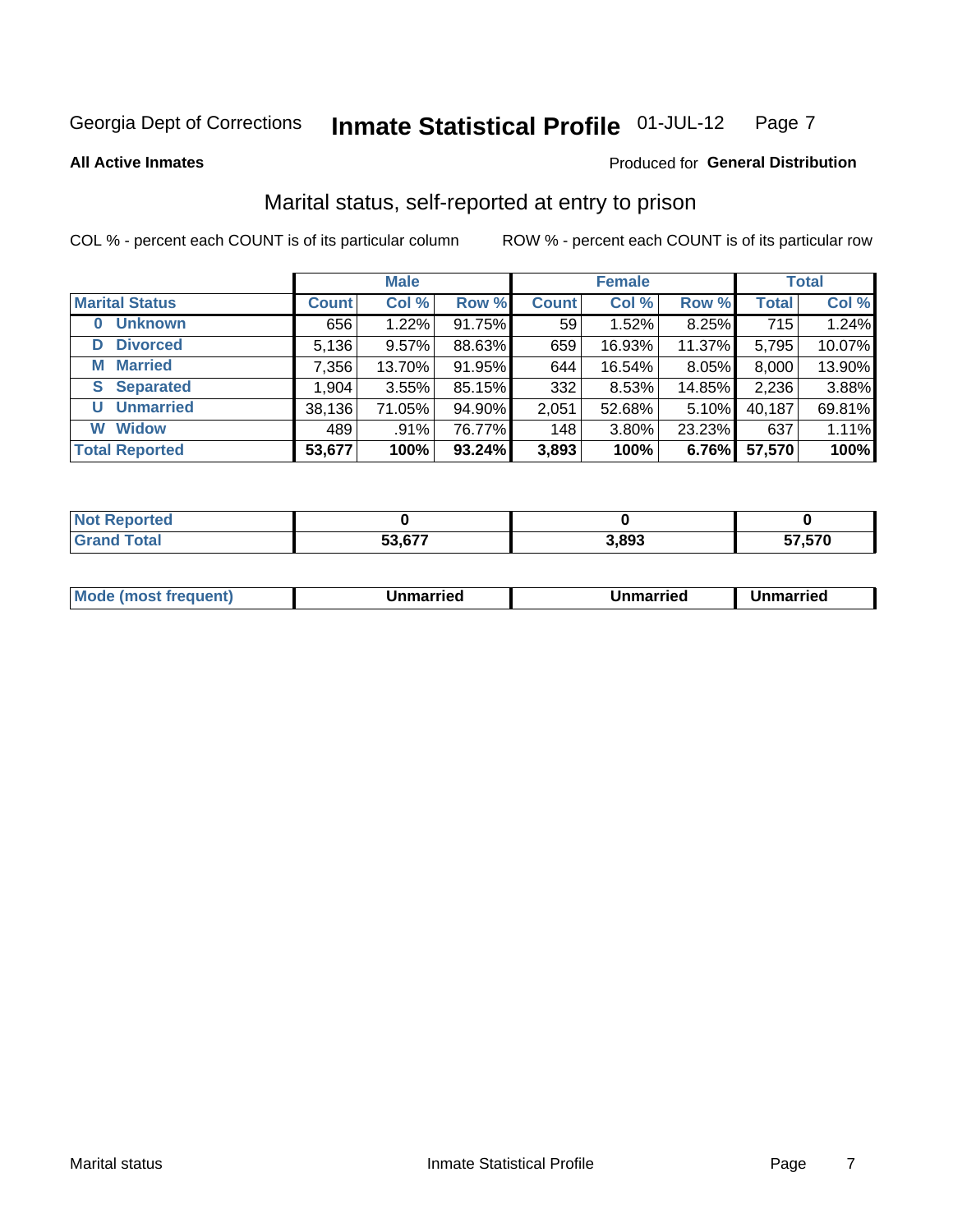Georgia Dept of Corrections **Inmate Statistical Profile** 01-JUL-12

**All Active Inmates** Produced for **General Distribution**

## Marital status, self-reported at entry to prison

COL % - percent each COUNT is of its particular column ROW % - percent each COUNT is of its particular row

| | Male | | | Female | | | Total | |
|---|---|---|---|---|---|---|---|---|
| **Marital Status** | **Count** | **Col %** | **Row %** | **Count** | **Col %** | **Row %** | **Total** | **Col %** |
| **0 Unknown** | 656 | 1.22% | 91.75% | 59 | 1.52% | 8.25% | 715 | 1.24% |
| **D Divorced** | 5,136 | 9.57% | 88.63% | 659 | 16.93% | 11.37% | 5,795 | 10.07% |
| **M Married** | 7,356 | 13.70% | 91.95% | 644 | 16.54% | 8.05% | 8,000 | 13.90% |
| **S Separated** | 1,904 | 3.55% | 85.15% | 332 | 8.53% | 14.85% | 2,236 | 3.88% |
| **U Unmarried** | 38,136 | 71.05% | 94.90% | 2,051 | 52.68% | 5.10% | 40,187 | 69.81% |
| **W Widow** | 489 | .91% | 76.77% | 148 | 3.80% | 23.23% | 637 | 1.11% |
| **Total Reported** | **53,677** | **100%** | **93.24%** | **3,893** | **100%** | **6.76%** | **57,570** | **100%** |

| | Male | Female | Total |
|---|---|---|---|
| **Not Reported** | **0** | **0** | **0** |
| **Grand Total** | **53,677** | **3,893** | **57,570** |

| | Male | Female | Total |
|---|---|---|---|
| **Mode (most frequent)** | **Unmarried** | **Unmarried** | **Unmarried** |

Marital status Inmate Statistical Profile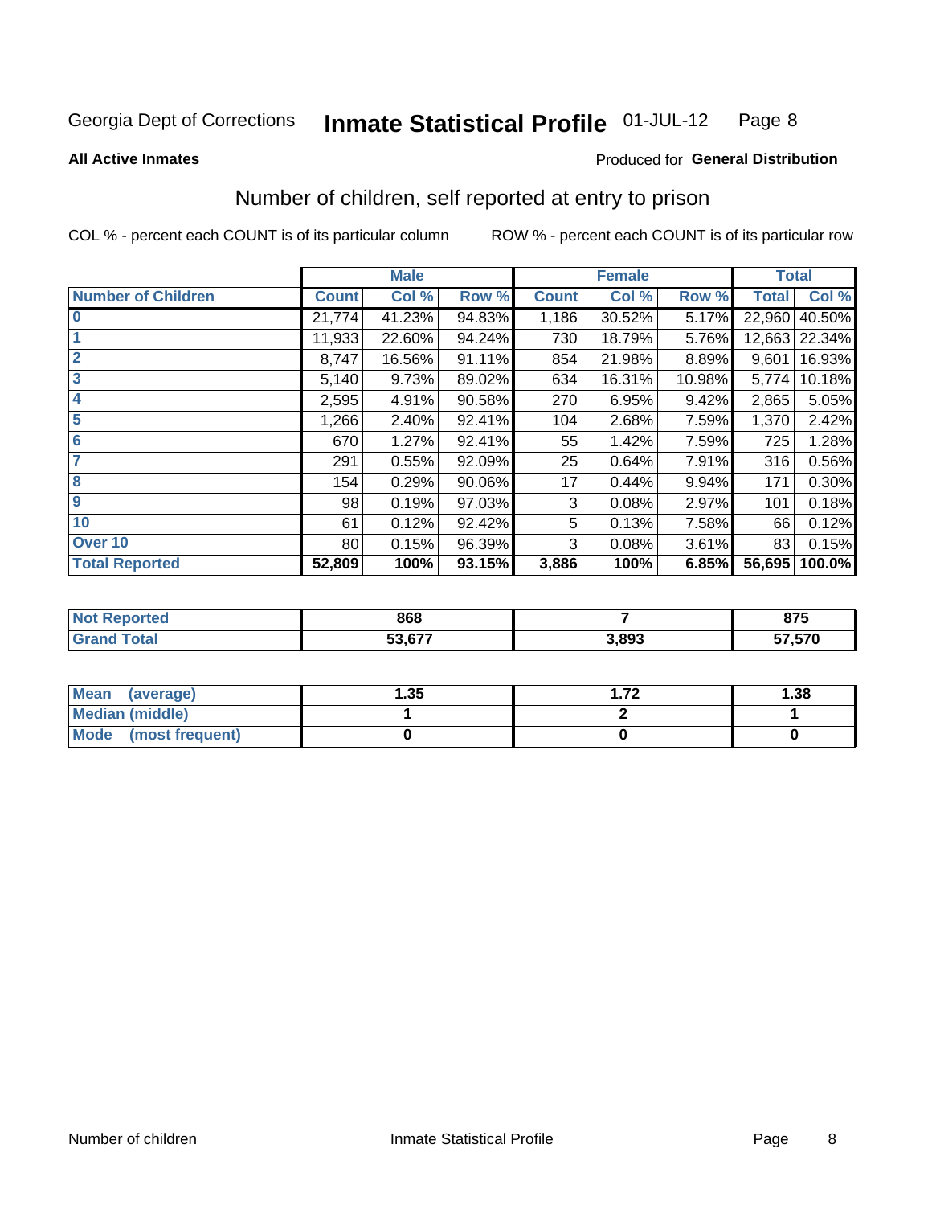Georgia Dept of Corrections **Inmate Statistical Profile** 01-JUL-12

**All Active Inmates**

Produced for **General Distribution**

## Number of children, self reported at entry to prison

COL % - percent each COUNT is of its particular column

ROW % - percent each COUNT is of its particular row

| | Male | | | Female | | | Total | |
|---|---|---|---|---|---|---|---|---|
| **Number of Children** | **Count** | **Col %** | **Row %** | **Count** | **Col %** | **Row %** | **Total** | **Col %** |
| **0** | 21,774 | 41.23% | 94.83% | 1,186 | 30.52% | 5.17% | 22,960 | 40.50% |
| **1** | 11,933 | 22.60% | 94.24% | 730 | 18.79% | 5.76% | 12,663 | 22.34% |
| **2** | 8,747 | 16.56% | 91.11% | 854 | 21.98% | 8.89% | 9,601 | 16.93% |
| **3** | 5,140 | 9.73% | 89.02% | 634 | 16.31% | 10.98% | 5,774 | 10.18% |
| **4** | 2,595 | 4.91% | 90.58% | 270 | 6.95% | 9.42% | 2,865 | 5.05% |
| **5** | 1,266 | 2.40% | 92.41% | 104 | 2.68% | 7.59% | 1,370 | 2.42% |
| **6** | 670 | 1.27% | 92.41% | 55 | 1.42% | 7.59% | 725 | 1.28% |
| **7** | 291 | 0.55% | 92.09% | 25 | 0.64% | 7.91% | 316 | 0.56% |
| **8** | 154 | 0.29% | 90.06% | 17 | 0.44% | 9.94% | 171 | 0.30% |
| **9** | 98 | 0.19% | 97.03% | 3 | 0.08% | 2.97% | 101 | 0.18% |
| **10** | 61 | 0.12% | 92.42% | 5 | 0.13% | 7.58% | 66 | 0.12% |
| **Over 10** | 80 | 0.15% | 96.39% | 3 | 0.08% | 3.61% | 83 | 0.15% |
| **Total Reported** | **52,809** | **100%** | **93.15%** | **3,886** | **100%** | **6.85%** | **56,695** | **100.0%** |

| | Male | Female | Total |
|---|---|---|---|
| **Not Reported** | **868** | **7** | **875** |
| **Grand Total** | **53,677** | **3,893** | **57,570** |

| | Male | Female | Total |
|---|---|---|---|
| **Mean (average)** | **1.35** | **1.72** | **1.38** |
| **Median (middle)** | **1** | **2** | **1** |
| **Mode (most frequent)** | **0** | **0** | **0** |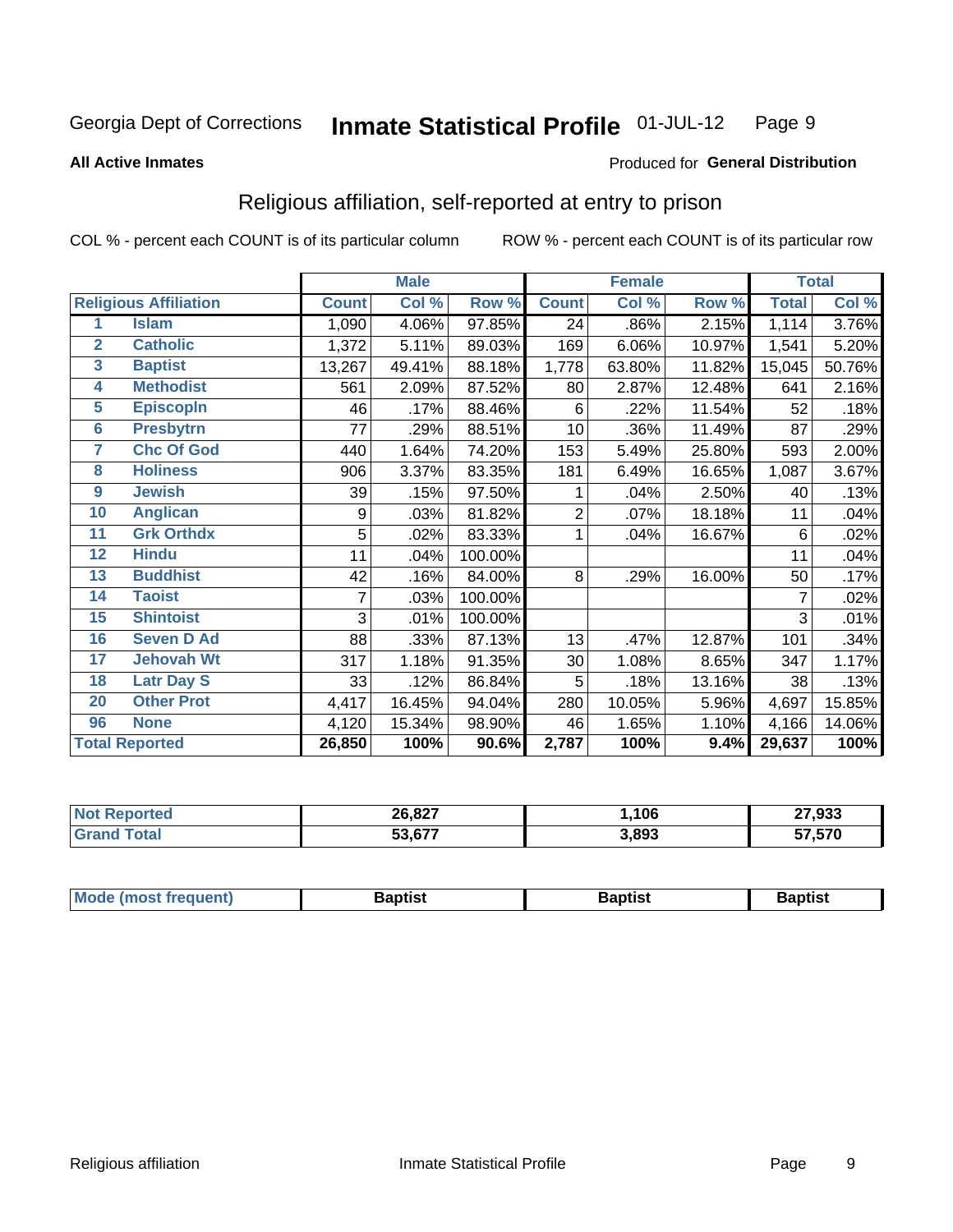Georgia Dept of Corrections **Inmate Statistical Profile** 01-JUL-12

**All Active Inmates**

Produced for **General Distribution**

## Religious affiliation, self-reported at entry to prison

COL % - percent each COUNT is of its particular column ROW % - percent each COUNT is of its particular row

| | | Male | | | Female | | | Total | |
|---|---|---|---|---|---|---|---|---|---|
| **Religious Affiliation** | | **Count** | **Col %** | **Row %** | **Count** | **Col %** | **Row %** | **Total** | **Col %** |
| 1 | Islam | 1,090 | 4.06% | 97.85% | 24 | .86% | 2.15% | 1,114 | 3.76% |
| 2 | Catholic | 1,372 | 5.11% | 89.03% | 169 | 6.06% | 10.97% | 1,541 | 5.20% |
| 3 | Baptist | 13,267 | 49.41% | 88.18% | 1,778 | 63.80% | 11.82% | 15,045 | 50.76% |
| 4 | Methodist | 561 | 2.09% | 87.52% | 80 | 2.87% | 12.48% | 641 | 2.16% |
| 5 | Episcopln | 46 | .17% | 88.46% | 6 | .22% | 11.54% | 52 | .18% |
| 6 | Presbytrn | 77 | .29% | 88.51% | 10 | .36% | 11.49% | 87 | .29% |
| 7 | Chc Of God | 440 | 1.64% | 74.20% | 153 | 5.49% | 25.80% | 593 | 2.00% |
| 8 | Holiness | 906 | 3.37% | 83.35% | 181 | 6.49% | 16.65% | 1,087 | 3.67% |
| 9 | Jewish | 39 | .15% | 97.50% | 1 | .04% | 2.50% | 40 | .13% |
| 10 | Anglican | 9 | .03% | 81.82% | 2 | .07% | 18.18% | 11 | .04% |
| 11 | Grk Orthdx | 5 | .02% | 83.33% | 1 | .04% | 16.67% | 6 | .02% |
| 12 | Hindu | 11 | .04% | 100.00% | | | | 11 | .04% |
| 13 | Buddhist | 42 | .16% | 84.00% | 8 | .29% | 16.00% | 50 | .17% |
| 14 | Taoist | 7 | .03% | 100.00% | | | | 7 | .02% |
| 15 | Shintoist | 3 | .01% | 100.00% | | | | 3 | .01% |
| 16 | Seven D Ad | 88 | .33% | 87.13% | 13 | .47% | 12.87% | 101 | .34% |
| 17 | Jehovah Wt | 317 | 1.18% | 91.35% | 30 | 1.08% | 8.65% | 347 | 1.17% |
| 18 | Latr Day S | 33 | .12% | 86.84% | 5 | .18% | 13.16% | 38 | .13% |
| 20 | Other Prot | 4,417 | 16.45% | 94.04% | 280 | 10.05% | 5.96% | 4,697 | 15.85% |
| 96 | None | 4,120 | 15.34% | 98.90% | 46 | 1.65% | 1.10% | 4,166 | 14.06% |
| **Total Reported** | | **26,850** | **100%** | **90.6%** | **2,787** | **100%** | **9.4%** | **29,637** | **100%** |

| | Male | Female | Total |
|---|---|---|---|
| Not Reported | **26,827** | **1,106** | **27,933** |
| Grand Total | **53,677** | **3,893** | **57,570** |

| | Male | Female | Total |
|---|---|---|---|
| Mode (most frequent) | **Baptist** | **Baptist** | **Baptist** |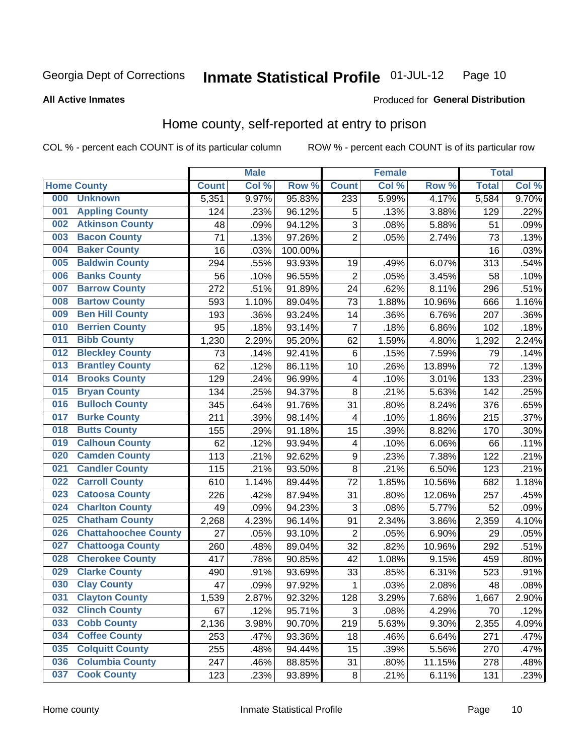Georgia Dept of Corrections **Inmate Statistical Profile** 01-JUL-12

**All Active Inmates**

Produced for **General Distribution**

## Home county, self-reported at entry to prison

COL % - percent each COUNT is of its particular column ROW % - percent each COUNT is of its particular row

| Home County | | Male | | | Female | | | Total | |
|---|---|---|---|---|---|---|---|---|---|
| | | Count | Col % | Row % | Count | Col % | Row % | Total | Col % |
| 000 | Unknown | 5,351 | 9.97% | 95.83% | 233 | 5.99% | 4.17% | 5,584 | 9.70% |
| 001 | Appling County | 124 | .23% | 96.12% | 5 | .13% | 3.88% | 129 | .22% |
| 002 | Atkinson County | 48 | .09% | 94.12% | 3 | .08% | 5.88% | 51 | .09% |
| 003 | Bacon County | 71 | .13% | 97.26% | 2 | .05% | 2.74% | 73 | .13% |
| 004 | Baker County | 16 | .03% | 100.00% | | | | 16 | .03% |
| 005 | Baldwin County | 294 | .55% | 93.93% | 19 | .49% | 6.07% | 313 | .54% |
| 006 | Banks County | 56 | .10% | 96.55% | 2 | .05% | 3.45% | 58 | .10% |
| 007 | Barrow County | 272 | .51% | 91.89% | 24 | .62% | 8.11% | 296 | .51% |
| 008 | Bartow County | 593 | 1.10% | 89.04% | 73 | 1.88% | 10.96% | 666 | 1.16% |
| 009 | Ben Hill County | 193 | .36% | 93.24% | 14 | .36% | 6.76% | 207 | .36% |
| 010 | Berrien County | 95 | .18% | 93.14% | 7 | .18% | 6.86% | 102 | .18% |
| 011 | Bibb County | 1,230 | 2.29% | 95.20% | 62 | 1.59% | 4.80% | 1,292 | 2.24% |
| 012 | Bleckley County | 73 | .14% | 92.41% | 6 | .15% | 7.59% | 79 | .14% |
| 013 | Brantley County | 62 | .12% | 86.11% | 10 | .26% | 13.89% | 72 | .13% |
| 014 | Brooks County | 129 | .24% | 96.99% | 4 | .10% | 3.01% | 133 | .23% |
| 015 | Bryan County | 134 | .25% | 94.37% | 8 | .21% | 5.63% | 142 | .25% |
| 016 | Bulloch County | 345 | .64% | 91.76% | 31 | .80% | 8.24% | 376 | .65% |
| 017 | Burke County | 211 | .39% | 98.14% | 4 | .10% | 1.86% | 215 | .37% |
| 018 | Butts County | 155 | .29% | 91.18% | 15 | .39% | 8.82% | 170 | .30% |
| 019 | Calhoun County | 62 | .12% | 93.94% | 4 | .10% | 6.06% | 66 | .11% |
| 020 | Camden County | 113 | .21% | 92.62% | 9 | .23% | 7.38% | 122 | .21% |
| 021 | Candler County | 115 | .21% | 93.50% | 8 | .21% | 6.50% | 123 | .21% |
| 022 | Carroll County | 610 | 1.14% | 89.44% | 72 | 1.85% | 10.56% | 682 | 1.18% |
| 023 | Catoosa County | 226 | .42% | 87.94% | 31 | .80% | 12.06% | 257 | .45% |
| 024 | Charlton County | 49 | .09% | 94.23% | 3 | .08% | 5.77% | 52 | .09% |
| 025 | Chatham County | 2,268 | 4.23% | 96.14% | 91 | 2.34% | 3.86% | 2,359 | 4.10% |
| 026 | Chattahoochee County | 27 | .05% | 93.10% | 2 | .05% | 6.90% | 29 | .05% |
| 027 | Chattooga County | 260 | .48% | 89.04% | 32 | .82% | 10.96% | 292 | .51% |
| 028 | Cherokee County | 417 | .78% | 90.85% | 42 | 1.08% | 9.15% | 459 | .80% |
| 029 | Clarke County | 490 | .91% | 93.69% | 33 | .85% | 6.31% | 523 | .91% |
| 030 | Clay County | 47 | .09% | 97.92% | 1 | .03% | 2.08% | 48 | .08% |
| 031 | Clayton County | 1,539 | 2.87% | 92.32% | 128 | 3.29% | 7.68% | 1,667 | 2.90% |
| 032 | Clinch County | 67 | .12% | 95.71% | 3 | .08% | 4.29% | 70 | .12% |
| 033 | Cobb County | 2,136 | 3.98% | 90.70% | 219 | 5.63% | 9.30% | 2,355 | 4.09% |
| 034 | Coffee County | 253 | .47% | 93.36% | 18 | .46% | 6.64% | 271 | .47% |
| 035 | Colquitt County | 255 | .48% | 94.44% | 15 | .39% | 5.56% | 270 | .47% |
| 036 | Columbia County | 247 | .46% | 88.85% | 31 | .80% | 11.15% | 278 | .48% |
| 037 | Cook County | 123 | .23% | 93.89% | 8 | .21% | 6.11% | 131 | .23% |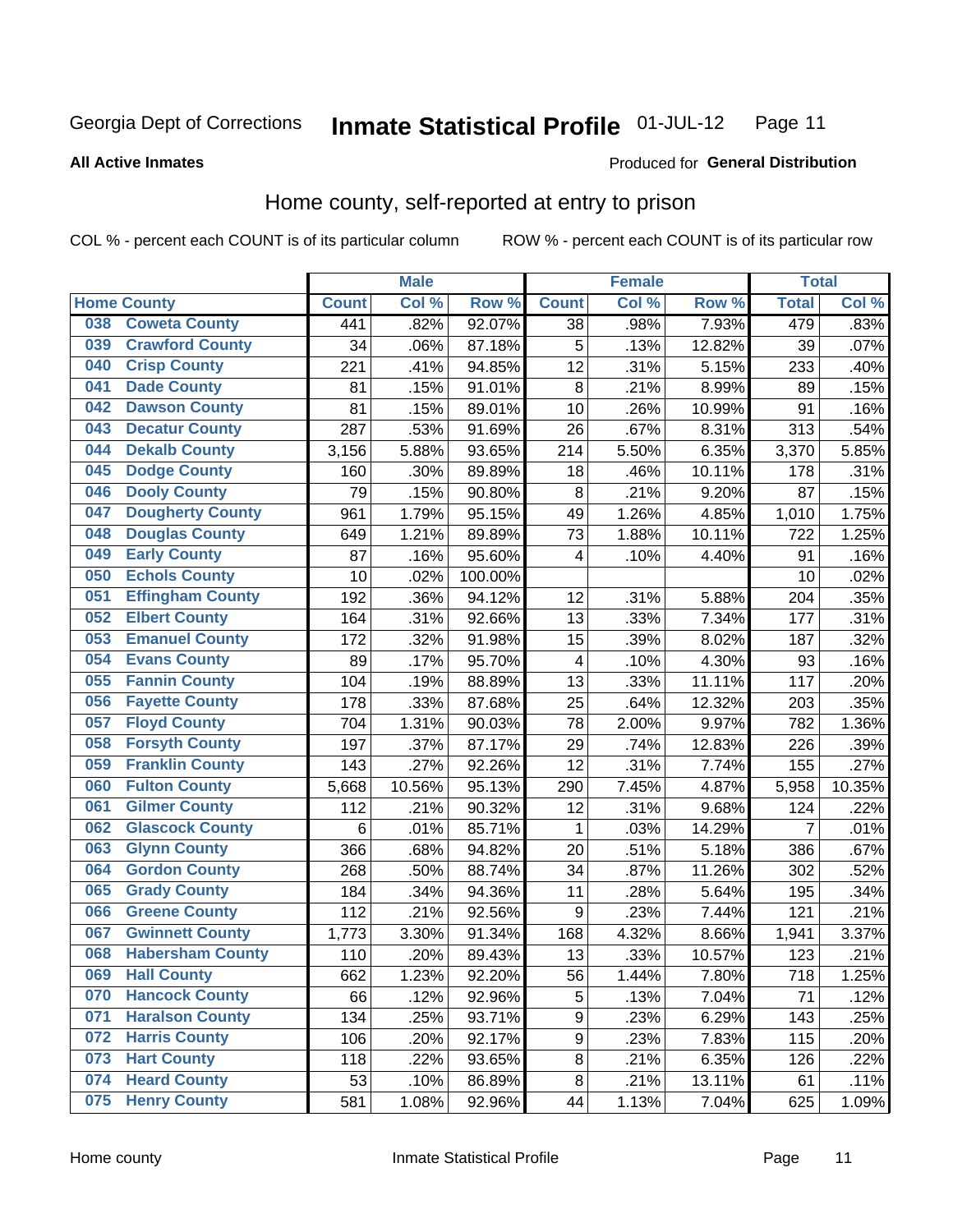Georgia Dept of Corrections **Inmate Statistical Profile** 01-JUL-12

**All Active Inmates**

Produced for **General Distribution**

## Home county, self-reported at entry to prison

COL % - percent each COUNT is of its particular column ROW % - percent each COUNT is of its particular row

| Home County | | Male | | | Female | | | Total | |
|---|---|---|---|---|---|---|---|---|---|
| | | Count | Col % | Row % | Count | Col % | Row % | Total | Col % |
| 038 | Coweta County | 441 | .82% | 92.07% | 38 | .98% | 7.93% | 479 | .83% |
| 039 | Crawford County | 34 | .06% | 87.18% | 5 | .13% | 12.82% | 39 | .07% |
| 040 | Crisp County | 221 | .41% | 94.85% | 12 | .31% | 5.15% | 233 | .40% |
| 041 | Dade County | 81 | .15% | 91.01% | 8 | .21% | 8.99% | 89 | .15% |
| 042 | Dawson County | 81 | .15% | 89.01% | 10 | .26% | 10.99% | 91 | .16% |
| 043 | Decatur County | 287 | .53% | 91.69% | 26 | .67% | 8.31% | 313 | .54% |
| 044 | Dekalb County | 3,156 | 5.88% | 93.65% | 214 | 5.50% | 6.35% | 3,370 | 5.85% |
| 045 | Dodge County | 160 | .30% | 89.89% | 18 | .46% | 10.11% | 178 | .31% |
| 046 | Dooly County | 79 | .15% | 90.80% | 8 | .21% | 9.20% | 87 | .15% |
| 047 | Dougherty County | 961 | 1.79% | 95.15% | 49 | 1.26% | 4.85% | 1,010 | 1.75% |
| 048 | Douglas County | 649 | 1.21% | 89.89% | 73 | 1.88% | 10.11% | 722 | 1.25% |
| 049 | Early County | 87 | .16% | 95.60% | 4 | .10% | 4.40% | 91 | .16% |
| 050 | Echols County | 10 | .02% | 100.00% | | | | 10 | .02% |
| 051 | Effingham County | 192 | .36% | 94.12% | 12 | .31% | 5.88% | 204 | .35% |
| 052 | Elbert County | 164 | .31% | 92.66% | 13 | .33% | 7.34% | 177 | .31% |
| 053 | Emanuel County | 172 | .32% | 91.98% | 15 | .39% | 8.02% | 187 | .32% |
| 054 | Evans County | 89 | .17% | 95.70% | 4 | .10% | 4.30% | 93 | .16% |
| 055 | Fannin County | 104 | .19% | 88.89% | 13 | .33% | 11.11% | 117 | .20% |
| 056 | Fayette County | 178 | .33% | 87.68% | 25 | .64% | 12.32% | 203 | .35% |
| 057 | Floyd County | 704 | 1.31% | 90.03% | 78 | 2.00% | 9.97% | 782 | 1.36% |
| 058 | Forsyth County | 197 | .37% | 87.17% | 29 | .74% | 12.83% | 226 | .39% |
| 059 | Franklin County | 143 | .27% | 92.26% | 12 | .31% | 7.74% | 155 | .27% |
| 060 | Fulton County | 5,668 | 10.56% | 95.13% | 290 | 7.45% | 4.87% | 5,958 | 10.35% |
| 061 | Gilmer County | 112 | .21% | 90.32% | 12 | .31% | 9.68% | 124 | .22% |
| 062 | Glascock County | 6 | .01% | 85.71% | 1 | .03% | 14.29% | 7 | .01% |
| 063 | Glynn County | 366 | .68% | 94.82% | 20 | .51% | 5.18% | 386 | .67% |
| 064 | Gordon County | 268 | .50% | 88.74% | 34 | .87% | 11.26% | 302 | .52% |
| 065 | Grady County | 184 | .34% | 94.36% | 11 | .28% | 5.64% | 195 | .34% |
| 066 | Greene County | 112 | .21% | 92.56% | 9 | .23% | 7.44% | 121 | .21% |
| 067 | Gwinnett County | 1,773 | 3.30% | 91.34% | 168 | 4.32% | 8.66% | 1,941 | 3.37% |
| 068 | Habersham County | 110 | .20% | 89.43% | 13 | .33% | 10.57% | 123 | .21% |
| 069 | Hall County | 662 | 1.23% | 92.20% | 56 | 1.44% | 7.80% | 718 | 1.25% |
| 070 | Hancock County | 66 | .12% | 92.96% | 5 | .13% | 7.04% | 71 | .12% |
| 071 | Haralson County | 134 | .25% | 93.71% | 9 | .23% | 6.29% | 143 | .25% |
| 072 | Harris County | 106 | .20% | 92.17% | 9 | .23% | 7.83% | 115 | .20% |
| 073 | Hart County | 118 | .22% | 93.65% | 8 | .21% | 6.35% | 126 | .22% |
| 074 | Heard County | 53 | .10% | 86.89% | 8 | .21% | 13.11% | 61 | .11% |
| 075 | Henry County | 581 | 1.08% | 92.96% | 44 | 1.13% | 7.04% | 625 | 1.09% |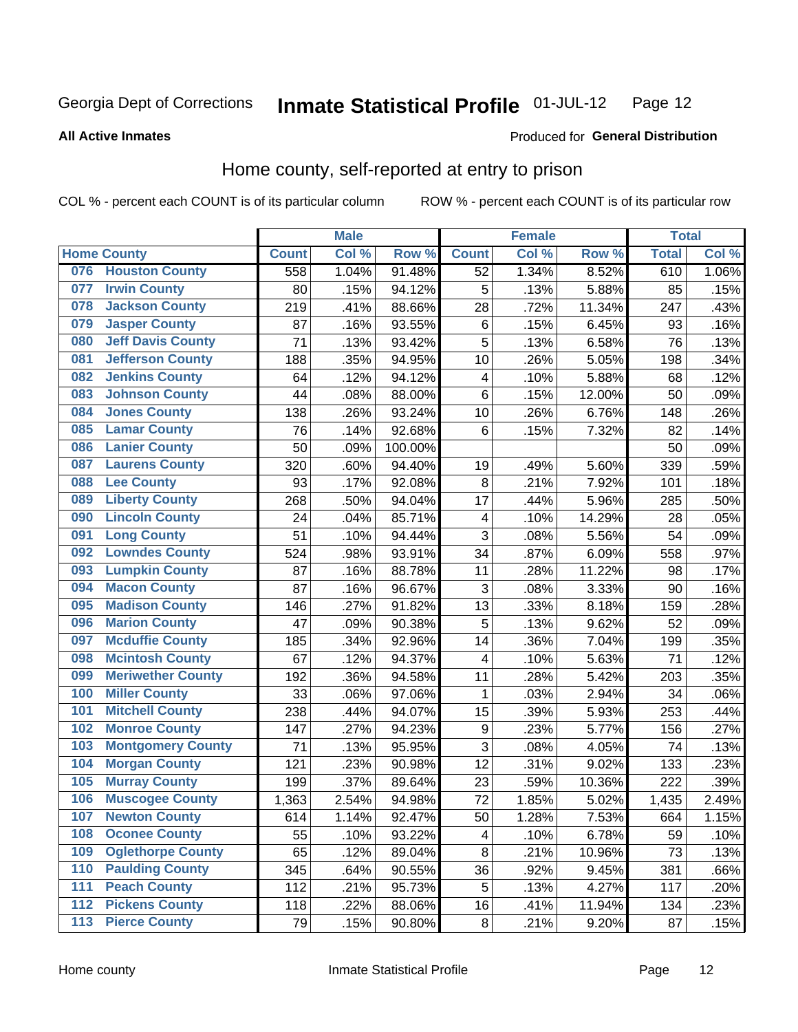Georgia Dept of Corrections **Inmate Statistical Profile** 01-JUL-12

**All Active Inmates**

Produced for **General Distribution**

## Home county, self-reported at entry to prison

COL % - percent each COUNT is of its particular column ROW % - percent each COUNT is of its particular row

| Home County | | Male | | | Female | | | Total | |
|---|---|---|---|---|---|---|---|---|---|
| | | Count | Col % | Row % | Count | Col % | Row % | Total | Col % |
| 076 | Houston County | 558 | 1.04% | 91.48% | 52 | 1.34% | 8.52% | 610 | 1.06% |
| 077 | Irwin County | 80 | .15% | 94.12% | 5 | .13% | 5.88% | 85 | .15% |
| 078 | Jackson County | 219 | .41% | 88.66% | 28 | .72% | 11.34% | 247 | .43% |
| 079 | Jasper County | 87 | .16% | 93.55% | 6 | .15% | 6.45% | 93 | .16% |
| 080 | Jeff Davis County | 71 | .13% | 93.42% | 5 | .13% | 6.58% | 76 | .13% |
| 081 | Jefferson County | 188 | .35% | 94.95% | 10 | .26% | 5.05% | 198 | .34% |
| 082 | Jenkins County | 64 | .12% | 94.12% | 4 | .10% | 5.88% | 68 | .12% |
| 083 | Johnson County | 44 | .08% | 88.00% | 6 | .15% | 12.00% | 50 | .09% |
| 084 | Jones County | 138 | .26% | 93.24% | 10 | .26% | 6.76% | 148 | .26% |
| 085 | Lamar County | 76 | .14% | 92.68% | 6 | .15% | 7.32% | 82 | .14% |
| 086 | Lanier County | 50 | .09% | 100.00% | | | | 50 | .09% |
| 087 | Laurens County | 320 | .60% | 94.40% | 19 | .49% | 5.60% | 339 | .59% |
| 088 | Lee County | 93 | .17% | 92.08% | 8 | .21% | 7.92% | 101 | .18% |
| 089 | Liberty County | 268 | .50% | 94.04% | 17 | .44% | 5.96% | 285 | .50% |
| 090 | Lincoln County | 24 | .04% | 85.71% | 4 | .10% | 14.29% | 28 | .05% |
| 091 | Long County | 51 | .10% | 94.44% | 3 | .08% | 5.56% | 54 | .09% |
| 092 | Lowndes County | 524 | .98% | 93.91% | 34 | .87% | 6.09% | 558 | .97% |
| 093 | Lumpkin County | 87 | .16% | 88.78% | 11 | .28% | 11.22% | 98 | .17% |
| 094 | Macon County | 87 | .16% | 96.67% | 3 | .08% | 3.33% | 90 | .16% |
| 095 | Madison County | 146 | .27% | 91.82% | 13 | .33% | 8.18% | 159 | .28% |
| 096 | Marion County | 47 | .09% | 90.38% | 5 | .13% | 9.62% | 52 | .09% |
| 097 | Mcduffie County | 185 | .34% | 92.96% | 14 | .36% | 7.04% | 199 | .35% |
| 098 | Mcintosh County | 67 | .12% | 94.37% | 4 | .10% | 5.63% | 71 | .12% |
| 099 | Meriwether County | 192 | .36% | 94.58% | 11 | .28% | 5.42% | 203 | .35% |
| 100 | Miller County | 33 | .06% | 97.06% | 1 | .03% | 2.94% | 34 | .06% |
| 101 | Mitchell County | 238 | .44% | 94.07% | 15 | .39% | 5.93% | 253 | .44% |
| 102 | Monroe County | 147 | .27% | 94.23% | 9 | .23% | 5.77% | 156 | .27% |
| 103 | Montgomery County | 71 | .13% | 95.95% | 3 | .08% | 4.05% | 74 | .13% |
| 104 | Morgan County | 121 | .23% | 90.98% | 12 | .31% | 9.02% | 133 | .23% |
| 105 | Murray County | 199 | .37% | 89.64% | 23 | .59% | 10.36% | 222 | .39% |
| 106 | Muscogee County | 1,363 | 2.54% | 94.98% | 72 | 1.85% | 5.02% | 1,435 | 2.49% |
| 107 | Newton County | 614 | 1.14% | 92.47% | 50 | 1.28% | 7.53% | 664 | 1.15% |
| 108 | Oconee County | 55 | .10% | 93.22% | 4 | .10% | 6.78% | 59 | .10% |
| 109 | Oglethorpe County | 65 | .12% | 89.04% | 8 | .21% | 10.96% | 73 | .13% |
| 110 | Paulding County | 345 | .64% | 90.55% | 36 | .92% | 9.45% | 381 | .66% |
| 111 | Peach County | 112 | .21% | 95.73% | 5 | .13% | 4.27% | 117 | .20% |
| 112 | Pickens County | 118 | .22% | 88.06% | 16 | .41% | 11.94% | 134 | .23% |
| 113 | Pierce County | 79 | .15% | 90.80% | 8 | .21% | 9.20% | 87 | .15% |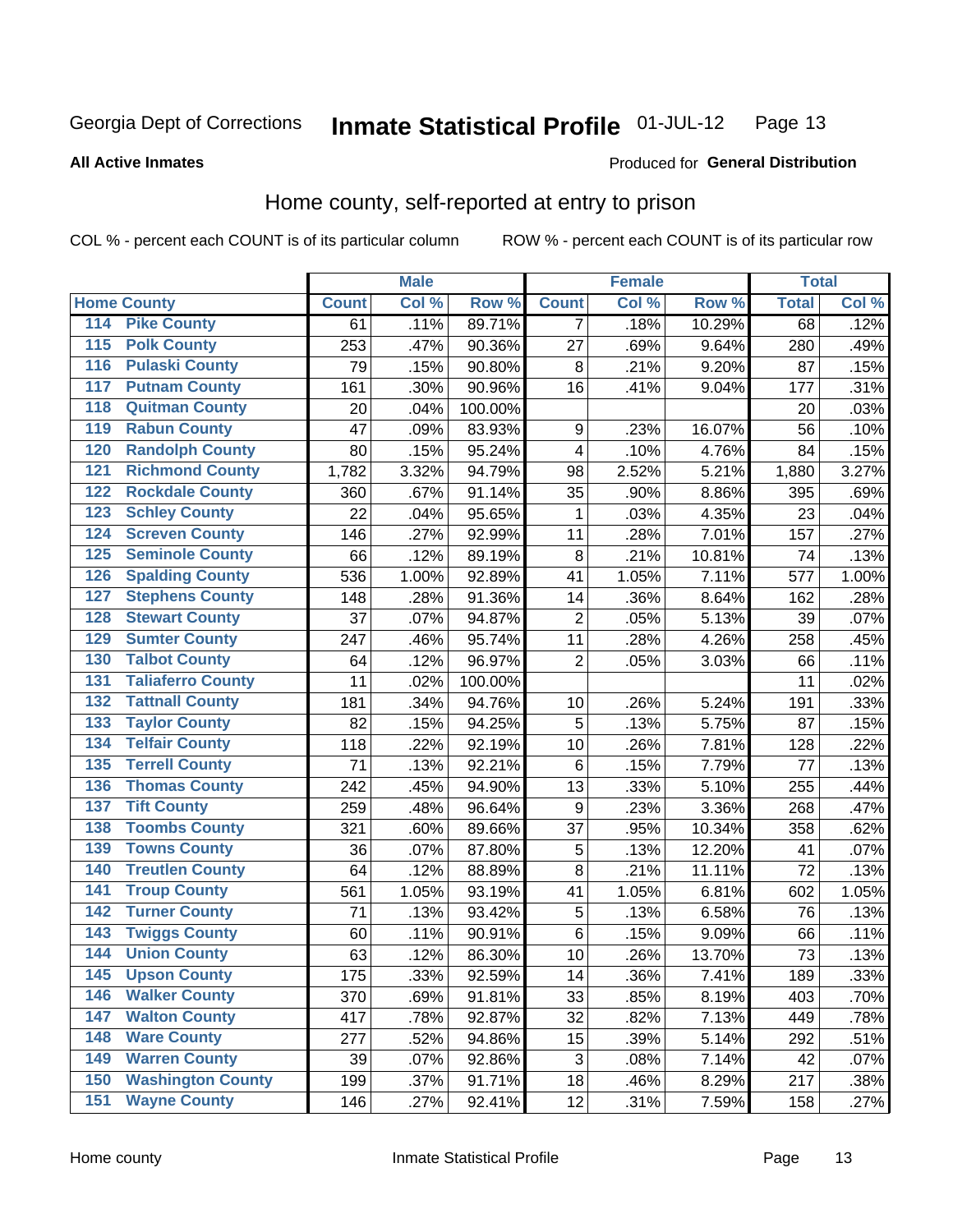Georgia Dept of Corrections **Inmate Statistical Profile** 01-JUL-12

**All Active Inmates**

Produced for **General Distribution**

## Home county, self-reported at entry to prison

COL % - percent each COUNT is of its particular column ROW % - percent each COUNT is of its particular row

| Home County | | Male | | | Female | | | Total | |
|---|---|---|---|---|---|---|---|---|---|
| | | Count | Col % | Row % | Count | Col % | Row % | Total | Col % |
| 114 | Pike County | 61 | .11% | 89.71% | 7 | .18% | 10.29% | 68 | .12% |
| 115 | Polk County | 253 | .47% | 90.36% | 27 | .69% | 9.64% | 280 | .49% |
| 116 | Pulaski County | 79 | .15% | 90.80% | 8 | .21% | 9.20% | 87 | .15% |
| 117 | Putnam County | 161 | .30% | 90.96% | 16 | .41% | 9.04% | 177 | .31% |
| 118 | Quitman County | 20 | .04% | 100.00% | | | | 20 | .03% |
| 119 | Rabun County | 47 | .09% | 83.93% | 9 | .23% | 16.07% | 56 | .10% |
| 120 | Randolph County | 80 | .15% | 95.24% | 4 | .10% | 4.76% | 84 | .15% |
| 121 | Richmond County | 1,782 | 3.32% | 94.79% | 98 | 2.52% | 5.21% | 1,880 | 3.27% |
| 122 | Rockdale County | 360 | .67% | 91.14% | 35 | .90% | 8.86% | 395 | .69% |
| 123 | Schley County | 22 | .04% | 95.65% | 1 | .03% | 4.35% | 23 | .04% |
| 124 | Screven County | 146 | .27% | 92.99% | 11 | .28% | 7.01% | 157 | .27% |
| 125 | Seminole County | 66 | .12% | 89.19% | 8 | .21% | 10.81% | 74 | .13% |
| 126 | Spalding County | 536 | 1.00% | 92.89% | 41 | 1.05% | 7.11% | 577 | 1.00% |
| 127 | Stephens County | 148 | .28% | 91.36% | 14 | .36% | 8.64% | 162 | .28% |
| 128 | Stewart County | 37 | .07% | 94.87% | 2 | .05% | 5.13% | 39 | .07% |
| 129 | Sumter County | 247 | .46% | 95.74% | 11 | .28% | 4.26% | 258 | .45% |
| 130 | Talbot County | 64 | .12% | 96.97% | 2 | .05% | 3.03% | 66 | .11% |
| 131 | Taliaferro County | 11 | .02% | 100.00% | | | | 11 | .02% |
| 132 | Tattnall County | 181 | .34% | 94.76% | 10 | .26% | 5.24% | 191 | .33% |
| 133 | Taylor County | 82 | .15% | 94.25% | 5 | .13% | 5.75% | 87 | .15% |
| 134 | Telfair County | 118 | .22% | 92.19% | 10 | .26% | 7.81% | 128 | .22% |
| 135 | Terrell County | 71 | .13% | 92.21% | 6 | .15% | 7.79% | 77 | .13% |
| 136 | Thomas County | 242 | .45% | 94.90% | 13 | .33% | 5.10% | 255 | .44% |
| 137 | Tift County | 259 | .48% | 96.64% | 9 | .23% | 3.36% | 268 | .47% |
| 138 | Toombs County | 321 | .60% | 89.66% | 37 | .95% | 10.34% | 358 | .62% |
| 139 | Towns County | 36 | .07% | 87.80% | 5 | .13% | 12.20% | 41 | .07% |
| 140 | Treutlen County | 64 | .12% | 88.89% | 8 | .21% | 11.11% | 72 | .13% |
| 141 | Troup County | 561 | 1.05% | 93.19% | 41 | 1.05% | 6.81% | 602 | 1.05% |
| 142 | Turner County | 71 | .13% | 93.42% | 5 | .13% | 6.58% | 76 | .13% |
| 143 | Twiggs County | 60 | .11% | 90.91% | 6 | .15% | 9.09% | 66 | .11% |
| 144 | Union County | 63 | .12% | 86.30% | 10 | .26% | 13.70% | 73 | .13% |
| 145 | Upson County | 175 | .33% | 92.59% | 14 | .36% | 7.41% | 189 | .33% |
| 146 | Walker County | 370 | .69% | 91.81% | 33 | .85% | 8.19% | 403 | .70% |
| 147 | Walton County | 417 | .78% | 92.87% | 32 | .82% | 7.13% | 449 | .78% |
| 148 | Ware County | 277 | .52% | 94.86% | 15 | .39% | 5.14% | 292 | .51% |
| 149 | Warren County | 39 | .07% | 92.86% | 3 | .08% | 7.14% | 42 | .07% |
| 150 | Washington County | 199 | .37% | 91.71% | 18 | .46% | 8.29% | 217 | .38% |
| 151 | Wayne County | 146 | .27% | 92.41% | 12 | .31% | 7.59% | 158 | .27% |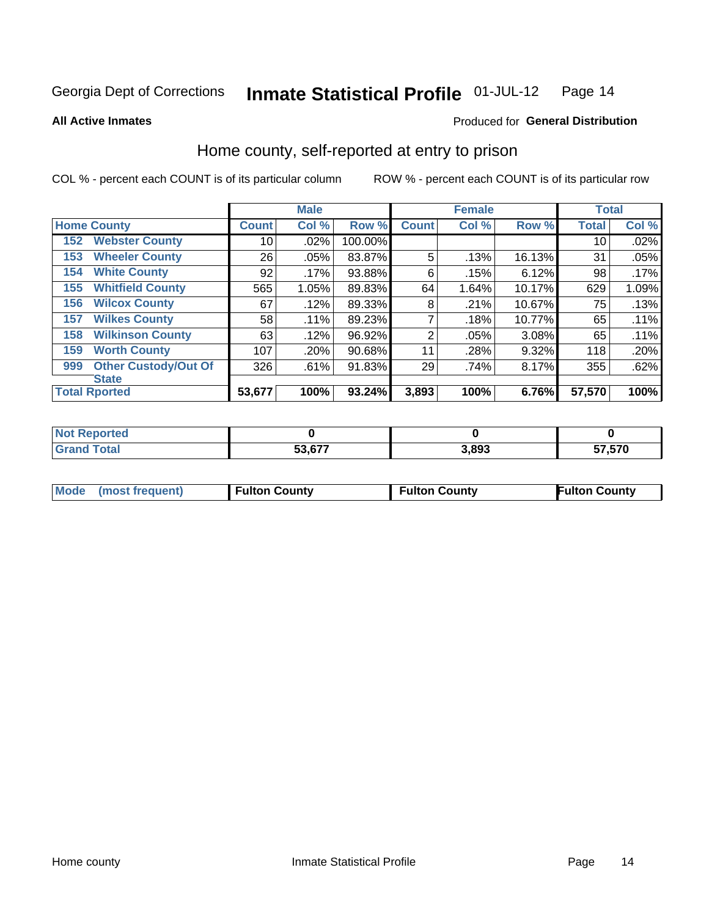Georgia Dept of Corrections **Inmate Statistical Profile** 01-JUL-12 Page 14

**All Active Inmates**

Produced for **General Distribution**

## Home county, self-reported at entry to prison

COL % - percent each COUNT is of its particular column

ROW % - percent each COUNT is of its particular row

| Home County | | Male | | | Female | | | Total | |
|---|---|---|---|---|---|---|---|---|---|
| | | Count | Col % | Row % | Count | Col % | Row % | Total | Col % |
| 152 | Webster County | 10 | .02% | 100.00% | | | | 10 | .02% |
| 153 | Wheeler County | 26 | .05% | 83.87% | 5 | .13% | 16.13% | 31 | .05% |
| 154 | White County | 92 | .17% | 93.88% | 6 | .15% | 6.12% | 98 | .17% |
| 155 | Whitfield County | 565 | 1.05% | 89.83% | 64 | 1.64% | 10.17% | 629 | 1.09% |
| 156 | Wilcox County | 67 | .12% | 89.33% | 8 | .21% | 10.67% | 75 | .13% |
| 157 | Wilkes County | 58 | .11% | 89.23% | 7 | .18% | 10.77% | 65 | .11% |
| 158 | Wilkinson County | 63 | .12% | 96.92% | 2 | .05% | 3.08% | 65 | .11% |
| 159 | Worth County | 107 | .20% | 90.68% | 11 | .28% | 9.32% | 118 | .20% |
| 999 | Other Custody/Out Of State | 326 | .61% | 91.83% | 29 | .74% | 8.17% | 355 | .62% |
| **Total Rported** | | **53,677** | **100%** | **93.24%** | **3,893** | **100%** | **6.76%** | **57,570** | **100%** |

| | Male | Female | Total |
|---|---|---|---|
| Not Reported | **0** | **0** | **0** |
| Grand Total | **53,677** | **3,893** | **57,570** |

| Mode (most frequent) | Fulton County | Fulton County | Fulton County |
|---|---|---|---|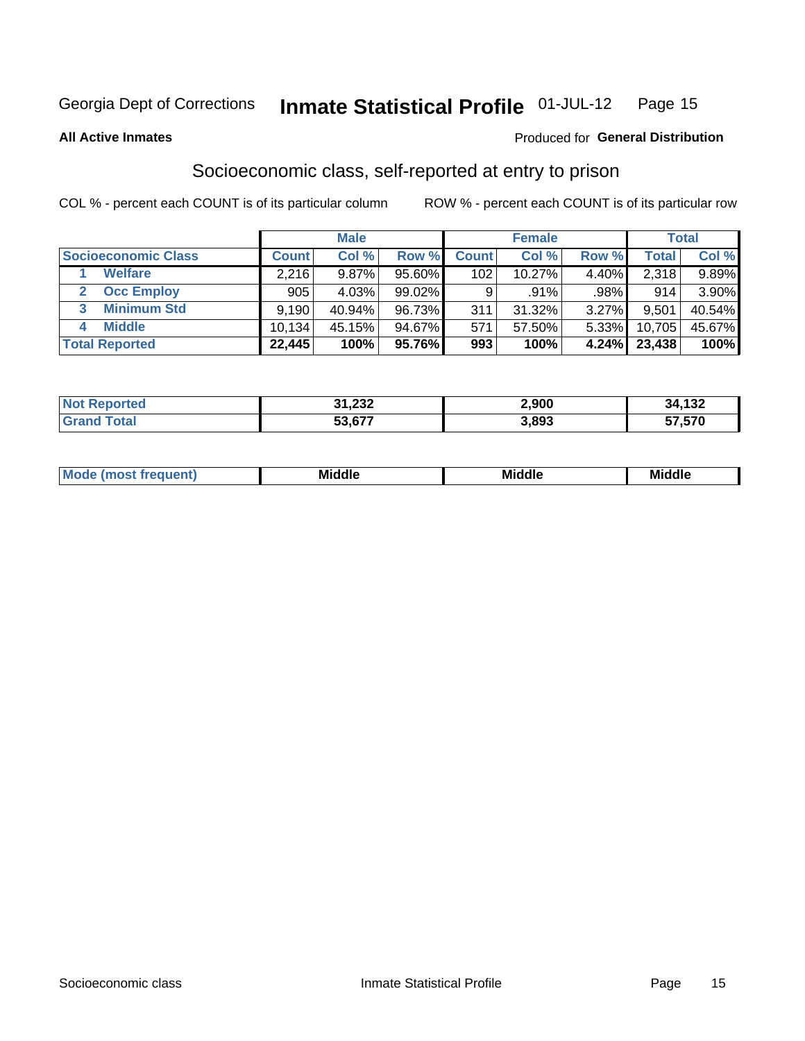Georgia Dept of Corrections **Inmate Statistical Profile** 01-JUL-12

**All Active Inmates**

Produced for **General Distribution**

## Socioeconomic class, self-reported at entry to prison

COL % - percent each COUNT is of its particular column

ROW % - percent each COUNT is of its particular row

| | Male | | | Female | | | Total | |
|---|---|---|---|---|---|---|---|---|
| **Socioeconomic Class** | **Count** | **Col %** | **Row %** | **Count** | **Col %** | **Row %** | **Total** | **Col %** |
| 1 **Welfare** | 2,216 | 9.87% | 95.60% | 102 | 10.27% | 4.40% | 2,318 | 9.89% |
| 2 **Occ Employ** | 905 | 4.03% | 99.02% | 9 | .91% | .98% | 914 | 3.90% |
| 3 **Minimum Std** | 9,190 | 40.94% | 96.73% | 311 | 31.32% | 3.27% | 9,501 | 40.54% |
| 4 **Middle** | 10,134 | 45.15% | 94.67% | 571 | 57.50% | 5.33% | 10,705 | 45.67% |
| **Total Reported** | **22,445** | **100%** | **95.76%** | **993** | **100%** | **4.24%** | **23,438** | **100%** |

| | Male | Female | Total |
|---|---|---|---|
| **Not Reported** | **31,232** | **2,900** | **34,132** |
| **Grand Total** | **53,677** | **3,893** | **57,570** |

| | Male | Female | Total |
|---|---|---|---|
| **Mode (most frequent)** | **Middle** | **Middle** | **Middle** |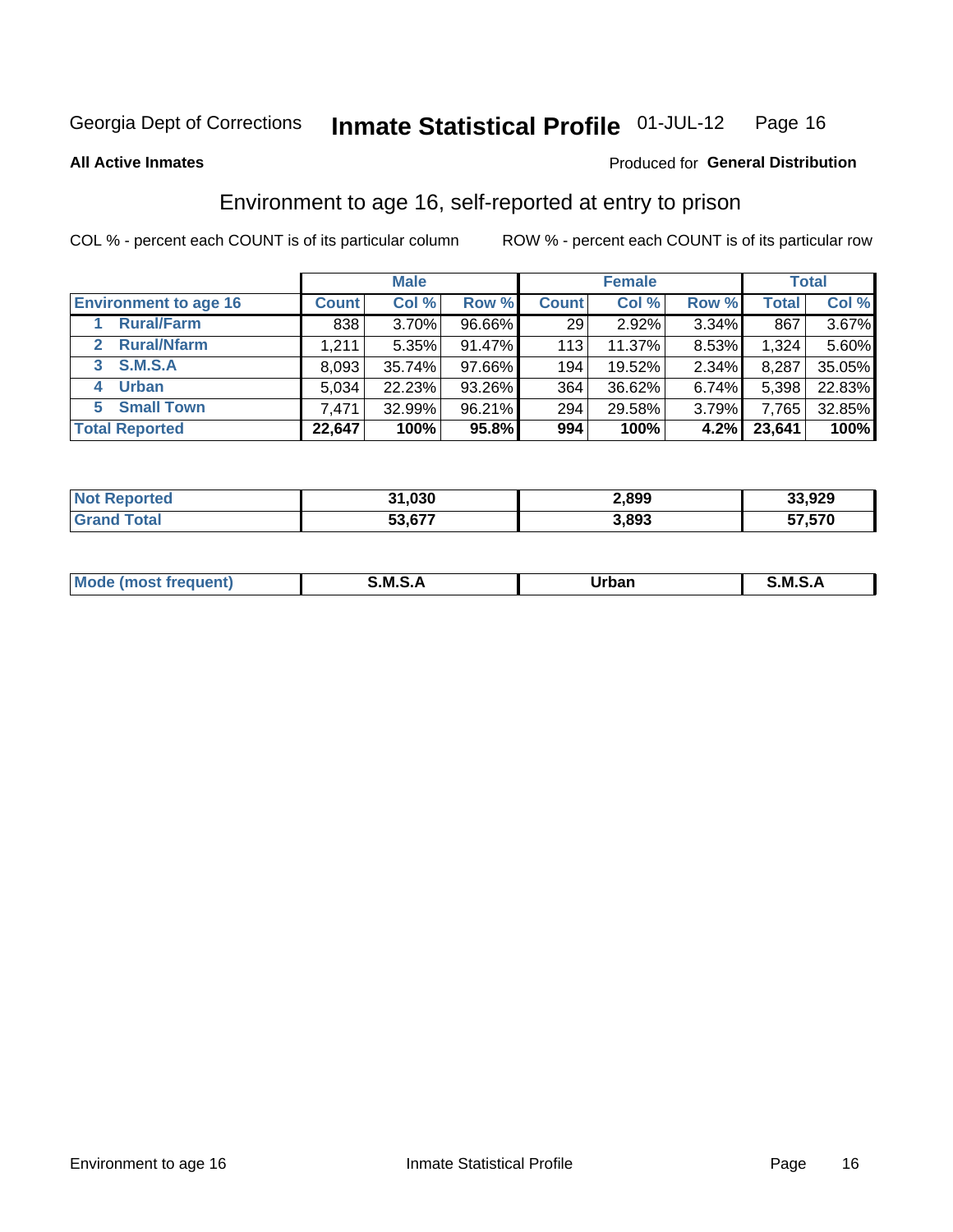Georgia Dept of Corrections **Inmate Statistical Profile** 01-JUL-12

**All Active Inmates**

Produced for **General Distribution**

## Environment to age 16, self-reported at entry to prison

COL % - percent each COUNT is of its particular column

ROW % - percent each COUNT is of its particular row

| | Male | | | Female | | | Total | |
|---|---|---|---|---|---|---|---|---|
| **Environment to age 16** | **Count** | **Col %** | **Row %** | **Count** | **Col %** | **Row %** | **Total** | **Col %** |
| **1 Rural/Farm** | 838 | 3.70% | 96.66% | 29 | 2.92% | 3.34% | 867 | 3.67% |
| **2 Rural/Nfarm** | 1,211 | 5.35% | 91.47% | 113 | 11.37% | 8.53% | 1,324 | 5.60% |
| **3 S.M.S.A** | 8,093 | 35.74% | 97.66% | 194 | 19.52% | 2.34% | 8,287 | 35.05% |
| **4 Urban** | 5,034 | 22.23% | 93.26% | 364 | 36.62% | 6.74% | 5,398 | 22.83% |
| **5 Small Town** | 7,471 | 32.99% | 96.21% | 294 | 29.58% | 3.79% | 7,765 | 32.85% |
| **Total Reported** | **22,647** | **100%** | **95.8%** | **994** | **100%** | **4.2%** | **23,641** | **100%** |

| | Male | Female | Total |
|---|---|---|---|
| **Not Reported** | **31,030** | **2,899** | **33,929** |
| **Grand Total** | **53,677** | **3,893** | **57,570** |

| | Male | Female | Total |
|---|---|---|---|
| **Mode (most frequent)** | **S.M.S.A** | **Urban** | **S.M.S.A** |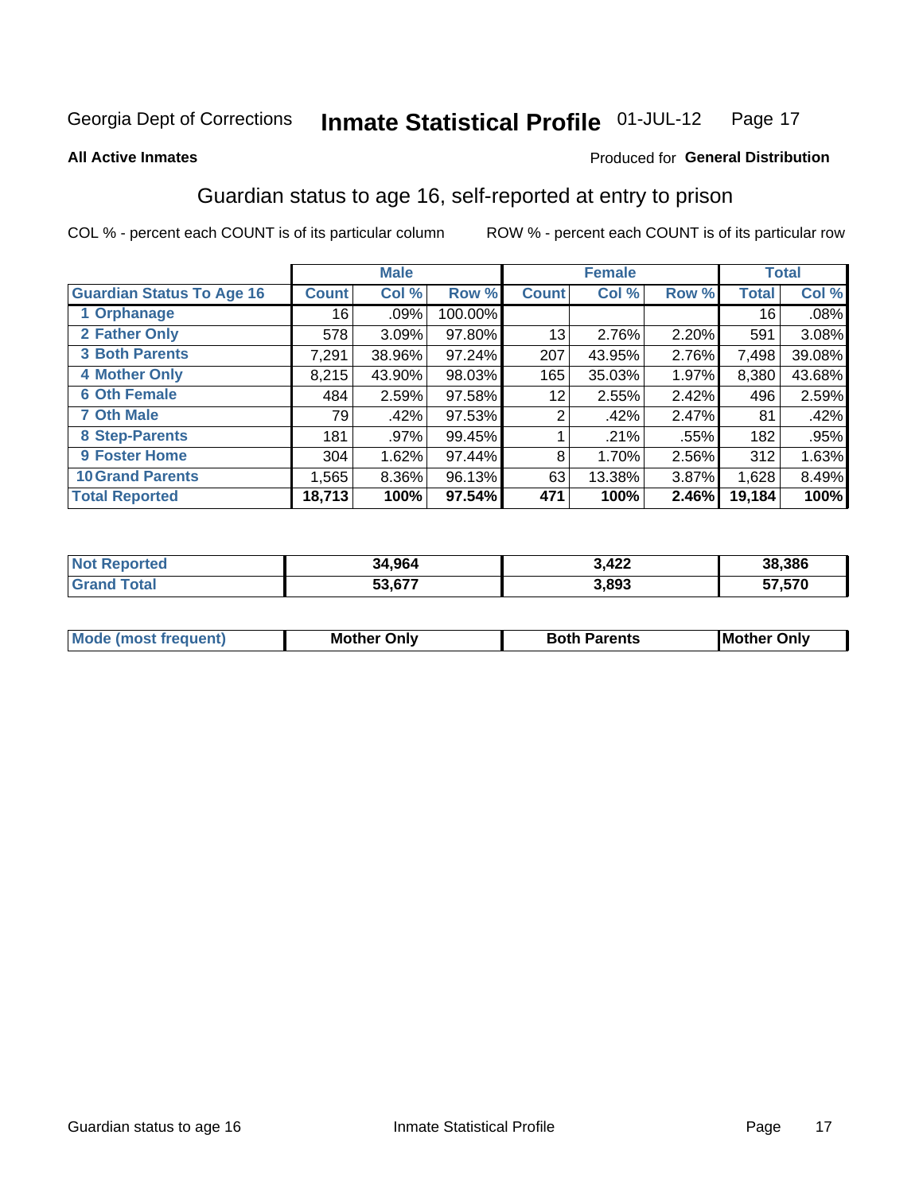Georgia Dept of Corrections **Inmate Statistical Profile** 01-JUL-12

**All Active Inmates**

Produced for **General Distribution**

## Guardian status to age 16, self-reported at entry to prison

COL % - percent each COUNT is of its particular column ROW % - percent each COUNT is of its particular row

| | Male | | | Female | | | Total | |
|---|---|---|---|---|---|---|---|---|
| **Guardian Status To Age 16** | **Count** | **Col %** | **Row %** | **Count** | **Col %** | **Row %** | **Total** | **Col %** |
| 1 Orphanage | 16 | .09% | 100.00% | | | | 16 | .08% |
| 2 Father Only | 578 | 3.09% | 97.80% | 13 | 2.76% | 2.20% | 591 | 3.08% |
| 3 Both Parents | 7,291 | 38.96% | 97.24% | 207 | 43.95% | 2.76% | 7,498 | 39.08% |
| 4 Mother Only | 8,215 | 43.90% | 98.03% | 165 | 35.03% | 1.97% | 8,380 | 43.68% |
| 6 Oth Female | 484 | 2.59% | 97.58% | 12 | 2.55% | 2.42% | 496 | 2.59% |
| 7 Oth Male | 79 | .42% | 97.53% | 2 | .42% | 2.47% | 81 | .42% |
| 8 Step-Parents | 181 | .97% | 99.45% | 1 | .21% | .55% | 182 | .95% |
| 9 Foster Home | 304 | 1.62% | 97.44% | 8 | 1.70% | 2.56% | 312 | 1.63% |
| 10 Grand Parents | 1,565 | 8.36% | 96.13% | 63 | 13.38% | 3.87% | 1,628 | 8.49% |
| **Total Reported** | **18,713** | **100%** | **97.54%** | **471** | **100%** | **2.46%** | **19,184** | **100%** |

| | Male | Female | Total |
|---|---|---|---|
| Not Reported | 34,964 | 3,422 | 38,386 |
| Grand Total | 53,677 | 3,893 | 57,570 |

| | Male | Female | Total |
|---|---|---|---|
| Mode (most frequent) | Mother Only | Both Parents | Mother Only |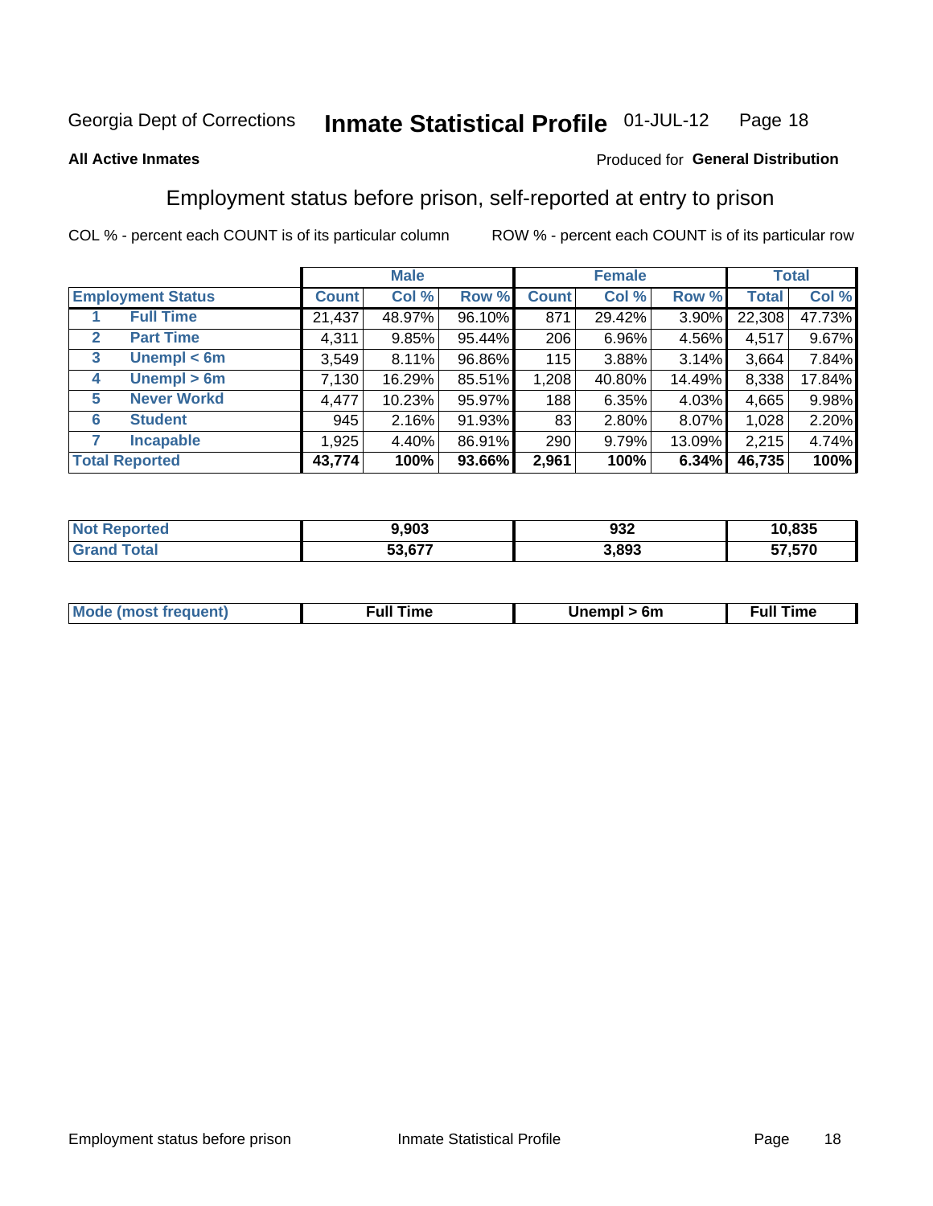Georgia Dept of Corrections **Inmate Statistical Profile** 01-JUL-12

**All Active Inmates**

Produced for **General Distribution**

## Employment status before prison, self-reported at entry to prison

COL % - percent each COUNT is of its particular column ROW % - percent each COUNT is of its particular row

| | | Male | | | Female | | | Total | |
|---|---|---|---|---|---|---|---|---|---|
| **Employment Status** | | **Count** | **Col %** | **Row %** | **Count** | **Col %** | **Row %** | **Total** | **Col %** |
| 1 | **Full Time** | 21,437 | 48.97% | 96.10% | 871 | 29.42% | 3.90% | 22,308 | 47.73% |
| 2 | **Part Time** | 4,311 | 9.85% | 95.44% | 206 | 6.96% | 4.56% | 4,517 | 9.67% |
| 3 | **Unempl < 6m** | 3,549 | 8.11% | 96.86% | 115 | 3.88% | 3.14% | 3,664 | 7.84% |
| 4 | **Unempl > 6m** | 7,130 | 16.29% | 85.51% | 1,208 | 40.80% | 14.49% | 8,338 | 17.84% |
| 5 | **Never Workd** | 4,477 | 10.23% | 95.97% | 188 | 6.35% | 4.03% | 4,665 | 9.98% |
| 6 | **Student** | 945 | 2.16% | 91.93% | 83 | 2.80% | 8.07% | 1,028 | 2.20% |
| 7 | **Incapable** | 1,925 | 4.40% | 86.91% | 290 | 9.79% | 13.09% | 2,215 | 4.74% |
| **Total Reported** | | **43,774** | **100%** | **93.66%** | **2,961** | **100%** | **6.34%** | **46,735** | **100%** |

| | Male | Female | Total |
|---|---|---|---|
| **Not Reported** | **9,903** | **932** | **10,835** |
| **Grand Total** | **53,677** | **3,893** | **57,570** |

| | Male | Female | Total |
|---|---|---|---|
| **Mode (most frequent)** | **Full Time** | **Unempl > 6m** | **Full Time** |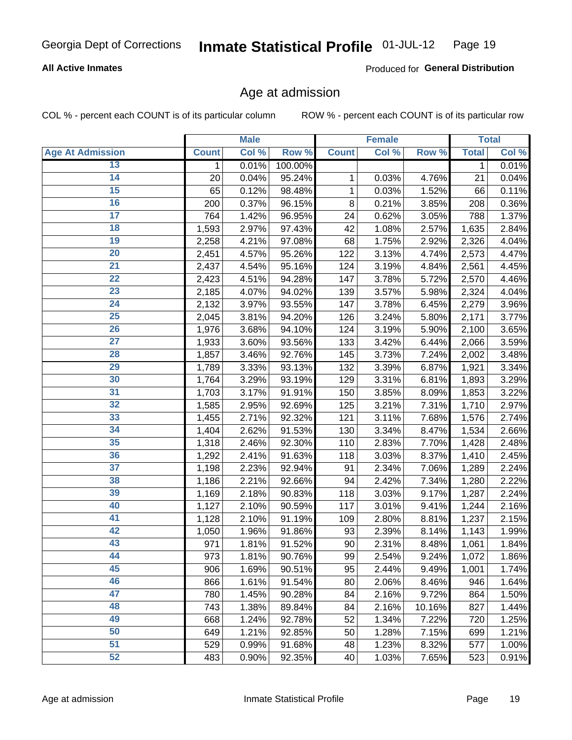Georgia Dept of Corrections **Inmate Statistical Profile** 01-JUL-12

**All Active Inmates**

Produced for **General Distribution**

## Age at admission

COL % - percent each COUNT is of its particular column

ROW % - percent each COUNT is of its particular row

| | Male | | | Female | | | Total | |
|---|---|---|---|---|---|---|---|---|
| **Age At Admission** | **Count** | **Col %** | **Row %** | **Count** | **Col %** | **Row %** | **Total** | **Col %** |
| 13 | 1 | 0.01% | 100.00% | | | | 1 | 0.01% |
| 14 | 20 | 0.04% | 95.24% | 1 | 0.03% | 4.76% | 21 | 0.04% |
| 15 | 65 | 0.12% | 98.48% | 1 | 0.03% | 1.52% | 66 | 0.11% |
| 16 | 200 | 0.37% | 96.15% | 8 | 0.21% | 3.85% | 208 | 0.36% |
| 17 | 764 | 1.42% | 96.95% | 24 | 0.62% | 3.05% | 788 | 1.37% |
| 18 | 1,593 | 2.97% | 97.43% | 42 | 1.08% | 2.57% | 1,635 | 2.84% |
| 19 | 2,258 | 4.21% | 97.08% | 68 | 1.75% | 2.92% | 2,326 | 4.04% |
| 20 | 2,451 | 4.57% | 95.26% | 122 | 3.13% | 4.74% | 2,573 | 4.47% |
| 21 | 2,437 | 4.54% | 95.16% | 124 | 3.19% | 4.84% | 2,561 | 4.45% |
| 22 | 2,423 | 4.51% | 94.28% | 147 | 3.78% | 5.72% | 2,570 | 4.46% |
| 23 | 2,185 | 4.07% | 94.02% | 139 | 3.57% | 5.98% | 2,324 | 4.04% |
| 24 | 2,132 | 3.97% | 93.55% | 147 | 3.78% | 6.45% | 2,279 | 3.96% |
| 25 | 2,045 | 3.81% | 94.20% | 126 | 3.24% | 5.80% | 2,171 | 3.77% |
| 26 | 1,976 | 3.68% | 94.10% | 124 | 3.19% | 5.90% | 2,100 | 3.65% |
| 27 | 1,933 | 3.60% | 93.56% | 133 | 3.42% | 6.44% | 2,066 | 3.59% |
| 28 | 1,857 | 3.46% | 92.76% | 145 | 3.73% | 7.24% | 2,002 | 3.48% |
| 29 | 1,789 | 3.33% | 93.13% | 132 | 3.39% | 6.87% | 1,921 | 3.34% |
| 30 | 1,764 | 3.29% | 93.19% | 129 | 3.31% | 6.81% | 1,893 | 3.29% |
| 31 | 1,703 | 3.17% | 91.91% | 150 | 3.85% | 8.09% | 1,853 | 3.22% |
| 32 | 1,585 | 2.95% | 92.69% | 125 | 3.21% | 7.31% | 1,710 | 2.97% |
| 33 | 1,455 | 2.71% | 92.32% | 121 | 3.11% | 7.68% | 1,576 | 2.74% |
| 34 | 1,404 | 2.62% | 91.53% | 130 | 3.34% | 8.47% | 1,534 | 2.66% |
| 35 | 1,318 | 2.46% | 92.30% | 110 | 2.83% | 7.70% | 1,428 | 2.48% |
| 36 | 1,292 | 2.41% | 91.63% | 118 | 3.03% | 8.37% | 1,410 | 2.45% |
| 37 | 1,198 | 2.23% | 92.94% | 91 | 2.34% | 7.06% | 1,289 | 2.24% |
| 38 | 1,186 | 2.21% | 92.66% | 94 | 2.42% | 7.34% | 1,280 | 2.22% |
| 39 | 1,169 | 2.18% | 90.83% | 118 | 3.03% | 9.17% | 1,287 | 2.24% |
| 40 | 1,127 | 2.10% | 90.59% | 117 | 3.01% | 9.41% | 1,244 | 2.16% |
| 41 | 1,128 | 2.10% | 91.19% | 109 | 2.80% | 8.81% | 1,237 | 2.15% |
| 42 | 1,050 | 1.96% | 91.86% | 93 | 2.39% | 8.14% | 1,143 | 1.99% |
| 43 | 971 | 1.81% | 91.52% | 90 | 2.31% | 8.48% | 1,061 | 1.84% |
| 44 | 973 | 1.81% | 90.76% | 99 | 2.54% | 9.24% | 1,072 | 1.86% |
| 45 | 906 | 1.69% | 90.51% | 95 | 2.44% | 9.49% | 1,001 | 1.74% |
| 46 | 866 | 1.61% | 91.54% | 80 | 2.06% | 8.46% | 946 | 1.64% |
| 47 | 780 | 1.45% | 90.28% | 84 | 2.16% | 9.72% | 864 | 1.50% |
| 48 | 743 | 1.38% | 89.84% | 84 | 2.16% | 10.16% | 827 | 1.44% |
| 49 | 668 | 1.24% | 92.78% | 52 | 1.34% | 7.22% | 720 | 1.25% |
| 50 | 649 | 1.21% | 92.85% | 50 | 1.28% | 7.15% | 699 | 1.21% |
| 51 | 529 | 0.99% | 91.68% | 48 | 1.23% | 8.32% | 577 | 1.00% |
| 52 | 483 | 0.90% | 92.35% | 40 | 1.03% | 7.65% | 523 | 0.91% |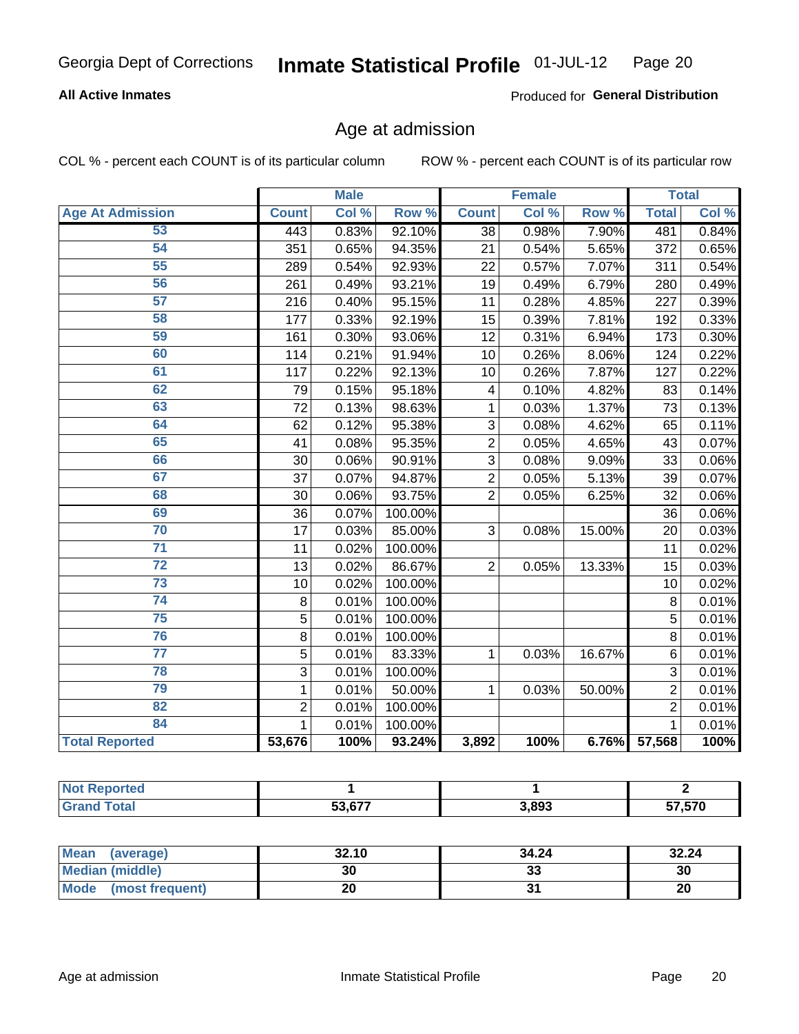Georgia Dept of Corrections **Inmate Statistical Profile** 01-JUL-12

**All Active Inmates**

Produced for **General Distribution**

## Age at admission

COL % - percent each COUNT is of its particular column    ROW % - percent each COUNT is of its particular row

| | Male | | | Female | | | Total | |
|---|---|---|---|---|---|---|---|---|
| **Age At Admission** | **Count** | **Col %** | **Row %** | **Count** | **Col %** | **Row %** | **Total** | **Col %** |
| 53 | 443 | 0.83% | 92.10% | 38 | 0.98% | 7.90% | 481 | 0.84% |
| 54 | 351 | 0.65% | 94.35% | 21 | 0.54% | 5.65% | 372 | 0.65% |
| 55 | 289 | 0.54% | 92.93% | 22 | 0.57% | 7.07% | 311 | 0.54% |
| 56 | 261 | 0.49% | 93.21% | 19 | 0.49% | 6.79% | 280 | 0.49% |
| 57 | 216 | 0.40% | 95.15% | 11 | 0.28% | 4.85% | 227 | 0.39% |
| 58 | 177 | 0.33% | 92.19% | 15 | 0.39% | 7.81% | 192 | 0.33% |
| 59 | 161 | 0.30% | 93.06% | 12 | 0.31% | 6.94% | 173 | 0.30% |
| 60 | 114 | 0.21% | 91.94% | 10 | 0.26% | 8.06% | 124 | 0.22% |
| 61 | 117 | 0.22% | 92.13% | 10 | 0.26% | 7.87% | 127 | 0.22% |
| 62 | 79 | 0.15% | 95.18% | 4 | 0.10% | 4.82% | 83 | 0.14% |
| 63 | 72 | 0.13% | 98.63% | 1 | 0.03% | 1.37% | 73 | 0.13% |
| 64 | 62 | 0.12% | 95.38% | 3 | 0.08% | 4.62% | 65 | 0.11% |
| 65 | 41 | 0.08% | 95.35% | 2 | 0.05% | 4.65% | 43 | 0.07% |
| 66 | 30 | 0.06% | 90.91% | 3 | 0.08% | 9.09% | 33 | 0.06% |
| 67 | 37 | 0.07% | 94.87% | 2 | 0.05% | 5.13% | 39 | 0.07% |
| 68 | 30 | 0.06% | 93.75% | 2 | 0.05% | 6.25% | 32 | 0.06% |
| 69 | 36 | 0.07% | 100.00% | | | | 36 | 0.06% |
| 70 | 17 | 0.03% | 85.00% | 3 | 0.08% | 15.00% | 20 | 0.03% |
| 71 | 11 | 0.02% | 100.00% | | | | 11 | 0.02% |
| 72 | 13 | 0.02% | 86.67% | 2 | 0.05% | 13.33% | 15 | 0.03% |
| 73 | 10 | 0.02% | 100.00% | | | | 10 | 0.02% |
| 74 | 8 | 0.01% | 100.00% | | | | 8 | 0.01% |
| 75 | 5 | 0.01% | 100.00% | | | | 5 | 0.01% |
| 76 | 8 | 0.01% | 100.00% | | | | 8 | 0.01% |
| 77 | 5 | 0.01% | 83.33% | 1 | 0.03% | 16.67% | 6 | 0.01% |
| 78 | 3 | 0.01% | 100.00% | | | | 3 | 0.01% |
| 79 | 1 | 0.01% | 50.00% | 1 | 0.03% | 50.00% | 2 | 0.01% |
| 82 | 2 | 0.01% | 100.00% | | | | 2 | 0.01% |
| 84 | 1 | 0.01% | 100.00% | | | | 1 | 0.01% |
| **Total Reported** | **53,676** | **100%** | **93.24%** | **3,892** | **100%** | **6.76%** | **57,568** | **100%** |

| | Male | Female | Total |
|---|---|---|---|
| **Not Reported** | **1** | **1** | **2** |
| **Grand Total** | **53,677** | **3,893** | **57,570** |

| | Male | Female | Total |
|---|---|---|---|
| **Mean (average)** | **32.10** | **34.24** | **32.24** |
| **Median (middle)** | **30** | **33** | **30** |
| **Mode (most frequent)** | **20** | **31** | **20** |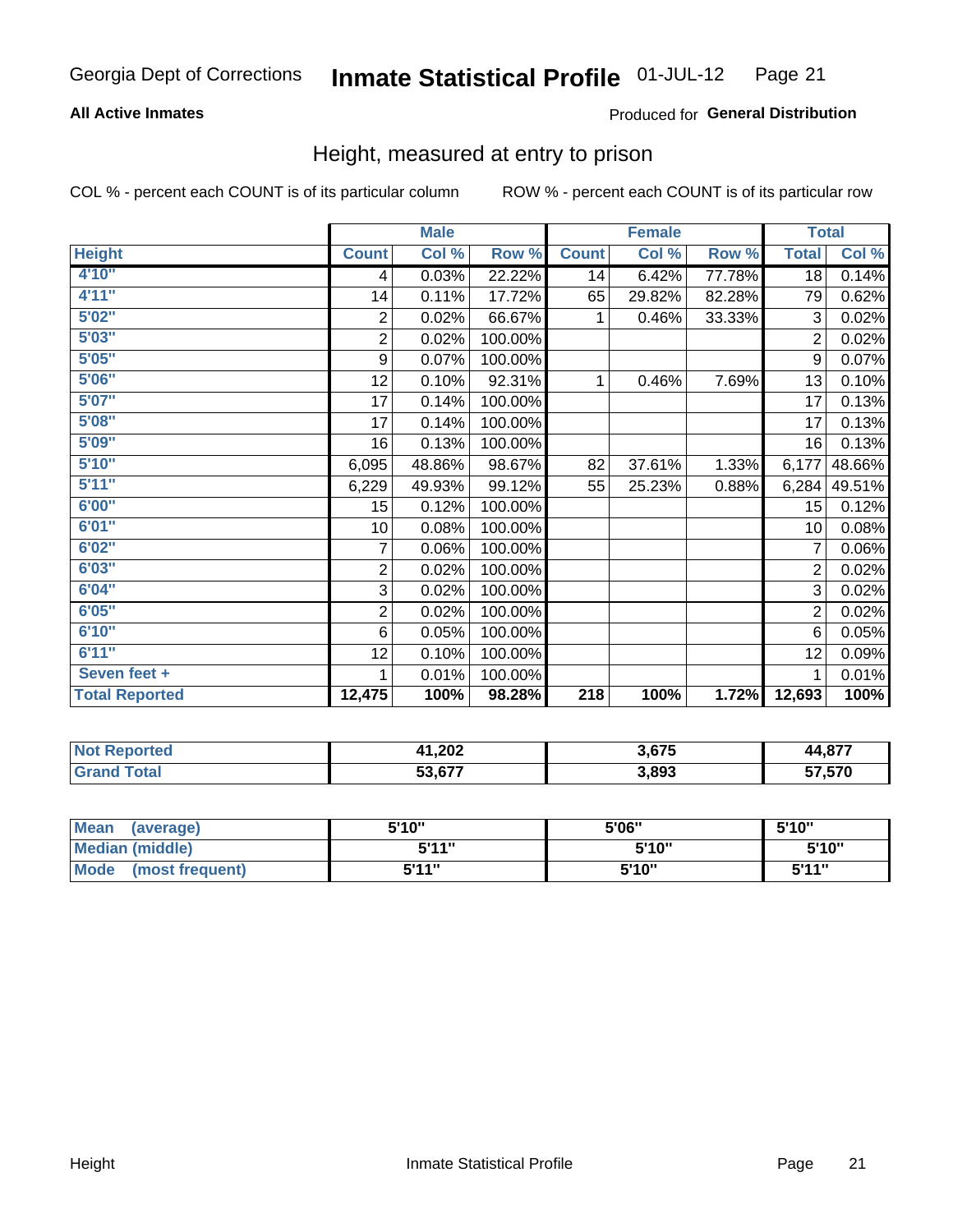Georgia Dept of Corrections **Inmate Statistical Profile** 01-JUL-12

**All Active Inmates**

Produced for **General Distribution**

## Height, measured at entry to prison

COL % - percent each COUNT is of its particular column

ROW % - percent each COUNT is of its particular row

| | Male | | | Female | | | Total | |
|---|---|---|---|---|---|---|---|---|
| **Height** | **Count** | **Col %** | **Row %** | **Count** | **Col %** | **Row %** | **Total** | **Col %** |
| **4'10"** | 4 | 0.03% | 22.22% | 14 | 6.42% | 77.78% | 18 | 0.14% |
| **4'11"** | 14 | 0.11% | 17.72% | 65 | 29.82% | 82.28% | 79 | 0.62% |
| **5'02"** | 2 | 0.02% | 66.67% | 1 | 0.46% | 33.33% | 3 | 0.02% |
| **5'03"** | 2 | 0.02% | 100.00% | | | | 2 | 0.02% |
| **5'05"** | 9 | 0.07% | 100.00% | | | | 9 | 0.07% |
| **5'06"** | 12 | 0.10% | 92.31% | 1 | 0.46% | 7.69% | 13 | 0.10% |
| **5'07"** | 17 | 0.14% | 100.00% | | | | 17 | 0.13% |
| **5'08"** | 17 | 0.14% | 100.00% | | | | 17 | 0.13% |
| **5'09"** | 16 | 0.13% | 100.00% | | | | 16 | 0.13% |
| **5'10"** | 6,095 | 48.86% | 98.67% | 82 | 37.61% | 1.33% | 6,177 | 48.66% |
| **5'11"** | 6,229 | 49.93% | 99.12% | 55 | 25.23% | 0.88% | 6,284 | 49.51% |
| **6'00"** | 15 | 0.12% | 100.00% | | | | 15 | 0.12% |
| **6'01"** | 10 | 0.08% | 100.00% | | | | 10 | 0.08% |
| **6'02"** | 7 | 0.06% | 100.00% | | | | 7 | 0.06% |
| **6'03"** | 2 | 0.02% | 100.00% | | | | 2 | 0.02% |
| **6'04"** | 3 | 0.02% | 100.00% | | | | 3 | 0.02% |
| **6'05"** | 2 | 0.02% | 100.00% | | | | 2 | 0.02% |
| **6'10"** | 6 | 0.05% | 100.00% | | | | 6 | 0.05% |
| **6'11"** | 12 | 0.10% | 100.00% | | | | 12 | 0.09% |
| **Seven feet +** | 1 | 0.01% | 100.00% | | | | 1 | 0.01% |
| **Total Reported** | **12,475** | **100%** | **98.28%** | **218** | **100%** | **1.72%** | **12,693** | **100%** |

| | Male | Female | Total |
|---|---|---|---|
| **Not Reported** | **41,202** | **3,675** | **44,877** |
| **Grand Total** | **53,677** | **3,893** | **57,570** |

| | Male | Female | Total |
|---|---|---|---|
| **Mean (average)** | **5'10"** | **5'06"** | **5'10"** |
| **Median (middle)** | **5'11"** | **5'10"** | **5'10"** |
| **Mode (most frequent)** | **5'11"** | **5'10"** | **5'11"** |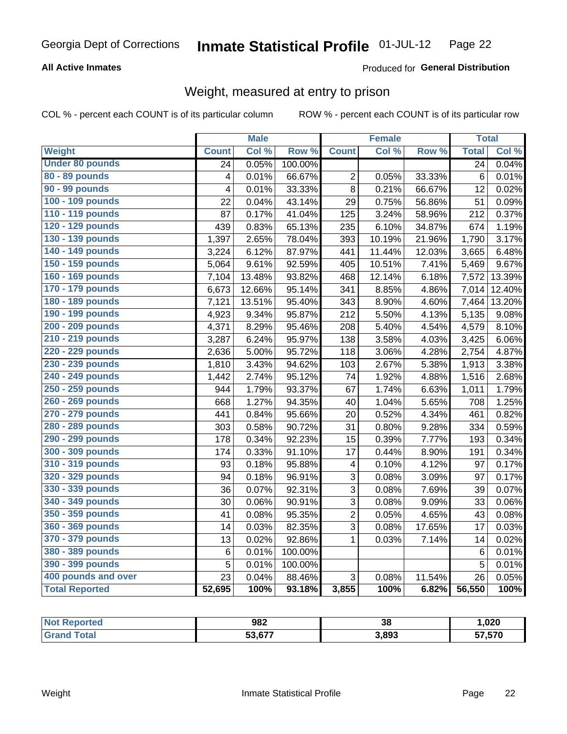Georgia Dept of Corrections **Inmate Statistical Profile** 01-JUL-12 Page 22

**All Active Inmates**

Produced for **General Distribution**

## Weight, measured at entry to prison

COL % - percent each COUNT is of its particular column

ROW % - percent each COUNT is of its particular row

| | Male | | | Female | | | Total | |
|---|---|---|---|---|---|---|---|---|
| **Weight** | **Count** | **Col %** | **Row %** | **Count** | **Col %** | **Row %** | **Total** | **Col %** |
| **Under 80 pounds** | 24 | 0.05% | 100.00% | | | | 24 | 0.04% |
| **80 - 89 pounds** | 4 | 0.01% | 66.67% | 2 | 0.05% | 33.33% | 6 | 0.01% |
| **90 - 99 pounds** | 4 | 0.01% | 33.33% | 8 | 0.21% | 66.67% | 12 | 0.02% |
| **100 - 109 pounds** | 22 | 0.04% | 43.14% | 29 | 0.75% | 56.86% | 51 | 0.09% |
| **110 - 119 pounds** | 87 | 0.17% | 41.04% | 125 | 3.24% | 58.96% | 212 | 0.37% |
| **120 - 129 pounds** | 439 | 0.83% | 65.13% | 235 | 6.10% | 34.87% | 674 | 1.19% |
| **130 - 139 pounds** | 1,397 | 2.65% | 78.04% | 393 | 10.19% | 21.96% | 1,790 | 3.17% |
| **140 - 149 pounds** | 3,224 | 6.12% | 87.97% | 441 | 11.44% | 12.03% | 3,665 | 6.48% |
| **150 - 159 pounds** | 5,064 | 9.61% | 92.59% | 405 | 10.51% | 7.41% | 5,469 | 9.67% |
| **160 - 169 pounds** | 7,104 | 13.48% | 93.82% | 468 | 12.14% | 6.18% | 7,572 | 13.39% |
| **170 - 179 pounds** | 6,673 | 12.66% | 95.14% | 341 | 8.85% | 4.86% | 7,014 | 12.40% |
| **180 - 189 pounds** | 7,121 | 13.51% | 95.40% | 343 | 8.90% | 4.60% | 7,464 | 13.20% |
| **190 - 199 pounds** | 4,923 | 9.34% | 95.87% | 212 | 5.50% | 4.13% | 5,135 | 9.08% |
| **200 - 209 pounds** | 4,371 | 8.29% | 95.46% | 208 | 5.40% | 4.54% | 4,579 | 8.10% |
| **210 - 219 pounds** | 3,287 | 6.24% | 95.97% | 138 | 3.58% | 4.03% | 3,425 | 6.06% |
| **220 - 229 pounds** | 2,636 | 5.00% | 95.72% | 118 | 3.06% | 4.28% | 2,754 | 4.87% |
| **230 - 239 pounds** | 1,810 | 3.43% | 94.62% | 103 | 2.67% | 5.38% | 1,913 | 3.38% |
| **240 - 249 pounds** | 1,442 | 2.74% | 95.12% | 74 | 1.92% | 4.88% | 1,516 | 2.68% |
| **250 - 259 pounds** | 944 | 1.79% | 93.37% | 67 | 1.74% | 6.63% | 1,011 | 1.79% |
| **260 - 269 pounds** | 668 | 1.27% | 94.35% | 40 | 1.04% | 5.65% | 708 | 1.25% |
| **270 - 279 pounds** | 441 | 0.84% | 95.66% | 20 | 0.52% | 4.34% | 461 | 0.82% |
| **280 - 289 pounds** | 303 | 0.58% | 90.72% | 31 | 0.80% | 9.28% | 334 | 0.59% |
| **290 - 299 pounds** | 178 | 0.34% | 92.23% | 15 | 0.39% | 7.77% | 193 | 0.34% |
| **300 - 309 pounds** | 174 | 0.33% | 91.10% | 17 | 0.44% | 8.90% | 191 | 0.34% |
| **310 - 319 pounds** | 93 | 0.18% | 95.88% | 4 | 0.10% | 4.12% | 97 | 0.17% |
| **320 - 329 pounds** | 94 | 0.18% | 96.91% | 3 | 0.08% | 3.09% | 97 | 0.17% |
| **330 - 339 pounds** | 36 | 0.07% | 92.31% | 3 | 0.08% | 7.69% | 39 | 0.07% |
| **340 - 349 pounds** | 30 | 0.06% | 90.91% | 3 | 0.08% | 9.09% | 33 | 0.06% |
| **350 - 359 pounds** | 41 | 0.08% | 95.35% | 2 | 0.05% | 4.65% | 43 | 0.08% |
| **360 - 369 pounds** | 14 | 0.03% | 82.35% | 3 | 0.08% | 17.65% | 17 | 0.03% |
| **370 - 379 pounds** | 13 | 0.02% | 92.86% | 1 | 0.03% | 7.14% | 14 | 0.02% |
| **380 - 389 pounds** | 6 | 0.01% | 100.00% | | | | 6 | 0.01% |
| **390 - 399 pounds** | 5 | 0.01% | 100.00% | | | | 5 | 0.01% |
| **400 pounds and over** | 23 | 0.04% | 88.46% | 3 | 0.08% | 11.54% | 26 | 0.05% |
| **Total Reported** | **52,695** | **100%** | **93.18%** | **3,855** | **100%** | **6.82%** | **56,550** | **100%** |

| | Male | Female | Total |
|---|---|---|---|
| **Not Reported** | **982** | **38** | **1,020** |
| **Grand Total** | **53,677** | **3,893** | **57,570** |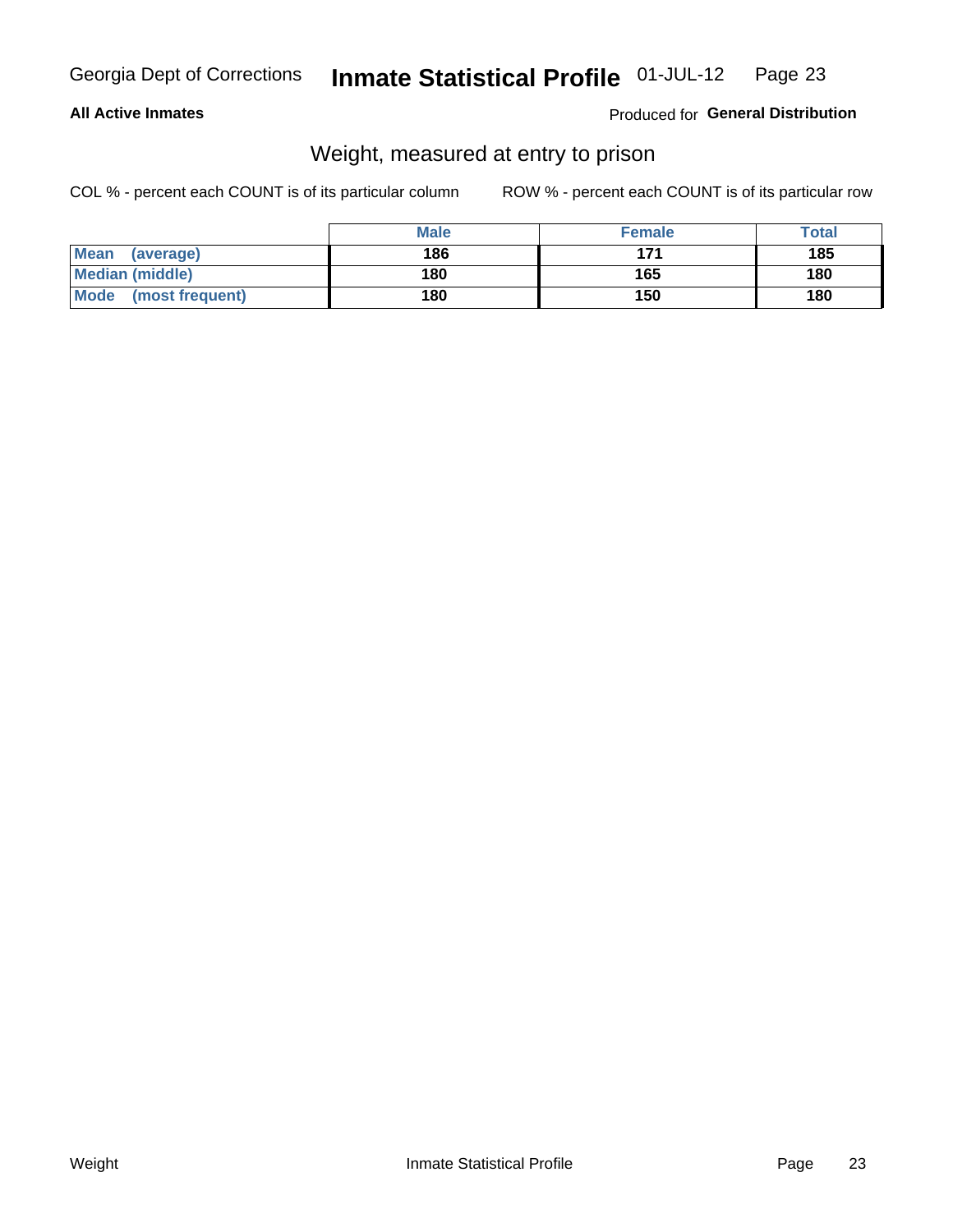**All Active Inmates**

Produced for **General Distribution**

## Weight, measured at entry to prison

COL % - percent each COUNT is of its particular column

ROW % - percent each COUNT is of its particular row

| | Male | Female | Total |
|---|---|---|---|
| **Mean (average)** | 186 | 171 | 185 |
| **Median (middle)** | 180 | 165 | 180 |
| **Mode (most frequent)** | 180 | 150 | 180 |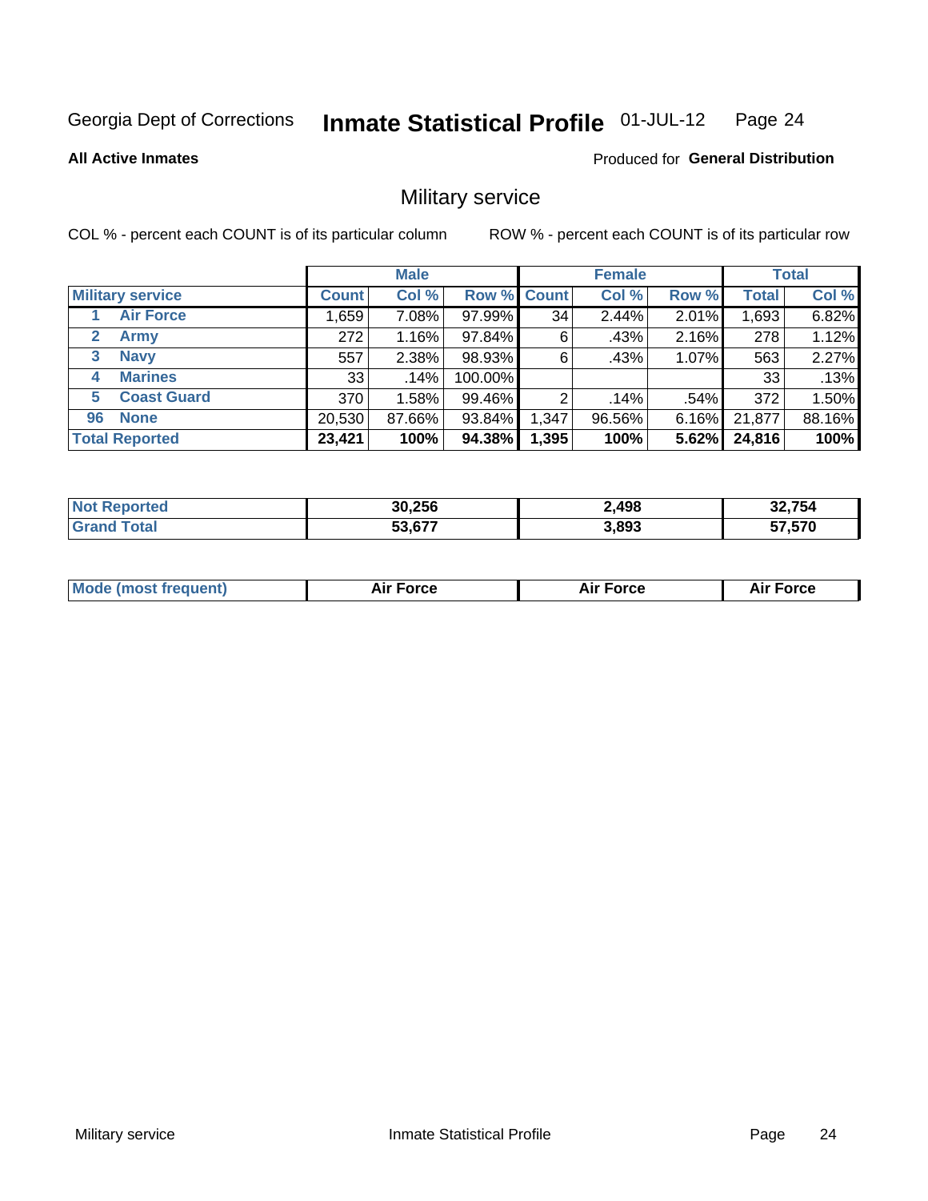Georgia Dept of Corrections **Inmate Statistical Profile** 01-JUL-12

**All Active Inmates**

Produced for **General Distribution**

## Military service

COL % - percent each COUNT is of its particular column

ROW % - percent each COUNT is of its particular row

| | | Male | | | Female | | | Total | |
|---|---|---|---|---|---|---|---|---|---|
| **Military service** | | **Count** | **Col %** | **Row %** | **Count** | **Col %** | **Row %** | **Total** | **Col %** |
| 1 | Air Force | 1,659 | 7.08% | 97.99% | 34 | 2.44% | 2.01% | 1,693 | 6.82% |
| 2 | Army | 272 | 1.16% | 97.84% | 6 | .43% | 2.16% | 278 | 1.12% |
| 3 | Navy | 557 | 2.38% | 98.93% | 6 | .43% | 1.07% | 563 | 2.27% |
| 4 | Marines | 33 | .14% | 100.00% | | | | 33 | .13% |
| 5 | Coast Guard | 370 | 1.58% | 99.46% | 2 | .14% | .54% | 372 | 1.50% |
| 96 | None | 20,530 | 87.66% | 93.84% | 1,347 | 96.56% | 6.16% | 21,877 | 88.16% |
| **Total Reported** | | **23,421** | **100%** | **94.38%** | **1,395** | **100%** | **5.62%** | **24,816** | **100%** |

| | Male | Female | Total |
|---|---|---|---|
| **Not Reported** | **30,256** | **2,498** | **32,754** |
| **Grand Total** | **53,677** | **3,893** | **57,570** |

| | Male | Female | Total |
|---|---|---|---|
| **Mode (most frequent)** | **Air Force** | **Air Force** | **Air Force** |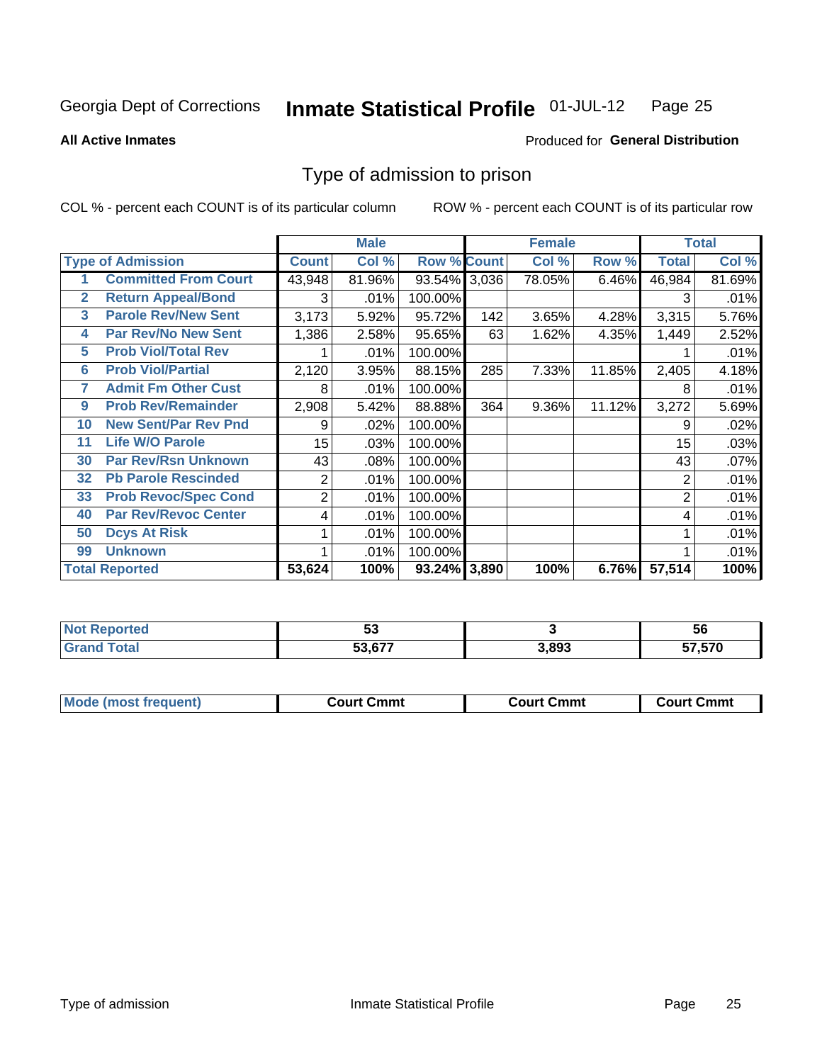Georgia Dept of Corrections **Inmate Statistical Profile** 01-JUL-12

**All Active Inmates**

Produced for **General Distribution**

## Type of admission to prison

COL % - percent each COUNT is of its particular column ROW % - percent each COUNT is of its particular row

| | | Male | | | Female | | | Total | |
|---|---|---|---|---|---|---|---|---|---|
| **Type of Admission** | | **Count** | **Col %** | **Row %** | **Count** | **Col %** | **Row %** | **Total** | **Col %** |
| 1 | Committed From Court | 43,948 | 81.96% | 93.54% | 3,036 | 78.05% | 6.46% | 46,984 | 81.69% |
| 2 | Return Appeal/Bond | 3 | .01% | 100.00% | | | | 3 | .01% |
| 3 | Parole Rev/New Sent | 3,173 | 5.92% | 95.72% | 142 | 3.65% | 4.28% | 3,315 | 5.76% |
| 4 | Par Rev/No New Sent | 1,386 | 2.58% | 95.65% | 63 | 1.62% | 4.35% | 1,449 | 2.52% |
| 5 | Prob Viol/Total Rev | 1 | .01% | 100.00% | | | | 1 | .01% |
| 6 | Prob Viol/Partial | 2,120 | 3.95% | 88.15% | 285 | 7.33% | 11.85% | 2,405 | 4.18% |
| 7 | Admit Fm Other Cust | 8 | .01% | 100.00% | | | | 8 | .01% |
| 9 | Prob Rev/Remainder | 2,908 | 5.42% | 88.88% | 364 | 9.36% | 11.12% | 3,272 | 5.69% |
| 10 | New Sent/Par Rev Pnd | 9 | .02% | 100.00% | | | | 9 | .02% |
| 11 | Life W/O Parole | 15 | .03% | 100.00% | | | | 15 | .03% |
| 30 | Par Rev/Rsn Unknown | 43 | .08% | 100.00% | | | | 43 | .07% |
| 32 | Pb Parole Rescinded | 2 | .01% | 100.00% | | | | 2 | .01% |
| 33 | Prob Revoc/Spec Cond | 2 | .01% | 100.00% | | | | 2 | .01% |
| 40 | Par Rev/Revoc Center | 4 | .01% | 100.00% | | | | 4 | .01% |
| 50 | Dcys At Risk | 1 | .01% | 100.00% | | | | 1 | .01% |
| 99 | Unknown | 1 | .01% | 100.00% | | | | 1 | .01% |
| **Total Reported** | | **53,624** | **100%** | **93.24%** | **3,890** | **100%** | **6.76%** | **57,514** | **100%** |

| | Male | Female | Total |
|---|---|---|---|
| **Not Reported** | **53** | **3** | **56** |
| **Grand Total** | **53,677** | **3,893** | **57,570** |

| | Male | Female | Total |
|---|---|---|---|
| **Mode (most frequent)** | **Court Cmmt** | **Court Cmmt** | **Court Cmmt** |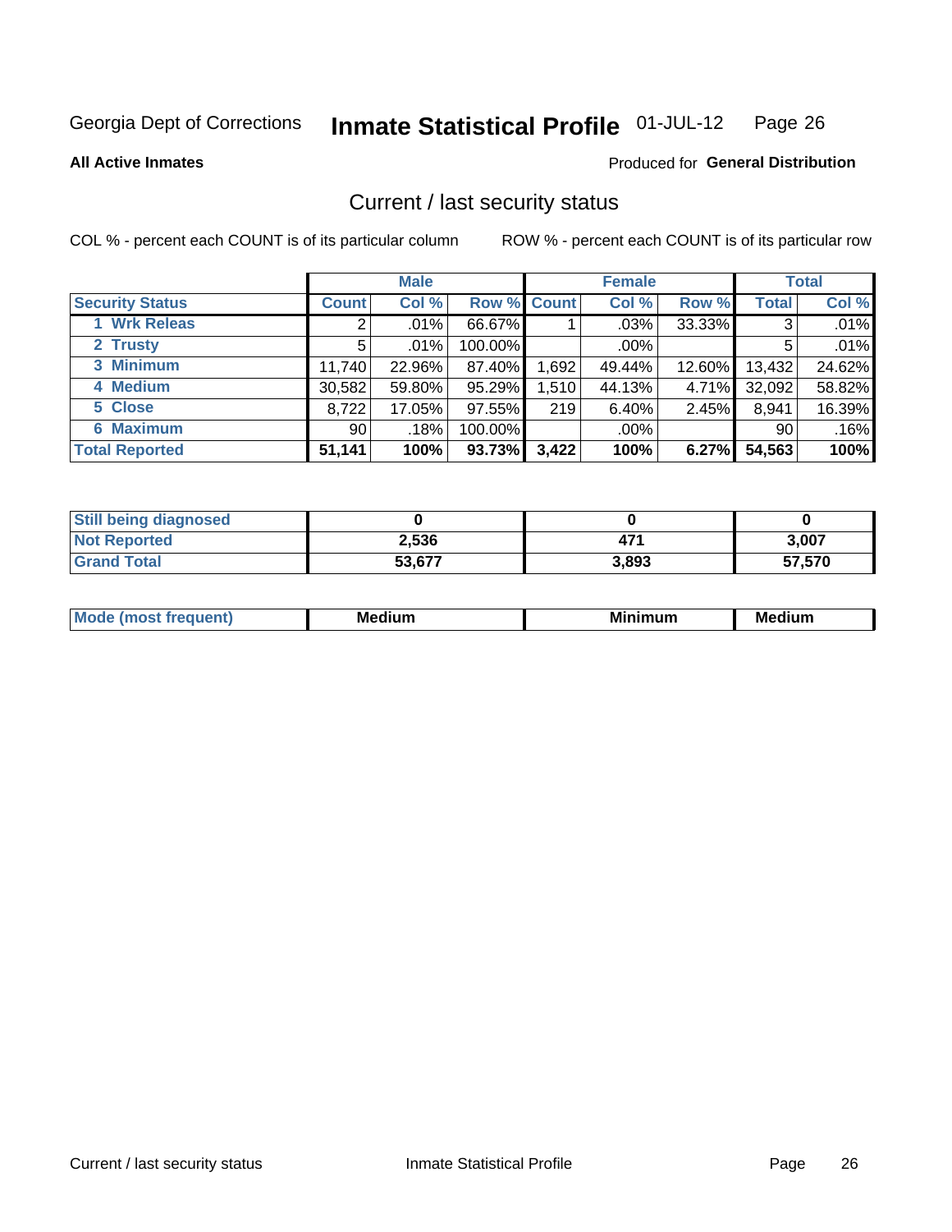Georgia Dept of Corrections **Inmate Statistical Profile** 01-JUL-12 Page 26

**All Active Inmates**

Produced for **General Distribution**

## Current / last security status

COL % - percent each COUNT is of its particular column

ROW % - percent each COUNT is of its particular row

| | Male | | | Female | | | Total | |
|---|---|---|---|---|---|---|---|---|
| **Security Status** | **Count** | **Col %** | **Row %** | **Count** | **Col %** | **Row %** | **Total** | **Col %** |
| **1 Wrk Releas** | 2 | .01% | 66.67% | 1 | .03% | 33.33% | 3 | .01% |
| **2 Trusty** | 5 | .01% | 100.00% | | .00% | | 5 | .01% |
| **3 Minimum** | 11,740 | 22.96% | 87.40% | 1,692 | 49.44% | 12.60% | 13,432 | 24.62% |
| **4 Medium** | 30,582 | 59.80% | 95.29% | 1,510 | 44.13% | 4.71% | 32,092 | 58.82% |
| **5 Close** | 8,722 | 17.05% | 97.55% | 219 | 6.40% | 2.45% | 8,941 | 16.39% |
| **6 Maximum** | 90 | .18% | 100.00% | | .00% | | 90 | .16% |
| **Total Reported** | **51,141** | **100%** | **93.73%** | **3,422** | **100%** | **6.27%** | **54,563** | **100%** |

| | Male | Female | Total |
|---|---|---|---|
| **Still being diagnosed** | **0** | **0** | **0** |
| **Not Reported** | **2,536** | **471** | **3,007** |
| **Grand Total** | **53,677** | **3,893** | **57,570** |

| | Male | Female | Total |
|---|---|---|---|
| **Mode (most frequent)** | **Medium** | **Minimum** | **Medium** |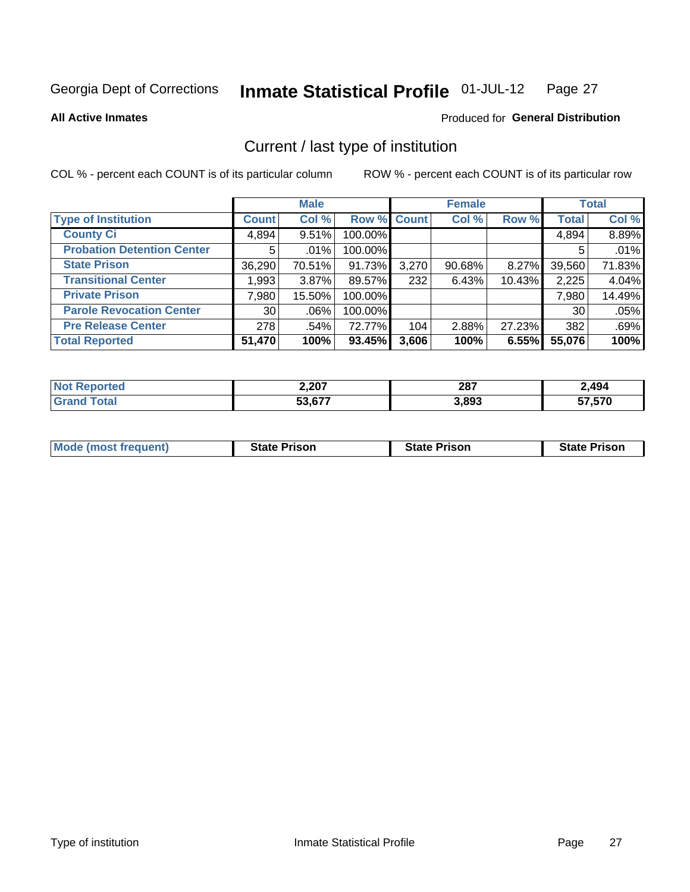Georgia Dept of Corrections **Inmate Statistical Profile** 01-JUL-12

**All Active Inmates**

Produced for **General Distribution**

## Current / last type of institution

COL % - percent each COUNT is of its particular column

ROW % - percent each COUNT is of its particular row

| | Male | | | Female | | | Total | |
|---|---|---|---|---|---|---|---|---|
| **Type of Institution** | **Count** | **Col %** | **Row %** | **Count** | **Col %** | **Row %** | **Total** | **Col %** |
| **County Ci** | 4,894 | 9.51% | 100.00% | | | | 4,894 | 8.89% |
| **Probation Detention Center** | 5 | .01% | 100.00% | | | | 5 | .01% |
| **State Prison** | 36,290 | 70.51% | 91.73% | 3,270 | 90.68% | 8.27% | 39,560 | 71.83% |
| **Transitional Center** | 1,993 | 3.87% | 89.57% | 232 | 6.43% | 10.43% | 2,225 | 4.04% |
| **Private Prison** | 7,980 | 15.50% | 100.00% | | | | 7,980 | 14.49% |
| **Parole Revocation Center** | 30 | .06% | 100.00% | | | | 30 | .05% |
| **Pre Release Center** | 278 | .54% | 72.77% | 104 | 2.88% | 27.23% | 382 | .69% |
| **Total Reported** | **51,470** | **100%** | **93.45%** | **3,606** | **100%** | **6.55%** | **55,076** | **100%** |

| | Male | Female | Total |
|---|---|---|---|
| **Not Reported** | **2,207** | **287** | **2,494** |
| **Grand Total** | **53,677** | **3,893** | **57,570** |

| | Male | Female | Total |
|---|---|---|---|
| **Mode (most frequent)** | **State Prison** | **State Prison** | **State Prison** |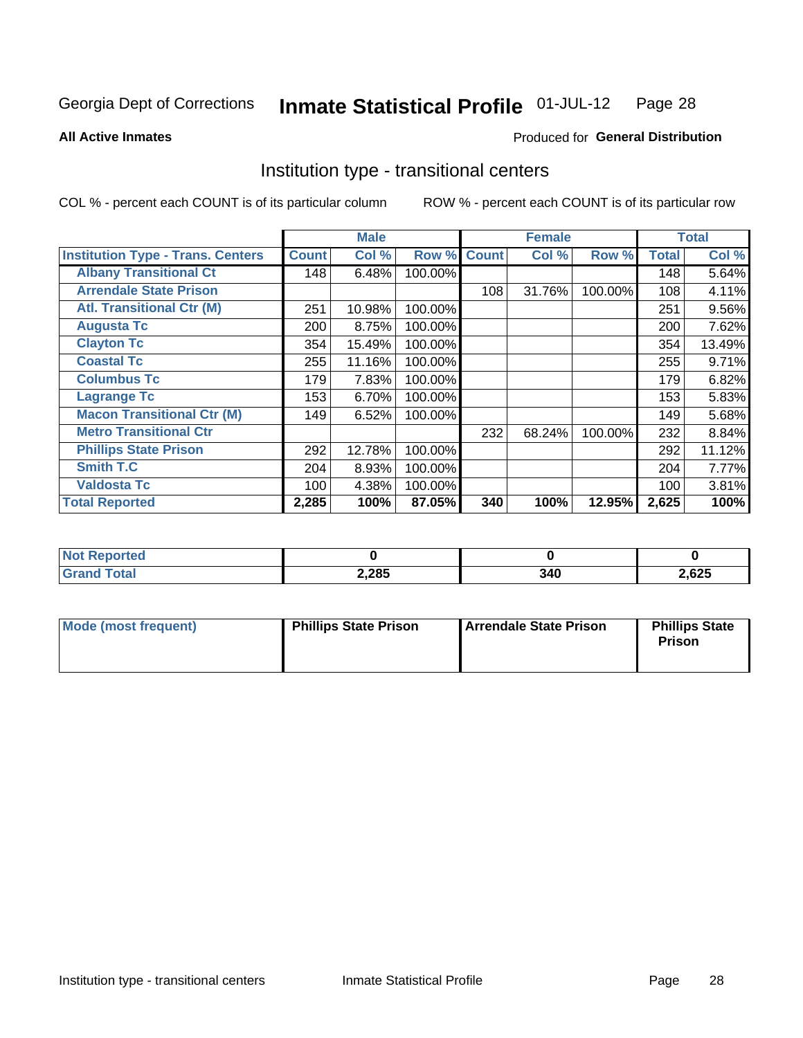Georgia Dept of Corrections **Inmate Statistical Profile** 01-JUL-12

**All Active Inmates**

Produced for **General Distribution**

## Institution type - transitional centers

COL % - percent each COUNT is of its particular column ROW % - percent each COUNT is of its particular row

| | Male | | | Female | | | Total | |
|---|---|---|---|---|---|---|---|---|
| **Institution Type - Trans. Centers** | **Count** | **Col %** | **Row %** | **Count** | **Col %** | **Row %** | **Total** | **Col %** |
| **Albany Transitional Ct** | 148 | 6.48% | 100.00% | | | | 148 | 5.64% |
| **Arrendale State Prison** | | | | 108 | 31.76% | 100.00% | 108 | 4.11% |
| **Atl. Transitional Ctr (M)** | 251 | 10.98% | 100.00% | | | | 251 | 9.56% |
| **Augusta Tc** | 200 | 8.75% | 100.00% | | | | 200 | 7.62% |
| **Clayton Tc** | 354 | 15.49% | 100.00% | | | | 354 | 13.49% |
| **Coastal Tc** | 255 | 11.16% | 100.00% | | | | 255 | 9.71% |
| **Columbus Tc** | 179 | 7.83% | 100.00% | | | | 179 | 6.82% |
| **Lagrange Tc** | 153 | 6.70% | 100.00% | | | | 153 | 5.83% |
| **Macon Transitional Ctr (M)** | 149 | 6.52% | 100.00% | | | | 149 | 5.68% |
| **Metro Transitional Ctr** | | | | 232 | 68.24% | 100.00% | 232 | 8.84% |
| **Phillips State Prison** | 292 | 12.78% | 100.00% | | | | 292 | 11.12% |
| **Smith T.C** | 204 | 8.93% | 100.00% | | | | 204 | 7.77% |
| **Valdosta Tc** | 100 | 4.38% | 100.00% | | | | 100 | 3.81% |
| **Total Reported** | **2,285** | **100%** | **87.05%** | **340** | **100%** | **12.95%** | **2,625** | **100%** |

| | Male | Female | Total |
|---|---|---|---|
| **Not Reported** | **0** | **0** | **0** |
| **Grand Total** | **2,285** | **340** | **2,625** |

| | Male | Female | Total |
|---|---|---|---|
| **Mode (most frequent)** | **Phillips State Prison** | **Arrendale State Prison** | **Phillips State Prison** |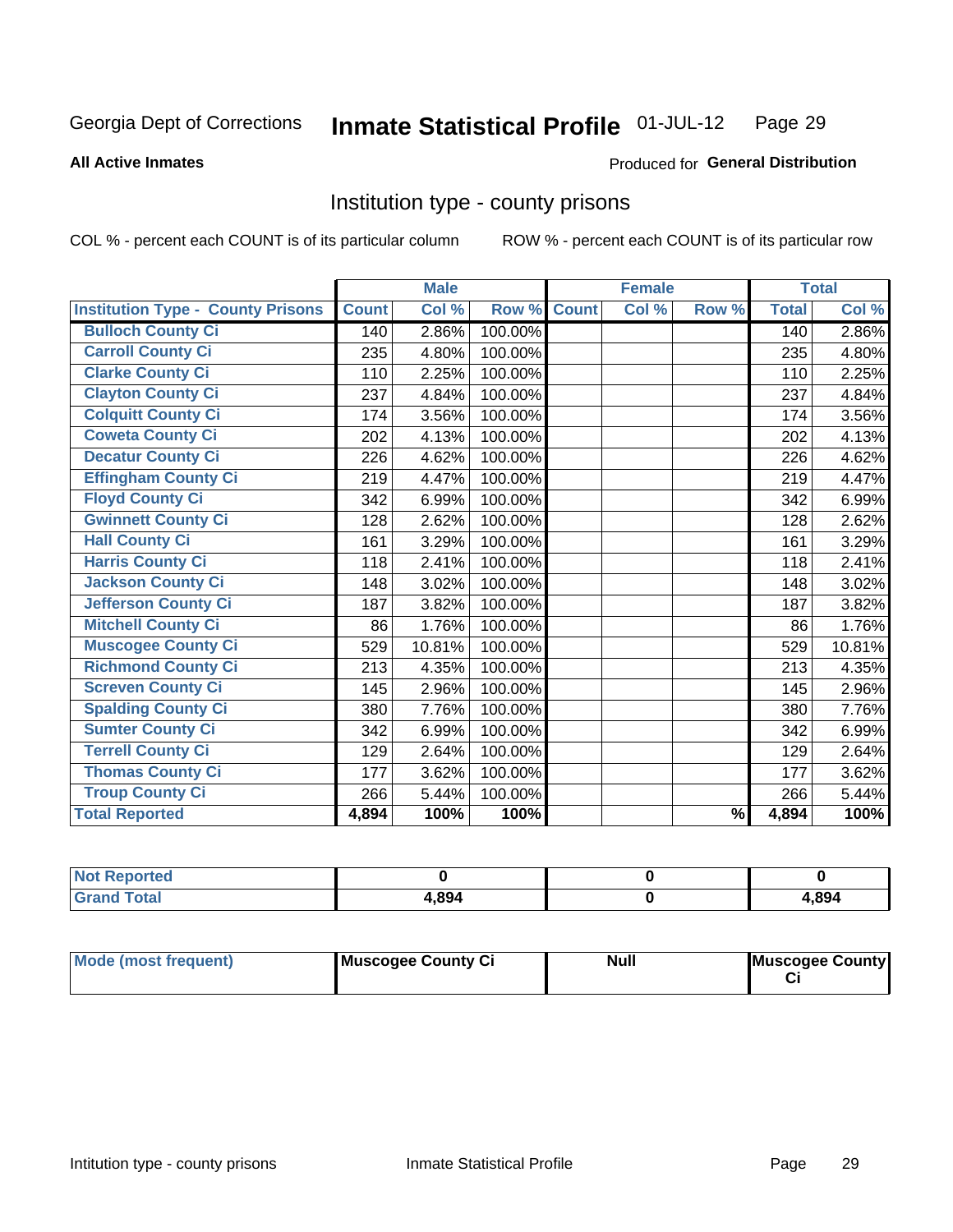Georgia Dept of Corrections **Inmate Statistical Profile** 01-JUL-12 Page 29

**All Active Inmates**

Produced for **General Distribution**

## Institution type - county prisons

COL % - percent each COUNT is of its particular column

ROW % - percent each COUNT is of its particular row

| | Male | | | Female | | | Total | |
|---|---|---|---|---|---|---|---|---|
| **Institution Type - County Prisons** | **Count** | **Col %** | **Row %** | **Count** | **Col %** | **Row %** | **Total** | **Col %** |
| Bulloch County Ci | 140 | 2.86% | 100.00% | | | | 140 | 2.86% |
| Carroll County Ci | 235 | 4.80% | 100.00% | | | | 235 | 4.80% |
| Clarke County Ci | 110 | 2.25% | 100.00% | | | | 110 | 2.25% |
| Clayton County Ci | 237 | 4.84% | 100.00% | | | | 237 | 4.84% |
| Colquitt County Ci | 174 | 3.56% | 100.00% | | | | 174 | 3.56% |
| Coweta County Ci | 202 | 4.13% | 100.00% | | | | 202 | 4.13% |
| Decatur County Ci | 226 | 4.62% | 100.00% | | | | 226 | 4.62% |
| Effingham County Ci | 219 | 4.47% | 100.00% | | | | 219 | 4.47% |
| Floyd County Ci | 342 | 6.99% | 100.00% | | | | 342 | 6.99% |
| Gwinnett County Ci | 128 | 2.62% | 100.00% | | | | 128 | 2.62% |
| Hall County Ci | 161 | 3.29% | 100.00% | | | | 161 | 3.29% |
| Harris County Ci | 118 | 2.41% | 100.00% | | | | 118 | 2.41% |
| Jackson County Ci | 148 | 3.02% | 100.00% | | | | 148 | 3.02% |
| Jefferson County Ci | 187 | 3.82% | 100.00% | | | | 187 | 3.82% |
| Mitchell County Ci | 86 | 1.76% | 100.00% | | | | 86 | 1.76% |
| Muscogee County Ci | 529 | 10.81% | 100.00% | | | | 529 | 10.81% |
| Richmond County Ci | 213 | 4.35% | 100.00% | | | | 213 | 4.35% |
| Screven County Ci | 145 | 2.96% | 100.00% | | | | 145 | 2.96% |
| Spalding County Ci | 380 | 7.76% | 100.00% | | | | 380 | 7.76% |
| Sumter County Ci | 342 | 6.99% | 100.00% | | | | 342 | 6.99% |
| Terrell County Ci | 129 | 2.64% | 100.00% | | | | 129 | 2.64% |
| Thomas County Ci | 177 | 3.62% | 100.00% | | | | 177 | 3.62% |
| Troup County Ci | 266 | 5.44% | 100.00% | | | | 266 | 5.44% |
| **Total Reported** | **4,894** | **100%** | **100%** | | | **%** | **4,894** | **100%** |

| | Male | Female | Total |
|---|---|---|---|
| Not Reported | **0** | **0** | **0** |
| Grand Total | **4,894** | **0** | **4,894** |

| | Male | Female | Total |
|---|---|---|---|
| Mode (most frequent) | **Muscogee County Ci** | **Null** | **Muscogee County Ci** |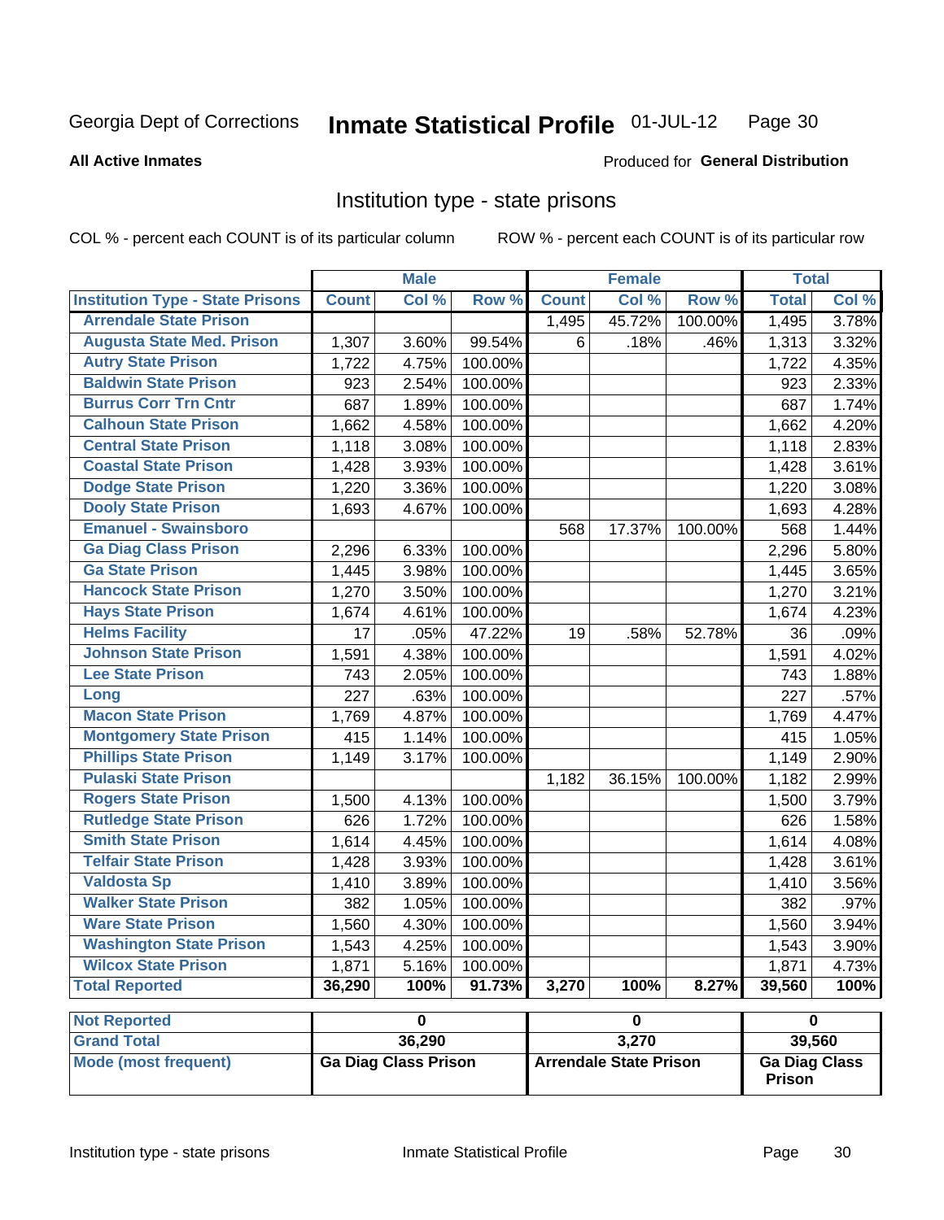Georgia Dept of Corrections **Inmate Statistical Profile** 01-JUL-12

**All Active Inmates**

Produced for **General Distribution**

## Institution type - state prisons

COL % - percent each COUNT is of its particular column

ROW % - percent each COUNT is of its particular row

| | Male | | | Female | | | Total | |
|---|---|---|---|---|---|---|---|---|
| **Institution Type - State Prisons** | **Count** | **Col %** | **Row %** | **Count** | **Col %** | **Row %** | **Total** | **Col %** |
| Arrendale State Prison | | | | 1,495 | 45.72% | 100.00% | 1,495 | 3.78% |
| Augusta State Med. Prison | 1,307 | 3.60% | 99.54% | 6 | .18% | .46% | 1,313 | 3.32% |
| Autry State Prison | 1,722 | 4.75% | 100.00% | | | | 1,722 | 4.35% |
| Baldwin State Prison | 923 | 2.54% | 100.00% | | | | 923 | 2.33% |
| Burrus Corr Trn Cntr | 687 | 1.89% | 100.00% | | | | 687 | 1.74% |
| Calhoun State Prison | 1,662 | 4.58% | 100.00% | | | | 1,662 | 4.20% |
| Central State Prison | 1,118 | 3.08% | 100.00% | | | | 1,118 | 2.83% |
| Coastal State Prison | 1,428 | 3.93% | 100.00% | | | | 1,428 | 3.61% |
| Dodge State Prison | 1,220 | 3.36% | 100.00% | | | | 1,220 | 3.08% |
| Dooly State Prison | 1,693 | 4.67% | 100.00% | | | | 1,693 | 4.28% |
| Emanuel - Swainsboro | | | | 568 | 17.37% | 100.00% | 568 | 1.44% |
| Ga Diag Class Prison | 2,296 | 6.33% | 100.00% | | | | 2,296 | 5.80% |
| Ga State Prison | 1,445 | 3.98% | 100.00% | | | | 1,445 | 3.65% |
| Hancock State Prison | 1,270 | 3.50% | 100.00% | | | | 1,270 | 3.21% |
| Hays State Prison | 1,674 | 4.61% | 100.00% | | | | 1,674 | 4.23% |
| Helms Facility | 17 | .05% | 47.22% | 19 | .58% | 52.78% | 36 | .09% |
| Johnson State Prison | 1,591 | 4.38% | 100.00% | | | | 1,591 | 4.02% |
| Lee State Prison | 743 | 2.05% | 100.00% | | | | 743 | 1.88% |
| Long | 227 | .63% | 100.00% | | | | 227 | .57% |
| Macon State Prison | 1,769 | 4.87% | 100.00% | | | | 1,769 | 4.47% |
| Montgomery State Prison | 415 | 1.14% | 100.00% | | | | 415 | 1.05% |
| Phillips State Prison | 1,149 | 3.17% | 100.00% | | | | 1,149 | 2.90% |
| Pulaski State Prison | | | | 1,182 | 36.15% | 100.00% | 1,182 | 2.99% |
| Rogers State Prison | 1,500 | 4.13% | 100.00% | | | | 1,500 | 3.79% |
| Rutledge State Prison | 626 | 1.72% | 100.00% | | | | 626 | 1.58% |
| Smith State Prison | 1,614 | 4.45% | 100.00% | | | | 1,614 | 4.08% |
| Telfair State Prison | 1,428 | 3.93% | 100.00% | | | | 1,428 | 3.61% |
| Valdosta Sp | 1,410 | 3.89% | 100.00% | | | | 1,410 | 3.56% |
| Walker State Prison | 382 | 1.05% | 100.00% | | | | 382 | .97% |
| Ware State Prison | 1,560 | 4.30% | 100.00% | | | | 1,560 | 3.94% |
| Washington State Prison | 1,543 | 4.25% | 100.00% | | | | 1,543 | 3.90% |
| Wilcox State Prison | 1,871 | 5.16% | 100.00% | | | | 1,871 | 4.73% |
| **Total Reported** | **36,290** | **100%** | **91.73%** | **3,270** | **100%** | **8.27%** | **39,560** | **100%** |

| | Male | Female | Total |
|---|---|---|---|
| **Not Reported** | **0** | **0** | **0** |
| **Grand Total** | **36,290** | **3,270** | **39,560** |
| **Mode (most frequent)** | **Ga Diag Class Prison** | **Arrendale State Prison** | **Ga Diag Class Prison** |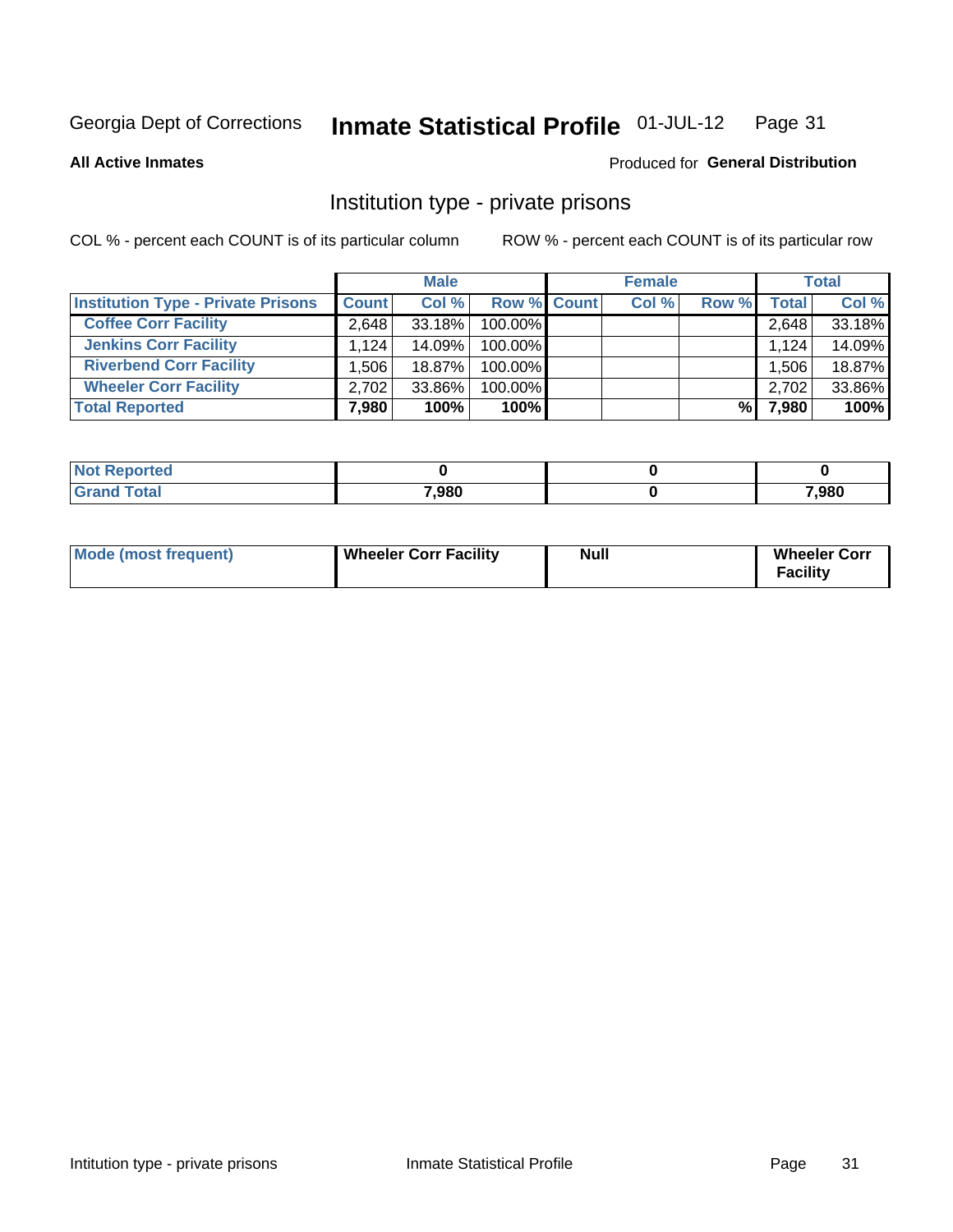Georgia Dept of Corrections **Inmate Statistical Profile** 01-JUL-12

**All Active Inmates**

Produced for **General Distribution**

## Institution type - private prisons

COL % - percent each COUNT is of its particular column ROW % - percent each COUNT is of its particular row

| | Male | | | Female | | | Total | |
|---|---|---|---|---|---|---|---|---|
| **Institution Type - Private Prisons** | **Count** | **Col %** | **Row %** | **Count** | **Col %** | **Row %** | **Total** | **Col %** |
| **Coffee Corr Facility** | 2,648 | 33.18% | 100.00% | | | | 2,648 | 33.18% |
| **Jenkins Corr Facility** | 1,124 | 14.09% | 100.00% | | | | 1,124 | 14.09% |
| **Riverbend Corr Facility** | 1,506 | 18.87% | 100.00% | | | | 1,506 | 18.87% |
| **Wheeler Corr Facility** | 2,702 | 33.86% | 100.00% | | | | 2,702 | 33.86% |
| **Total Reported** | **7,980** | **100%** | **100%** | | | **%** | **7,980** | **100%** |

| | Male | Female | Total |
|---|---|---|---|
| **Not Reported** | **0** | **0** | **0** |
| **Grand Total** | **7,980** | **0** | **7,980** |

| | Male | Female | Total |
|---|---|---|---|
| **Mode (most frequent)** | **Wheeler Corr Facility** | **Null** | **Wheeler Corr Facility** |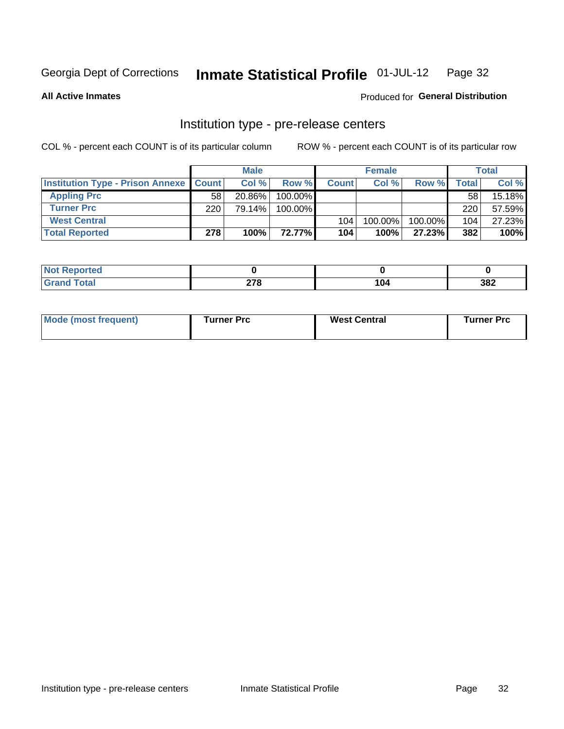Georgia Dept of Corrections **Inmate Statistical Profile** 01-JUL-12 Page 32

**All Active Inmates**

Produced for **General Distribution**

## Institution type - pre-release centers

COL % - percent each COUNT is of its particular column ROW % - percent each COUNT is of its particular row

| | Male | | | Female | | | Total | |
|---|---|---|---|---|---|---|---|---|
| **Institution Type - Prison Annexe** | **Count** | **Col %** | **Row %** | **Count** | **Col %** | **Row %** | **Total** | **Col %** |
| **Appling Prc** | 58 | 20.86% | 100.00% | | | | 58 | 15.18% |
| **Turner Prc** | 220 | 79.14% | 100.00% | | | | 220 | 57.59% |
| **West Central** | | | | 104 | 100.00% | 100.00% | 104 | 27.23% |
| **Total Reported** | **278** | **100%** | **72.77%** | **104** | **100%** | **27.23%** | **382** | **100%** |

| | Male | Female | Total |
|---|---|---|---|
| **Not Reported** | **0** | **0** | **0** |
| **Grand Total** | **278** | **104** | **382** |

| | Male | Female | Total |
|---|---|---|---|
| **Mode (most frequent)** | **Turner Prc** | **West Central** | **Turner Prc** |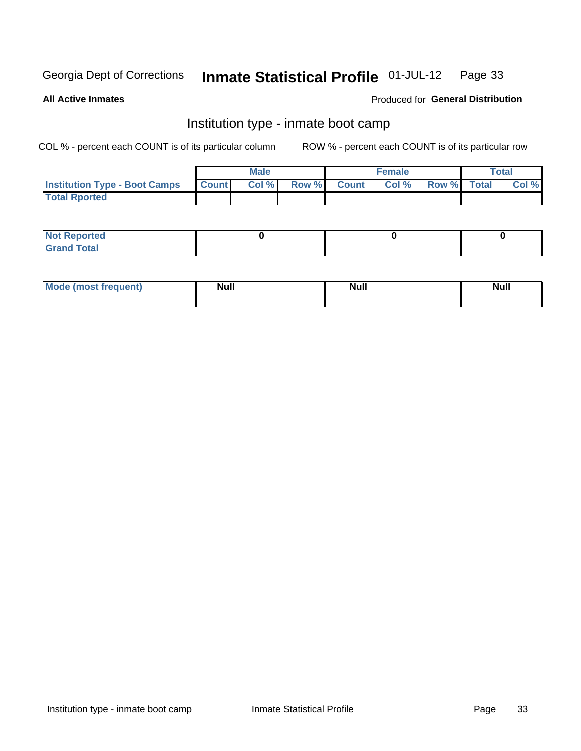Georgia Dept of Corrections **Inmate Statistical Profile** 01-JUL-12

**All Active Inmates**

Produced for **General Distribution**

## Institution type - inmate boot camp

COL % - percent each COUNT is of its particular column        ROW % - percent each COUNT is of its particular row

| | Male | | | Female | | | Total | |
|---|---|---|---|---|---|---|---|---|
| **Institution Type - Boot Camps** | **Count** | **Col %** | **Row %** | **Count** | **Col %** | **Row %** | **Total** | **Col %** |
| **Total Rported** | | | | | | | | |

| | Male | Female | Total |
|---|---|---|---|
| **Not Reported** | **0** | **0** | **0** |
| **Grand Total** | | | |

| | Male | Female | Total |
|---|---|---|---|
| **Mode (most frequent)** | **Null** | **Null** | **Null** |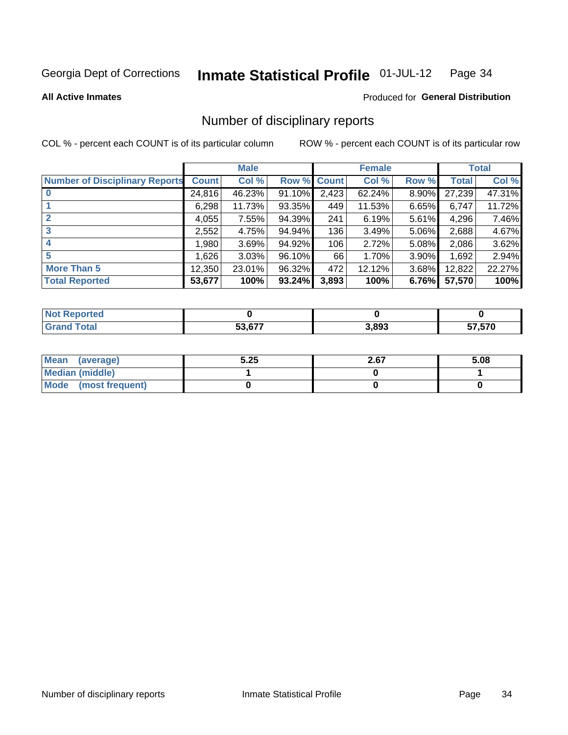Georgia Dept of Corrections **Inmate Statistical Profile** 01-JUL-12

**All Active Inmates**

Produced for **General Distribution**

## Number of disciplinary reports

COL % - percent each COUNT is of its particular column

ROW % - percent each COUNT is of its particular row

| | Male | | | Female | | | Total | |
|---|---|---|---|---|---|---|---|---|
| **Number of Disciplinary Reports** | **Count** | **Col %** | **Row %** | **Count** | **Col %** | **Row %** | **Total** | **Col %** |
| **0** | 24,816 | 46.23% | 91.10% | 2,423 | 62.24% | 8.90% | 27,239 | 47.31% |
| **1** | 6,298 | 11.73% | 93.35% | 449 | 11.53% | 6.65% | 6,747 | 11.72% |
| **2** | 4,055 | 7.55% | 94.39% | 241 | 6.19% | 5.61% | 4,296 | 7.46% |
| **3** | 2,552 | 4.75% | 94.94% | 136 | 3.49% | 5.06% | 2,688 | 4.67% |
| **4** | 1,980 | 3.69% | 94.92% | 106 | 2.72% | 5.08% | 2,086 | 3.62% |
| **5** | 1,626 | 3.03% | 96.10% | 66 | 1.70% | 3.90% | 1,692 | 2.94% |
| **More Than 5** | 12,350 | 23.01% | 96.32% | 472 | 12.12% | 3.68% | 12,822 | 22.27% |
| **Total Reported** | **53,677** | **100%** | **93.24%** | **3,893** | **100%** | **6.76%** | **57,570** | **100%** |

| | Male | Female | Total |
|---|---|---|---|
| **Not Reported** | **0** | **0** | **0** |
| **Grand Total** | **53,677** | **3,893** | **57,570** |

| | Male | Female | Total |
|---|---|---|---|
| **Mean (average)** | **5.25** | **2.67** | **5.08** |
| **Median (middle)** | **1** | **0** | **1** |
| **Mode (most frequent)** | **0** | **0** | **0** |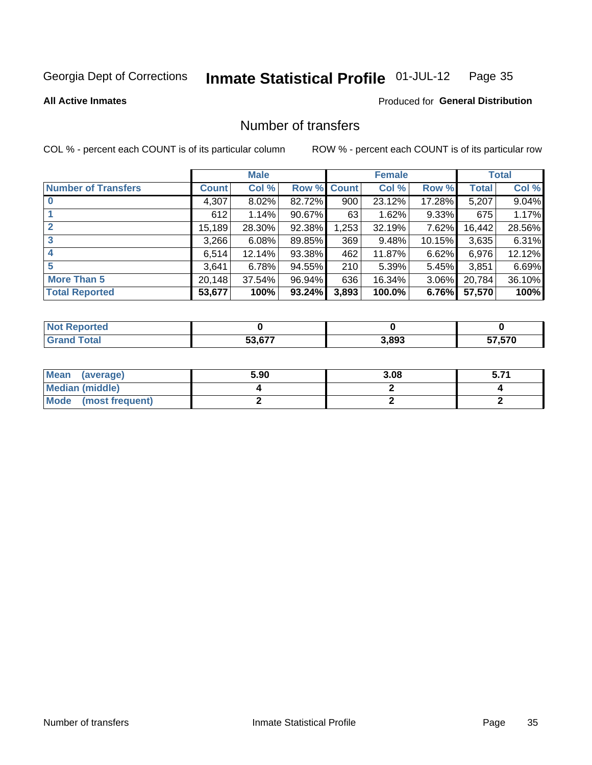Georgia Dept of Corrections **Inmate Statistical Profile** 01-JUL-12

**All Active Inmates**

Produced for **General Distribution**

# Number of transfers

COL % - percent each COUNT is of its particular column

ROW % - percent each COUNT is of its particular row

| | Male | | | Female | | | Total | |
|---|---|---|---|---|---|---|---|---|
| **Number of Transfers** | **Count** | **Col %** | **Row %** | **Count** | **Col %** | **Row %** | **Total** | **Col %** |
| **0** | 4,307 | 8.02% | 82.72% | 900 | 23.12% | 17.28% | 5,207 | 9.04% |
| **1** | 612 | 1.14% | 90.67% | 63 | 1.62% | 9.33% | 675 | 1.17% |
| **2** | 15,189 | 28.30% | 92.38% | 1,253 | 32.19% | 7.62% | 16,442 | 28.56% |
| **3** | 3,266 | 6.08% | 89.85% | 369 | 9.48% | 10.15% | 3,635 | 6.31% |
| **4** | 6,514 | 12.14% | 93.38% | 462 | 11.87% | 6.62% | 6,976 | 12.12% |
| **5** | 3,641 | 6.78% | 94.55% | 210 | 5.39% | 5.45% | 3,851 | 6.69% |
| **More Than 5** | 20,148 | 37.54% | 96.94% | 636 | 16.34% | 3.06% | 20,784 | 36.10% |
| **Total Reported** | **53,677** | **100%** | **93.24%** | **3,893** | **100.0%** | **6.76%** | **57,570** | **100%** |

| | Male | Female | Total |
|---|---|---|---|
| **Not Reported** | **0** | **0** | **0** |
| **Grand Total** | **53,677** | **3,893** | **57,570** |

| | Male | Female | Total |
|---|---|---|---|
| **Mean (average)** | **5.90** | **3.08** | **5.71** |
| **Median (middle)** | **4** | **2** | **4** |
| **Mode (most frequent)** | **2** | **2** | **2** |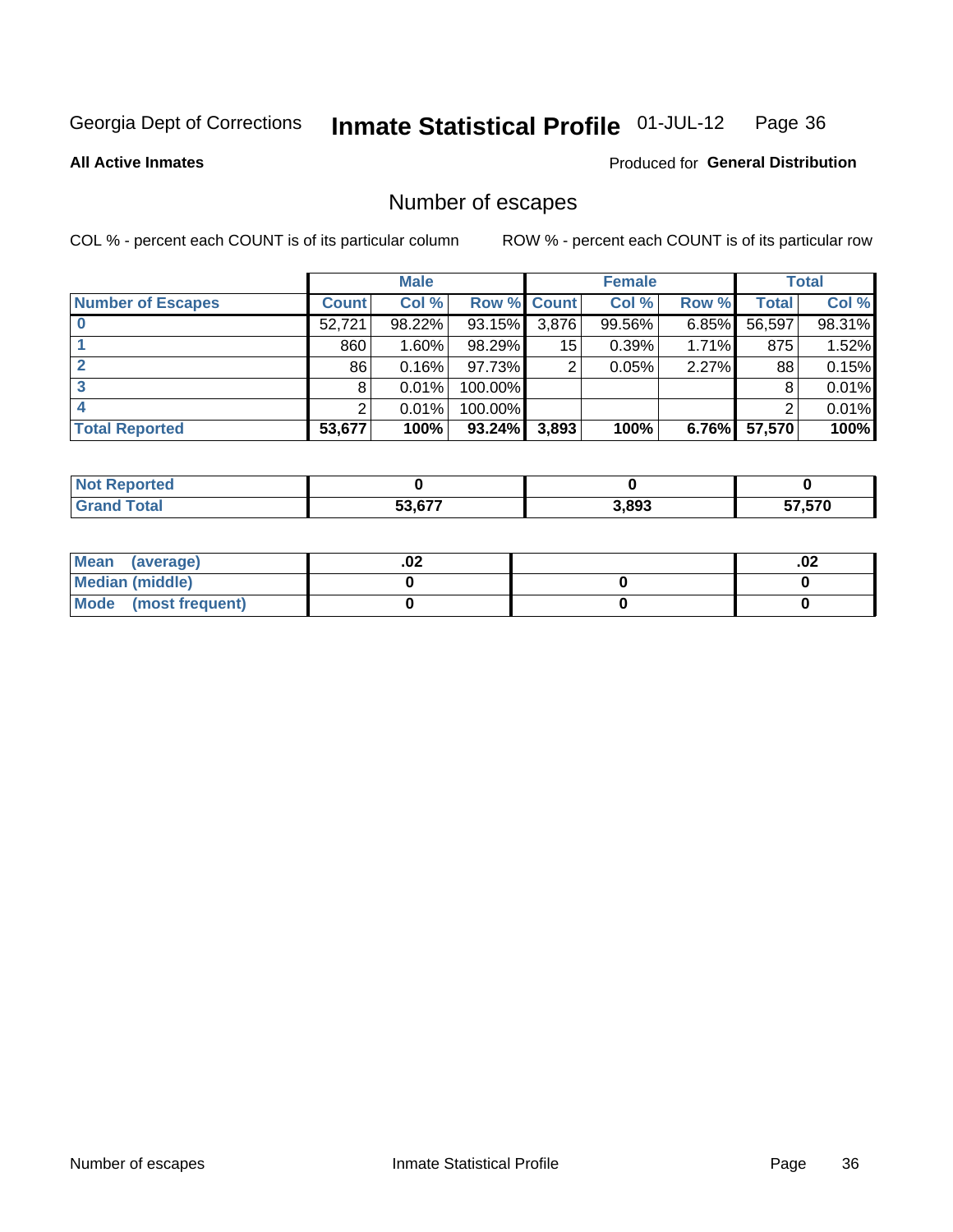Georgia Dept of Corrections **Inmate Statistical Profile** 01-JUL-12

**All Active Inmates**

Produced for **General Distribution**

## Number of escapes

COL % - percent each COUNT is of its particular column     ROW % - percent each COUNT is of its particular row

| | Male | | | Female | | | Total | |
|---|---|---|---|---|---|---|---|---|
| **Number of Escapes** | **Count** | **Col %** | **Row %** | **Count** | **Col %** | **Row %** | **Total** | **Col %** |
| **0** | 52,721 | 98.22% | 93.15% | 3,876 | 99.56% | 6.85% | 56,597 | 98.31% |
| **1** | 860 | 1.60% | 98.29% | 15 | 0.39% | 1.71% | 875 | 1.52% |
| **2** | 86 | 0.16% | 97.73% | 2 | 0.05% | 2.27% | 88 | 0.15% |
| **3** | 8 | 0.01% | 100.00% | | | | 8 | 0.01% |
| **4** | 2 | 0.01% | 100.00% | | | | 2 | 0.01% |
| **Total Reported** | **53,677** | **100%** | **93.24%** | **3,893** | **100%** | **6.76%** | **57,570** | **100%** |

| | Male | Female | Total |
|---|---|---|---|
| **Not Reported** | **0** | **0** | **0** |
| **Grand Total** | **53,677** | **3,893** | **57,570** |

| | Male | Female | Total |
|---|---|---|---|
| **Mean (average)** | **.02** | | **.02** |
| **Median (middle)** | **0** | **0** | **0** |
| **Mode (most frequent)** | **0** | **0** | **0** |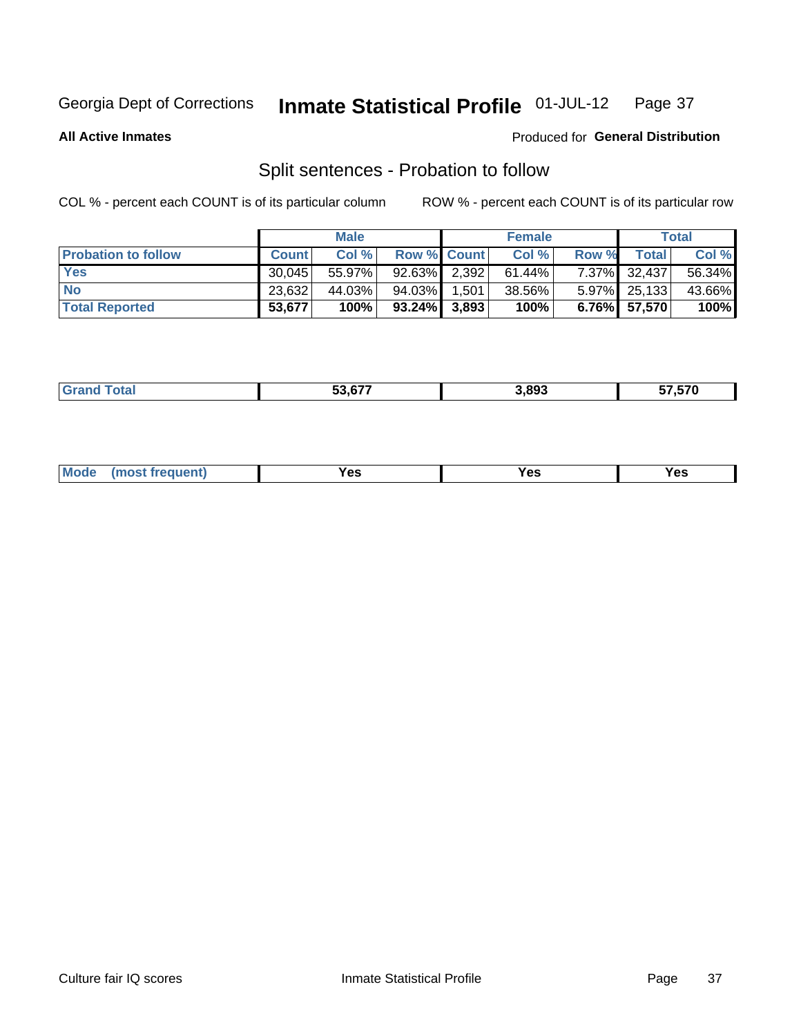Georgia Dept of Corrections **Inmate Statistical Profile** 01-JUL-12

**All Active Inmates**

Produced for **General Distribution**

## Split sentences - Probation to follow

COL % - percent each COUNT is of its particular column

ROW % - percent each COUNT is of its particular row

| | Male | | | Female | | | Total | |
|---|---|---|---|---|---|---|---|---|
| **Probation to follow** | **Count** | **Col %** | **Row %** | **Count** | **Col %** | **Row %** | **Total** | **Col %** |
| **Yes** | 30,045 | 55.97% | 92.63% | 2,392 | 61.44% | 7.37% | 32,437 | 56.34% |
| **No** | 23,632 | 44.03% | 94.03% | 1,501 | 38.56% | 5.97% | 25,133 | 43.66% |
| **Total Reported** | **53,677** | **100%** | **93.24%** | **3,893** | **100%** | **6.76%** | **57,570** | **100%** |

| | | | |
|---|---|---|---|
| **Grand Total** | **53,677** | **3,893** | **57,570** |

| | | | |
|---|---|---|---|
| **Mode (most frequent)** | **Yes** | **Yes** | **Yes** |

Culture fair IQ scores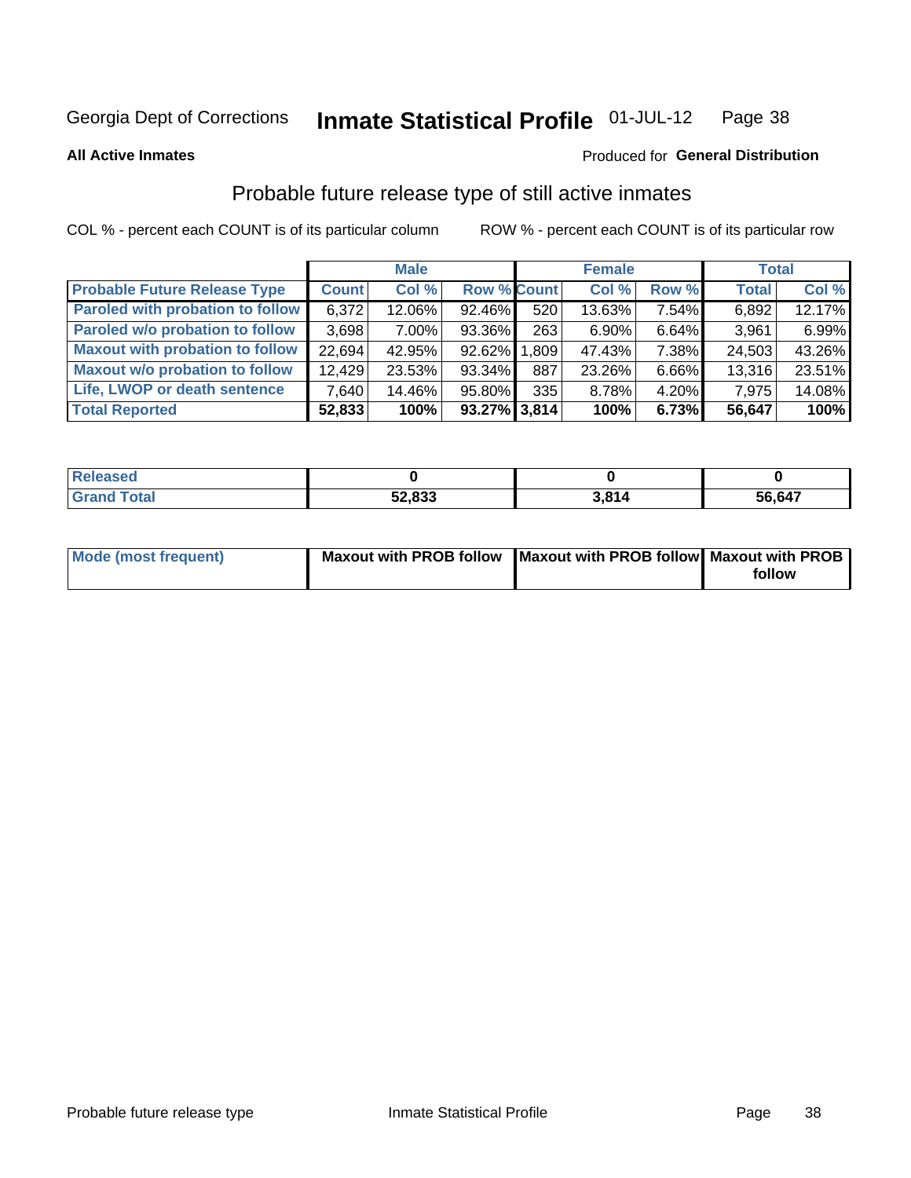Georgia Dept of Corrections **Inmate Statistical Profile** 01-JUL-12

**All Active Inmates**

Produced for **General Distribution**

## Probable future release type of still active inmates

COL % - percent each COUNT is of its particular column ROW % - percent each COUNT is of its particular row

| | Male | | | Female | | | Total | |
|---|---|---|---|---|---|---|---|---|
| **Probable Future Release Type** | **Count** | **Col %** | **Row %** | **Count** | **Col %** | **Row %** | **Total** | **Col %** |
| Paroled with probation to follow | 6,372 | 12.06% | 92.46% | 520 | 13.63% | 7.54% | 6,892 | 12.17% |
| Paroled w/o probation to follow | 3,698 | 7.00% | 93.36% | 263 | 6.90% | 6.64% | 3,961 | 6.99% |
| Maxout with probation to follow | 22,694 | 42.95% | 92.62% | 1,809 | 47.43% | 7.38% | 24,503 | 43.26% |
| Maxout w/o probation to follow | 12,429 | 23.53% | 93.34% | 887 | 23.26% | 6.66% | 13,316 | 23.51% |
| Life, LWOP or death sentence | 7,640 | 14.46% | 95.80% | 335 | 8.78% | 4.20% | 7,975 | 14.08% |
| **Total Reported** | **52,833** | **100%** | **93.27%** | **3,814** | **100%** | **6.73%** | **56,647** | **100%** |

| | Male | Female | Total |
|---|---|---|---|
| Released | **0** | **0** | **0** |
| Grand Total | **52,833** | **3,814** | **56,647** |

| | Male | Female | Total |
|---|---|---|---|
| Mode (most frequent) | **Maxout with PROB follow** | **Maxout with PROB follow** | **Maxout with PROB follow** |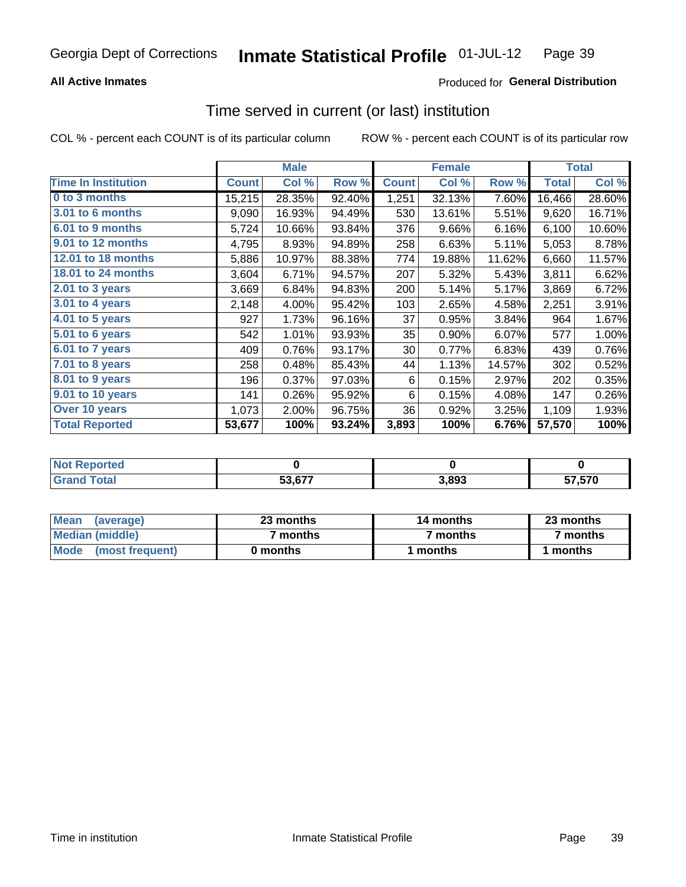Georgia Dept of Corrections **Inmate Statistical Profile** 01-JUL-12

**All Active Inmates**

Produced for **General Distribution**

## Time served in current (or last) institution

COL % - percent each COUNT is of its particular column ROW % - percent each COUNT is of its particular row

| | Male | | | Female | | | Total | |
|---|---|---|---|---|---|---|---|---|
| Time In Institution | Count | Col % | Row % | Count | Col % | Row % | Total | Col % |
| 0 to 3 months | 15,215 | 28.35% | 92.40% | 1,251 | 32.13% | 7.60% | 16,466 | 28.60% |
| 3.01 to 6 months | 9,090 | 16.93% | 94.49% | 530 | 13.61% | 5.51% | 9,620 | 16.71% |
| 6.01 to 9 months | 5,724 | 10.66% | 93.84% | 376 | 9.66% | 6.16% | 6,100 | 10.60% |
| 9.01 to 12 months | 4,795 | 8.93% | 94.89% | 258 | 6.63% | 5.11% | 5,053 | 8.78% |
| 12.01 to 18 months | 5,886 | 10.97% | 88.38% | 774 | 19.88% | 11.62% | 6,660 | 11.57% |
| 18.01 to 24 months | 3,604 | 6.71% | 94.57% | 207 | 5.32% | 5.43% | 3,811 | 6.62% |
| 2.01 to 3 years | 3,669 | 6.84% | 94.83% | 200 | 5.14% | 5.17% | 3,869 | 6.72% |
| 3.01 to 4 years | 2,148 | 4.00% | 95.42% | 103 | 2.65% | 4.58% | 2,251 | 3.91% |
| 4.01 to 5 years | 927 | 1.73% | 96.16% | 37 | 0.95% | 3.84% | 964 | 1.67% |
| 5.01 to 6 years | 542 | 1.01% | 93.93% | 35 | 0.90% | 6.07% | 577 | 1.00% |
| 6.01 to 7 years | 409 | 0.76% | 93.17% | 30 | 0.77% | 6.83% | 439 | 0.76% |
| 7.01 to 8 years | 258 | 0.48% | 85.43% | 44 | 1.13% | 14.57% | 302 | 0.52% |
| 8.01 to 9 years | 196 | 0.37% | 97.03% | 6 | 0.15% | 2.97% | 202 | 0.35% |
| 9.01 to 10 years | 141 | 0.26% | 95.92% | 6 | 0.15% | 4.08% | 147 | 0.26% |
| Over 10 years | 1,073 | 2.00% | 96.75% | 36 | 0.92% | 3.25% | 1,109 | 1.93% |
| **Total Reported** | **53,677** | **100%** | **93.24%** | **3,893** | **100%** | **6.76%** | **57,570** | **100%** |

| | Male | Female | Total |
|---|---|---|---|
| Not Reported | 0 | 0 | 0 |
| Grand Total | 53,677 | 3,893 | 57,570 |

| | Male | Female | Total |
|---|---|---|---|
| Mean (average) | 23 months | 14 months | 23 months |
| Median (middle) | 7 months | 7 months | 7 months |
| Mode (most frequent) | 0 months | 1 months | 1 months |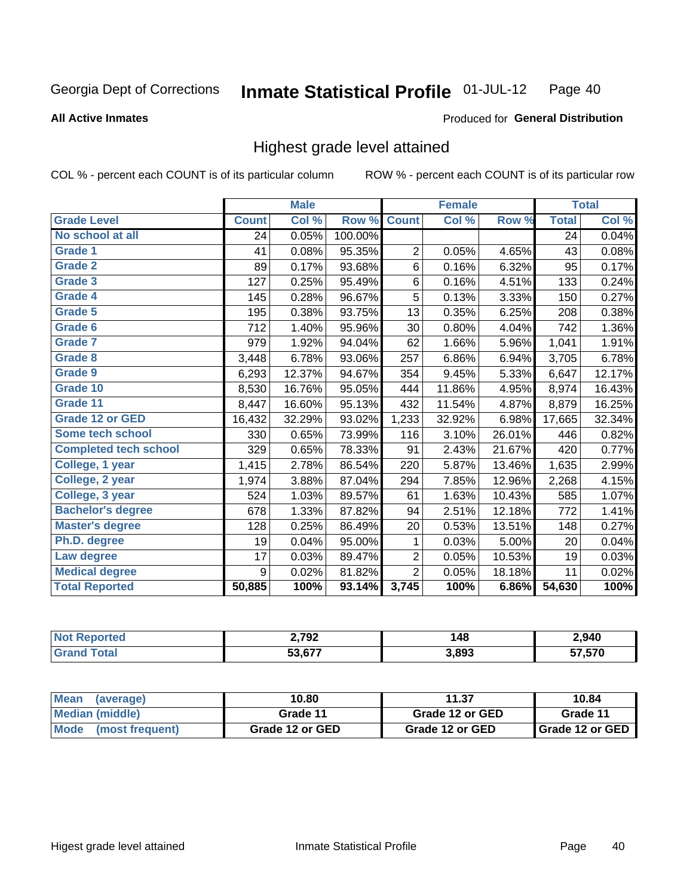Georgia Dept of Corrections **Inmate Statistical Profile** 01-JUL-12

**All Active Inmates**

Produced for **General Distribution**

## Highest grade level attained

COL % - percent each COUNT is of its particular column ROW % - percent each COUNT is of its particular row

| | Male | | | Female | | | Total | |
|---|---|---|---|---|---|---|---|---|
| **Grade Level** | **Count** | **Col %** | **Row %** | **Count** | **Col %** | **Row %** | **Total** | **Col %** |
| No school at all | 24 | 0.05% | 100.00% | | | | 24 | 0.04% |
| Grade 1 | 41 | 0.08% | 95.35% | 2 | 0.05% | 4.65% | 43 | 0.08% |
| Grade 2 | 89 | 0.17% | 93.68% | 6 | 0.16% | 6.32% | 95 | 0.17% |
| Grade 3 | 127 | 0.25% | 95.49% | 6 | 0.16% | 4.51% | 133 | 0.24% |
| Grade 4 | 145 | 0.28% | 96.67% | 5 | 0.13% | 3.33% | 150 | 0.27% |
| Grade 5 | 195 | 0.38% | 93.75% | 13 | 0.35% | 6.25% | 208 | 0.38% |
| Grade 6 | 712 | 1.40% | 95.96% | 30 | 0.80% | 4.04% | 742 | 1.36% |
| Grade 7 | 979 | 1.92% | 94.04% | 62 | 1.66% | 5.96% | 1,041 | 1.91% |
| Grade 8 | 3,448 | 6.78% | 93.06% | 257 | 6.86% | 6.94% | 3,705 | 6.78% |
| Grade 9 | 6,293 | 12.37% | 94.67% | 354 | 9.45% | 5.33% | 6,647 | 12.17% |
| Grade 10 | 8,530 | 16.76% | 95.05% | 444 | 11.86% | 4.95% | 8,974 | 16.43% |
| Grade 11 | 8,447 | 16.60% | 95.13% | 432 | 11.54% | 4.87% | 8,879 | 16.25% |
| Grade 12 or GED | 16,432 | 32.29% | 93.02% | 1,233 | 32.92% | 6.98% | 17,665 | 32.34% |
| Some tech school | 330 | 0.65% | 73.99% | 116 | 3.10% | 26.01% | 446 | 0.82% |
| Completed tech school | 329 | 0.65% | 78.33% | 91 | 2.43% | 21.67% | 420 | 0.77% |
| College, 1 year | 1,415 | 2.78% | 86.54% | 220 | 5.87% | 13.46% | 1,635 | 2.99% |
| College, 2 year | 1,974 | 3.88% | 87.04% | 294 | 7.85% | 12.96% | 2,268 | 4.15% |
| College, 3 year | 524 | 1.03% | 89.57% | 61 | 1.63% | 10.43% | 585 | 1.07% |
| Bachelor's degree | 678 | 1.33% | 87.82% | 94 | 2.51% | 12.18% | 772 | 1.41% |
| Master's degree | 128 | 0.25% | 86.49% | 20 | 0.53% | 13.51% | 148 | 0.27% |
| Ph.D. degree | 19 | 0.04% | 95.00% | 1 | 0.03% | 5.00% | 20 | 0.04% |
| Law degree | 17 | 0.03% | 89.47% | 2 | 0.05% | 10.53% | 19 | 0.03% |
| Medical degree | 9 | 0.02% | 81.82% | 2 | 0.05% | 18.18% | 11 | 0.02% |
| **Total Reported** | **50,885** | **100%** | **93.14%** | **3,745** | **100%** | **6.86%** | **54,630** | **100%** |

| | Male | Female | Total |
|---|---|---|---|
| Not Reported | 2,792 | 148 | 2,940 |
| Grand Total | 53,677 | 3,893 | 57,570 |

| | Male | Female | Total |
|---|---|---|---|
| Mean (average) | 10.80 | 11.37 | 10.84 |
| Median (middle) | Grade 11 | Grade 12 or GED | Grade 11 |
| Mode (most frequent) | Grade 12 or GED | Grade 12 or GED | Grade 12 or GED |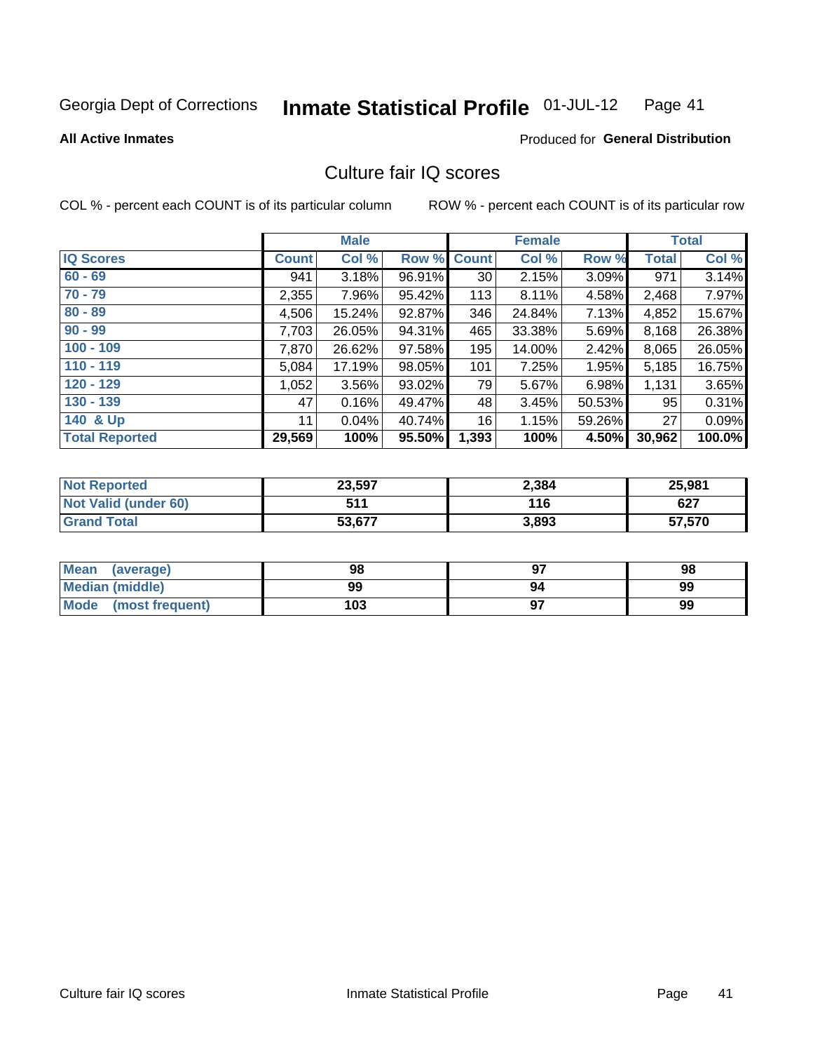Georgia Dept of Corrections **Inmate Statistical Profile** 01-JUL-12 Page 41

**All Active Inmates**

Produced for **General Distribution**

## Culture fair IQ scores

COL % - percent each COUNT is of its particular column

ROW % - percent each COUNT is of its particular row

| | Male | | | Female | | | Total | |
|---|---|---|---|---|---|---|---|---|
| **IQ Scores** | **Count** | **Col %** | **Row %** | **Count** | **Col %** | **Row %** | **Total** | **Col %** |
| 60 - 69 | 941 | 3.18% | 96.91% | 30 | 2.15% | 3.09% | 971 | 3.14% |
| 70 - 79 | 2,355 | 7.96% | 95.42% | 113 | 8.11% | 4.58% | 2,468 | 7.97% |
| 80 - 89 | 4,506 | 15.24% | 92.87% | 346 | 24.84% | 7.13% | 4,852 | 15.67% |
| 90 - 99 | 7,703 | 26.05% | 94.31% | 465 | 33.38% | 5.69% | 8,168 | 26.38% |
| 100 - 109 | 7,870 | 26.62% | 97.58% | 195 | 14.00% | 2.42% | 8,065 | 26.05% |
| 110 - 119 | 5,084 | 17.19% | 98.05% | 101 | 7.25% | 1.95% | 5,185 | 16.75% |
| 120 - 129 | 1,052 | 3.56% | 93.02% | 79 | 5.67% | 6.98% | 1,131 | 3.65% |
| 130 - 139 | 47 | 0.16% | 49.47% | 48 | 3.45% | 50.53% | 95 | 0.31% |
| 140 & Up | 11 | 0.04% | 40.74% | 16 | 1.15% | 59.26% | 27 | 0.09% |
| **Total Reported** | **29,569** | **100%** | **95.50%** | **1,393** | **100%** | **4.50%** | **30,962** | **100.0%** |

| | Male | Female | Total |
|---|---|---|---|
| Not Reported | 23,597 | 2,384 | 25,981 |
| Not Valid (under 60) | 511 | 116 | 627 |
| Grand Total | 53,677 | 3,893 | 57,570 |

| | Male | Female | Total |
|---|---|---|---|
| Mean (average) | 98 | 97 | 98 |
| Median (middle) | 99 | 94 | 99 |
| Mode (most frequent) | 103 | 97 | 99 |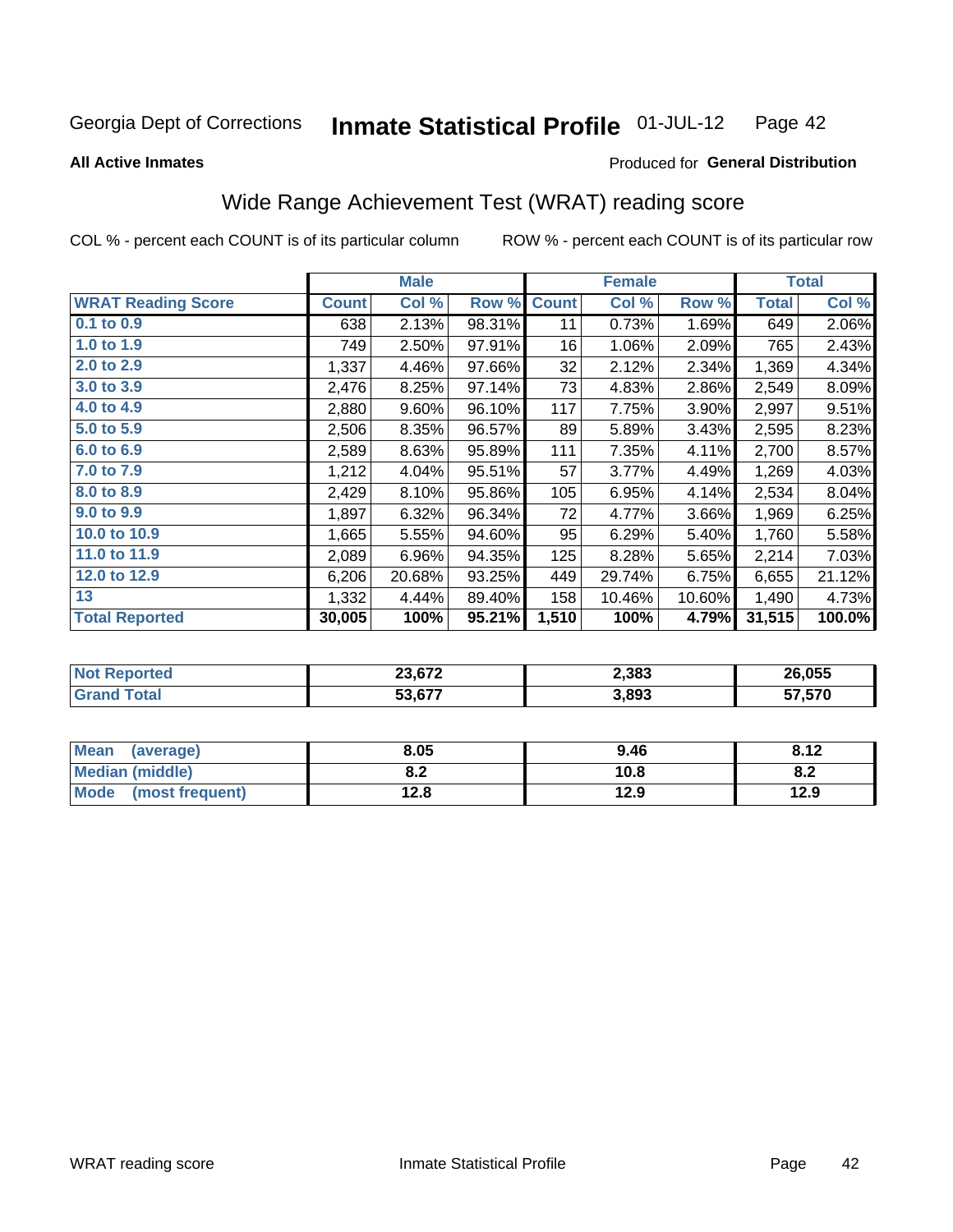Georgia Dept of Corrections **Inmate Statistical Profile** 01-JUL-12 Page 42

**All Active Inmates**

Produced for **General Distribution**

## Wide Range Achievement Test (WRAT) reading score

COL % - percent each COUNT is of its particular column ROW % - percent each COUNT is of its particular row

| | Male | | | Female | | | Total | |
|---|---|---|---|---|---|---|---|---|
| **WRAT Reading Score** | **Count** | **Col %** | **Row %** | **Count** | **Col %** | **Row %** | **Total** | **Col %** |
| 0.1 to 0.9 | 638 | 2.13% | 98.31% | 11 | 0.73% | 1.69% | 649 | 2.06% |
| 1.0 to 1.9 | 749 | 2.50% | 97.91% | 16 | 1.06% | 2.09% | 765 | 2.43% |
| 2.0 to 2.9 | 1,337 | 4.46% | 97.66% | 32 | 2.12% | 2.34% | 1,369 | 4.34% |
| 3.0 to 3.9 | 2,476 | 8.25% | 97.14% | 73 | 4.83% | 2.86% | 2,549 | 8.09% |
| 4.0 to 4.9 | 2,880 | 9.60% | 96.10% | 117 | 7.75% | 3.90% | 2,997 | 9.51% |
| 5.0 to 5.9 | 2,506 | 8.35% | 96.57% | 89 | 5.89% | 3.43% | 2,595 | 8.23% |
| 6.0 to 6.9 | 2,589 | 8.63% | 95.89% | 111 | 7.35% | 4.11% | 2,700 | 8.57% |
| 7.0 to 7.9 | 1,212 | 4.04% | 95.51% | 57 | 3.77% | 4.49% | 1,269 | 4.03% |
| 8.0 to 8.9 | 2,429 | 8.10% | 95.86% | 105 | 6.95% | 4.14% | 2,534 | 8.04% |
| 9.0 to 9.9 | 1,897 | 6.32% | 96.34% | 72 | 4.77% | 3.66% | 1,969 | 6.25% |
| 10.0 to 10.9 | 1,665 | 5.55% | 94.60% | 95 | 6.29% | 5.40% | 1,760 | 5.58% |
| 11.0 to 11.9 | 2,089 | 6.96% | 94.35% | 125 | 8.28% | 5.65% | 2,214 | 7.03% |
| 12.0 to 12.9 | 6,206 | 20.68% | 93.25% | 449 | 29.74% | 6.75% | 6,655 | 21.12% |
| 13 | 1,332 | 4.44% | 89.40% | 158 | 10.46% | 10.60% | 1,490 | 4.73% |
| **Total Reported** | **30,005** | **100%** | **95.21%** | **1,510** | **100%** | **4.79%** | **31,515** | **100.0%** |

| | Male | Female | Total |
|---|---|---|---|
| **Not Reported** | **23,672** | **2,383** | **26,055** |
| **Grand Total** | **53,677** | **3,893** | **57,570** |

| | Male | Female | Total |
|---|---|---|---|
| **Mean (average)** | **8.05** | **9.46** | **8.12** |
| **Median (middle)** | **8.2** | **10.8** | **8.2** |
| **Mode (most frequent)** | **12.8** | **12.9** | **12.9** |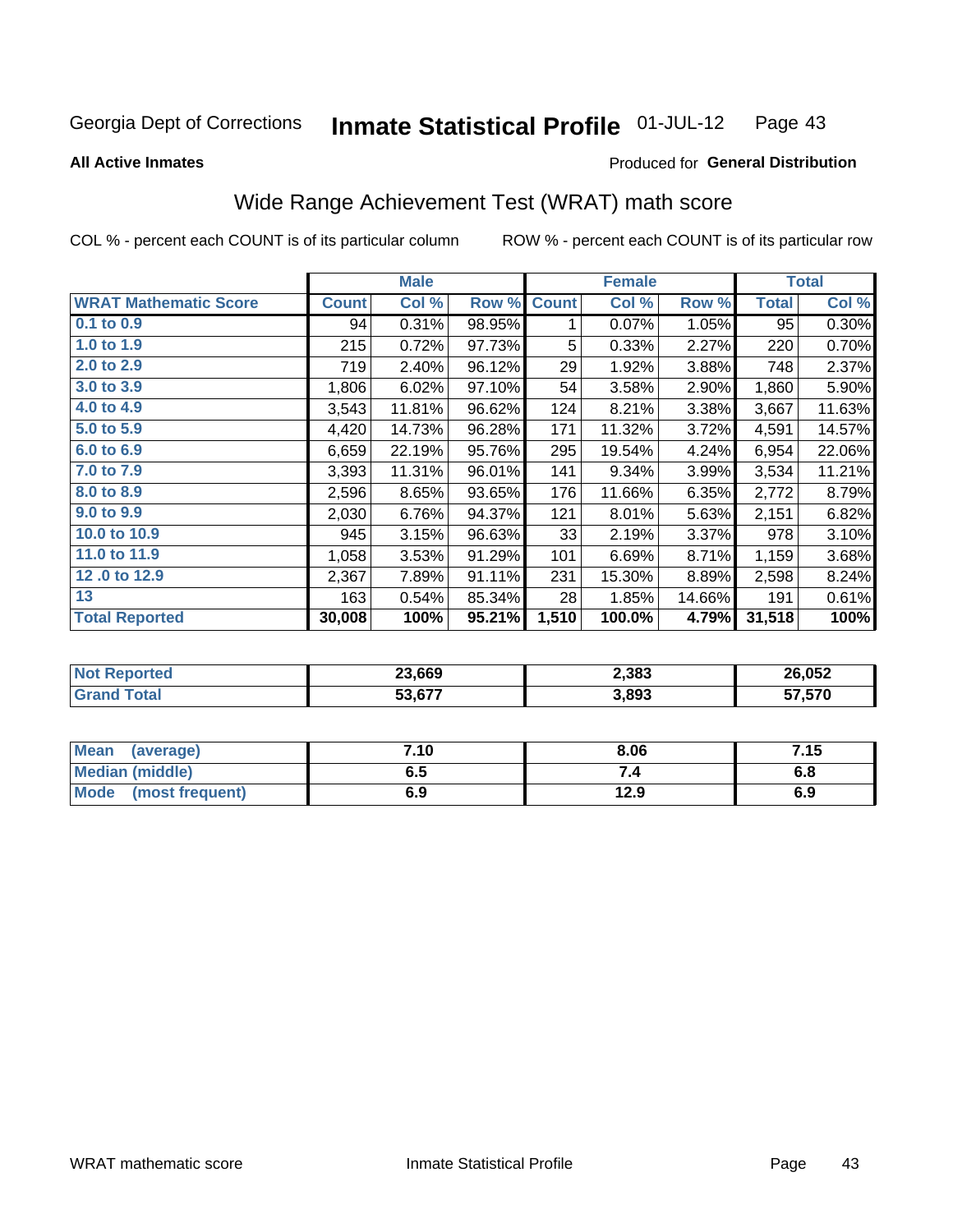Georgia Dept of Corrections **Inmate Statistical Profile** 01-JUL-12

**All Active Inmates**

Produced for **General Distribution**

## Wide Range Achievement Test (WRAT) math score

COL % - percent each COUNT is of its particular column

ROW % - percent each COUNT is of its particular row

| | Male | | | Female | | | Total | |
|---|---|---|---|---|---|---|---|---|
| **WRAT Mathematic Score** | **Count** | **Col %** | **Row %** | **Count** | **Col %** | **Row %** | **Total** | **Col %** |
| 0.1 to 0.9 | 94 | 0.31% | 98.95% | 1 | 0.07% | 1.05% | 95 | 0.30% |
| 1.0 to 1.9 | 215 | 0.72% | 97.73% | 5 | 0.33% | 2.27% | 220 | 0.70% |
| 2.0 to 2.9 | 719 | 2.40% | 96.12% | 29 | 1.92% | 3.88% | 748 | 2.37% |
| 3.0 to 3.9 | 1,806 | 6.02% | 97.10% | 54 | 3.58% | 2.90% | 1,860 | 5.90% |
| 4.0 to 4.9 | 3,543 | 11.81% | 96.62% | 124 | 8.21% | 3.38% | 3,667 | 11.63% |
| 5.0 to 5.9 | 4,420 | 14.73% | 96.28% | 171 | 11.32% | 3.72% | 4,591 | 14.57% |
| 6.0 to 6.9 | 6,659 | 22.19% | 95.76% | 295 | 19.54% | 4.24% | 6,954 | 22.06% |
| 7.0 to 7.9 | 3,393 | 11.31% | 96.01% | 141 | 9.34% | 3.99% | 3,534 | 11.21% |
| 8.0 to 8.9 | 2,596 | 8.65% | 93.65% | 176 | 11.66% | 6.35% | 2,772 | 8.79% |
| 9.0 to 9.9 | 2,030 | 6.76% | 94.37% | 121 | 8.01% | 5.63% | 2,151 | 6.82% |
| 10.0 to 10.9 | 945 | 3.15% | 96.63% | 33 | 2.19% | 3.37% | 978 | 3.10% |
| 11.0 to 11.9 | 1,058 | 3.53% | 91.29% | 101 | 6.69% | 8.71% | 1,159 | 3.68% |
| 12 .0 to 12.9 | 2,367 | 7.89% | 91.11% | 231 | 15.30% | 8.89% | 2,598 | 8.24% |
| 13 | 163 | 0.54% | 85.34% | 28 | 1.85% | 14.66% | 191 | 0.61% |
| **Total Reported** | **30,008** | **100%** | **95.21%** | **1,510** | **100.0%** | **4.79%** | **31,518** | **100%** |

| | Male | Female | Total |
|---|---|---|---|
| Not Reported | 23,669 | 2,383 | 26,052 |
| Grand Total | 53,677 | 3,893 | 57,570 |

| | Male | Female | Total |
|---|---|---|---|
| Mean (average) | 7.10 | 8.06 | 7.15 |
| Median (middle) | 6.5 | 7.4 | 6.8 |
| Mode (most frequent) | 6.9 | 12.9 | 6.9 |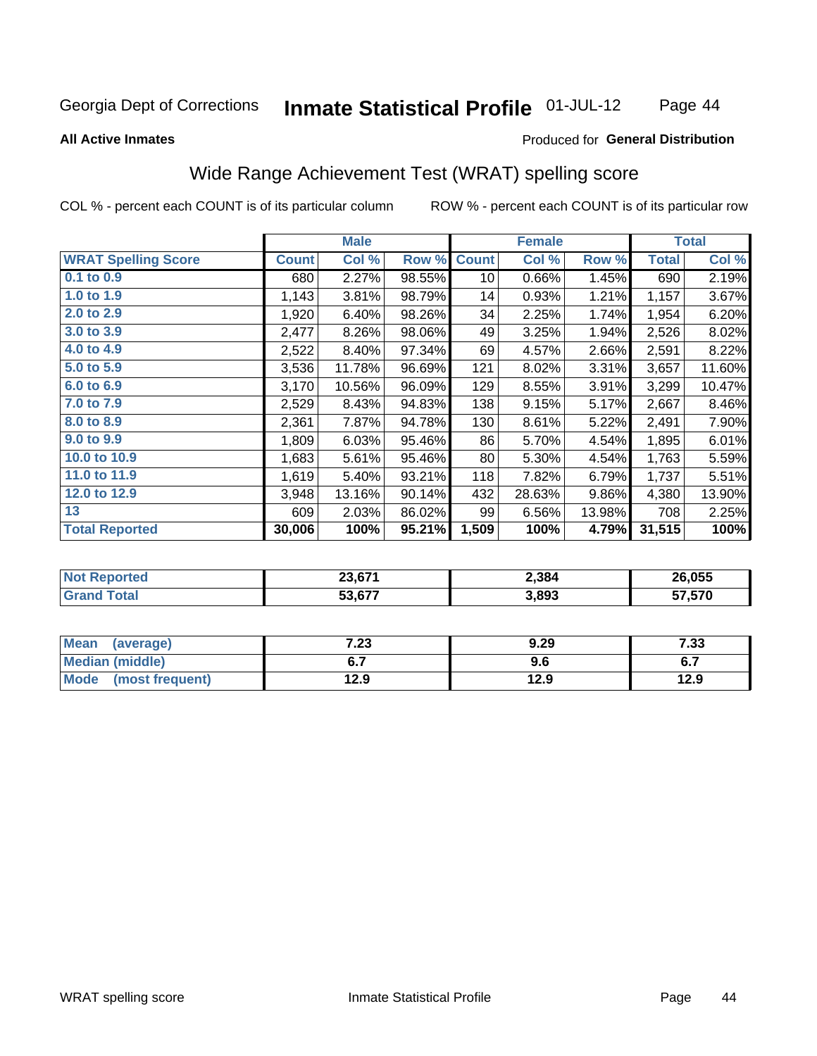Georgia Dept of Corrections **Inmate Statistical Profile** 01-JUL-12

**All Active Inmates**

Produced for **General Distribution**

## Wide Range Achievement Test (WRAT) spelling score

COL % - percent each COUNT is of its particular column

ROW % - percent each COUNT is of its particular row

| | Male | | | Female | | | Total | |
|---|---|---|---|---|---|---|---|---|
| **WRAT Spelling Score** | **Count** | **Col %** | **Row %** | **Count** | **Col %** | **Row %** | **Total** | **Col %** |
| **0.1 to 0.9** | 680 | 2.27% | 98.55% | 10 | 0.66% | 1.45% | 690 | 2.19% |
| **1.0 to 1.9** | 1,143 | 3.81% | 98.79% | 14 | 0.93% | 1.21% | 1,157 | 3.67% |
| **2.0 to 2.9** | 1,920 | 6.40% | 98.26% | 34 | 2.25% | 1.74% | 1,954 | 6.20% |
| **3.0 to 3.9** | 2,477 | 8.26% | 98.06% | 49 | 3.25% | 1.94% | 2,526 | 8.02% |
| **4.0 to 4.9** | 2,522 | 8.40% | 97.34% | 69 | 4.57% | 2.66% | 2,591 | 8.22% |
| **5.0 to 5.9** | 3,536 | 11.78% | 96.69% | 121 | 8.02% | 3.31% | 3,657 | 11.60% |
| **6.0 to 6.9** | 3,170 | 10.56% | 96.09% | 129 | 8.55% | 3.91% | 3,299 | 10.47% |
| **7.0 to 7.9** | 2,529 | 8.43% | 94.83% | 138 | 9.15% | 5.17% | 2,667 | 8.46% |
| **8.0 to 8.9** | 2,361 | 7.87% | 94.78% | 130 | 8.61% | 5.22% | 2,491 | 7.90% |
| **9.0 to 9.9** | 1,809 | 6.03% | 95.46% | 86 | 5.70% | 4.54% | 1,895 | 6.01% |
| **10.0 to 10.9** | 1,683 | 5.61% | 95.46% | 80 | 5.30% | 4.54% | 1,763 | 5.59% |
| **11.0 to 11.9** | 1,619 | 5.40% | 93.21% | 118 | 7.82% | 6.79% | 1,737 | 5.51% |
| **12.0 to 12.9** | 3,948 | 13.16% | 90.14% | 432 | 28.63% | 9.86% | 4,380 | 13.90% |
| **13** | 609 | 2.03% | 86.02% | 99 | 6.56% | 13.98% | 708 | 2.25% |
| **Total Reported** | **30,006** | **100%** | **95.21%** | **1,509** | **100%** | **4.79%** | **31,515** | **100%** |

| | Male | Female | Total |
|---|---|---|---|
| **Not Reported** | **23,671** | **2,384** | **26,055** |
| **Grand Total** | **53,677** | **3,893** | **57,570** |

| | Male | Female | Total |
|---|---|---|---|
| **Mean (average)** | **7.23** | **9.29** | **7.33** |
| **Median (middle)** | **6.7** | **9.6** | **6.7** |
| **Mode (most frequent)** | **12.9** | **12.9** | **12.9** |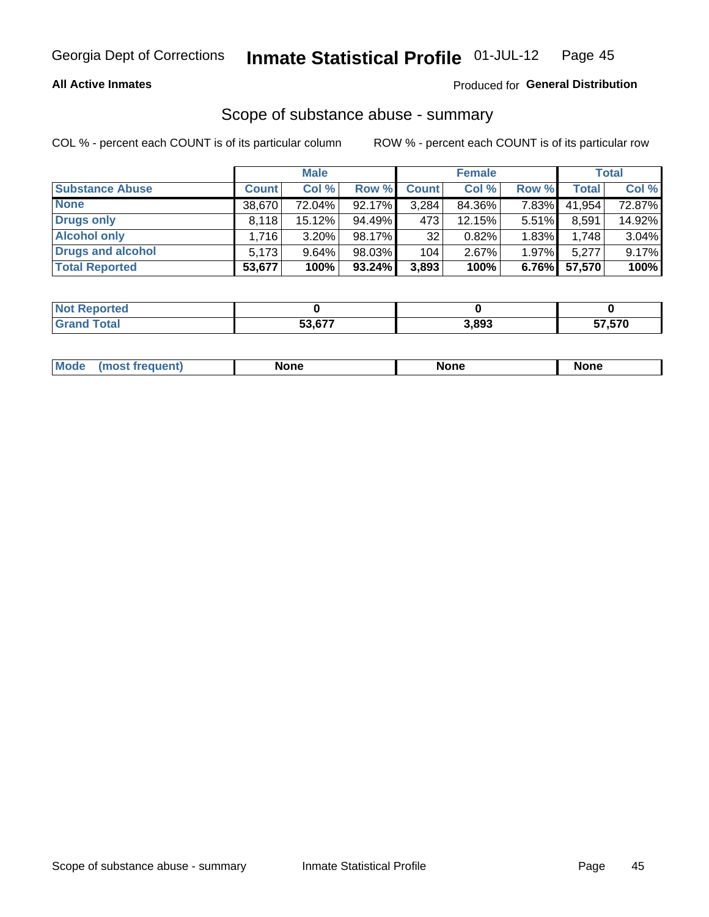Georgia Dept of Corrections **Inmate Statistical Profile** 01-JUL-12

**All Active Inmates**

Produced for **General Distribution**

## Scope of substance abuse - summary

COL % - percent each COUNT is of its particular column

ROW % - percent each COUNT is of its particular row

| | Male | | | Female | | | Total | |
|---|---|---|---|---|---|---|---|---|
| **Substance Abuse** | **Count** | **Col %** | **Row %** | **Count** | **Col %** | **Row %** | **Total** | **Col %** |
| **None** | 38,670 | 72.04% | 92.17% | 3,284 | 84.36% | 7.83% | 41,954 | 72.87% |
| **Drugs only** | 8,118 | 15.12% | 94.49% | 473 | 12.15% | 5.51% | 8,591 | 14.92% |
| **Alcohol only** | 1,716 | 3.20% | 98.17% | 32 | 0.82% | 1.83% | 1,748 | 3.04% |
| **Drugs and alcohol** | 5,173 | 9.64% | 98.03% | 104 | 2.67% | 1.97% | 5,277 | 9.17% |
| **Total Reported** | **53,677** | **100%** | **93.24%** | **3,893** | **100%** | **6.76%** | **57,570** | **100%** |

| | Male | Female | Total |
|---|---|---|---|
| **Not Reported** | **0** | **0** | **0** |
| **Grand Total** | **53,677** | **3,893** | **57,570** |

| | Male | Female | Total |
|---|---|---|---|
| **Mode (most frequent)** | **None** | **None** | **None** |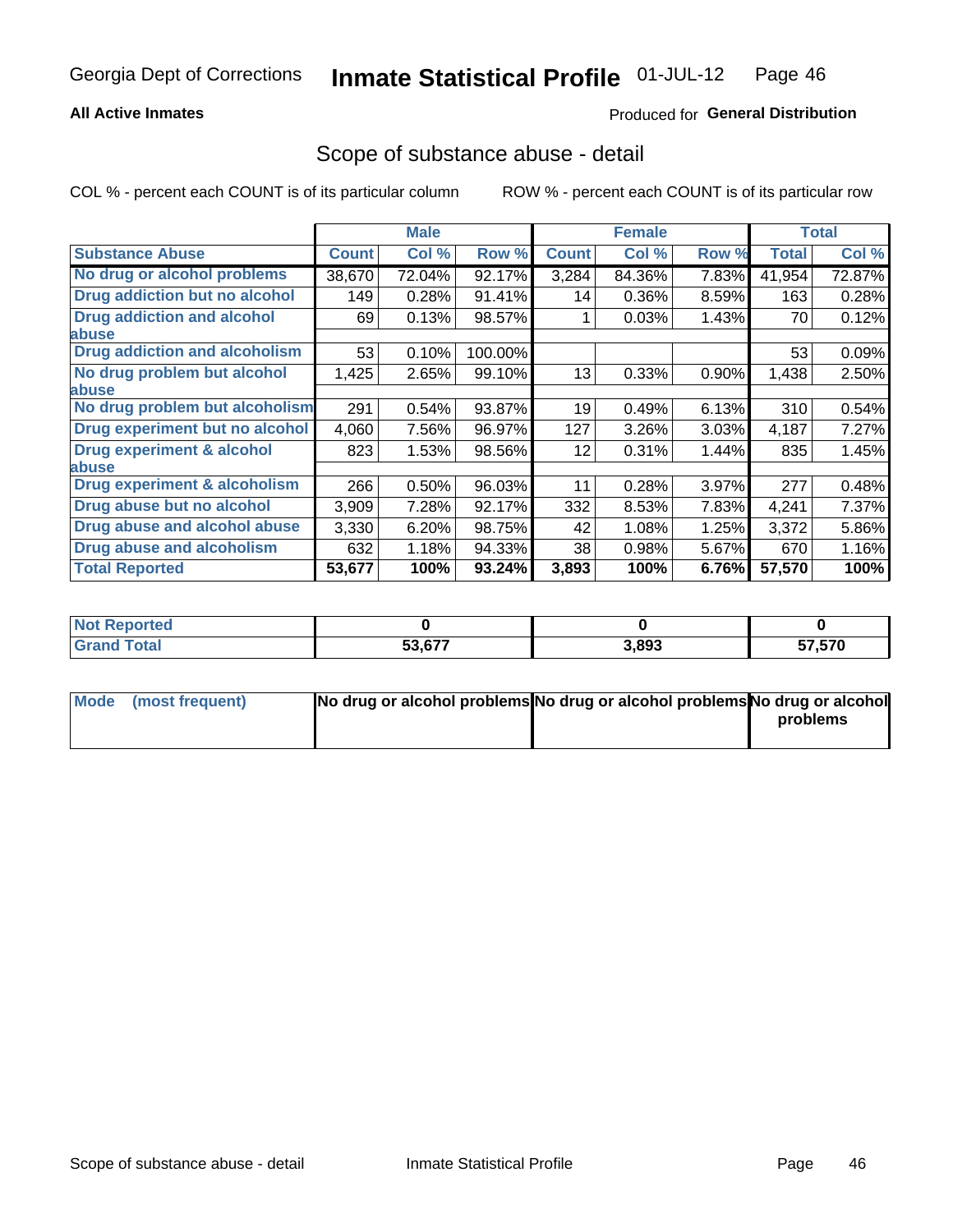Georgia Dept of Corrections **Inmate Statistical Profile** 01-JUL-12

**All Active Inmates**

Produced for **General Distribution**

## Scope of substance abuse - detail

COL % - percent each COUNT is of its particular column ROW % - percent each COUNT is of its particular row

| | Male | | | Female | | | Total | |
|---|---|---|---|---|---|---|---|---|
| **Substance Abuse** | **Count** | **Col %** | **Row %** | **Count** | **Col %** | **Row %** | **Total** | **Col %** |
| **No drug or alcohol problems** | 38,670 | 72.04% | 92.17% | 3,284 | 84.36% | 7.83% | 41,954 | 72.87% |
| **Drug addiction but no alcohol** | 149 | 0.28% | 91.41% | 14 | 0.36% | 8.59% | 163 | 0.28% |
| **Drug addiction and alcohol abuse** | 69 | 0.13% | 98.57% | 1 | 0.03% | 1.43% | 70 | 0.12% |
| **Drug addiction and alcoholism** | 53 | 0.10% | 100.00% | | | | 53 | 0.09% |
| **No drug problem but alcohol abuse** | 1,425 | 2.65% | 99.10% | 13 | 0.33% | 0.90% | 1,438 | 2.50% |
| **No drug problem but alcoholism** | 291 | 0.54% | 93.87% | 19 | 0.49% | 6.13% | 310 | 0.54% |
| **Drug experiment but no alcohol** | 4,060 | 7.56% | 96.97% | 127 | 3.26% | 3.03% | 4,187 | 7.27% |
| **Drug experiment & alcohol abuse** | 823 | 1.53% | 98.56% | 12 | 0.31% | 1.44% | 835 | 1.45% |
| **Drug experiment & alcoholism** | 266 | 0.50% | 96.03% | 11 | 0.28% | 3.97% | 277 | 0.48% |
| **Drug abuse but no alcohol** | 3,909 | 7.28% | 92.17% | 332 | 8.53% | 7.83% | 4,241 | 7.37% |
| **Drug abuse and alcohol abuse** | 3,330 | 6.20% | 98.75% | 42 | 1.08% | 1.25% | 3,372 | 5.86% |
| **Drug abuse and alcoholism** | 632 | 1.18% | 94.33% | 38 | 0.98% | 5.67% | 670 | 1.16% |
| **Total Reported** | **53,677** | **100%** | **93.24%** | **3,893** | **100%** | **6.76%** | **57,570** | **100%** |

| | Male | Female | Total |
|---|---|---|---|
| **Not Reported** | **0** | **0** | **0** |
| **Grand Total** | **53,677** | **3,893** | **57,570** |

| | Male | Female | Total |
|---|---|---|---|
| **Mode (most frequent)** | **No drug or alcohol problems** | **No drug or alcohol problems** | **No drug or alcohol problems** |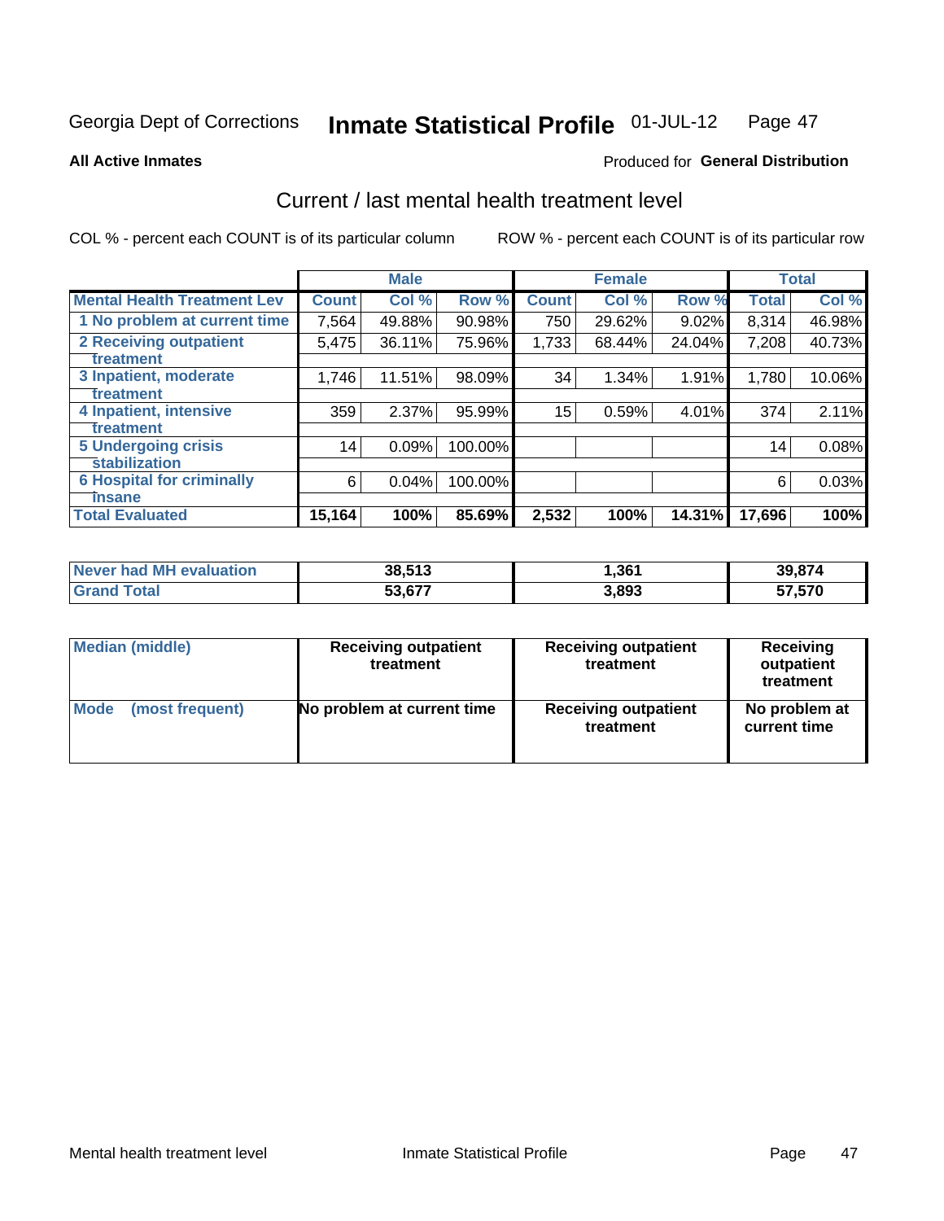Georgia Dept of Corrections **Inmate Statistical Profile** 01-JUL-12

**All Active Inmates**

Produced for **General Distribution**

## Current / last mental health treatment level

COL % - percent each COUNT is of its particular column

ROW % - percent each COUNT is of its particular row

| | Male | | | Female | | | Total | |
|---|---|---|---|---|---|---|---|---|
| **Mental Health Treatment Lev** | **Count** | **Col %** | **Row %** | **Count** | **Col %** | **Row %** | **Total** | **Col %** |
| **1 No problem at current time** | 7,564 | 49.88% | 90.98% | 750 | 29.62% | 9.02% | 8,314 | 46.98% |
| **2 Receiving outpatient treatment** | 5,475 | 36.11% | 75.96% | 1,733 | 68.44% | 24.04% | 7,208 | 40.73% |
| **3 Inpatient, moderate treatment** | 1,746 | 11.51% | 98.09% | 34 | 1.34% | 1.91% | 1,780 | 10.06% |
| **4 Inpatient, intensive treatment** | 359 | 2.37% | 95.99% | 15 | 0.59% | 4.01% | 374 | 2.11% |
| **5 Undergoing crisis stabilization** | 14 | 0.09% | 100.00% | | | | 14 | 0.08% |
| **6 Hospital for criminally insane** | 6 | 0.04% | 100.00% | | | | 6 | 0.03% |
| **Total Evaluated** | **15,164** | **100%** | **85.69%** | **2,532** | **100%** | **14.31%** | **17,696** | **100%** |

| | Male | Female | Total |
|---|---|---|---|
| **Never had MH evaluation** | **38,513** | **1,361** | **39,874** |
| **Grand Total** | **53,677** | **3,893** | **57,570** |

| | Male | Female | Total |
|---|---|---|---|
| **Median (middle)** | **Receiving outpatient treatment** | **Receiving outpatient treatment** | **Receiving outpatient treatment** |
| **Mode (most frequent)** | **No problem at current time** | **Receiving outpatient treatment** | **No problem at current time** |

Mental health treatment level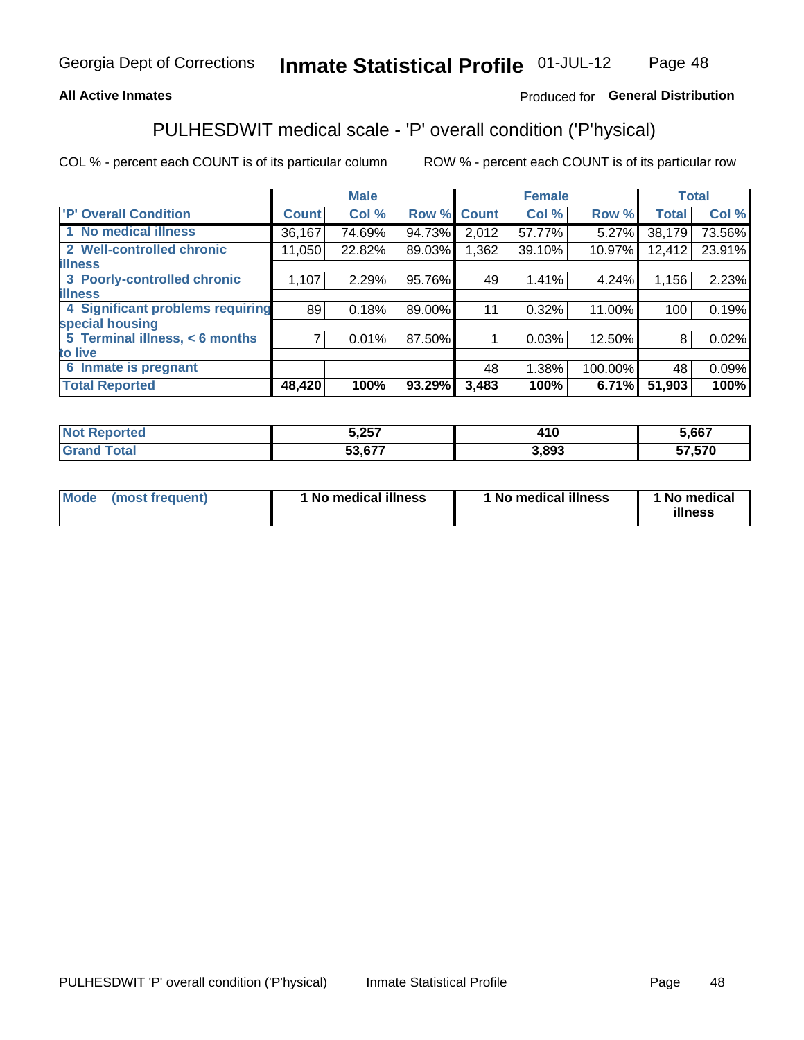Georgia Dept of Corrections **Inmate Statistical Profile** 01-JUL-12

**All Active Inmates**

Produced for **General Distribution**

## PULHESDWIT medical scale - 'P' overall condition ('P'hysical)

COL % - percent each COUNT is of its particular column

ROW % - percent each COUNT is of its particular row

| | Male | | | Female | | | Total | |
|---|---|---|---|---|---|---|---|---|
| 'P' Overall Condition | Count | Col % | Row % | Count | Col % | Row % | Total | Col % |
| 1 No medical illness | 36,167 | 74.69% | 94.73% | 2,012 | 57.77% | 5.27% | 38,179 | 73.56% |
| 2 Well-controlled chronic illness | 11,050 | 22.82% | 89.03% | 1,362 | 39.10% | 10.97% | 12,412 | 23.91% |
| 3 Poorly-controlled chronic illness | 1,107 | 2.29% | 95.76% | 49 | 1.41% | 4.24% | 1,156 | 2.23% |
| 4 Significant problems requiring special housing | 89 | 0.18% | 89.00% | 11 | 0.32% | 11.00% | 100 | 0.19% |
| 5 Terminal illness, < 6 months to live | 7 | 0.01% | 87.50% | 1 | 0.03% | 12.50% | 8 | 0.02% |
| 6 Inmate is pregnant | | | | 48 | 1.38% | 100.00% | 48 | 0.09% |
| **Total Reported** | **48,420** | **100%** | **93.29%** | **3,483** | **100%** | **6.71%** | **51,903** | **100%** |

| | Male | Female | Total |
|---|---|---|---|
| Not Reported | 5,257 | 410 | 5,667 |
| Grand Total | 53,677 | 3,893 | 57,570 |

| | Male | Female | Total |
|---|---|---|---|
| Mode (most frequent) | 1 No medical illness | 1 No medical illness | 1 No medical illness |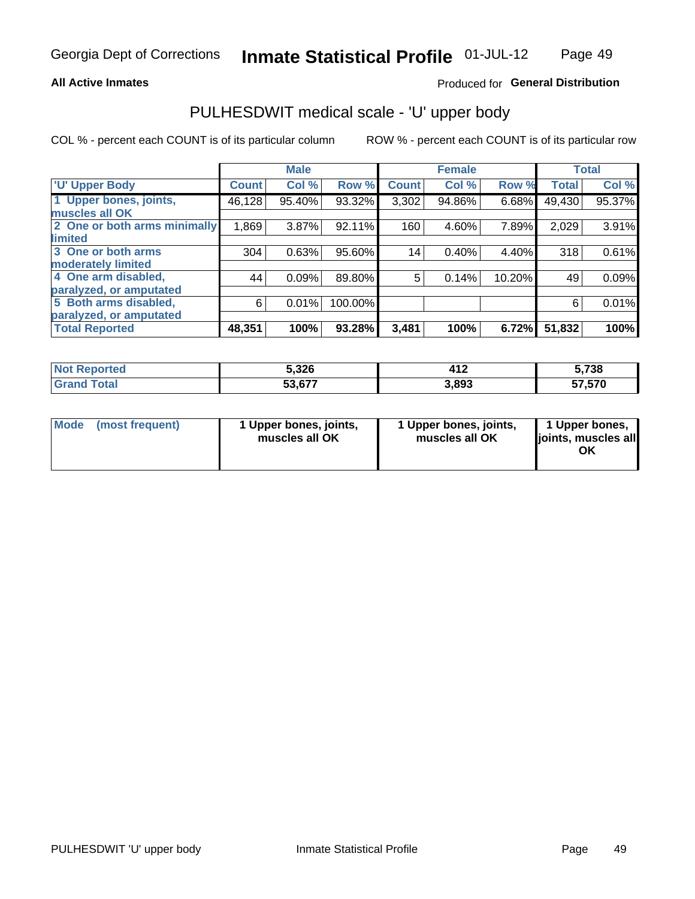Georgia Dept of Corrections **Inmate Statistical Profile** 01-JUL-12

**All Active Inmates**

Produced for **General Distribution**

## PULHESDWIT medical scale - 'U' upper body

COL % - percent each COUNT is of its particular column

ROW % - percent each COUNT is of its particular row

| | Male | | | Female | | | Total | |
|---|---|---|---|---|---|---|---|---|
| 'U' Upper Body | Count | Col % | Row % | Count | Col % | Row % | Total | Col % |
| 1 Upper bones, joints, muscles all OK | 46,128 | 95.40% | 93.32% | 3,302 | 94.86% | 6.68% | 49,430 | 95.37% |
| 2 One or both arms minimally limited | 1,869 | 3.87% | 92.11% | 160 | 4.60% | 7.89% | 2,029 | 3.91% |
| 3 One or both arms moderately limited | 304 | 0.63% | 95.60% | 14 | 0.40% | 4.40% | 318 | 0.61% |
| 4 One arm disabled, paralyzed, or amputated | 44 | 0.09% | 89.80% | 5 | 0.14% | 10.20% | 49 | 0.09% |
| 5 Both arms disabled, paralyzed, or amputated | 6 | 0.01% | 100.00% | | | | 6 | 0.01% |
| **Total Reported** | **48,351** | **100%** | **93.28%** | **3,481** | **100%** | **6.72%** | **51,832** | **100%** |

| | Male | Female | Total |
|---|---|---|---|
| Not Reported | 5,326 | 412 | 5,738 |
| Grand Total | 53,677 | 3,893 | 57,570 |

| | Male | Female | Total |
|---|---|---|---|
| Mode (most frequent) | 1 Upper bones, joints, muscles all OK | 1 Upper bones, joints, muscles all OK | 1 Upper bones, joints, muscles all OK |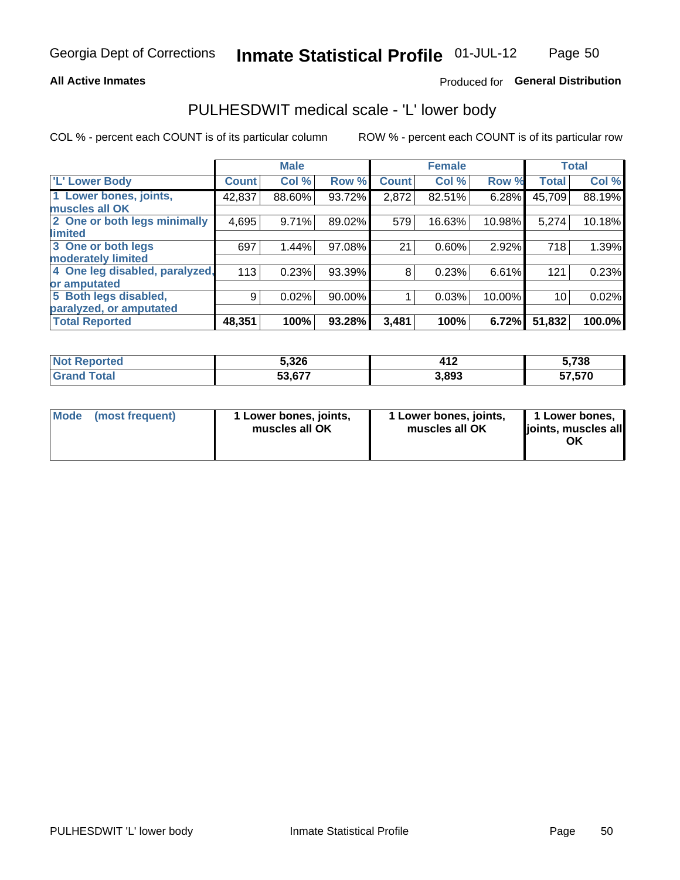Georgia Dept of Corrections **Inmate Statistical Profile** 01-JUL-12

**All Active Inmates** Produced for **General Distribution**

## PULHESDWIT medical scale - 'L' lower body

COL % - percent each COUNT is of its particular column    ROW % - percent each COUNT is of its particular row

| | Male | | | Female | | | Total | |
|---|---|---|---|---|---|---|---|---|
| 'L' Lower Body | Count | Col % | Row % | Count | Col % | Row % | Total | Col % |
| 1 Lower bones, joints, muscles all OK | 42,837 | 88.60% | 93.72% | 2,872 | 82.51% | 6.28% | 45,709 | 88.19% |
| 2 One or both legs minimally limited | 4,695 | 9.71% | 89.02% | 579 | 16.63% | 10.98% | 5,274 | 10.18% |
| 3 One or both legs moderately limited | 697 | 1.44% | 97.08% | 21 | 0.60% | 2.92% | 718 | 1.39% |
| 4 One leg disabled, paralyzed, or amputated | 113 | 0.23% | 93.39% | 8 | 0.23% | 6.61% | 121 | 0.23% |
| 5 Both legs disabled, paralyzed, or amputated | 9 | 0.02% | 90.00% | 1 | 0.03% | 10.00% | 10 | 0.02% |
| **Total Reported** | **48,351** | **100%** | **93.28%** | **3,481** | **100%** | **6.72%** | **51,832** | **100.0%** |

| | Male | Female | Total |
|---|---|---|---|
| Not Reported | **5,326** | **412** | **5,738** |
| Grand Total | **53,677** | **3,893** | **57,570** |

| | Male | Female | Total |
|---|---|---|---|
| Mode (most frequent) | **1 Lower bones, joints, muscles all OK** | **1 Lower bones, joints, muscles all OK** | **1 Lower bones, joints, muscles all OK** |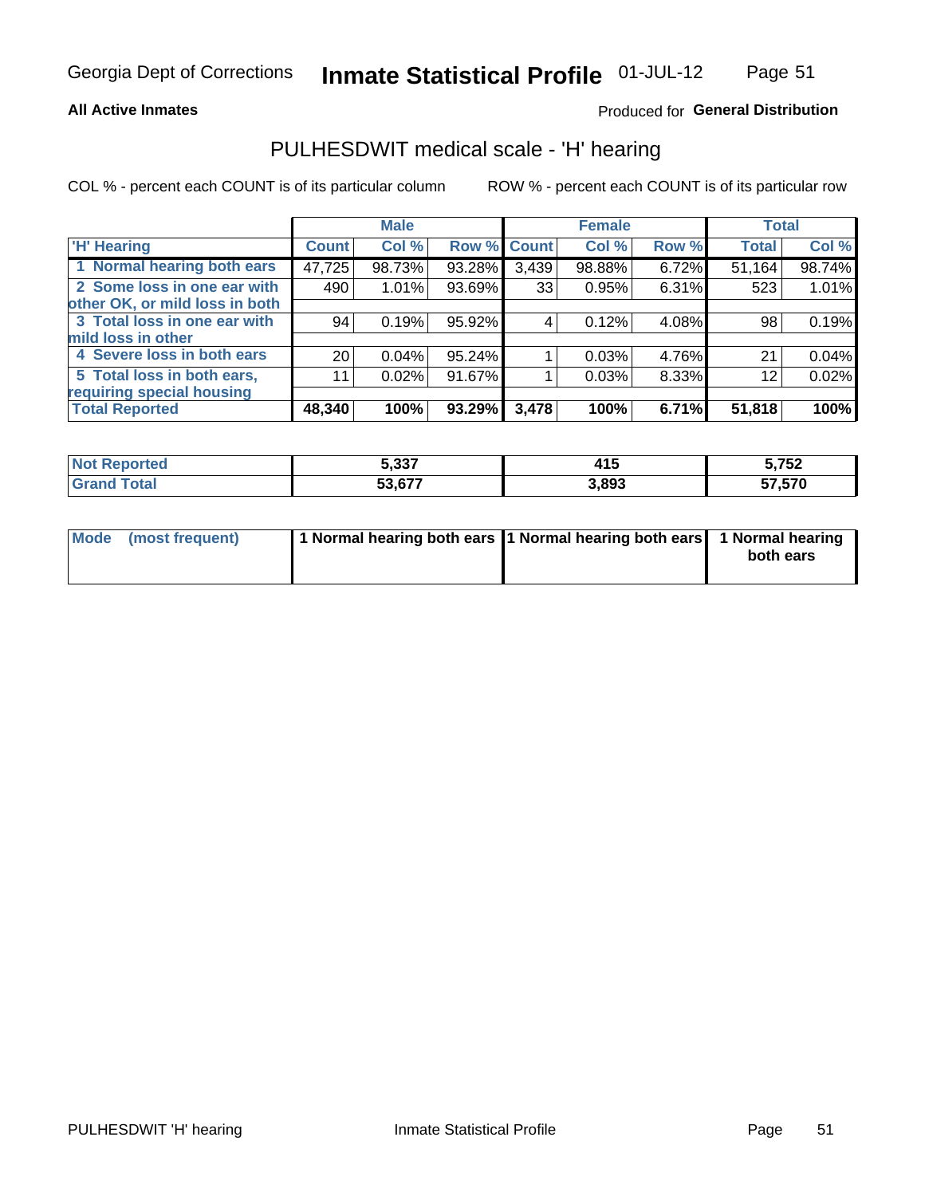Georgia Dept of Corrections **Inmate Statistical Profile** 01-JUL-12

**All Active Inmates**

Produced for **General Distribution**

## PULHESDWIT medical scale - 'H' hearing

COL % - percent each COUNT is of its particular column

ROW % - percent each COUNT is of its particular row

| | Male | | | Female | | | Total | |
|---|---|---|---|---|---|---|---|---|
| 'H' Hearing | Count | Col % | Row % | Count | Col % | Row % | Total | Col % |
| 1 Normal hearing both ears | 47,725 | 98.73% | 93.28% | 3,439 | 98.88% | 6.72% | 51,164 | 98.74% |
| 2 Some loss in one ear with other OK, or mild loss in both | 490 | 1.01% | 93.69% | 33 | 0.95% | 6.31% | 523 | 1.01% |
| 3 Total loss in one ear with mild loss in other | 94 | 0.19% | 95.92% | 4 | 0.12% | 4.08% | 98 | 0.19% |
| 4 Severe loss in both ears | 20 | 0.04% | 95.24% | 1 | 0.03% | 4.76% | 21 | 0.04% |
| 5 Total loss in both ears, requiring special housing | 11 | 0.02% | 91.67% | 1 | 0.03% | 8.33% | 12 | 0.02% |
| **Total Reported** | **48,340** | **100%** | **93.29%** | **3,478** | **100%** | **6.71%** | **51,818** | **100%** |

| | Male | Female | Total |
|---|---|---|---|
| Not Reported | 5,337 | 415 | 5,752 |
| Grand Total | 53,677 | 3,893 | 57,570 |

| | Male | Female | Total |
|---|---|---|---|
| Mode (most frequent) | 1 Normal hearing both ears | 1 Normal hearing both ears | 1 Normal hearing both ears |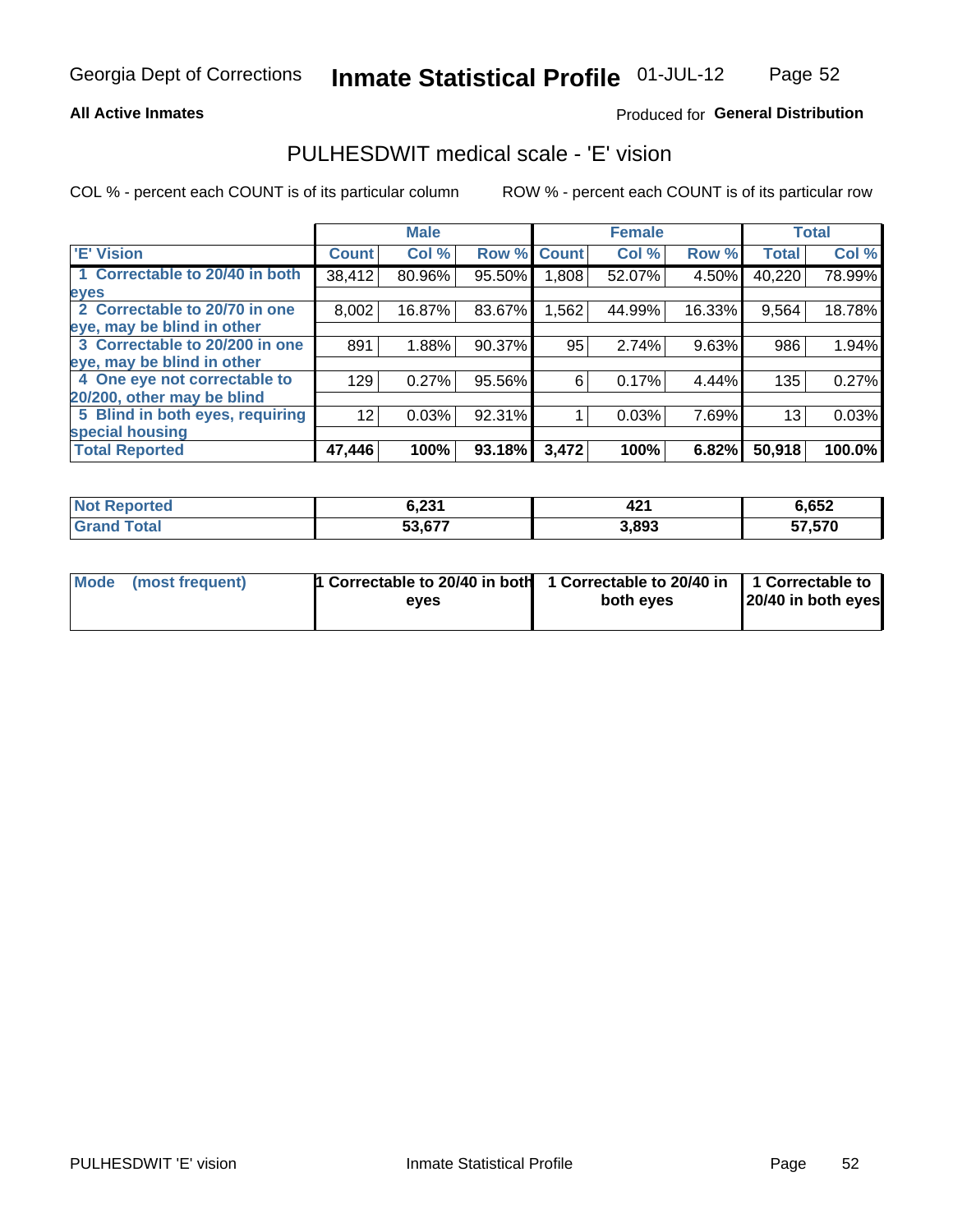Georgia Dept of Corrections **Inmate Statistical Profile** 01-JUL-12

**All Active Inmates**

Produced for **General Distribution**

## PULHESDWIT medical scale - 'E' vision

COL % - percent each COUNT is of its particular column

ROW % - percent each COUNT is of its particular row

| | Male | | | Female | | | Total | |
|---|---|---|---|---|---|---|---|---|
| 'E' Vision | Count | Col % | Row % | Count | Col % | Row % | Total | Col % |
| 1 Correctable to 20/40 in both eyes | 38,412 | 80.96% | 95.50% | 1,808 | 52.07% | 4.50% | 40,220 | 78.99% |
| 2 Correctable to 20/70 in one eye, may be blind in other | 8,002 | 16.87% | 83.67% | 1,562 | 44.99% | 16.33% | 9,564 | 18.78% |
| 3 Correctable to 20/200 in one eye, may be blind in other | 891 | 1.88% | 90.37% | 95 | 2.74% | 9.63% | 986 | 1.94% |
| 4 One eye not correctable to 20/200, other may be blind | 129 | 0.27% | 95.56% | 6 | 0.17% | 4.44% | 135 | 0.27% |
| 5 Blind in both eyes, requiring special housing | 12 | 0.03% | 92.31% | 1 | 0.03% | 7.69% | 13 | 0.03% |
| **Total Reported** | **47,446** | **100%** | **93.18%** | **3,472** | **100%** | **6.82%** | **50,918** | **100.0%** |

| | Male | Female | Total |
|---|---|---|---|
| Not Reported | 6,231 | 421 | 6,652 |
| Grand Total | 53,677 | 3,893 | 57,570 |

| | Male | Female | Total |
|---|---|---|---|
| Mode (most frequent) | 1 Correctable to 20/40 in both eyes | 1 Correctable to 20/40 in both eyes | 1 Correctable to 20/40 in both eyes |

PULHESDWIT 'E' vision Inmate Statistical Profile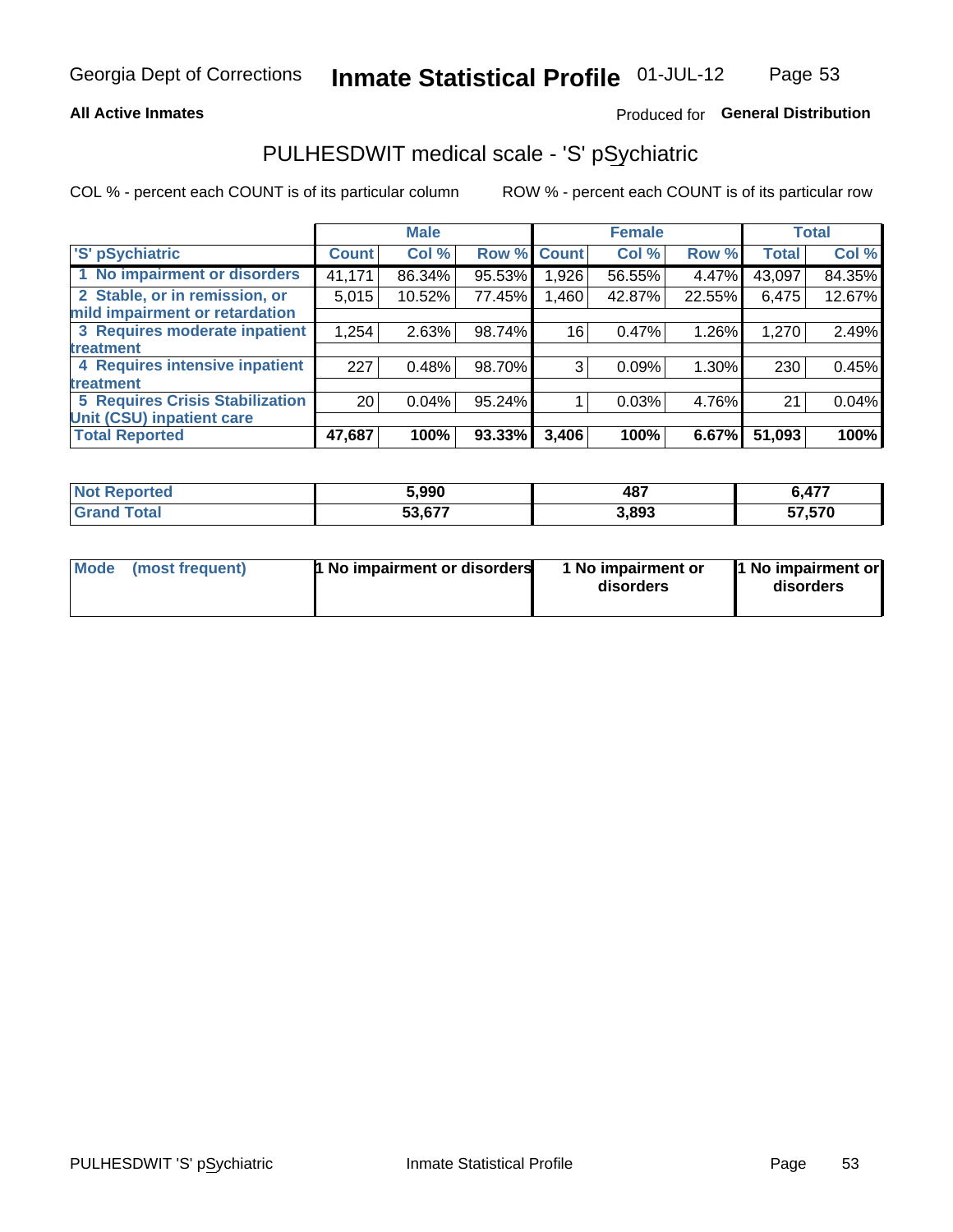Georgia Dept of Corrections **Inmate Statistical Profile** 01-JUL-12

**All Active Inmates**

Produced for **General Distribution**

## PULHESDWIT medical scale - 'S' pSychiatric

COL % - percent each COUNT is of its particular column    ROW % - percent each COUNT is of its particular row

| | Male | | | Female | | | Total | |
|---|---|---|---|---|---|---|---|---|
| 'S' pSychiatric | Count | Col % | Row % | Count | Col % | Row % | Total | Col % |
| 1 No impairment or disorders | 41,171 | 86.34% | 95.53% | 1,926 | 56.55% | 4.47% | 43,097 | 84.35% |
| 2 Stable, or in remission, or mild impairment or retardation | 5,015 | 10.52% | 77.45% | 1,460 | 42.87% | 22.55% | 6,475 | 12.67% |
| 3 Requires moderate inpatient treatment | 1,254 | 2.63% | 98.74% | 16 | 0.47% | 1.26% | 1,270 | 2.49% |
| 4 Requires intensive inpatient treatment | 227 | 0.48% | 98.70% | 3 | 0.09% | 1.30% | 230 | 0.45% |
| 5 Requires Crisis Stabilization Unit (CSU) inpatient care | 20 | 0.04% | 95.24% | 1 | 0.03% | 4.76% | 21 | 0.04% |
| **Total Reported** | **47,687** | **100%** | **93.33%** | **3,406** | **100%** | **6.67%** | **51,093** | **100%** |

| | Male | Female | Total |
|---|---|---|---|
| Not Reported | 5,990 | 487 | 6,477 |
| Grand Total | 53,677 | 3,893 | 57,570 |

| | Male | Female | Total |
|---|---|---|---|
| Mode (most frequent) | 1 No impairment or disorders | 1 No impairment or disorders | 1 No impairment or disorders |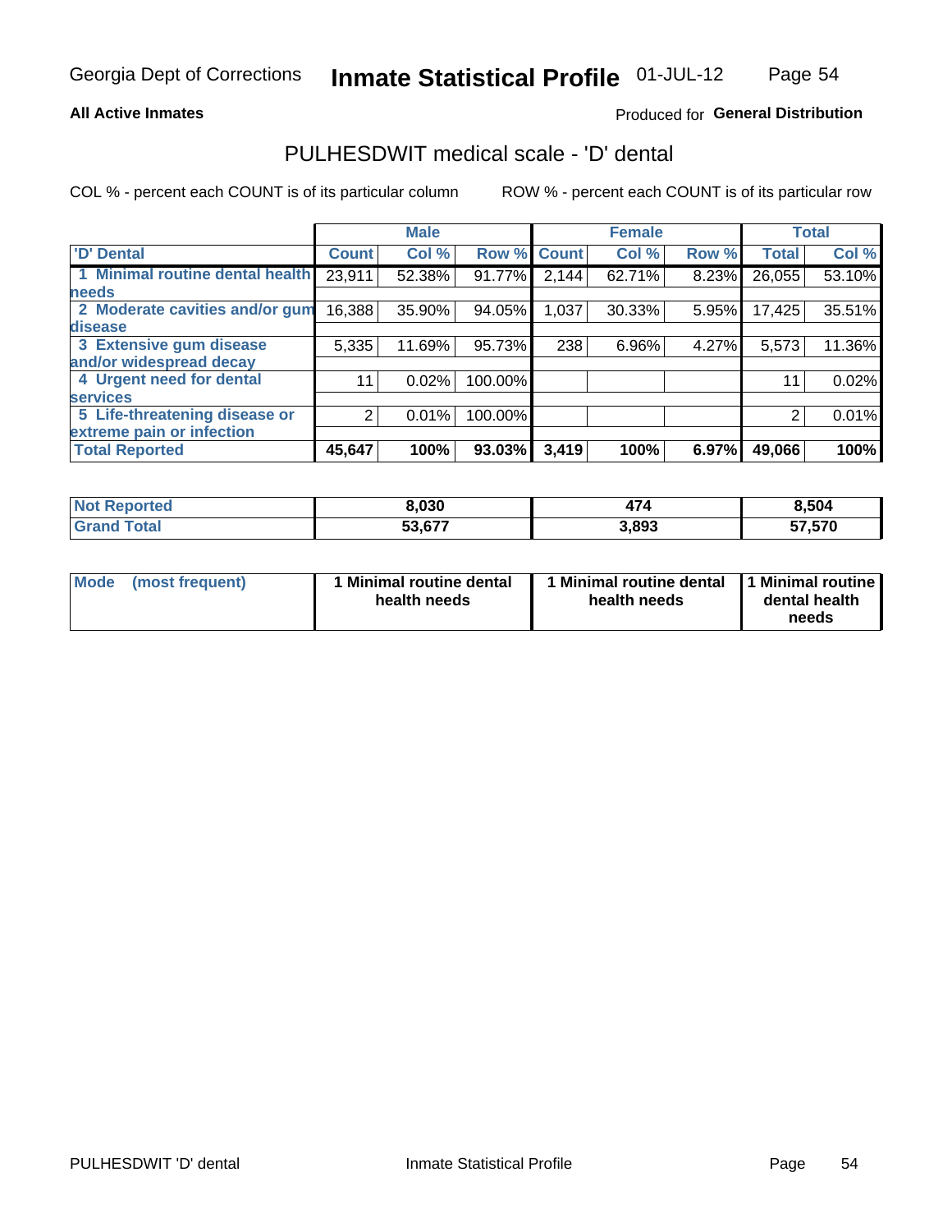Georgia Dept of Corrections **Inmate Statistical Profile** 01-JUL-12

**All Active Inmates**

Produced for **General Distribution**

## PULHESDWIT medical scale - 'D' dental

COL % - percent each COUNT is of its particular column

ROW % - percent each COUNT is of its particular row

| | Male | | | Female | | | Total | |
|---|---|---|---|---|---|---|---|---|
| 'D' Dental | Count | Col % | Row % | Count | Col % | Row % | Total | Col % |
| 1 Minimal routine dental health needs | 23,911 | 52.38% | 91.77% | 2,144 | 62.71% | 8.23% | 26,055 | 53.10% |
| 2 Moderate cavities and/or gum disease | 16,388 | 35.90% | 94.05% | 1,037 | 30.33% | 5.95% | 17,425 | 35.51% |
| 3 Extensive gum disease and/or widespread decay | 5,335 | 11.69% | 95.73% | 238 | 6.96% | 4.27% | 5,573 | 11.36% |
| 4 Urgent need for dental services | 11 | 0.02% | 100.00% | | | | 11 | 0.02% |
| 5 Life-threatening disease or extreme pain or infection | 2 | 0.01% | 100.00% | | | | 2 | 0.01% |
| **Total Reported** | **45,647** | **100%** | **93.03%** | **3,419** | **100%** | **6.97%** | **49,066** | **100%** |

| | Male | Female | Total |
|---|---|---|---|
| **Not Reported** | **8,030** | **474** | **8,504** |
| **Grand Total** | **53,677** | **3,893** | **57,570** |

| | Male | Female | Total |
|---|---|---|---|
| **Mode (most frequent)** | **1 Minimal routine dental health needs** | **1 Minimal routine dental health needs** | **1 Minimal routine dental health needs** |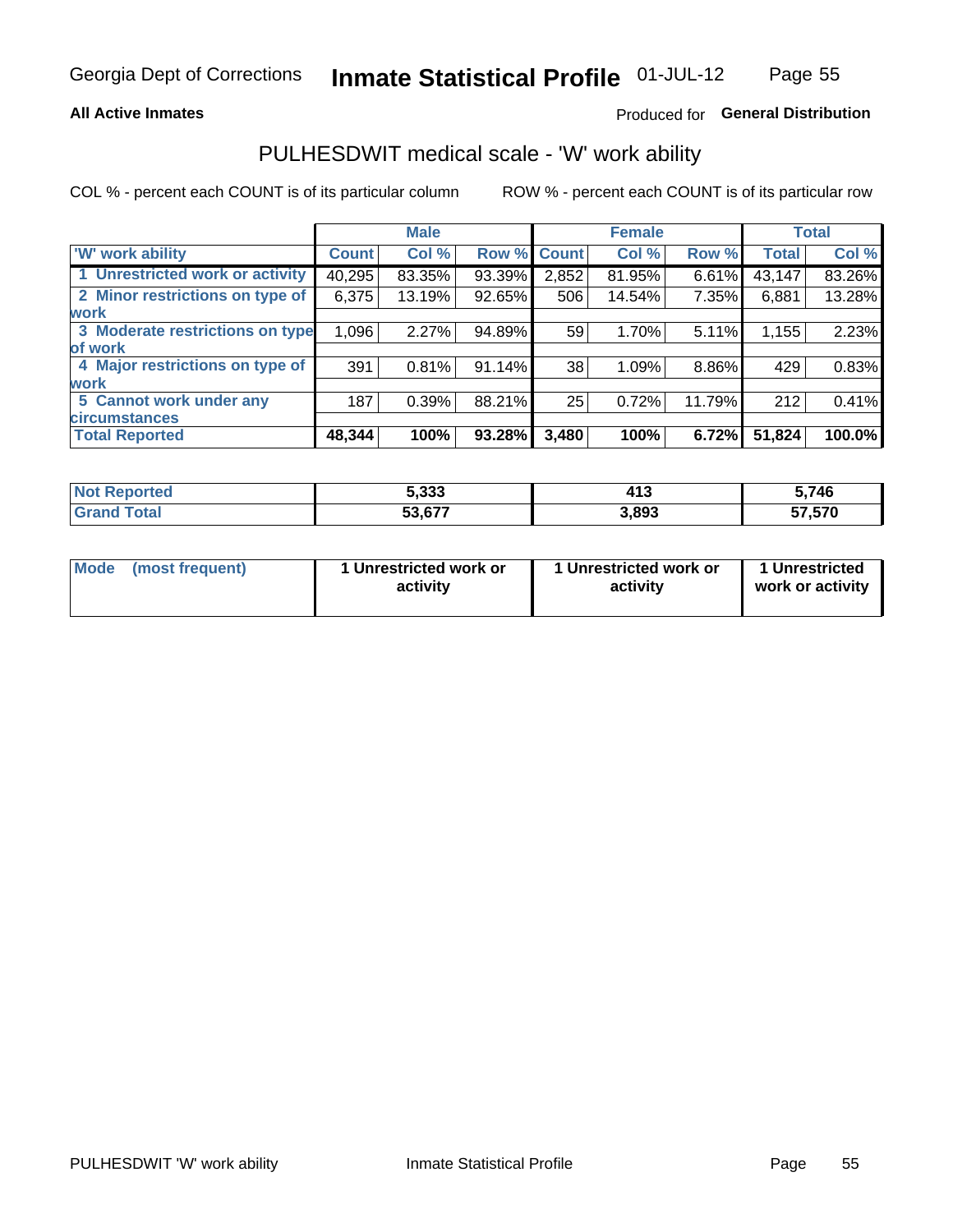Georgia Dept of Corrections **Inmate Statistical Profile** 01-JUL-12

**All Active Inmates**

Produced for **General Distribution**

## PULHESDWIT medical scale - 'W' work ability

COL % - percent each COUNT is of its particular column

ROW % - percent each COUNT is of its particular row

| | Male | | | Female | | | Total | |
|---|---|---|---|---|---|---|---|---|
| 'W' work ability | Count | Col % | Row % | Count | Col % | Row % | Total | Col % |
| 1 Unrestricted work or activity | 40,295 | 83.35% | 93.39% | 2,852 | 81.95% | 6.61% | 43,147 | 83.26% |
| 2 Minor restrictions on type of work | 6,375 | 13.19% | 92.65% | 506 | 14.54% | 7.35% | 6,881 | 13.28% |
| 3 Moderate restrictions on type of work | 1,096 | 2.27% | 94.89% | 59 | 1.70% | 5.11% | 1,155 | 2.23% |
| 4 Major restrictions on type of work | 391 | 0.81% | 91.14% | 38 | 1.09% | 8.86% | 429 | 0.83% |
| 5 Cannot work under any circumstances | 187 | 0.39% | 88.21% | 25 | 0.72% | 11.79% | 212 | 0.41% |
| **Total Reported** | **48,344** | **100%** | **93.28%** | **3,480** | **100%** | **6.72%** | **51,824** | **100.0%** |

| | Male | Female | Total |
|---|---|---|---|
| Not Reported | 5,333 | 413 | 5,746 |
| Grand Total | 53,677 | 3,893 | 57,570 |

| | Male | Female | Total |
|---|---|---|---|
| Mode (most frequent) | 1 Unrestricted work or activity | 1 Unrestricted work or activity | 1 Unrestricted work or activity |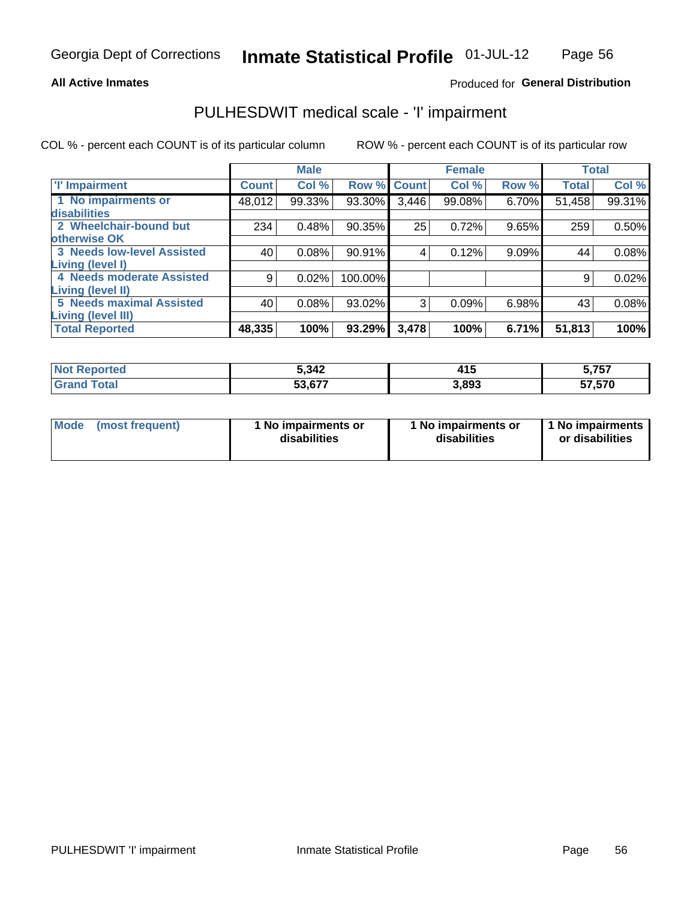Georgia Dept of Corrections **Inmate Statistical Profile** 01-JUL-12

**All Active Inmates**

Produced for **General Distribution**

# PULHESDWIT medical scale - 'I' impairment

COL % - percent each COUNT is of its particular column ROW % - percent each COUNT is of its particular row

| | Male | | | Female | | | Total | |
|---|---|---|---|---|---|---|---|---|
| 'I' Impairment | Count | Col % | Row % | Count | Col % | Row % | Total | Col % |
| 1 No impairments or disabilities | 48,012 | 99.33% | 93.30% | 3,446 | 99.08% | 6.70% | 51,458 | 99.31% |
| 2 Wheelchair-bound but otherwise OK | 234 | 0.48% | 90.35% | 25 | 0.72% | 9.65% | 259 | 0.50% |
| 3 Needs low-level Assisted Living (level I) | 40 | 0.08% | 90.91% | 4 | 0.12% | 9.09% | 44 | 0.08% |
| 4 Needs moderate Assisted Living (level II) | 9 | 0.02% | 100.00% | | | | 9 | 0.02% |
| 5 Needs maximal Assisted Living (level III) | 40 | 0.08% | 93.02% | 3 | 0.09% | 6.98% | 43 | 0.08% |
| **Total Reported** | **48,335** | **100%** | **93.29%** | **3,478** | **100%** | **6.71%** | **51,813** | **100%** |

| | Male | Female | Total |
|---|---|---|---|
| Not Reported | 5,342 | 415 | 5,757 |
| Grand Total | 53,677 | 3,893 | 57,570 |

| | Male | Female | Total |
|---|---|---|---|
| Mode (most frequent) | 1 No impairments or disabilities | 1 No impairments or disabilities | 1 No impairments or disabilities |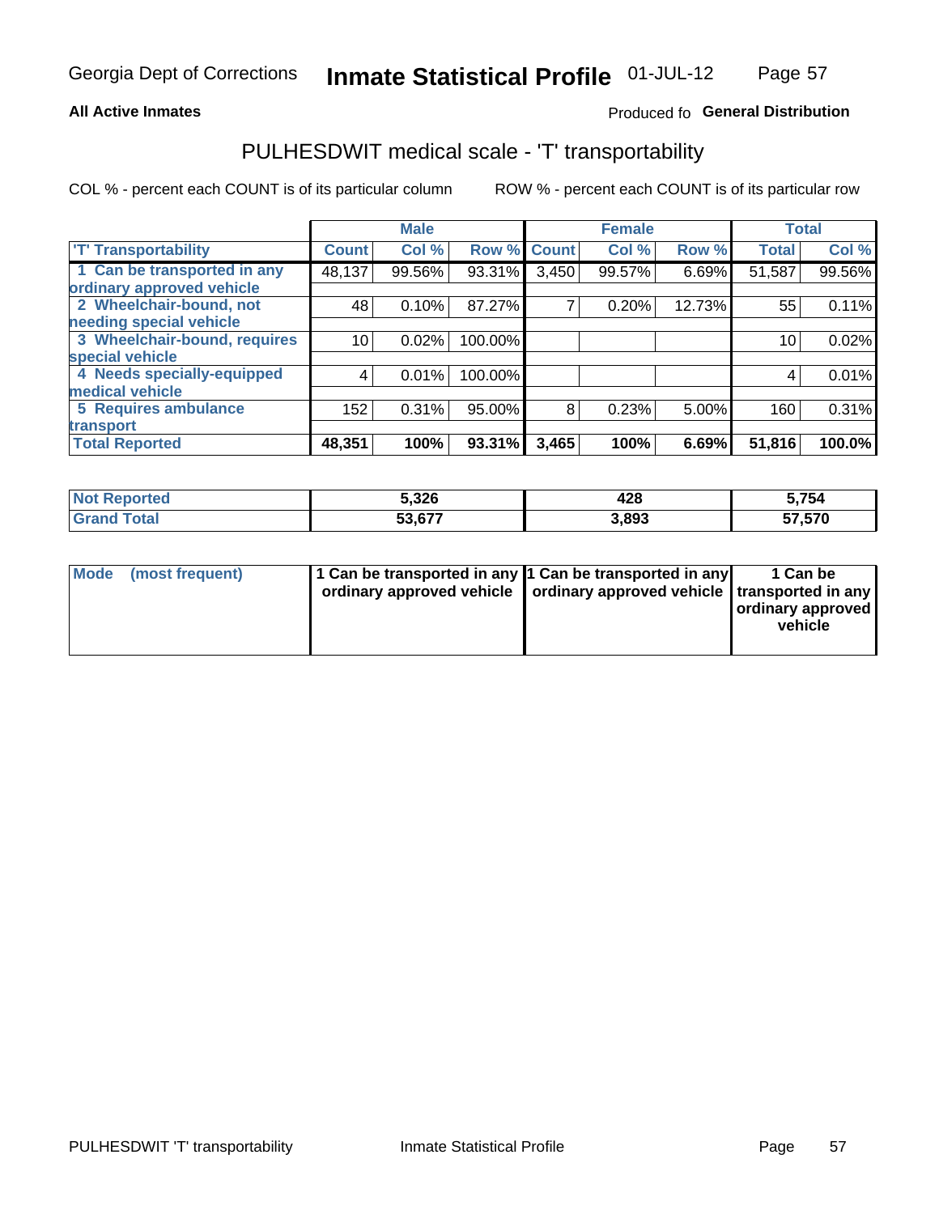Georgia Dept of Corrections **Inmate Statistical Profile** 01-JUL-12

**All Active Inmates** Produced fo **General Distribution**

## PULHESDWIT medical scale - 'T' transportability

COL % - percent each COUNT is of its particular column ROW % - percent each COUNT is of its particular row

| | Male | | | Female | | | Total | |
|---|---|---|---|---|---|---|---|---|
| 'T' Transportability | Count | Col % | Row % | Count | Col % | Row % | Total | Col % |
| 1 Can be transported in any ordinary approved vehicle | 48,137 | 99.56% | 93.31% | 3,450 | 99.57% | 6.69% | 51,587 | 99.56% |
| 2 Wheelchair-bound, not needing special vehicle | 48 | 0.10% | 87.27% | 7 | 0.20% | 12.73% | 55 | 0.11% |
| 3 Wheelchair-bound, requires special vehicle | 10 | 0.02% | 100.00% | | | | 10 | 0.02% |
| 4 Needs specially-equipped medical vehicle | 4 | 0.01% | 100.00% | | | | 4 | 0.01% |
| 5 Requires ambulance transport | 152 | 0.31% | 95.00% | 8 | 0.23% | 5.00% | 160 | 0.31% |
| **Total Reported** | **48,351** | **100%** | **93.31%** | **3,465** | **100%** | **6.69%** | **51,816** | **100.0%** |

| | Male | Female | Total |
|---|---|---|---|
| **Not Reported** | **5,326** | **428** | **5,754** |
| **Grand Total** | **53,677** | **3,893** | **57,570** |

| | Male | Female | Total |
|---|---|---|---|
| **Mode (most frequent)** | **1 Can be transported in any ordinary approved vehicle** | **1 Can be transported in any ordinary approved vehicle** | **1 Can be transported in any ordinary approved vehicle** |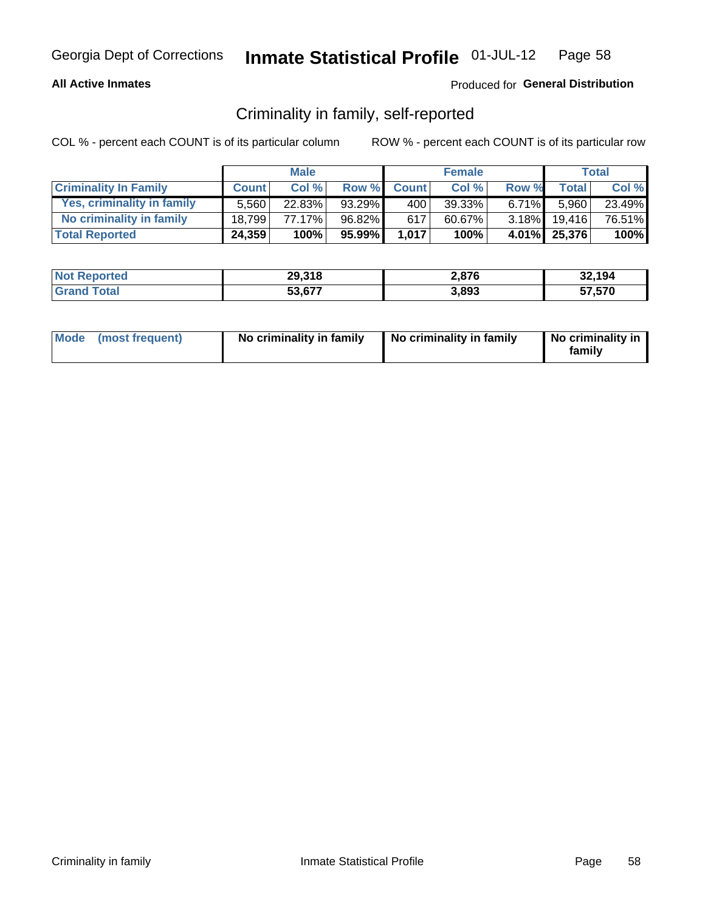Georgia Dept of Corrections **Inmate Statistical Profile** 01-JUL-12

**All Active Inmates**

Produced for **General Distribution**

## Criminality in family, self-reported

COL % - percent each COUNT is of its particular column ROW % - percent each COUNT is of its particular row

| | Male | | | Female | | | Total | |
|---|---|---|---|---|---|---|---|---|
| **Criminality In Family** | **Count** | **Col %** | **Row %** | **Count** | **Col %** | **Row %** | **Total** | **Col %** |
| **Yes, criminality in family** | 5,560 | 22.83% | 93.29% | 400 | 39.33% | 6.71% | 5,960 | 23.49% |
| **No criminality in family** | 18,799 | 77.17% | 96.82% | 617 | 60.67% | 3.18% | 19,416 | 76.51% |
| **Total Reported** | **24,359** | **100%** | **95.99%** | **1,017** | **100%** | **4.01%** | **25,376** | **100%** |

| | Male | Female | Total |
|---|---|---|---|
| **Not Reported** | **29,318** | **2,876** | **32,194** |
| **Grand Total** | **53,677** | **3,893** | **57,570** |

| | Male | Female | Total |
|---|---|---|---|
| **Mode (most frequent)** | **No criminality in family** | **No criminality in family** | **No criminality in family** |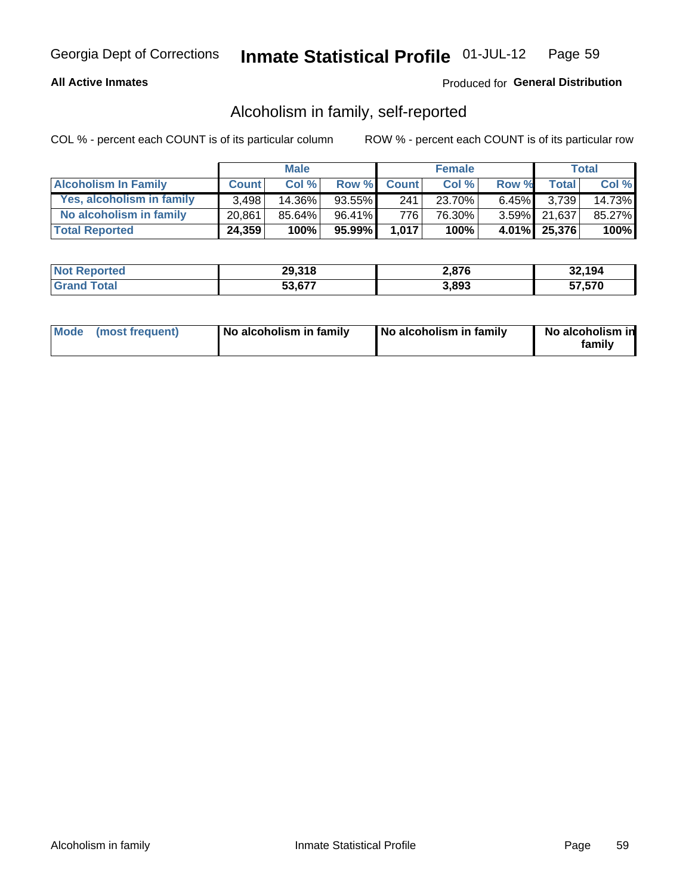Georgia Dept of Corrections **Inmate Statistical Profile** 01-JUL-12

**All Active Inmates**

Produced for **General Distribution**

## Alcoholism in family, self-reported

COL % - percent each COUNT is of its particular column

ROW % - percent each COUNT is of its particular row

| | Male | | | Female | | | Total | |
|---|---|---|---|---|---|---|---|---|
| **Alcoholism In Family** | **Count** | **Col %** | **Row %** | **Count** | **Col %** | **Row %** | **Total** | **Col %** |
| **Yes, alcoholism in family** | 3,498 | 14.36% | 93.55% | 241 | 23.70% | 6.45% | 3,739 | 14.73% |
| **No alcoholism in family** | 20,861 | 85.64% | 96.41% | 776 | 76.30% | 3.59% | 21,637 | 85.27% |
| **Total Reported** | **24,359** | **100%** | **95.99%** | **1,017** | **100%** | **4.01%** | **25,376** | **100%** |

| | Male | Female | Total |
|---|---|---|---|
| **Not Reported** | **29,318** | **2,876** | **32,194** |
| **Grand Total** | **53,677** | **3,893** | **57,570** |

| | Male | Female | Total |
|---|---|---|---|
| **Mode (most frequent)** | **No alcoholism in family** | **No alcoholism in family** | **No alcoholism in family** |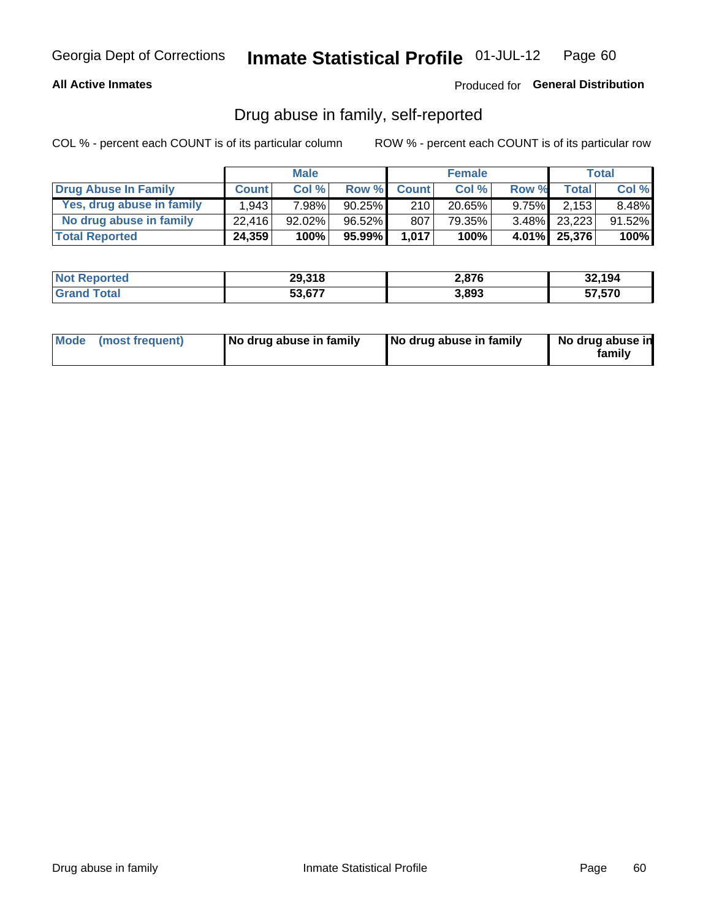Georgia Dept of Corrections **Inmate Statistical Profile** 01-JUL-12

**All Active Inmates**

Produced for **General Distribution**

## Drug abuse in family, self-reported

COL % - percent each COUNT is of its particular column

ROW % - percent each COUNT is of its particular row

| | Male | | | Female | | | Total | |
|---|---|---|---|---|---|---|---|---|
| **Drug Abuse In Family** | **Count** | **Col %** | **Row %** | **Count** | **Col %** | **Row %** | **Total** | **Col %** |
| **Yes, drug abuse in family** | 1,943 | 7.98% | 90.25% | 210 | 20.65% | 9.75% | 2,153 | 8.48% |
| **No drug abuse in family** | 22,416 | 92.02% | 96.52% | 807 | 79.35% | 3.48% | 23,223 | 91.52% |
| **Total Reported** | **24,359** | **100%** | **95.99%** | **1,017** | **100%** | **4.01%** | **25,376** | **100%** |

| | Male | Female | Total |
|---|---|---|---|
| **Not Reported** | **29,318** | **2,876** | **32,194** |
| **Grand Total** | **53,677** | **3,893** | **57,570** |

| | Male | Female | Total |
|---|---|---|---|
| **Mode (most frequent)** | **No drug abuse in family** | **No drug abuse in family** | **No drug abuse in family** |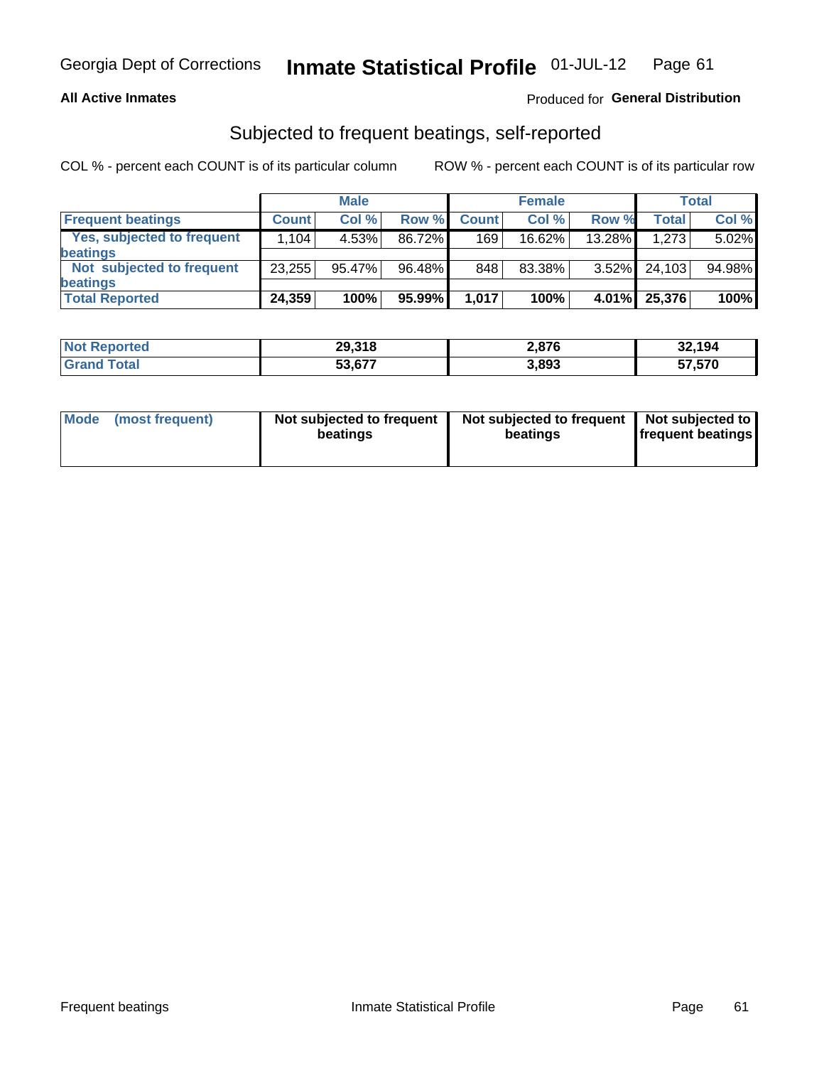Georgia Dept of Corrections **Inmate Statistical Profile** 01-JUL-12

**All Active Inmates**

Produced for **General Distribution**

## Subjected to frequent beatings, self-reported

COL % - percent each COUNT is of its particular column

ROW % - percent each COUNT is of its particular row

| | Male | | | Female | | | Total | |
|---|---|---|---|---|---|---|---|---|
| **Frequent beatings** | **Count** | **Col %** | **Row %** | **Count** | **Col %** | **Row %** | **Total** | **Col %** |
| **Yes, subjected to frequent beatings** | 1,104 | 4.53% | 86.72% | 169 | 16.62% | 13.28% | 1,273 | 5.02% |
| **Not subjected to frequent beatings** | 23,255 | 95.47% | 96.48% | 848 | 83.38% | 3.52% | 24,103 | 94.98% |
| **Total Reported** | **24,359** | **100%** | **95.99%** | **1,017** | **100%** | **4.01%** | **25,376** | **100%** |

| | Male | Female | Total |
|---|---|---|---|
| **Not Reported** | **29,318** | **2,876** | **32,194** |
| **Grand Total** | **53,677** | **3,893** | **57,570** |

| | Male | Female | Total |
|---|---|---|---|
| **Mode (most frequent)** | **Not subjected to frequent beatings** | **Not subjected to frequent beatings** | **Not subjected to frequent beatings** |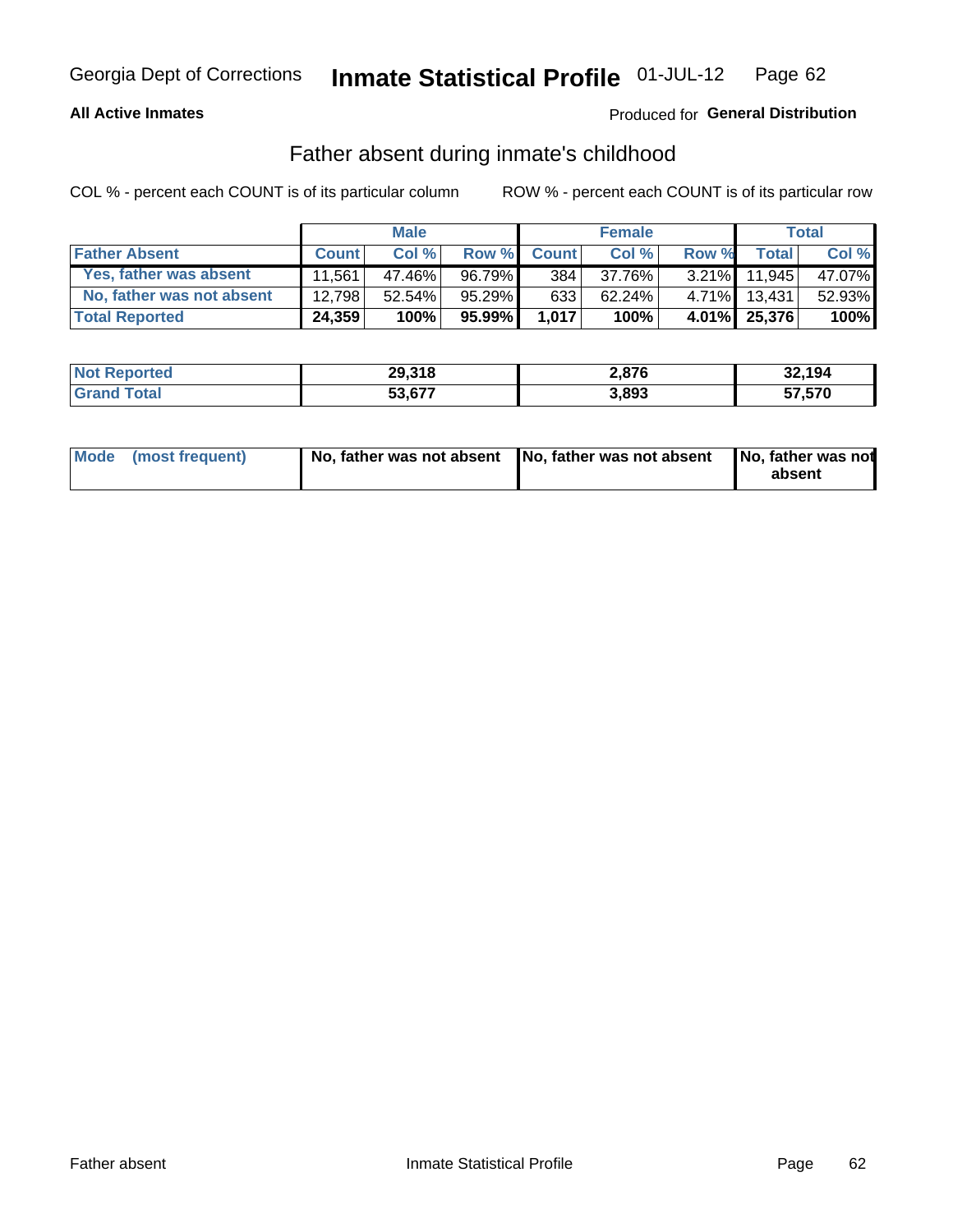Georgia Dept of Corrections **Inmate Statistical Profile** 01-JUL-12

**All Active Inmates**

Produced for **General Distribution**

## Father absent during inmate's childhood

COL % - percent each COUNT is of its particular column

ROW % - percent each COUNT is of its particular row

| | Male | | | Female | | | Total | |
|---|---|---|---|---|---|---|---|---|
| **Father Absent** | **Count** | **Col %** | **Row %** | **Count** | **Col %** | **Row %** | **Total** | **Col %** |
| **Yes, father was absent** | 11,561 | 47.46% | 96.79% | 384 | 37.76% | 3.21% | 11,945 | 47.07% |
| **No, father was not absent** | 12,798 | 52.54% | 95.29% | 633 | 62.24% | 4.71% | 13,431 | 52.93% |
| **Total Reported** | **24,359** | **100%** | **95.99%** | **1,017** | **100%** | **4.01%** | **25,376** | **100%** |

| | Male | Female | Total |
|---|---|---|---|
| **Not Reported** | **29,318** | **2,876** | **32,194** |
| **Grand Total** | **53,677** | **3,893** | **57,570** |

| | Male | Female | Total |
|---|---|---|---|
| **Mode (most frequent)** | **No, father was not absent** | **No, father was not absent** | **No, father was not absent** |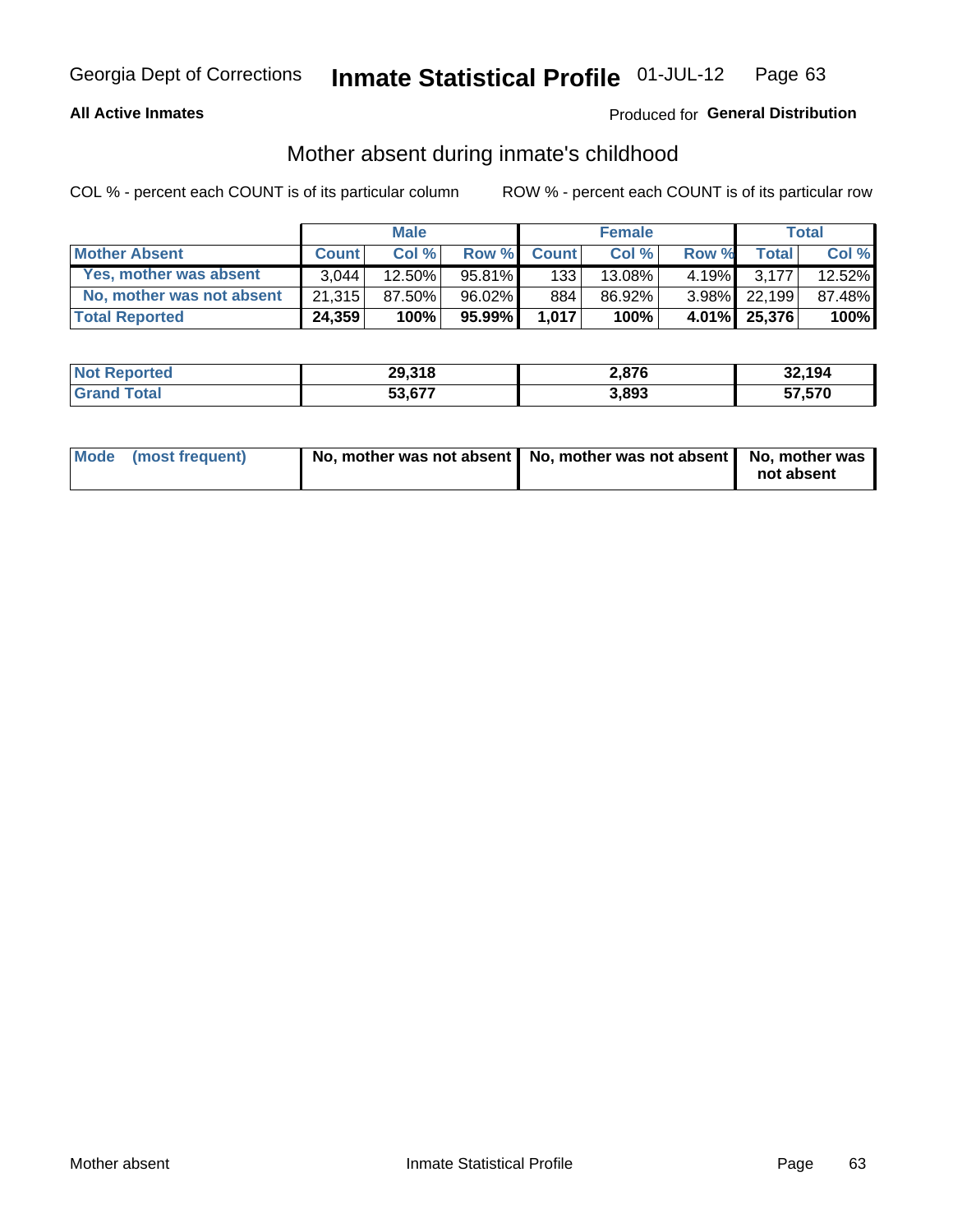Georgia Dept of Corrections **Inmate Statistical Profile** 01-JUL-12

**All Active Inmates**

Produced for **General Distribution**

## Mother absent during inmate's childhood

COL % - percent each COUNT is of its particular column

ROW % - percent each COUNT is of its particular row

| | Male | | | Female | | | Total | |
|---|---|---|---|---|---|---|---|---|
| **Mother Absent** | **Count** | **Col %** | **Row %** | **Count** | **Col %** | **Row %** | **Total** | **Col %** |
| **Yes, mother was absent** | 3,044 | 12.50% | 95.81% | 133 | 13.08% | 4.19% | 3,177 | 12.52% |
| **No, mother was not absent** | 21,315 | 87.50% | 96.02% | 884 | 86.92% | 3.98% | 22,199 | 87.48% |
| **Total Reported** | **24,359** | **100%** | **95.99%** | **1,017** | **100%** | **4.01%** | **25,376** | **100%** |

| | Male | Female | Total |
|---|---|---|---|
| **Not Reported** | **29,318** | **2,876** | **32,194** |
| **Grand Total** | **53,677** | **3,893** | **57,570** |

| | Male | Female | Total |
|---|---|---|---|
| **Mode (most frequent)** | **No, mother was not absent** | **No, mother was not absent** | **No, mother was not absent** |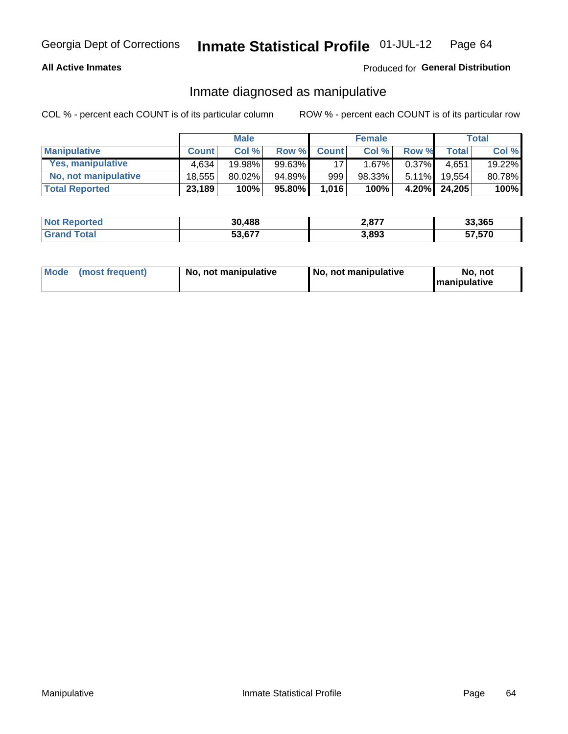Georgia Dept of Corrections **Inmate Statistical Profile** 01-JUL-12

**All Active Inmates**

Produced for **General Distribution**

## Inmate diagnosed as manipulative

COL % - percent each COUNT is of its particular column

ROW % - percent each COUNT is of its particular row

| | Male | | | Female | | | Total | |
|---|---|---|---|---|---|---|---|---|
| **Manipulative** | **Count** | **Col %** | **Row %** | **Count** | **Col %** | **Row %** | **Total** | **Col %** |
| **Yes, manipulative** | 4,634 | 19.98% | 99.63% | 17 | 1.67% | 0.37% | 4,651 | 19.22% |
| **No, not manipulative** | 18,555 | 80.02% | 94.89% | 999 | 98.33% | 5.11% | 19,554 | 80.78% |
| **Total Reported** | **23,189** | **100%** | **95.80%** | **1,016** | **100%** | **4.20%** | **24,205** | **100%** |

| | Male | Female | Total |
|---|---|---|---|
| **Not Reported** | **30,488** | **2,877** | **33,365** |
| **Grand Total** | **53,677** | **3,893** | **57,570** |

| | Male | Female | Total |
|---|---|---|---|
| **Mode (most frequent)** | **No, not manipulative** | **No, not manipulative** | **No, not manipulative** |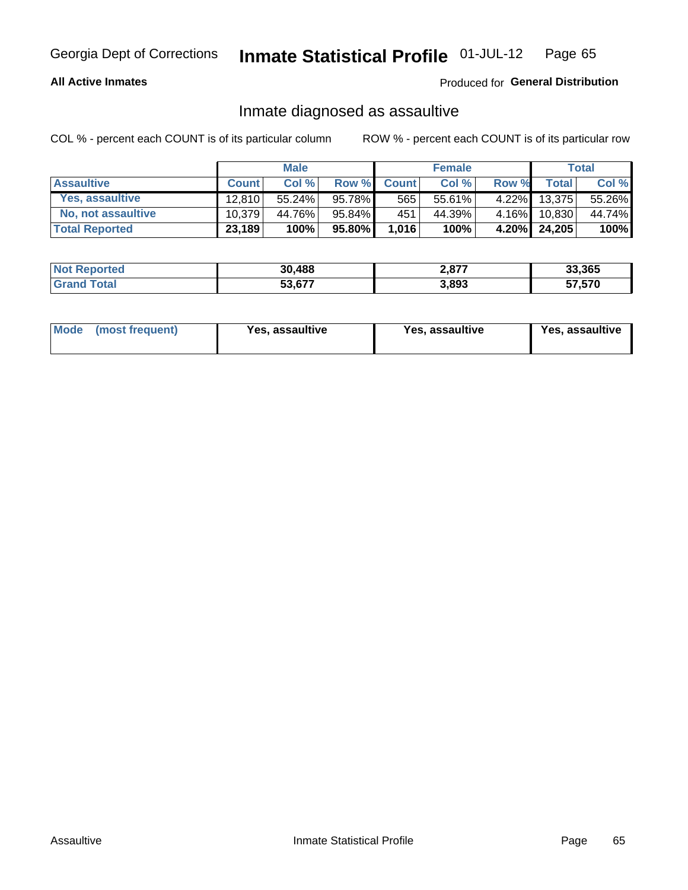Georgia Dept of Corrections **Inmate Statistical Profile** 01-JUL-12

**All Active Inmates** Produced for **General Distribution**

## Inmate diagnosed as assaultive

COL % - percent each COUNT is of its particular column ROW % - percent each COUNT is of its particular row

| | Male | | | Female | | | Total | |
|---|---|---|---|---|---|---|---|---|
| **Assaultive** | **Count** | **Col %** | **Row %** | **Count** | **Col %** | **Row %** | **Total** | **Col %** |
| **Yes, assaultive** | 12,810 | 55.24% | 95.78% | 565 | 55.61% | 4.22% | 13,375 | 55.26% |
| **No, not assaultive** | 10,379 | 44.76% | 95.84% | 451 | 44.39% | 4.16% | 10,830 | 44.74% |
| **Total Reported** | **23,189** | **100%** | **95.80%** | **1,016** | **100%** | **4.20%** | **24,205** | **100%** |

| | Male | Female | Total |
|---|---|---|---|
| **Not Reported** | **30,488** | **2,877** | **33,365** |
| **Grand Total** | **53,677** | **3,893** | **57,570** |

| | Male | Female | Total |
|---|---|---|---|
| **Mode (most frequent)** | **Yes, assaultive** | **Yes, assaultive** | **Yes, assaultive** |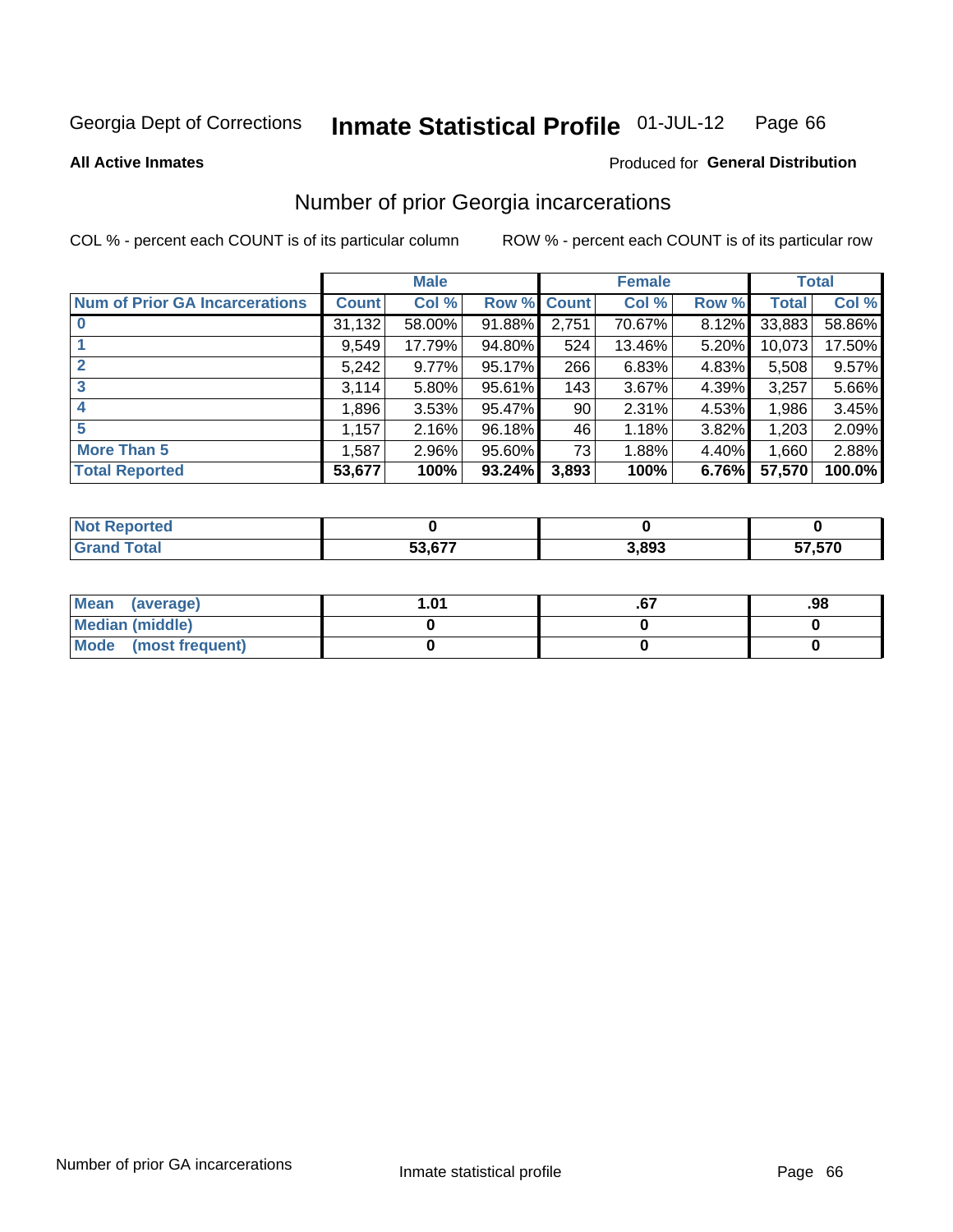Georgia Dept of Corrections **Inmate Statistical Profile** 01-JUL-12

**All Active Inmates**

Produced for **General Distribution**

## Number of prior Georgia incarcerations

COL % - percent each COUNT is of its particular column

ROW % - percent each COUNT is of its particular row

| | Male | | | Female | | | Total | |
|---|---|---|---|---|---|---|---|---|
| **Num of Prior GA Incarcerations** | **Count** | **Col %** | **Row %** | **Count** | **Col %** | **Row %** | **Total** | **Col %** |
| **0** | 31,132 | 58.00% | 91.88% | 2,751 | 70.67% | 8.12% | 33,883 | 58.86% |
| **1** | 9,549 | 17.79% | 94.80% | 524 | 13.46% | 5.20% | 10,073 | 17.50% |
| **2** | 5,242 | 9.77% | 95.17% | 266 | 6.83% | 4.83% | 5,508 | 9.57% |
| **3** | 3,114 | 5.80% | 95.61% | 143 | 3.67% | 4.39% | 3,257 | 5.66% |
| **4** | 1,896 | 3.53% | 95.47% | 90 | 2.31% | 4.53% | 1,986 | 3.45% |
| **5** | 1,157 | 2.16% | 96.18% | 46 | 1.18% | 3.82% | 1,203 | 2.09% |
| **More Than 5** | 1,587 | 2.96% | 95.60% | 73 | 1.88% | 4.40% | 1,660 | 2.88% |
| **Total Reported** | **53,677** | **100%** | **93.24%** | **3,893** | **100%** | **6.76%** | **57,570** | **100.0%** |

| | Male | Female | Total |
|---|---|---|---|
| **Not Reported** | **0** | **0** | **0** |
| **Grand Total** | **53,677** | **3,893** | **57,570** |

| | Male | Female | Total |
|---|---|---|---|
| **Mean (average)** | **1.01** | **.67** | **.98** |
| **Median (middle)** | **0** | **0** | **0** |
| **Mode (most frequent)** | **0** | **0** | **0** |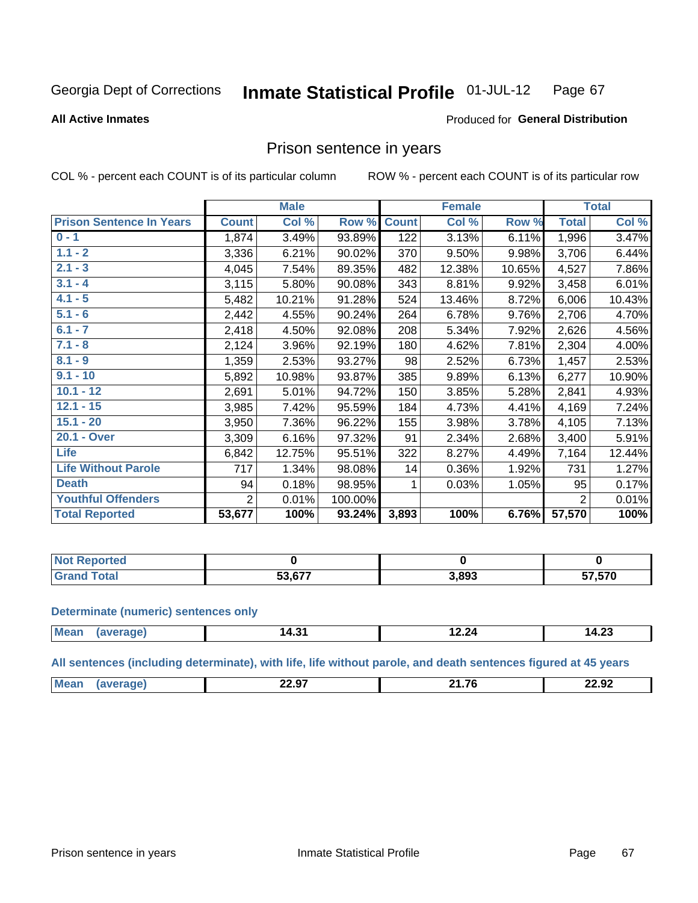Georgia Dept of Corrections **Inmate Statistical Profile** 01-JUL-12

**All Active Inmates**

Produced for **General Distribution**

## Prison sentence in years

COL % - percent each COUNT is of its particular column ROW % - percent each COUNT is of its particular row

| | Male | | | Female | | | Total | |
|---|---|---|---|---|---|---|---|---|
| **Prison Sentence In Years** | **Count** | **Col %** | **Row %** | **Count** | **Col %** | **Row %** | **Total** | **Col %** |
| 0 - 1 | 1,874 | 3.49% | 93.89% | 122 | 3.13% | 6.11% | 1,996 | 3.47% |
| 1.1 - 2 | 3,336 | 6.21% | 90.02% | 370 | 9.50% | 9.98% | 3,706 | 6.44% |
| 2.1 - 3 | 4,045 | 7.54% | 89.35% | 482 | 12.38% | 10.65% | 4,527 | 7.86% |
| 3.1 - 4 | 3,115 | 5.80% | 90.08% | 343 | 8.81% | 9.92% | 3,458 | 6.01% |
| 4.1 - 5 | 5,482 | 10.21% | 91.28% | 524 | 13.46% | 8.72% | 6,006 | 10.43% |
| 5.1 - 6 | 2,442 | 4.55% | 90.24% | 264 | 6.78% | 9.76% | 2,706 | 4.70% |
| 6.1 - 7 | 2,418 | 4.50% | 92.08% | 208 | 5.34% | 7.92% | 2,626 | 4.56% |
| 7.1 - 8 | 2,124 | 3.96% | 92.19% | 180 | 4.62% | 7.81% | 2,304 | 4.00% |
| 8.1 - 9 | 1,359 | 2.53% | 93.27% | 98 | 2.52% | 6.73% | 1,457 | 2.53% |
| 9.1 - 10 | 5,892 | 10.98% | 93.87% | 385 | 9.89% | 6.13% | 6,277 | 10.90% |
| 10.1 - 12 | 2,691 | 5.01% | 94.72% | 150 | 3.85% | 5.28% | 2,841 | 4.93% |
| 12.1 - 15 | 3,985 | 7.42% | 95.59% | 184 | 4.73% | 4.41% | 4,169 | 7.24% |
| 15.1 - 20 | 3,950 | 7.36% | 96.22% | 155 | 3.98% | 3.78% | 4,105 | 7.13% |
| 20.1 - Over | 3,309 | 6.16% | 97.32% | 91 | 2.34% | 2.68% | 3,400 | 5.91% |
| Life | 6,842 | 12.75% | 95.51% | 322 | 8.27% | 4.49% | 7,164 | 12.44% |
| Life Without Parole | 717 | 1.34% | 98.08% | 14 | 0.36% | 1.92% | 731 | 1.27% |
| Death | 94 | 0.18% | 98.95% | 1 | 0.03% | 1.05% | 95 | 0.17% |
| Youthful Offenders | 2 | 0.01% | 100.00% | | | | 2 | 0.01% |
| **Total Reported** | **53,677** | **100%** | **93.24%** | **3,893** | **100%** | **6.76%** | **57,570** | **100%** |

| | Male | Female | Total |
|---|---|---|---|
| Not Reported | **0** | **0** | **0** |
| Grand Total | **53,677** | **3,893** | **57,570** |

### Determinate (numeric) sentences only

| | Male | Female | Total |
|---|---|---|---|
| Mean (average) | **14.31** | **12.24** | **14.23** |

### All sentences (including determinate), with life, life without parole, and death sentences figured at 45 years

| | Male | Female | Total |
|---|---|---|---|
| Mean (average) | **22.97** | **21.76** | **22.92** |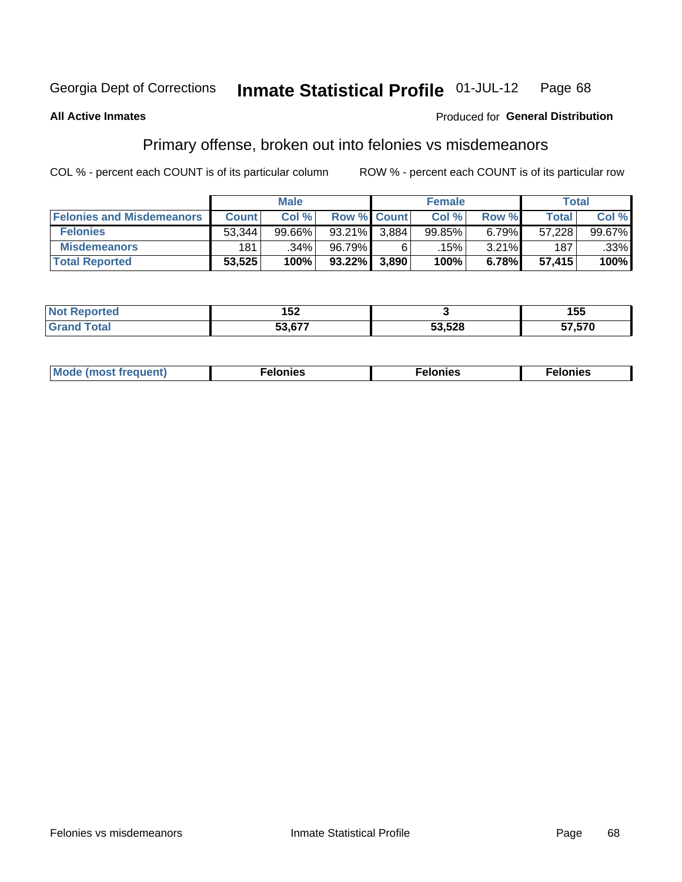Georgia Dept of Corrections **Inmate Statistical Profile** 01-JUL-12 Page 68

**All Active Inmates** Produced for **General Distribution**

## Primary offense, broken out into felonies vs misdemeanors

COL % - percent each COUNT is of its particular column ROW % - percent each COUNT is of its particular row

| | Male | | | Female | | | Total | |
|---|---|---|---|---|---|---|---|---|
| **Felonies and Misdemeanors** | **Count** | **Col %** | **Row %** | **Count** | **Col %** | **Row %** | **Total** | **Col %** |
| **Felonies** | 53,344 | 99.66% | 93.21% | 3,884 | 99.85% | 6.79% | 57,228 | 99.67% |
| **Misdemeanors** | 181 | .34% | 96.79% | 6 | .15% | 3.21% | 187 | .33% |
| **Total Reported** | **53,525** | **100%** | **93.22%** | **3,890** | **100%** | **6.78%** | **57,415** | **100%** |

| | Male | Female | Total |
|---|---|---|---|
| **Not Reported** | **152** | **3** | **155** |
| **Grand Total** | **53,677** | **53,528** | **57,570** |

| | Male | Female | Total |
|---|---|---|---|
| **Mode (most frequent)** | **Felonies** | **Felonies** | **Felonies** |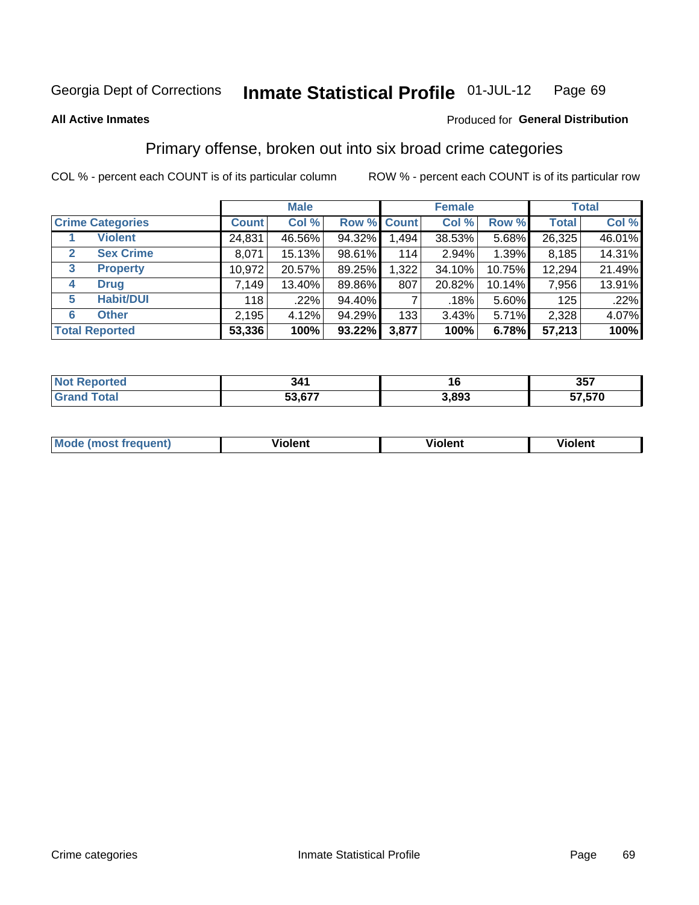Georgia Dept of Corrections **Inmate Statistical Profile** 01-JUL-12 Page 69

**All Active Inmates**

Produced for **General Distribution**

## Primary offense, broken out into six broad crime categories

COL % - percent each COUNT is of its particular column ROW % - percent each COUNT is of its particular row

| Crime Categories | | Male | | | Female | | | Total | |
|---|---|---|---|---|---|---|---|---|---|
| | | Count | Col % | Row % | Count | Col % | Row % | Total | Col % |
| 1 | Violent | 24,831 | 46.56% | 94.32% | 1,494 | 38.53% | 5.68% | 26,325 | 46.01% |
| 2 | Sex Crime | 8,071 | 15.13% | 98.61% | 114 | 2.94% | 1.39% | 8,185 | 14.31% |
| 3 | Property | 10,972 | 20.57% | 89.25% | 1,322 | 34.10% | 10.75% | 12,294 | 21.49% |
| 4 | Drug | 7,149 | 13.40% | 89.86% | 807 | 20.82% | 10.14% | 7,956 | 13.91% |
| 5 | Habit/DUI | 118 | .22% | 94.40% | 7 | .18% | 5.60% | 125 | .22% |
| 6 | Other | 2,195 | 4.12% | 94.29% | 133 | 3.43% | 5.71% | 2,328 | 4.07% |
| **Total Reported** | | **53,336** | **100%** | **93.22%** | **3,877** | **100%** | **6.78%** | **57,213** | **100%** |

| | Male | Female | Total |
|---|---|---|---|
| Not Reported | 341 | 16 | 357 |
| Grand Total | 53,677 | 3,893 | 57,570 |

| | Male | Female | Total |
|---|---|---|---|
| Mode (most frequent) | Violent | Violent | Violent |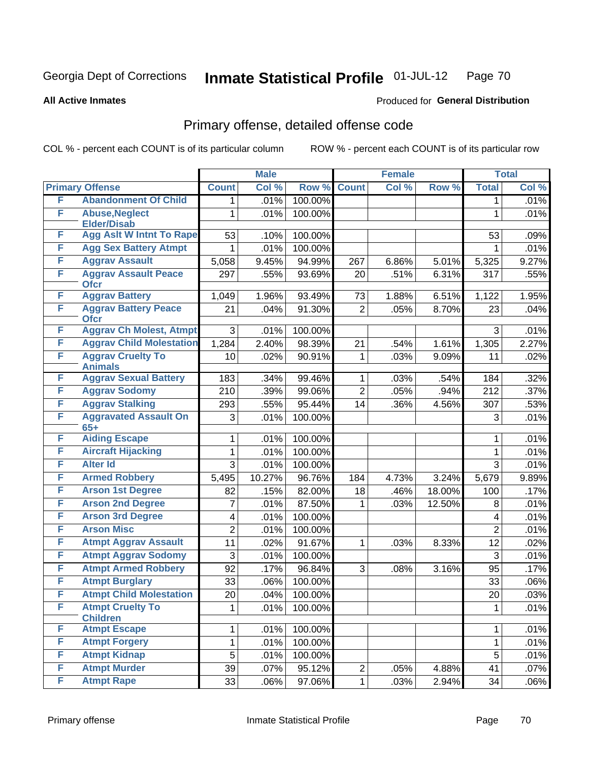Georgia Dept of Corrections **Inmate Statistical Profile** 01-JUL-12

**All Active Inmates**

Produced for **General Distribution**

## Primary offense, detailed offense code

COL % - percent each COUNT is of its particular column

ROW % - percent each COUNT is of its particular row

| Primary Offense | | Male | | | Female | | | Total | |
|---|---|---|---|---|---|---|---|---|---|
| | | Count | Col % | Row % | Count | Col % | Row % | Total | Col % |
| F | Abandonment Of Child | 1 | .01% | 100.00% | | | | 1 | .01% |
| F | Abuse,Neglect Elder/Disab | 1 | .01% | 100.00% | | | | 1 | .01% |
| F | Agg Aslt W Intnt To Rape | 53 | .10% | 100.00% | | | | 53 | .09% |
| F | Agg Sex Battery Atmpt | 1 | .01% | 100.00% | | | | 1 | .01% |
| F | Aggrav Assault | 5,058 | 9.45% | 94.99% | 267 | 6.86% | 5.01% | 5,325 | 9.27% |
| F | Aggrav Assault Peace Ofcr | 297 | .55% | 93.69% | 20 | .51% | 6.31% | 317 | .55% |
| F | Aggrav Battery | 1,049 | 1.96% | 93.49% | 73 | 1.88% | 6.51% | 1,122 | 1.95% |
| F | Aggrav Battery Peace Ofcr | 21 | .04% | 91.30% | 2 | .05% | 8.70% | 23 | .04% |
| F | Aggrav Ch Molest, Atmpt | 3 | .01% | 100.00% | | | | 3 | .01% |
| F | Aggrav Child Molestation | 1,284 | 2.40% | 98.39% | 21 | .54% | 1.61% | 1,305 | 2.27% |
| F | Aggrav Cruelty To Animals | 10 | .02% | 90.91% | 1 | .03% | 9.09% | 11 | .02% |
| F | Aggrav Sexual Battery | 183 | .34% | 99.46% | 1 | .03% | .54% | 184 | .32% |
| F | Aggrav Sodomy | 210 | .39% | 99.06% | 2 | .05% | .94% | 212 | .37% |
| F | Aggrav Stalking | 293 | .55% | 95.44% | 14 | .36% | 4.56% | 307 | .53% |
| F | Aggravated Assault On 65+ | 3 | .01% | 100.00% | | | | 3 | .01% |
| F | Aiding Escape | 1 | .01% | 100.00% | | | | 1 | .01% |
| F | Aircraft Hijacking | 1 | .01% | 100.00% | | | | 1 | .01% |
| F | Alter Id | 3 | .01% | 100.00% | | | | 3 | .01% |
| F | Armed Robbery | 5,495 | 10.27% | 96.76% | 184 | 4.73% | 3.24% | 5,679 | 9.89% |
| F | Arson 1st Degree | 82 | .15% | 82.00% | 18 | .46% | 18.00% | 100 | .17% |
| F | Arson 2nd Degree | 7 | .01% | 87.50% | 1 | .03% | 12.50% | 8 | .01% |
| F | Arson 3rd Degree | 4 | .01% | 100.00% | | | | 4 | .01% |
| F | Arson Misc | 2 | .01% | 100.00% | | | | 2 | .01% |
| F | Atmpt Aggrav Assault | 11 | .02% | 91.67% | 1 | .03% | 8.33% | 12 | .02% |
| F | Atmpt Aggrav Sodomy | 3 | .01% | 100.00% | | | | 3 | .01% |
| F | Atmpt Armed Robbery | 92 | .17% | 96.84% | 3 | .08% | 3.16% | 95 | .17% |
| F | Atmpt Burglary | 33 | .06% | 100.00% | | | | 33 | .06% |
| F | Atmpt Child Molestation | 20 | .04% | 100.00% | | | | 20 | .03% |
| F | Atmpt Cruelty To Children | 1 | .01% | 100.00% | | | | 1 | .01% |
| F | Atmpt Escape | 1 | .01% | 100.00% | | | | 1 | .01% |
| F | Atmpt Forgery | 1 | .01% | 100.00% | | | | 1 | .01% |
| F | Atmpt Kidnap | 5 | .01% | 100.00% | | | | 5 | .01% |
| F | Atmpt Murder | 39 | .07% | 95.12% | 2 | .05% | 4.88% | 41 | .07% |
| F | Atmpt Rape | 33 | .06% | 97.06% | 1 | .03% | 2.94% | 34 | .06% |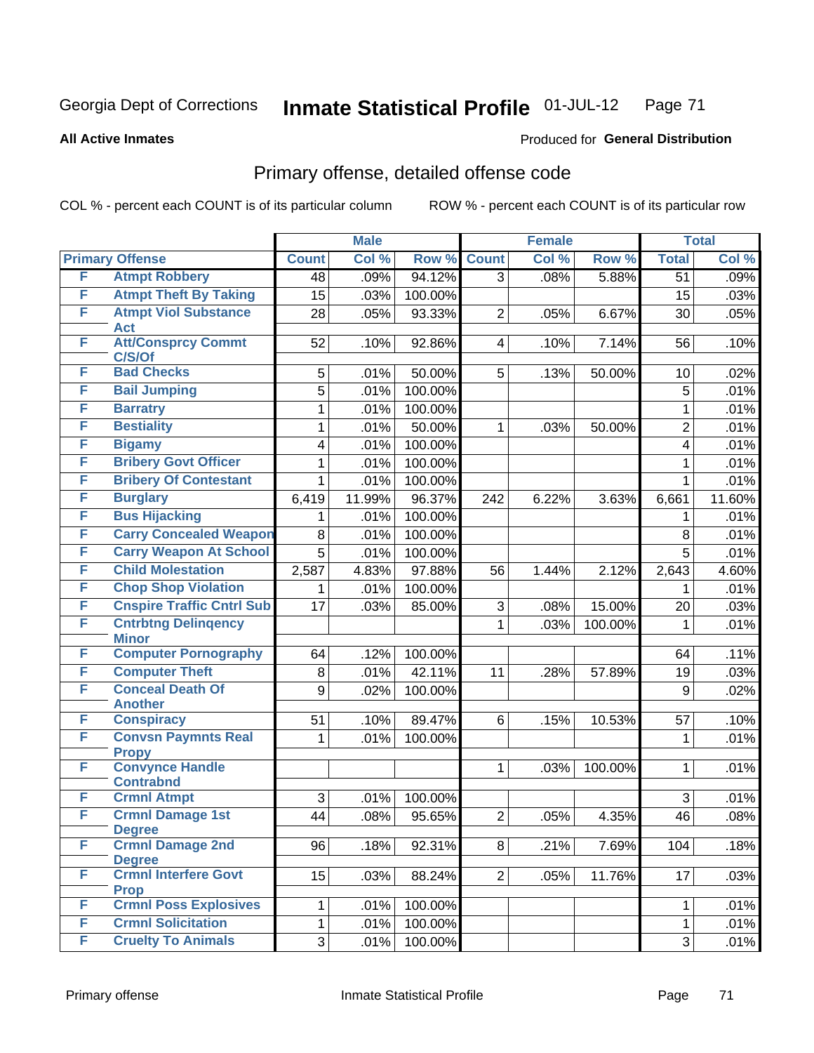Georgia Dept of Corrections **Inmate Statistical Profile** 01-JUL-12

**All Active Inmates**

Produced for **General Distribution**

## Primary offense, detailed offense code

COL % - percent each COUNT is of its particular column ROW % - percent each COUNT is of its particular row

| | | Male | | | Female | | | Total | |
|---|---|---|---|---|---|---|---|---|---|
| Primary Offense | | Count | Col % | Row % | Count | Col % | Row % | Total | Col % |
| F | Atmpt Robbery | 48 | .09% | 94.12% | 3 | .08% | 5.88% | 51 | .09% |
| F | Atmpt Theft By Taking | 15 | .03% | 100.00% | | | | 15 | .03% |
| F | Atmpt Viol Substance Act | 28 | .05% | 93.33% | 2 | .05% | 6.67% | 30 | .05% |
| F | Att/Consprcy Commt C/S/Of | 52 | .10% | 92.86% | 4 | .10% | 7.14% | 56 | .10% |
| F | Bad Checks | 5 | .01% | 50.00% | 5 | .13% | 50.00% | 10 | .02% |
| F | Bail Jumping | 5 | .01% | 100.00% | | | | 5 | .01% |
| F | Barratry | 1 | .01% | 100.00% | | | | 1 | .01% |
| F | Bestiality | 1 | .01% | 50.00% | 1 | .03% | 50.00% | 2 | .01% |
| F | Bigamy | 4 | .01% | 100.00% | | | | 4 | .01% |
| F | Bribery Govt Officer | 1 | .01% | 100.00% | | | | 1 | .01% |
| F | Bribery Of Contestant | 1 | .01% | 100.00% | | | | 1 | .01% |
| F | Burglary | 6,419 | 11.99% | 96.37% | 242 | 6.22% | 3.63% | 6,661 | 11.60% |
| F | Bus Hijacking | 1 | .01% | 100.00% | | | | 1 | .01% |
| F | Carry Concealed Weapon | 8 | .01% | 100.00% | | | | 8 | .01% |
| F | Carry Weapon At School | 5 | .01% | 100.00% | | | | 5 | .01% |
| F | Child Molestation | 2,587 | 4.83% | 97.88% | 56 | 1.44% | 2.12% | 2,643 | 4.60% |
| F | Chop Shop Violation | 1 | .01% | 100.00% | | | | 1 | .01% |
| F | Cnspire Traffic Cntrl Sub | 17 | .03% | 85.00% | 3 | .08% | 15.00% | 20 | .03% |
| F | Cntrbtng Delinqency Minor | | | | 1 | .03% | 100.00% | 1 | .01% |
| F | Computer Pornography | 64 | .12% | 100.00% | | | | 64 | .11% |
| F | Computer Theft | 8 | .01% | 42.11% | 11 | .28% | 57.89% | 19 | .03% |
| F | Conceal Death Of Another | 9 | .02% | 100.00% | | | | 9 | .02% |
| F | Conspiracy | 51 | .10% | 89.47% | 6 | .15% | 10.53% | 57 | .10% |
| F | Convsn Paymnts Real Propy | 1 | .01% | 100.00% | | | | 1 | .01% |
| F | Convynce Handle Contrabnd | | | | 1 | .03% | 100.00% | 1 | .01% |
| F | Crmnl Atmpt | 3 | .01% | 100.00% | | | | 3 | .01% |
| F | Crmnl Damage 1st Degree | 44 | .08% | 95.65% | 2 | .05% | 4.35% | 46 | .08% |
| F | Crmnl Damage 2nd Degree | 96 | .18% | 92.31% | 8 | .21% | 7.69% | 104 | .18% |
| F | Crmnl Interfere Govt Prop | 15 | .03% | 88.24% | 2 | .05% | 11.76% | 17 | .03% |
| F | Crmnl Poss Explosives | 1 | .01% | 100.00% | | | | 1 | .01% |
| F | Crmnl Solicitation | 1 | .01% | 100.00% | | | | 1 | .01% |
| F | Cruelty To Animals | 3 | .01% | 100.00% | | | | 3 | .01% |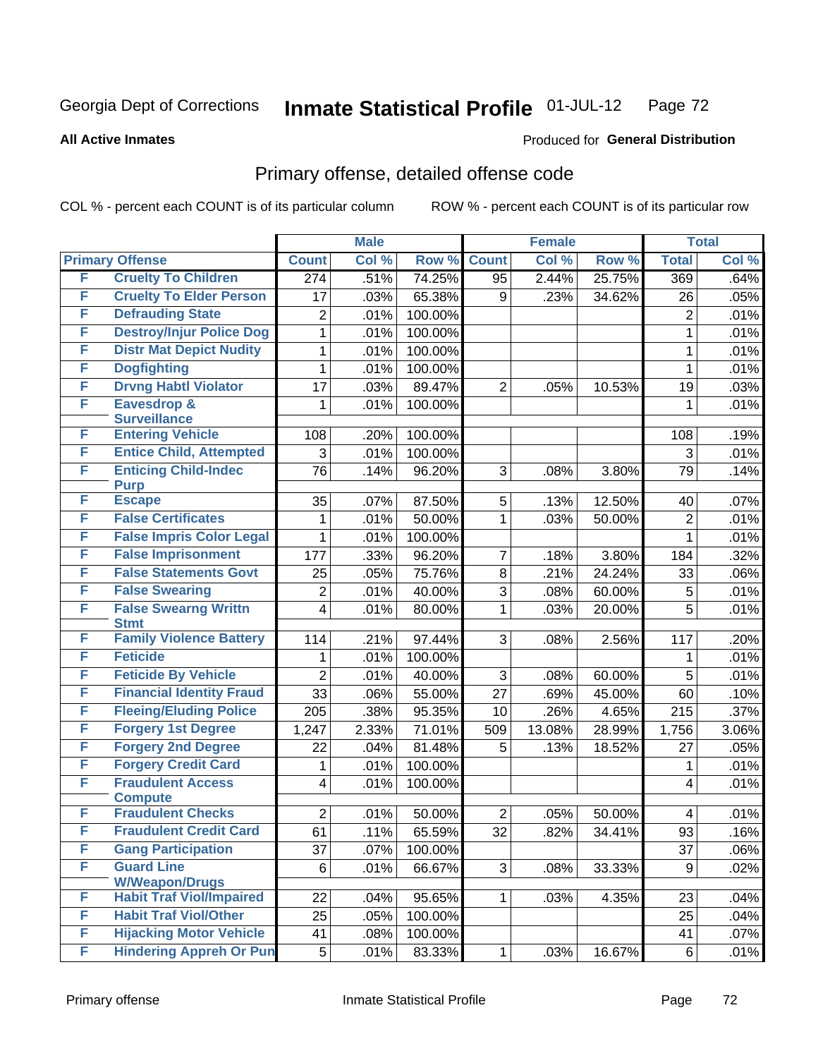Georgia Dept of Corrections **Inmate Statistical Profile** 01-JUL-12

**All Active Inmates**

Produced for **General Distribution**

## Primary offense, detailed offense code

COL % - percent each COUNT is of its particular column ROW % - percent each COUNT is of its particular row

| Primary Offense | | Male | | | Female | | | Total | |
|---|---|---|---|---|---|---|---|---|---|
| | | Count | Col % | Row % | Count | Col % | Row % | Total | Col % |
| F | Cruelty To Children | 274 | .51% | 74.25% | 95 | 2.44% | 25.75% | 369 | .64% |
| F | Cruelty To Elder Person | 17 | .03% | 65.38% | 9 | .23% | 34.62% | 26 | .05% |
| F | Defrauding State | 2 | .01% | 100.00% | | | | 2 | .01% |
| F | Destroy/Injur Police Dog | 1 | .01% | 100.00% | | | | 1 | .01% |
| F | Distr Mat Depict Nudity | 1 | .01% | 100.00% | | | | 1 | .01% |
| F | Dogfighting | 1 | .01% | 100.00% | | | | 1 | .01% |
| F | Drvng Habtl Violator | 17 | .03% | 89.47% | 2 | .05% | 10.53% | 19 | .03% |
| F | Eavesdrop & Surveillance | 1 | .01% | 100.00% | | | | 1 | .01% |
| F | Entering Vehicle | 108 | .20% | 100.00% | | | | 108 | .19% |
| F | Entice Child, Attempted | 3 | .01% | 100.00% | | | | 3 | .01% |
| F | Enticing Child-Indec Purp | 76 | .14% | 96.20% | 3 | .08% | 3.80% | 79 | .14% |
| F | Escape | 35 | .07% | 87.50% | 5 | .13% | 12.50% | 40 | .07% |
| F | False Certificates | 1 | .01% | 50.00% | 1 | .03% | 50.00% | 2 | .01% |
| F | False Impris Color Legal | 1 | .01% | 100.00% | | | | 1 | .01% |
| F | False Imprisonment | 177 | .33% | 96.20% | 7 | .18% | 3.80% | 184 | .32% |
| F | False Statements Govt | 25 | .05% | 75.76% | 8 | .21% | 24.24% | 33 | .06% |
| F | False Swearing | 2 | .01% | 40.00% | 3 | .08% | 60.00% | 5 | .01% |
| F | False Swearng Writtn Stmt | 4 | .01% | 80.00% | 1 | .03% | 20.00% | 5 | .01% |
| F | Family Violence Battery | 114 | .21% | 97.44% | 3 | .08% | 2.56% | 117 | .20% |
| F | Feticide | 1 | .01% | 100.00% | | | | 1 | .01% |
| F | Feticide By Vehicle | 2 | .01% | 40.00% | 3 | .08% | 60.00% | 5 | .01% |
| F | Financial Identity Fraud | 33 | .06% | 55.00% | 27 | .69% | 45.00% | 60 | .10% |
| F | Fleeing/Eluding Police | 205 | .38% | 95.35% | 10 | .26% | 4.65% | 215 | .37% |
| F | Forgery 1st Degree | 1,247 | 2.33% | 71.01% | 509 | 13.08% | 28.99% | 1,756 | 3.06% |
| F | Forgery 2nd Degree | 22 | .04% | 81.48% | 5 | .13% | 18.52% | 27 | .05% |
| F | Forgery Credit Card | 1 | .01% | 100.00% | | | | 1 | .01% |
| F | Fraudulent Access Compute | 4 | .01% | 100.00% | | | | 4 | .01% |
| F | Fraudulent Checks | 2 | .01% | 50.00% | 2 | .05% | 50.00% | 4 | .01% |
| F | Fraudulent Credit Card | 61 | .11% | 65.59% | 32 | .82% | 34.41% | 93 | .16% |
| F | Gang Participation | 37 | .07% | 100.00% | | | | 37 | .06% |
| F | Guard Line W/Weapon/Drugs | 6 | .01% | 66.67% | 3 | .08% | 33.33% | 9 | .02% |
| F | Habit Traf Viol/Impaired | 22 | .04% | 95.65% | 1 | .03% | 4.35% | 23 | .04% |
| F | Habit Traf Viol/Other | 25 | .05% | 100.00% | | | | 25 | .04% |
| F | Hijacking Motor Vehicle | 41 | .08% | 100.00% | | | | 41 | .07% |
| F | Hindering Appreh Or Pun | 5 | .01% | 83.33% | 1 | .03% | 16.67% | 6 | .01% |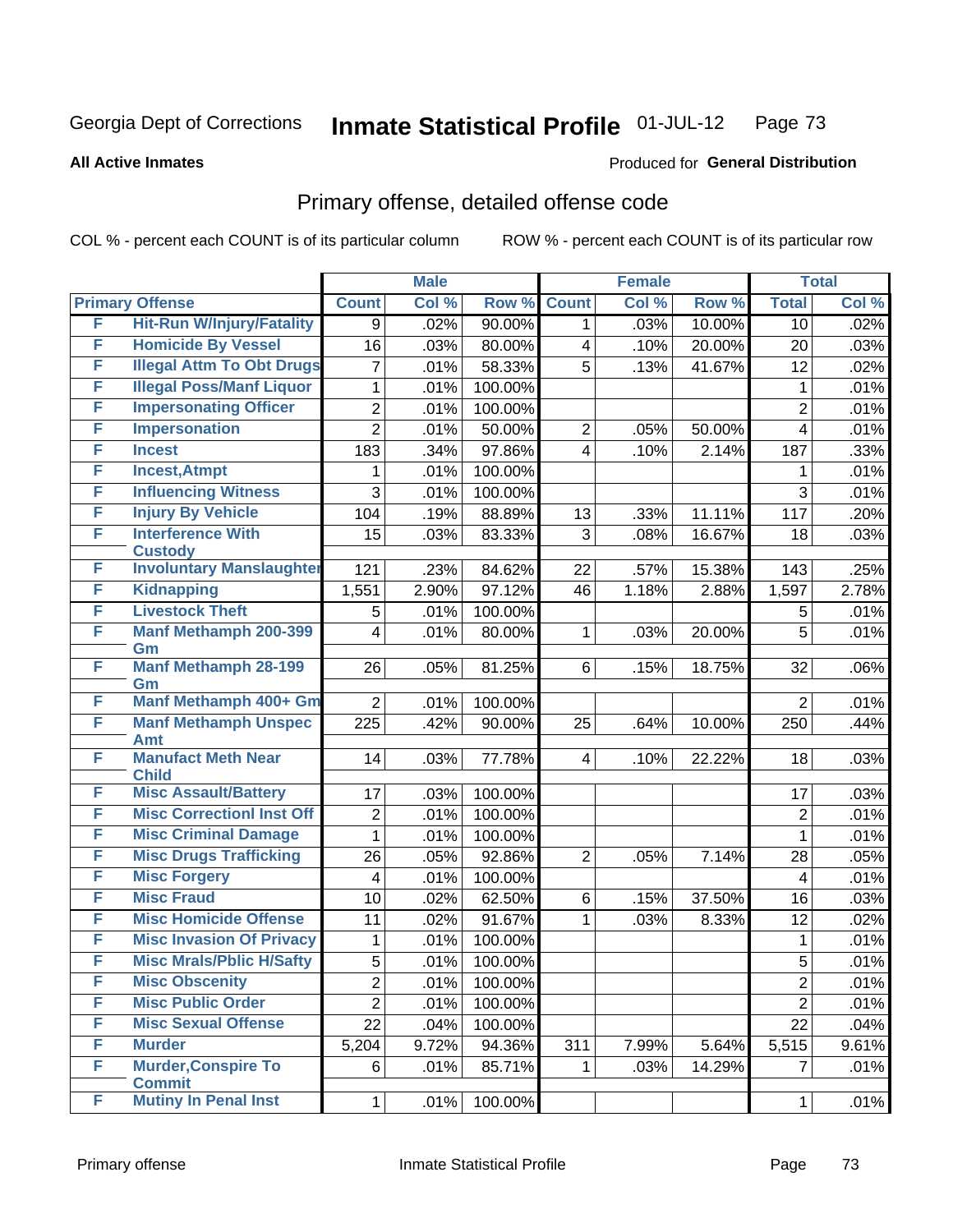Georgia Dept of Corrections **Inmate Statistical Profile** 01-JUL-12

**All Active Inmates**

Produced for **General Distribution**

## Primary offense, detailed offense code

COL % - percent each COUNT is of its particular column

ROW % - percent each COUNT is of its particular row

| Primary Offense | | Male | | | Female | | | Total | |
|---|---|---|---|---|---|---|---|---|---|
| | | Count | Col % | Row % | Count | Col % | Row % | Total | Col % |
| F | Hit-Run W/Injury/Fatality | 9 | .02% | 90.00% | 1 | .03% | 10.00% | 10 | .02% |
| F | Homicide By Vessel | 16 | .03% | 80.00% | 4 | .10% | 20.00% | 20 | .03% |
| F | Illegal Attm To Obt Drugs | 7 | .01% | 58.33% | 5 | .13% | 41.67% | 12 | .02% |
| F | Illegal Poss/Manf Liquor | 1 | .01% | 100.00% | | | | 1 | .01% |
| F | Impersonating Officer | 2 | .01% | 100.00% | | | | 2 | .01% |
| F | Impersonation | 2 | .01% | 50.00% | 2 | .05% | 50.00% | 4 | .01% |
| F | Incest | 183 | .34% | 97.86% | 4 | .10% | 2.14% | 187 | .33% |
| F | Incest,Atmpt | 1 | .01% | 100.00% | | | | 1 | .01% |
| F | Influencing Witness | 3 | .01% | 100.00% | | | | 3 | .01% |
| F | Injury By Vehicle | 104 | .19% | 88.89% | 13 | .33% | 11.11% | 117 | .20% |
| F | Interference With Custody | 15 | .03% | 83.33% | 3 | .08% | 16.67% | 18 | .03% |
| F | Involuntary Manslaughter | 121 | .23% | 84.62% | 22 | .57% | 15.38% | 143 | .25% |
| F | Kidnapping | 1,551 | 2.90% | 97.12% | 46 | 1.18% | 2.88% | 1,597 | 2.78% |
| F | Livestock Theft | 5 | .01% | 100.00% | | | | 5 | .01% |
| F | Manf Methamph 200-399 Gm | 4 | .01% | 80.00% | 1 | .03% | 20.00% | 5 | .01% |
| F | Manf Methamph 28-199 Gm | 26 | .05% | 81.25% | 6 | .15% | 18.75% | 32 | .06% |
| F | Manf Methamph 400+ Gm | 2 | .01% | 100.00% | | | | 2 | .01% |
| F | Manf Methamph Unspec Amt | 225 | .42% | 90.00% | 25 | .64% | 10.00% | 250 | .44% |
| F | Manufact Meth Near Child | 14 | .03% | 77.78% | 4 | .10% | 22.22% | 18 | .03% |
| F | Misc Assault/Battery | 17 | .03% | 100.00% | | | | 17 | .03% |
| F | Misc Correctionl Inst Off | 2 | .01% | 100.00% | | | | 2 | .01% |
| F | Misc Criminal Damage | 1 | .01% | 100.00% | | | | 1 | .01% |
| F | Misc Drugs Trafficking | 26 | .05% | 92.86% | 2 | .05% | 7.14% | 28 | .05% |
| F | Misc Forgery | 4 | .01% | 100.00% | | | | 4 | .01% |
| F | Misc Fraud | 10 | .02% | 62.50% | 6 | .15% | 37.50% | 16 | .03% |
| F | Misc Homicide Offense | 11 | .02% | 91.67% | 1 | .03% | 8.33% | 12 | .02% |
| F | Misc Invasion Of Privacy | 1 | .01% | 100.00% | | | | 1 | .01% |
| F | Misc Mrals/Pblic H/Safty | 5 | .01% | 100.00% | | | | 5 | .01% |
| F | Misc Obscenity | 2 | .01% | 100.00% | | | | 2 | .01% |
| F | Misc Public Order | 2 | .01% | 100.00% | | | | 2 | .01% |
| F | Misc Sexual Offense | 22 | .04% | 100.00% | | | | 22 | .04% |
| F | Murder | 5,204 | 9.72% | 94.36% | 311 | 7.99% | 5.64% | 5,515 | 9.61% |
| F | Murder,Conspire To Commit | 6 | .01% | 85.71% | 1 | .03% | 14.29% | 7 | .01% |
| F | Mutiny In Penal Inst | 1 | .01% | 100.00% | | | | 1 | .01% |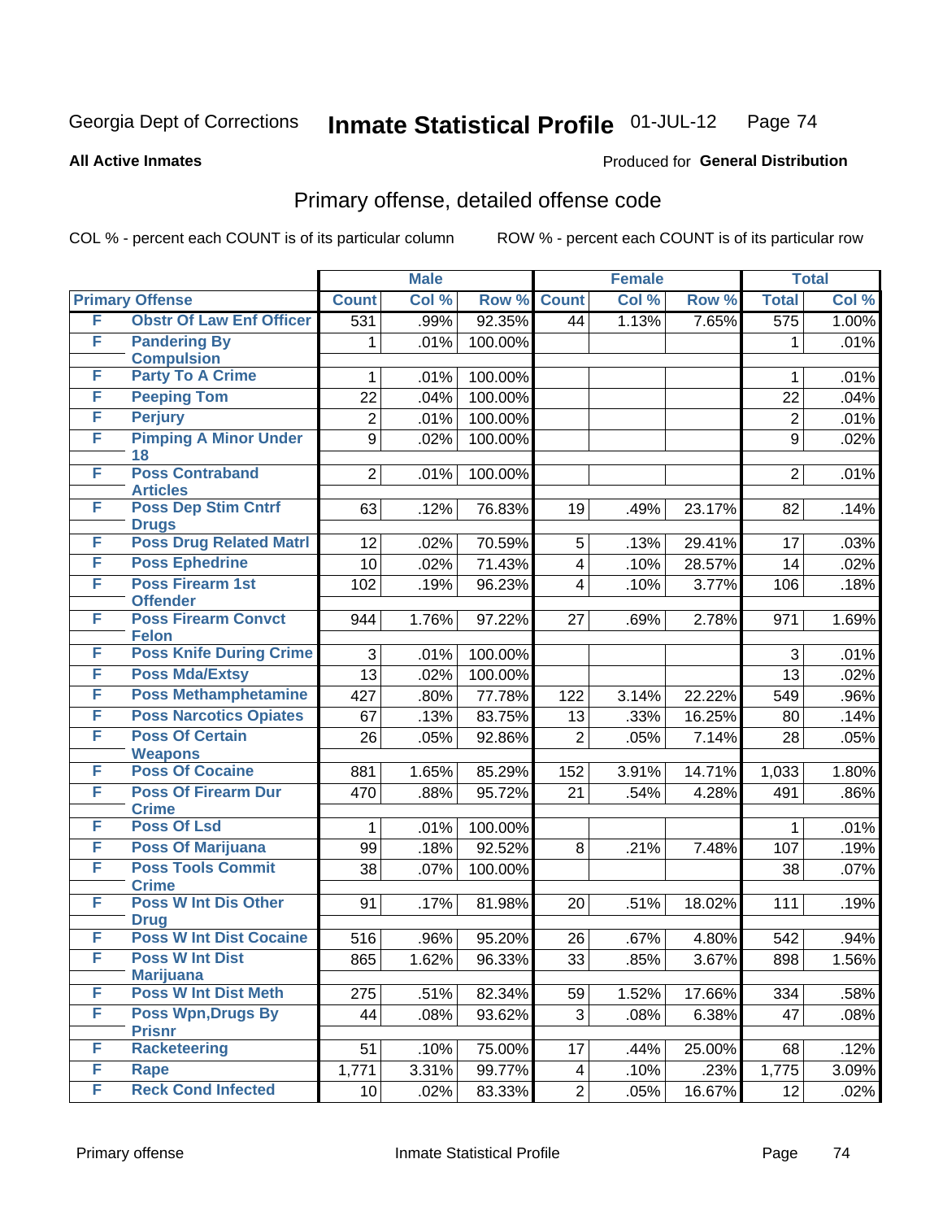Georgia Dept of Corrections **Inmate Statistical Profile** 01-JUL-12

**All Active Inmates**

Produced for **General Distribution**

## Primary offense, detailed offense code

COL % - percent each COUNT is of its particular column

ROW % - percent each COUNT is of its particular row

| Primary Offense | | Male | | | Female | | | Total | |
|---|---|---|---|---|---|---|---|---|---|
| | | Count | Col % | Row % | Count | Col % | Row % | Total | Col % |
| F | Obstr Of Law Enf Officer | 531 | .99% | 92.35% | 44 | 1.13% | 7.65% | 575 | 1.00% |
| F | Pandering By Compulsion | 1 | .01% | 100.00% | | | | 1 | .01% |
| F | Party To A Crime | 1 | .01% | 100.00% | | | | 1 | .01% |
| F | Peeping Tom | 22 | .04% | 100.00% | | | | 22 | .04% |
| F | Perjury | 2 | .01% | 100.00% | | | | 2 | .01% |
| F | Pimping A Minor Under 18 | 9 | .02% | 100.00% | | | | 9 | .02% |
| F | Poss Contraband Articles | 2 | .01% | 100.00% | | | | 2 | .01% |
| F | Poss Dep Stim Cntrf Drugs | 63 | .12% | 76.83% | 19 | .49% | 23.17% | 82 | .14% |
| F | Poss Drug Related Matrl | 12 | .02% | 70.59% | 5 | .13% | 29.41% | 17 | .03% |
| F | Poss Ephedrine | 10 | .02% | 71.43% | 4 | .10% | 28.57% | 14 | .02% |
| F | Poss Firearm 1st Offender | 102 | .19% | 96.23% | 4 | .10% | 3.77% | 106 | .18% |
| F | Poss Firearm Convct Felon | 944 | 1.76% | 97.22% | 27 | .69% | 2.78% | 971 | 1.69% |
| F | Poss Knife During Crime | 3 | .01% | 100.00% | | | | 3 | .01% |
| F | Poss Mda/Extsy | 13 | .02% | 100.00% | | | | 13 | .02% |
| F | Poss Methamphetamine | 427 | .80% | 77.78% | 122 | 3.14% | 22.22% | 549 | .96% |
| F | Poss Narcotics Opiates | 67 | .13% | 83.75% | 13 | .33% | 16.25% | 80 | .14% |
| F | Poss Of Certain Weapons | 26 | .05% | 92.86% | 2 | .05% | 7.14% | 28 | .05% |
| F | Poss Of Cocaine | 881 | 1.65% | 85.29% | 152 | 3.91% | 14.71% | 1,033 | 1.80% |
| F | Poss Of Firearm Dur Crime | 470 | .88% | 95.72% | 21 | .54% | 4.28% | 491 | .86% |
| F | Poss Of Lsd | 1 | .01% | 100.00% | | | | 1 | .01% |
| F | Poss Of Marijuana | 99 | .18% | 92.52% | 8 | .21% | 7.48% | 107 | .19% |
| F | Poss Tools Commit Crime | 38 | .07% | 100.00% | | | | 38 | .07% |
| F | Poss W Int Dis Other Drug | 91 | .17% | 81.98% | 20 | .51% | 18.02% | 111 | .19% |
| F | Poss W Int Dist Cocaine | 516 | .96% | 95.20% | 26 | .67% | 4.80% | 542 | .94% |
| F | Poss W Int Dist Marijuana | 865 | 1.62% | 96.33% | 33 | .85% | 3.67% | 898 | 1.56% |
| F | Poss W Int Dist Meth | 275 | .51% | 82.34% | 59 | 1.52% | 17.66% | 334 | .58% |
| F | Poss Wpn,Drugs By Prisnr | 44 | .08% | 93.62% | 3 | .08% | 6.38% | 47 | .08% |
| F | Racketeering | 51 | .10% | 75.00% | 17 | .44% | 25.00% | 68 | .12% |
| F | Rape | 1,771 | 3.31% | 99.77% | 4 | .10% | .23% | 1,775 | 3.09% |
| F | Reck Cond Infected | 10 | .02% | 83.33% | 2 | .05% | 16.67% | 12 | .02% |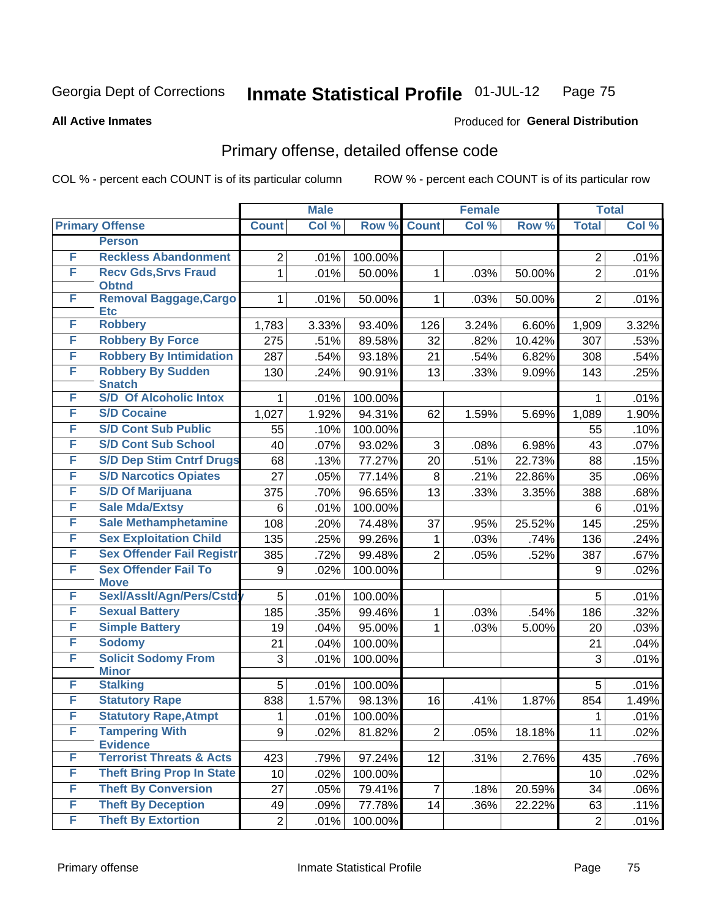Georgia Dept of Corrections **Inmate Statistical Profile** 01-JUL-12

**All Active Inmates**

Produced for **General Distribution**

## Primary offense, detailed offense code

COL % - percent each COUNT is of its particular column

ROW % - percent each COUNT is of its particular row

| Primary Offense | | Male | | | Female | | | Total | |
|---|---|---|---|---|---|---|---|---|---|
| | | Count | Col % | Row % | Count | Col % | Row % | Total | Col % |
| | **Person** | | | | | | | | |
| F | Reckless Abandonment | 2 | .01% | 100.00% | | | | 2 | .01% |
| F | Recv Gds,Srvs Fraud Obtnd | 1 | .01% | 50.00% | 1 | .03% | 50.00% | 2 | .01% |
| F | Removal Baggage,Cargo Etc | 1 | .01% | 50.00% | 1 | .03% | 50.00% | 2 | .01% |
| F | Robbery | 1,783 | 3.33% | 93.40% | 126 | 3.24% | 6.60% | 1,909 | 3.32% |
| F | Robbery By Force | 275 | .51% | 89.58% | 32 | .82% | 10.42% | 307 | .53% |
| F | Robbery By Intimidation | 287 | .54% | 93.18% | 21 | .54% | 6.82% | 308 | .54% |
| F | Robbery By Sudden Snatch | 130 | .24% | 90.91% | 13 | .33% | 9.09% | 143 | .25% |
| F | S/D Of Alcoholic Intox | 1 | .01% | 100.00% | | | | 1 | .01% |
| F | S/D Cocaine | 1,027 | 1.92% | 94.31% | 62 | 1.59% | 5.69% | 1,089 | 1.90% |
| F | S/D Cont Sub Public | 55 | .10% | 100.00% | | | | 55 | .10% |
| F | S/D Cont Sub School | 40 | .07% | 93.02% | 3 | .08% | 6.98% | 43 | .07% |
| F | S/D Dep Stim Cntrf Drugs | 68 | .13% | 77.27% | 20 | .51% | 22.73% | 88 | .15% |
| F | S/D Narcotics Opiates | 27 | .05% | 77.14% | 8 | .21% | 22.86% | 35 | .06% |
| F | S/D Of Marijuana | 375 | .70% | 96.65% | 13 | .33% | 3.35% | 388 | .68% |
| F | Sale Mda/Extsy | 6 | .01% | 100.00% | | | | 6 | .01% |
| F | Sale Methamphetamine | 108 | .20% | 74.48% | 37 | .95% | 25.52% | 145 | .25% |
| F | Sex Exploitation Child | 135 | .25% | 99.26% | 1 | .03% | .74% | 136 | .24% |
| F | Sex Offender Fail Registr | 385 | .72% | 99.48% | 2 | .05% | .52% | 387 | .67% |
| F | Sex Offender Fail To Move | 9 | .02% | 100.00% | | | | 9 | .02% |
| F | Sexl/Asslt/Agn/Pers/Cstdy | 5 | .01% | 100.00% | | | | 5 | .01% |
| F | Sexual Battery | 185 | .35% | 99.46% | 1 | .03% | .54% | 186 | .32% |
| F | Simple Battery | 19 | .04% | 95.00% | 1 | .03% | 5.00% | 20 | .03% |
| F | Sodomy | 21 | .04% | 100.00% | | | | 21 | .04% |
| F | Solicit Sodomy From Minor | 3 | .01% | 100.00% | | | | 3 | .01% |
| F | Stalking | 5 | .01% | 100.00% | | | | 5 | .01% |
| F | Statutory Rape | 838 | 1.57% | 98.13% | 16 | .41% | 1.87% | 854 | 1.49% |
| F | Statutory Rape,Atmpt | 1 | .01% | 100.00% | | | | 1 | .01% |
| F | Tampering With Evidence | 9 | .02% | 81.82% | 2 | .05% | 18.18% | 11 | .02% |
| F | Terrorist Threats & Acts | 423 | .79% | 97.24% | 12 | .31% | 2.76% | 435 | .76% |
| F | Theft Bring Prop In State | 10 | .02% | 100.00% | | | | 10 | .02% |
| F | Theft By Conversion | 27 | .05% | 79.41% | 7 | .18% | 20.59% | 34 | .06% |
| F | Theft By Deception | 49 | .09% | 77.78% | 14 | .36% | 22.22% | 63 | .11% |
| F | Theft By Extortion | 2 | .01% | 100.00% | | | | 2 | .01% |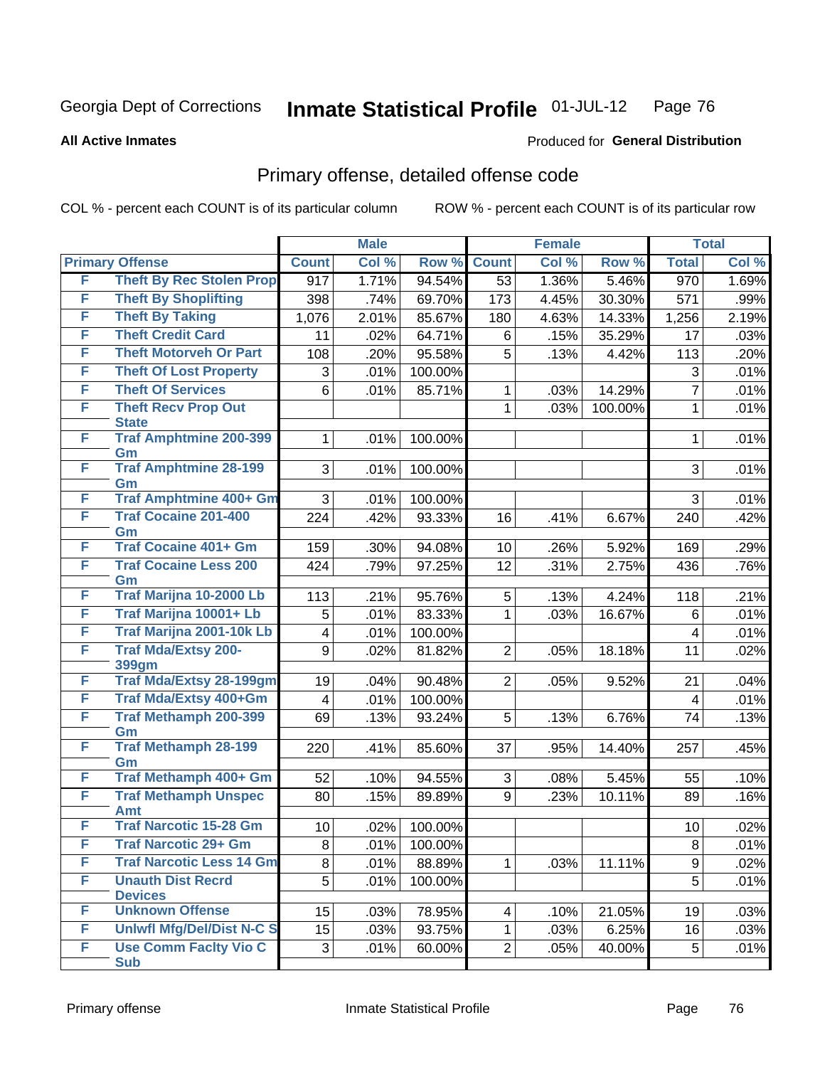Georgia Dept of Corrections **Inmate Statistical Profile** 01-JUL-12

**All Active Inmates**

Produced for **General Distribution**

## Primary offense, detailed offense code

COL % - percent each COUNT is of its particular column    ROW % - percent each COUNT is of its particular row

| Primary Offense | | Male | | | Female | | | Total | |
|---|---|---|---|---|---|---|---|---|---|
| | | Count | Col % | Row % | Count | Col % | Row % | Total | Col % |
| F | Theft By Rec Stolen Prop | 917 | 1.71% | 94.54% | 53 | 1.36% | 5.46% | 970 | 1.69% |
| F | Theft By Shoplifting | 398 | .74% | 69.70% | 173 | 4.45% | 30.30% | 571 | .99% |
| F | Theft By Taking | 1,076 | 2.01% | 85.67% | 180 | 4.63% | 14.33% | 1,256 | 2.19% |
| F | Theft Credit Card | 11 | .02% | 64.71% | 6 | .15% | 35.29% | 17 | .03% |
| F | Theft Motorveh Or Part | 108 | .20% | 95.58% | 5 | .13% | 4.42% | 113 | .20% |
| F | Theft Of Lost Property | 3 | .01% | 100.00% | | | | 3 | .01% |
| F | Theft Of Services | 6 | .01% | 85.71% | 1 | .03% | 14.29% | 7 | .01% |
| F | Theft Recv Prop Out State | | | | 1 | .03% | 100.00% | 1 | .01% |
| F | Traf Amphtmine 200-399 Gm | 1 | .01% | 100.00% | | | | 1 | .01% |
| F | Traf Amphtmine 28-199 Gm | 3 | .01% | 100.00% | | | | 3 | .01% |
| F | Traf Amphtmine 400+ Gm | 3 | .01% | 100.00% | | | | 3 | .01% |
| F | Traf Cocaine 201-400 Gm | 224 | .42% | 93.33% | 16 | .41% | 6.67% | 240 | .42% |
| F | Traf Cocaine 401+ Gm | 159 | .30% | 94.08% | 10 | .26% | 5.92% | 169 | .29% |
| F | Traf Cocaine Less 200 Gm | 424 | .79% | 97.25% | 12 | .31% | 2.75% | 436 | .76% |
| F | Traf Marijna 10-2000 Lb | 113 | .21% | 95.76% | 5 | .13% | 4.24% | 118 | .21% |
| F | Traf Marijna 10001+ Lb | 5 | .01% | 83.33% | 1 | .03% | 16.67% | 6 | .01% |
| F | Traf Marijna 2001-10k Lb | 4 | .01% | 100.00% | | | | 4 | .01% |
| F | Traf Mda/Extsy 200-399gm | 9 | .02% | 81.82% | 2 | .05% | 18.18% | 11 | .02% |
| F | Traf Mda/Extsy 28-199gm | 19 | .04% | 90.48% | 2 | .05% | 9.52% | 21 | .04% |
| F | Traf Mda/Extsy 400+Gm | 4 | .01% | 100.00% | | | | 4 | .01% |
| F | Traf Methamph 200-399 Gm | 69 | .13% | 93.24% | 5 | .13% | 6.76% | 74 | .13% |
| F | Traf Methamph 28-199 Gm | 220 | .41% | 85.60% | 37 | .95% | 14.40% | 257 | .45% |
| F | Traf Methamph 400+ Gm | 52 | .10% | 94.55% | 3 | .08% | 5.45% | 55 | .10% |
| F | Traf Methamph Unspec Amt | 80 | .15% | 89.89% | 9 | .23% | 10.11% | 89 | .16% |
| F | Traf Narcotic 15-28 Gm | 10 | .02% | 100.00% | | | | 10 | .02% |
| F | Traf Narcotic 29+ Gm | 8 | .01% | 100.00% | | | | 8 | .01% |
| F | Traf Narcotic Less 14 Gm | 8 | .01% | 88.89% | 1 | .03% | 11.11% | 9 | .02% |
| F | Unauth Dist Recrd Devices | 5 | .01% | 100.00% | | | | 5 | .01% |
| F | Unknown Offense | 15 | .03% | 78.95% | 4 | .10% | 21.05% | 19 | .03% |
| F | Unlwfl Mfg/Del/Dist N-C S | 15 | .03% | 93.75% | 1 | .03% | 6.25% | 16 | .03% |
| F | Use Comm Faclty Vio C Sub | 3 | .01% | 60.00% | 2 | .05% | 40.00% | 5 | .01% |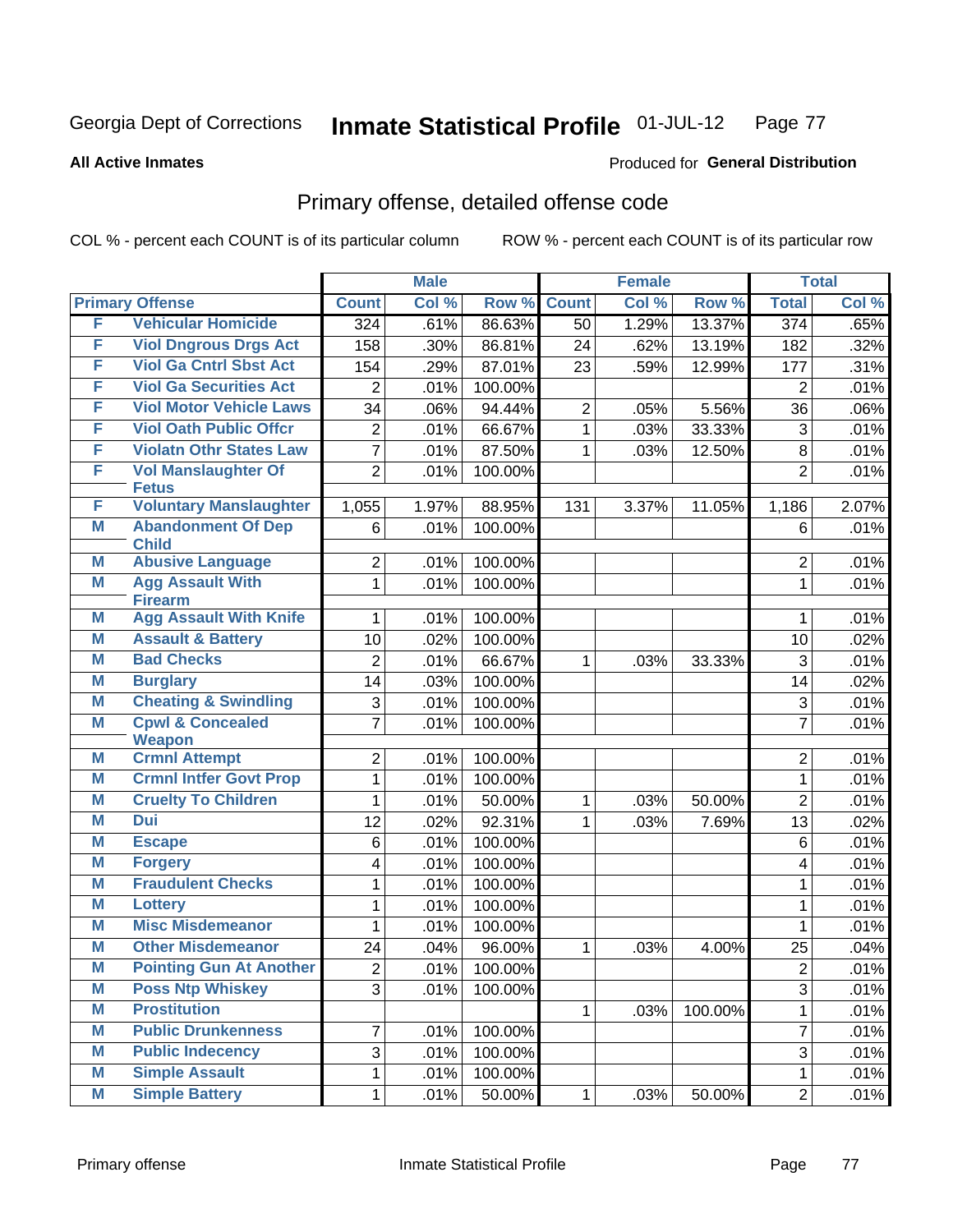Georgia Dept of Corrections

# Inmate Statistical Profile 01-JUL-12

**All Active Inmates**

Produced for **General Distribution**

## Primary offense, detailed offense code

COL % - percent each COUNT is of its particular column

ROW % - percent each COUNT is of its particular row

| Primary Offense | | Male | | | Female | | | Total | |
|---|---|---|---|---|---|---|---|---|---|
| | | Count | Col % | Row % | Count | Col % | Row % | Total | Col % |
| F | Vehicular Homicide | 324 | .61% | 86.63% | 50 | 1.29% | 13.37% | 374 | .65% |
| F | Viol Dngrous Drgs Act | 158 | .30% | 86.81% | 24 | .62% | 13.19% | 182 | .32% |
| F | Viol Ga Cntrl Sbst Act | 154 | .29% | 87.01% | 23 | .59% | 12.99% | 177 | .31% |
| F | Viol Ga Securities Act | 2 | .01% | 100.00% | | | | 2 | .01% |
| F | Viol Motor Vehicle Laws | 34 | .06% | 94.44% | 2 | .05% | 5.56% | 36 | .06% |
| F | Viol Oath Public Offcr | 2 | .01% | 66.67% | 1 | .03% | 33.33% | 3 | .01% |
| F | Violatn Othr States Law | 7 | .01% | 87.50% | 1 | .03% | 12.50% | 8 | .01% |
| F | Vol Manslaughter Of Fetus | 2 | .01% | 100.00% | | | | 2 | .01% |
| F | Voluntary Manslaughter | 1,055 | 1.97% | 88.95% | 131 | 3.37% | 11.05% | 1,186 | 2.07% |
| M | Abandonment Of Dep Child | 6 | .01% | 100.00% | | | | 6 | .01% |
| M | Abusive Language | 2 | .01% | 100.00% | | | | 2 | .01% |
| M | Agg Assault With Firearm | 1 | .01% | 100.00% | | | | 1 | .01% |
| M | Agg Assault With Knife | 1 | .01% | 100.00% | | | | 1 | .01% |
| M | Assault & Battery | 10 | .02% | 100.00% | | | | 10 | .02% |
| M | Bad Checks | 2 | .01% | 66.67% | 1 | .03% | 33.33% | 3 | .01% |
| M | Burglary | 14 | .03% | 100.00% | | | | 14 | .02% |
| M | Cheating & Swindling | 3 | .01% | 100.00% | | | | 3 | .01% |
| M | Cpwl & Concealed Weapon | 7 | .01% | 100.00% | | | | 7 | .01% |
| M | Crmnl Attempt | 2 | .01% | 100.00% | | | | 2 | .01% |
| M | Crmnl Intfer Govt Prop | 1 | .01% | 100.00% | | | | 1 | .01% |
| M | Cruelty To Children | 1 | .01% | 50.00% | 1 | .03% | 50.00% | 2 | .01% |
| M | Dui | 12 | .02% | 92.31% | 1 | .03% | 7.69% | 13 | .02% |
| M | Escape | 6 | .01% | 100.00% | | | | 6 | .01% |
| M | Forgery | 4 | .01% | 100.00% | | | | 4 | .01% |
| M | Fraudulent Checks | 1 | .01% | 100.00% | | | | 1 | .01% |
| M | Lottery | 1 | .01% | 100.00% | | | | 1 | .01% |
| M | Misc Misdemeanor | 1 | .01% | 100.00% | | | | 1 | .01% |
| M | Other Misdemeanor | 24 | .04% | 96.00% | 1 | .03% | 4.00% | 25 | .04% |
| M | Pointing Gun At Another | 2 | .01% | 100.00% | | | | 2 | .01% |
| M | Poss Ntp Whiskey | 3 | .01% | 100.00% | | | | 3 | .01% |
| M | Prostitution | | | | 1 | .03% | 100.00% | 1 | .01% |
| M | Public Drunkenness | 7 | .01% | 100.00% | | | | 7 | .01% |
| M | Public Indecency | 3 | .01% | 100.00% | | | | 3 | .01% |
| M | Simple Assault | 1 | .01% | 100.00% | | | | 1 | .01% |
| M | Simple Battery | 1 | .01% | 50.00% | 1 | .03% | 50.00% | 2 | .01% |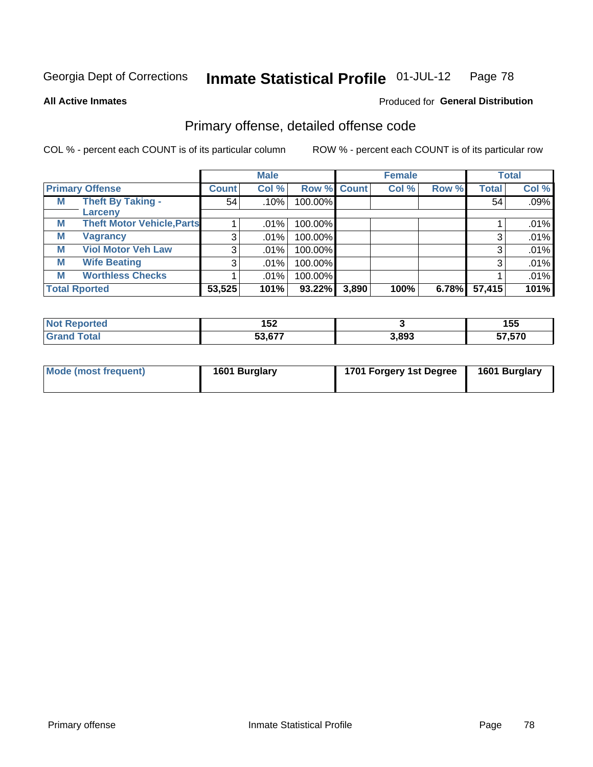Georgia Dept of Corrections **Inmate Statistical Profile** 01-JUL-12

**All Active Inmates**

Produced for **General Distribution**

## Primary offense, detailed offense code

COL % - percent each COUNT is of its particular column

ROW % - percent each COUNT is of its particular row

| Primary Offense | | Male | | | Female | | | Total | |
|---|---|---|---|---|---|---|---|---|---|
| | | Count | Col % | Row % | Count | Col % | Row % | Total | Col % |
| M | Theft By Taking - Larceny | 54 | .10% | 100.00% | | | | 54 | .09% |
| M | Theft Motor Vehicle,Parts | 1 | .01% | 100.00% | | | | 1 | .01% |
| M | Vagrancy | 3 | .01% | 100.00% | | | | 3 | .01% |
| M | Viol Motor Veh Law | 3 | .01% | 100.00% | | | | 3 | .01% |
| M | Wife Beating | 3 | .01% | 100.00% | | | | 3 | .01% |
| M | Worthless Checks | 1 | .01% | 100.00% | | | | 1 | .01% |
| **Total Rported** | | **53,525** | **101%** | **93.22%** | **3,890** | **100%** | **6.78%** | **57,415** | **101%** |

| | Male | Female | Total |
|---|---|---|---|
| **Not Reported** | **152** | **3** | **155** |
| **Grand Total** | **53,677** | **3,893** | **57,570** |

| | Male | Female | Total |
|---|---|---|---|
| **Mode (most frequent)** | **1601 Burglary** | **1701 Forgery 1st Degree** | **1601 Burglary** |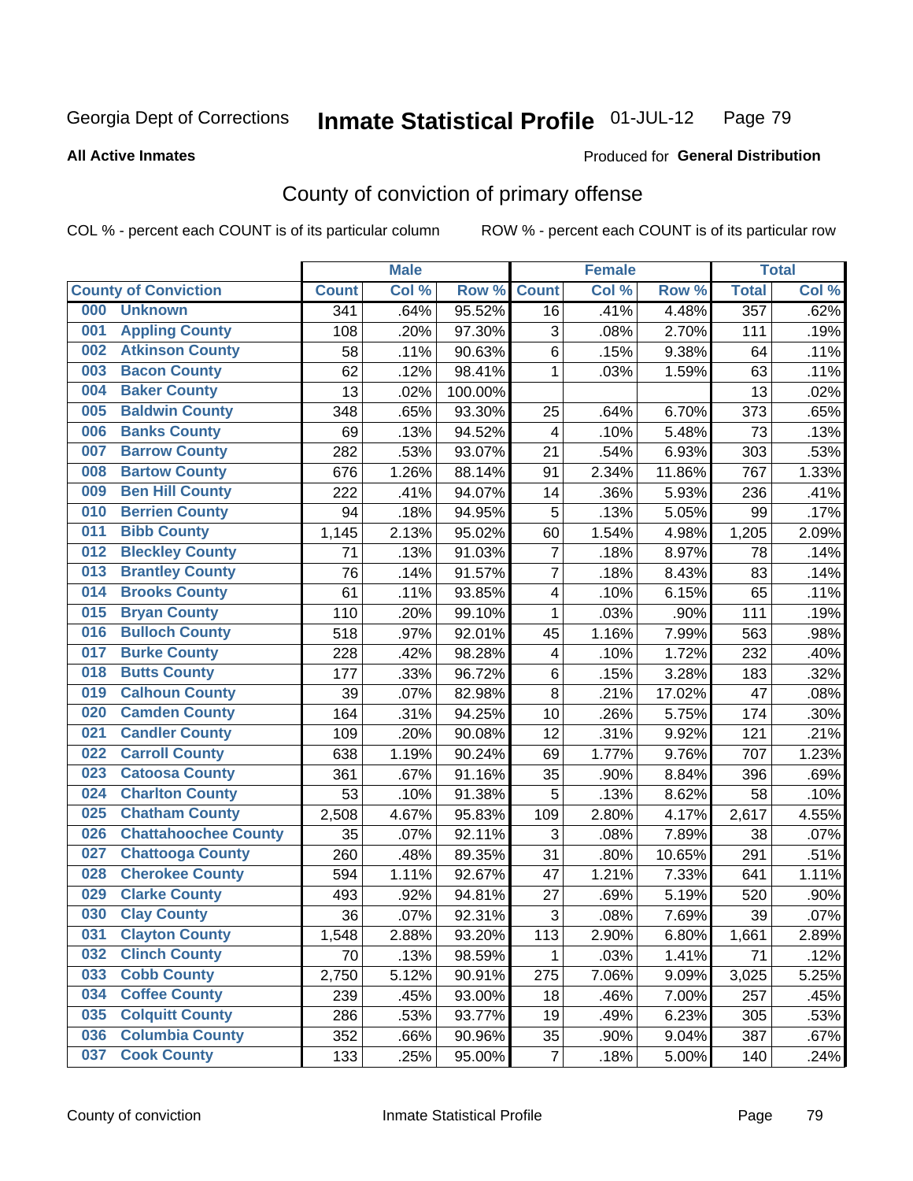Georgia Dept of Corrections **Inmate Statistical Profile** 01-JUL-12

**All Active Inmates**

Produced for **General Distribution**

## County of conviction of primary offense

COL % - percent each COUNT is of its particular column ROW % - percent each COUNT is of its particular row

| County of Conviction | Male | | | Female | | | Total | |
|---|---|---|---|---|---|---|---|---|
| | Count | Col % | Row % | Count | Col % | Row % | Total | Col % |
| 000 Unknown | 341 | .64% | 95.52% | 16 | .41% | 4.48% | 357 | .62% |
| 001 Appling County | 108 | .20% | 97.30% | 3 | .08% | 2.70% | 111 | .19% |
| 002 Atkinson County | 58 | .11% | 90.63% | 6 | .15% | 9.38% | 64 | .11% |
| 003 Bacon County | 62 | .12% | 98.41% | 1 | .03% | 1.59% | 63 | .11% |
| 004 Baker County | 13 | .02% | 100.00% | | | | 13 | .02% |
| 005 Baldwin County | 348 | .65% | 93.30% | 25 | .64% | 6.70% | 373 | .65% |
| 006 Banks County | 69 | .13% | 94.52% | 4 | .10% | 5.48% | 73 | .13% |
| 007 Barrow County | 282 | .53% | 93.07% | 21 | .54% | 6.93% | 303 | .53% |
| 008 Bartow County | 676 | 1.26% | 88.14% | 91 | 2.34% | 11.86% | 767 | 1.33% |
| 009 Ben Hill County | 222 | .41% | 94.07% | 14 | .36% | 5.93% | 236 | .41% |
| 010 Berrien County | 94 | .18% | 94.95% | 5 | .13% | 5.05% | 99 | .17% |
| 011 Bibb County | 1,145 | 2.13% | 95.02% | 60 | 1.54% | 4.98% | 1,205 | 2.09% |
| 012 Bleckley County | 71 | .13% | 91.03% | 7 | .18% | 8.97% | 78 | .14% |
| 013 Brantley County | 76 | .14% | 91.57% | 7 | .18% | 8.43% | 83 | .14% |
| 014 Brooks County | 61 | .11% | 93.85% | 4 | .10% | 6.15% | 65 | .11% |
| 015 Bryan County | 110 | .20% | 99.10% | 1 | .03% | .90% | 111 | .19% |
| 016 Bulloch County | 518 | .97% | 92.01% | 45 | 1.16% | 7.99% | 563 | .98% |
| 017 Burke County | 228 | .42% | 98.28% | 4 | .10% | 1.72% | 232 | .40% |
| 018 Butts County | 177 | .33% | 96.72% | 6 | .15% | 3.28% | 183 | .32% |
| 019 Calhoun County | 39 | .07% | 82.98% | 8 | .21% | 17.02% | 47 | .08% |
| 020 Camden County | 164 | .31% | 94.25% | 10 | .26% | 5.75% | 174 | .30% |
| 021 Candler County | 109 | .20% | 90.08% | 12 | .31% | 9.92% | 121 | .21% |
| 022 Carroll County | 638 | 1.19% | 90.24% | 69 | 1.77% | 9.76% | 707 | 1.23% |
| 023 Catoosa County | 361 | .67% | 91.16% | 35 | .90% | 8.84% | 396 | .69% |
| 024 Charlton County | 53 | .10% | 91.38% | 5 | .13% | 8.62% | 58 | .10% |
| 025 Chatham County | 2,508 | 4.67% | 95.83% | 109 | 2.80% | 4.17% | 2,617 | 4.55% |
| 026 Chattahoochee County | 35 | .07% | 92.11% | 3 | .08% | 7.89% | 38 | .07% |
| 027 Chattooga County | 260 | .48% | 89.35% | 31 | .80% | 10.65% | 291 | .51% |
| 028 Cherokee County | 594 | 1.11% | 92.67% | 47 | 1.21% | 7.33% | 641 | 1.11% |
| 029 Clarke County | 493 | .92% | 94.81% | 27 | .69% | 5.19% | 520 | .90% |
| 030 Clay County | 36 | .07% | 92.31% | 3 | .08% | 7.69% | 39 | .07% |
| 031 Clayton County | 1,548 | 2.88% | 93.20% | 113 | 2.90% | 6.80% | 1,661 | 2.89% |
| 032 Clinch County | 70 | .13% | 98.59% | 1 | .03% | 1.41% | 71 | .12% |
| 033 Cobb County | 2,750 | 5.12% | 90.91% | 275 | 7.06% | 9.09% | 3,025 | 5.25% |
| 034 Coffee County | 239 | .45% | 93.00% | 18 | .46% | 7.00% | 257 | .45% |
| 035 Colquitt County | 286 | .53% | 93.77% | 19 | .49% | 6.23% | 305 | .53% |
| 036 Columbia County | 352 | .66% | 90.96% | 35 | .90% | 9.04% | 387 | .67% |
| 037 Cook County | 133 | .25% | 95.00% | 7 | .18% | 5.00% | 140 | .24% |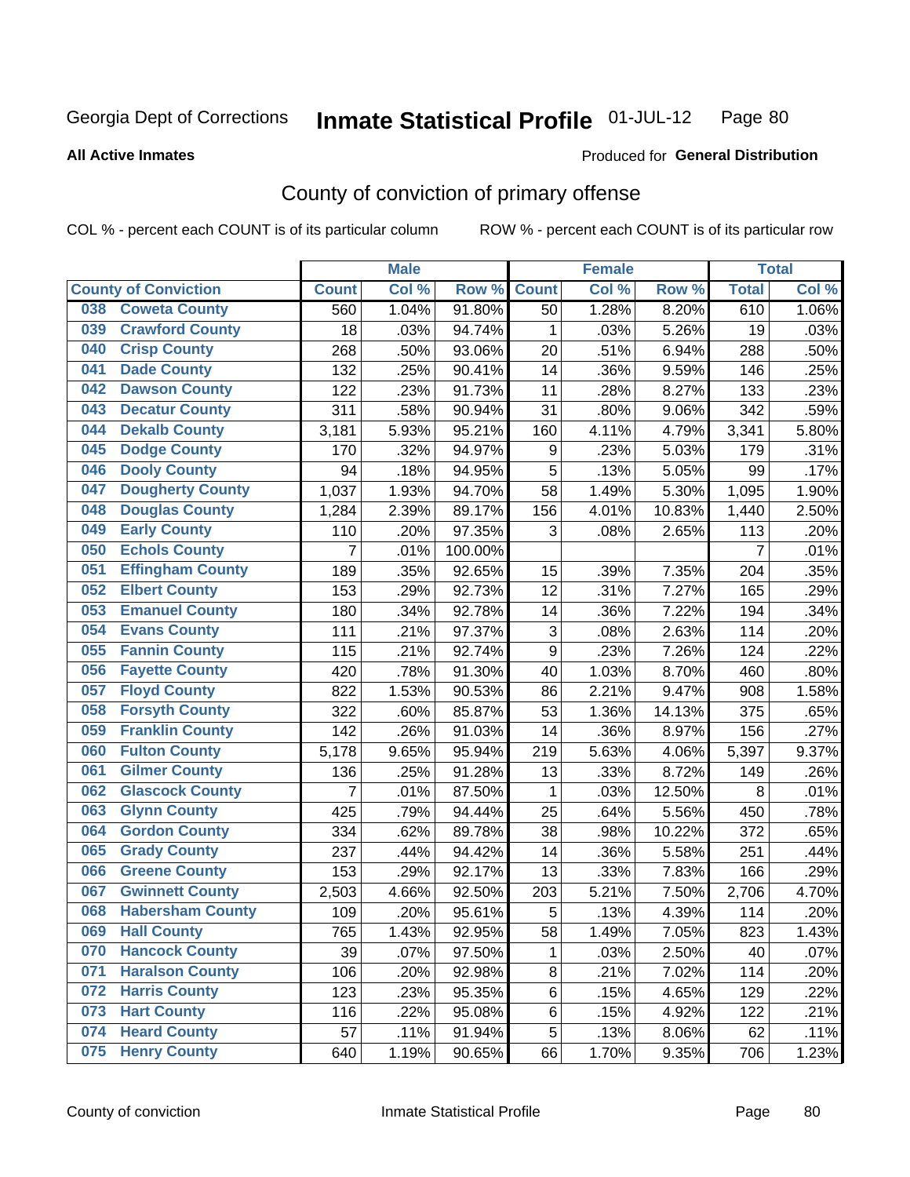Georgia Dept of Corrections **Inmate Statistical Profile** 01-JUL-12

**All Active Inmates**

Produced for **General Distribution**

## County of conviction of primary offense

COL % - percent each COUNT is of its particular column ROW % - percent each COUNT is of its particular row

| County of Conviction | Male | | | Female | | | Total | |
|---|---|---|---|---|---|---|---|---|
| | Count | Col % | Row % | Count | Col % | Row % | Total | Col % |
| 038 Coweta County | 560 | 1.04% | 91.80% | 50 | 1.28% | 8.20% | 610 | 1.06% |
| 039 Crawford County | 18 | .03% | 94.74% | 1 | .03% | 5.26% | 19 | .03% |
| 040 Crisp County | 268 | .50% | 93.06% | 20 | .51% | 6.94% | 288 | .50% |
| 041 Dade County | 132 | .25% | 90.41% | 14 | .36% | 9.59% | 146 | .25% |
| 042 Dawson County | 122 | .23% | 91.73% | 11 | .28% | 8.27% | 133 | .23% |
| 043 Decatur County | 311 | .58% | 90.94% | 31 | .80% | 9.06% | 342 | .59% |
| 044 Dekalb County | 3,181 | 5.93% | 95.21% | 160 | 4.11% | 4.79% | 3,341 | 5.80% |
| 045 Dodge County | 170 | .32% | 94.97% | 9 | .23% | 5.03% | 179 | .31% |
| 046 Dooly County | 94 | .18% | 94.95% | 5 | .13% | 5.05% | 99 | .17% |
| 047 Dougherty County | 1,037 | 1.93% | 94.70% | 58 | 1.49% | 5.30% | 1,095 | 1.90% |
| 048 Douglas County | 1,284 | 2.39% | 89.17% | 156 | 4.01% | 10.83% | 1,440 | 2.50% |
| 049 Early County | 110 | .20% | 97.35% | 3 | .08% | 2.65% | 113 | .20% |
| 050 Echols County | 7 | .01% | 100.00% | | | | 7 | .01% |
| 051 Effingham County | 189 | .35% | 92.65% | 15 | .39% | 7.35% | 204 | .35% |
| 052 Elbert County | 153 | .29% | 92.73% | 12 | .31% | 7.27% | 165 | .29% |
| 053 Emanuel County | 180 | .34% | 92.78% | 14 | .36% | 7.22% | 194 | .34% |
| 054 Evans County | 111 | .21% | 97.37% | 3 | .08% | 2.63% | 114 | .20% |
| 055 Fannin County | 115 | .21% | 92.74% | 9 | .23% | 7.26% | 124 | .22% |
| 056 Fayette County | 420 | .78% | 91.30% | 40 | 1.03% | 8.70% | 460 | .80% |
| 057 Floyd County | 822 | 1.53% | 90.53% | 86 | 2.21% | 9.47% | 908 | 1.58% |
| 058 Forsyth County | 322 | .60% | 85.87% | 53 | 1.36% | 14.13% | 375 | .65% |
| 059 Franklin County | 142 | .26% | 91.03% | 14 | .36% | 8.97% | 156 | .27% |
| 060 Fulton County | 5,178 | 9.65% | 95.94% | 219 | 5.63% | 4.06% | 5,397 | 9.37% |
| 061 Gilmer County | 136 | .25% | 91.28% | 13 | .33% | 8.72% | 149 | .26% |
| 062 Glascock County | 7 | .01% | 87.50% | 1 | .03% | 12.50% | 8 | .01% |
| 063 Glynn County | 425 | .79% | 94.44% | 25 | .64% | 5.56% | 450 | .78% |
| 064 Gordon County | 334 | .62% | 89.78% | 38 | .98% | 10.22% | 372 | .65% |
| 065 Grady County | 237 | .44% | 94.42% | 14 | .36% | 5.58% | 251 | .44% |
| 066 Greene County | 153 | .29% | 92.17% | 13 | .33% | 7.83% | 166 | .29% |
| 067 Gwinnett County | 2,503 | 4.66% | 92.50% | 203 | 5.21% | 7.50% | 2,706 | 4.70% |
| 068 Habersham County | 109 | .20% | 95.61% | 5 | .13% | 4.39% | 114 | .20% |
| 069 Hall County | 765 | 1.43% | 92.95% | 58 | 1.49% | 7.05% | 823 | 1.43% |
| 070 Hancock County | 39 | .07% | 97.50% | 1 | .03% | 2.50% | 40 | .07% |
| 071 Haralson County | 106 | .20% | 92.98% | 8 | .21% | 7.02% | 114 | .20% |
| 072 Harris County | 123 | .23% | 95.35% | 6 | .15% | 4.65% | 129 | .22% |
| 073 Hart County | 116 | .22% | 95.08% | 6 | .15% | 4.92% | 122 | .21% |
| 074 Heard County | 57 | .11% | 91.94% | 5 | .13% | 8.06% | 62 | .11% |
| 075 Henry County | 640 | 1.19% | 90.65% | 66 | 1.70% | 9.35% | 706 | 1.23% |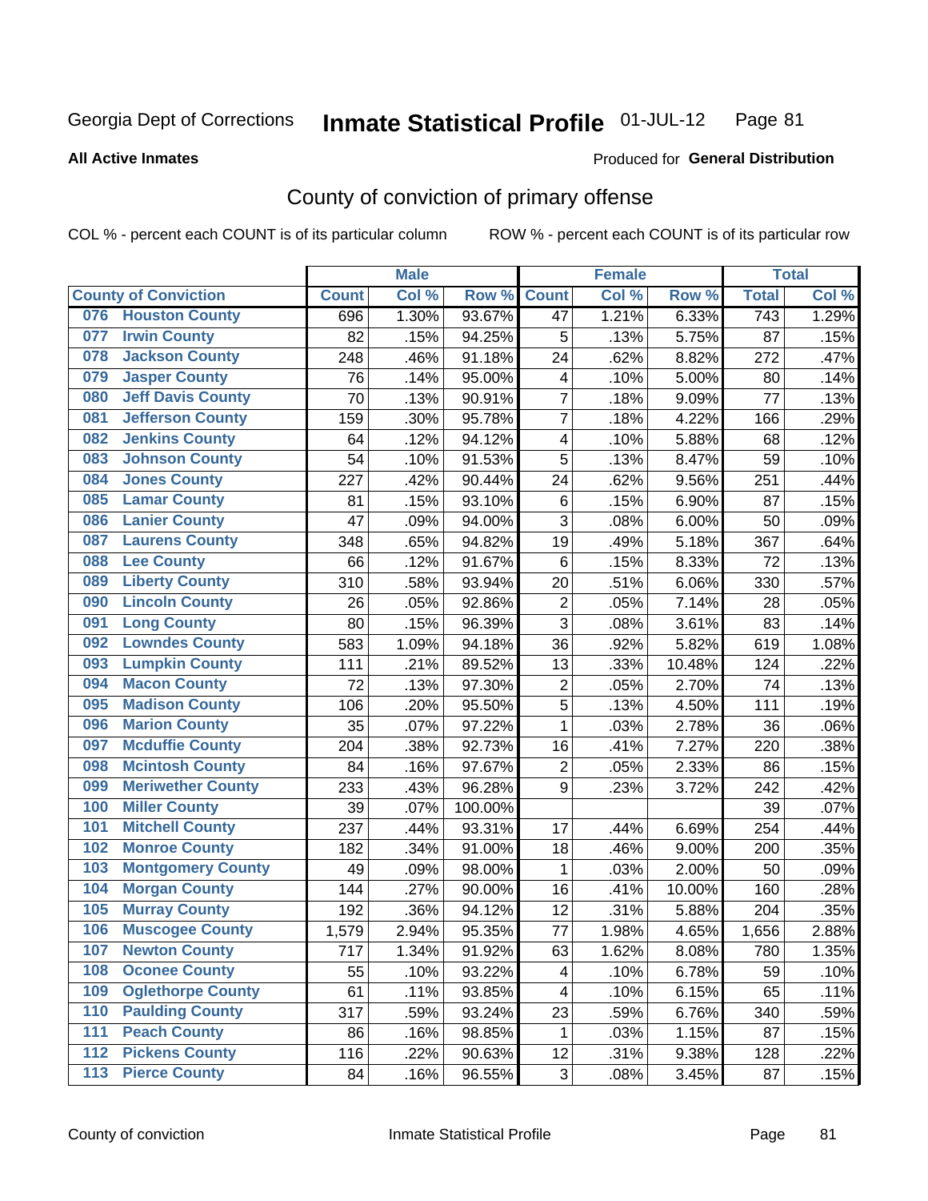Georgia Dept of Corrections **Inmate Statistical Profile** 01-JUL-12

**All Active Inmates**

Produced for **General Distribution**

# County of conviction of primary offense

COL % - percent each COUNT is of its particular column ROW % - percent each COUNT is of its particular row

| County of Conviction | Male | | | Female | | | Total | |
|---|---|---|---|---|---|---|---|---|
| | Count | Col % | Row % | Count | Col % | Row % | Total | Col % |
| 076 Houston County | 696 | 1.30% | 93.67% | 47 | 1.21% | 6.33% | 743 | 1.29% |
| 077 Irwin County | 82 | .15% | 94.25% | 5 | .13% | 5.75% | 87 | .15% |
| 078 Jackson County | 248 | .46% | 91.18% | 24 | .62% | 8.82% | 272 | .47% |
| 079 Jasper County | 76 | .14% | 95.00% | 4 | .10% | 5.00% | 80 | .14% |
| 080 Jeff Davis County | 70 | .13% | 90.91% | 7 | .18% | 9.09% | 77 | .13% |
| 081 Jefferson County | 159 | .30% | 95.78% | 7 | .18% | 4.22% | 166 | .29% |
| 082 Jenkins County | 64 | .12% | 94.12% | 4 | .10% | 5.88% | 68 | .12% |
| 083 Johnson County | 54 | .10% | 91.53% | 5 | .13% | 8.47% | 59 | .10% |
| 084 Jones County | 227 | .42% | 90.44% | 24 | .62% | 9.56% | 251 | .44% |
| 085 Lamar County | 81 | .15% | 93.10% | 6 | .15% | 6.90% | 87 | .15% |
| 086 Lanier County | 47 | .09% | 94.00% | 3 | .08% | 6.00% | 50 | .09% |
| 087 Laurens County | 348 | .65% | 94.82% | 19 | .49% | 5.18% | 367 | .64% |
| 088 Lee County | 66 | .12% | 91.67% | 6 | .15% | 8.33% | 72 | .13% |
| 089 Liberty County | 310 | .58% | 93.94% | 20 | .51% | 6.06% | 330 | .57% |
| 090 Lincoln County | 26 | .05% | 92.86% | 2 | .05% | 7.14% | 28 | .05% |
| 091 Long County | 80 | .15% | 96.39% | 3 | .08% | 3.61% | 83 | .14% |
| 092 Lowndes County | 583 | 1.09% | 94.18% | 36 | .92% | 5.82% | 619 | 1.08% |
| 093 Lumpkin County | 111 | .21% | 89.52% | 13 | .33% | 10.48% | 124 | .22% |
| 094 Macon County | 72 | .13% | 97.30% | 2 | .05% | 2.70% | 74 | .13% |
| 095 Madison County | 106 | .20% | 95.50% | 5 | .13% | 4.50% | 111 | .19% |
| 096 Marion County | 35 | .07% | 97.22% | 1 | .03% | 2.78% | 36 | .06% |
| 097 Mcduffie County | 204 | .38% | 92.73% | 16 | .41% | 7.27% | 220 | .38% |
| 098 Mcintosh County | 84 | .16% | 97.67% | 2 | .05% | 2.33% | 86 | .15% |
| 099 Meriwether County | 233 | .43% | 96.28% | 9 | .23% | 3.72% | 242 | .42% |
| 100 Miller County | 39 | .07% | 100.00% | | | | 39 | .07% |
| 101 Mitchell County | 237 | .44% | 93.31% | 17 | .44% | 6.69% | 254 | .44% |
| 102 Monroe County | 182 | .34% | 91.00% | 18 | .46% | 9.00% | 200 | .35% |
| 103 Montgomery County | 49 | .09% | 98.00% | 1 | .03% | 2.00% | 50 | .09% |
| 104 Morgan County | 144 | .27% | 90.00% | 16 | .41% | 10.00% | 160 | .28% |
| 105 Murray County | 192 | .36% | 94.12% | 12 | .31% | 5.88% | 204 | .35% |
| 106 Muscogee County | 1,579 | 2.94% | 95.35% | 77 | 1.98% | 4.65% | 1,656 | 2.88% |
| 107 Newton County | 717 | 1.34% | 91.92% | 63 | 1.62% | 8.08% | 780 | 1.35% |
| 108 Oconee County | 55 | .10% | 93.22% | 4 | .10% | 6.78% | 59 | .10% |
| 109 Oglethorpe County | 61 | .11% | 93.85% | 4 | .10% | 6.15% | 65 | .11% |
| 110 Paulding County | 317 | .59% | 93.24% | 23 | .59% | 6.76% | 340 | .59% |
| 111 Peach County | 86 | .16% | 98.85% | 1 | .03% | 1.15% | 87 | .15% |
| 112 Pickens County | 116 | .22% | 90.63% | 12 | .31% | 9.38% | 128 | .22% |
| 113 Pierce County | 84 | .16% | 96.55% | 3 | .08% | 3.45% | 87 | .15% |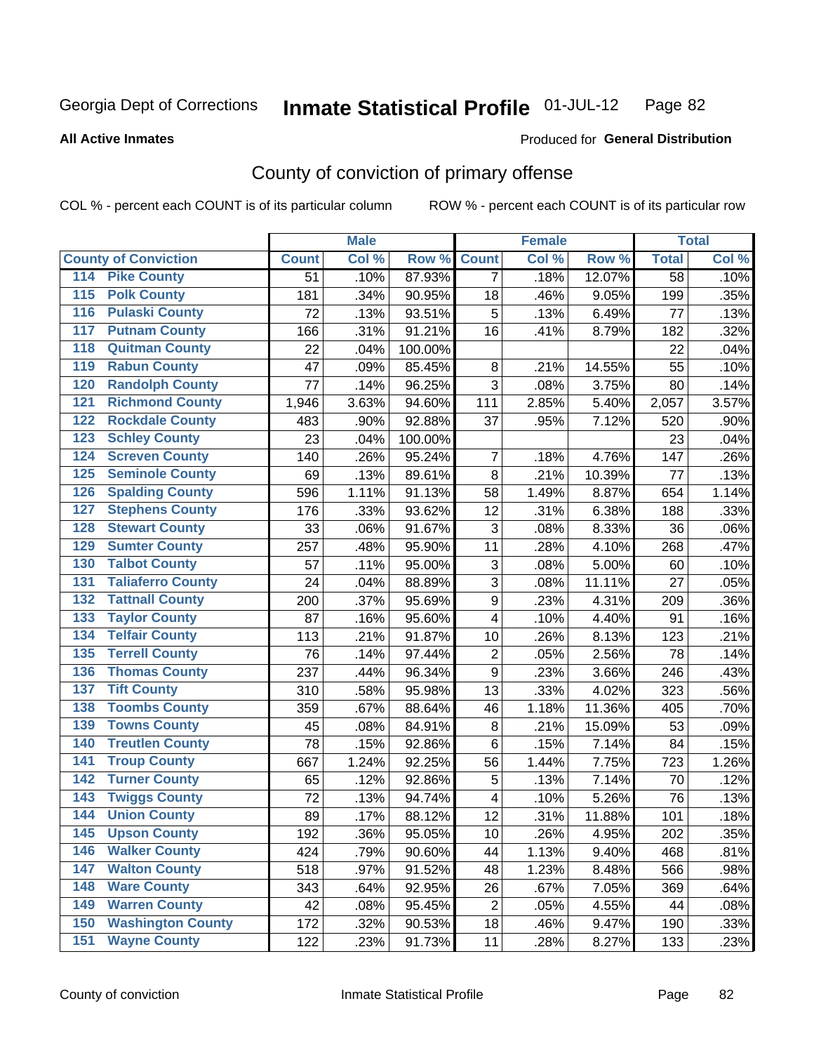Georgia Dept of Corrections **Inmate Statistical Profile** 01-JUL-12

**All Active Inmates**

Produced for **General Distribution**

## County of conviction of primary offense

COL % - percent each COUNT is of its particular column ROW % - percent each COUNT is of its particular row

| County of Conviction | | Male | | | Female | | | Total | |
|---|---|---|---|---|---|---|---|---|---|
| | | Count | Col % | Row % | Count | Col % | Row % | Total | Col % |
| 114 | Pike County | 51 | .10% | 87.93% | 7 | .18% | 12.07% | 58 | .10% |
| 115 | Polk County | 181 | .34% | 90.95% | 18 | .46% | 9.05% | 199 | .35% |
| 116 | Pulaski County | 72 | .13% | 93.51% | 5 | .13% | 6.49% | 77 | .13% |
| 117 | Putnam County | 166 | .31% | 91.21% | 16 | .41% | 8.79% | 182 | .32% |
| 118 | Quitman County | 22 | .04% | 100.00% | | | | 22 | .04% |
| 119 | Rabun County | 47 | .09% | 85.45% | 8 | .21% | 14.55% | 55 | .10% |
| 120 | Randolph County | 77 | .14% | 96.25% | 3 | .08% | 3.75% | 80 | .14% |
| 121 | Richmond County | 1,946 | 3.63% | 94.60% | 111 | 2.85% | 5.40% | 2,057 | 3.57% |
| 122 | Rockdale County | 483 | .90% | 92.88% | 37 | .95% | 7.12% | 520 | .90% |
| 123 | Schley County | 23 | .04% | 100.00% | | | | 23 | .04% |
| 124 | Screven County | 140 | .26% | 95.24% | 7 | .18% | 4.76% | 147 | .26% |
| 125 | Seminole County | 69 | .13% | 89.61% | 8 | .21% | 10.39% | 77 | .13% |
| 126 | Spalding County | 596 | 1.11% | 91.13% | 58 | 1.49% | 8.87% | 654 | 1.14% |
| 127 | Stephens County | 176 | .33% | 93.62% | 12 | .31% | 6.38% | 188 | .33% |
| 128 | Stewart County | 33 | .06% | 91.67% | 3 | .08% | 8.33% | 36 | .06% |
| 129 | Sumter County | 257 | .48% | 95.90% | 11 | .28% | 4.10% | 268 | .47% |
| 130 | Talbot County | 57 | .11% | 95.00% | 3 | .08% | 5.00% | 60 | .10% |
| 131 | Taliaferro County | 24 | .04% | 88.89% | 3 | .08% | 11.11% | 27 | .05% |
| 132 | Tattnall County | 200 | .37% | 95.69% | 9 | .23% | 4.31% | 209 | .36% |
| 133 | Taylor County | 87 | .16% | 95.60% | 4 | .10% | 4.40% | 91 | .16% |
| 134 | Telfair County | 113 | .21% | 91.87% | 10 | .26% | 8.13% | 123 | .21% |
| 135 | Terrell County | 76 | .14% | 97.44% | 2 | .05% | 2.56% | 78 | .14% |
| 136 | Thomas County | 237 | .44% | 96.34% | 9 | .23% | 3.66% | 246 | .43% |
| 137 | Tift County | 310 | .58% | 95.98% | 13 | .33% | 4.02% | 323 | .56% |
| 138 | Toombs County | 359 | .67% | 88.64% | 46 | 1.18% | 11.36% | 405 | .70% |
| 139 | Towns County | 45 | .08% | 84.91% | 8 | .21% | 15.09% | 53 | .09% |
| 140 | Treutlen County | 78 | .15% | 92.86% | 6 | .15% | 7.14% | 84 | .15% |
| 141 | Troup County | 667 | 1.24% | 92.25% | 56 | 1.44% | 7.75% | 723 | 1.26% |
| 142 | Turner County | 65 | .12% | 92.86% | 5 | .13% | 7.14% | 70 | .12% |
| 143 | Twiggs County | 72 | .13% | 94.74% | 4 | .10% | 5.26% | 76 | .13% |
| 144 | Union County | 89 | .17% | 88.12% | 12 | .31% | 11.88% | 101 | .18% |
| 145 | Upson County | 192 | .36% | 95.05% | 10 | .26% | 4.95% | 202 | .35% |
| 146 | Walker County | 424 | .79% | 90.60% | 44 | 1.13% | 9.40% | 468 | .81% |
| 147 | Walton County | 518 | .97% | 91.52% | 48 | 1.23% | 8.48% | 566 | .98% |
| 148 | Ware County | 343 | .64% | 92.95% | 26 | .67% | 7.05% | 369 | .64% |
| 149 | Warren County | 42 | .08% | 95.45% | 2 | .05% | 4.55% | 44 | .08% |
| 150 | Washington County | 172 | .32% | 90.53% | 18 | .46% | 9.47% | 190 | .33% |
| 151 | Wayne County | 122 | .23% | 91.73% | 11 | .28% | 8.27% | 133 | .23% |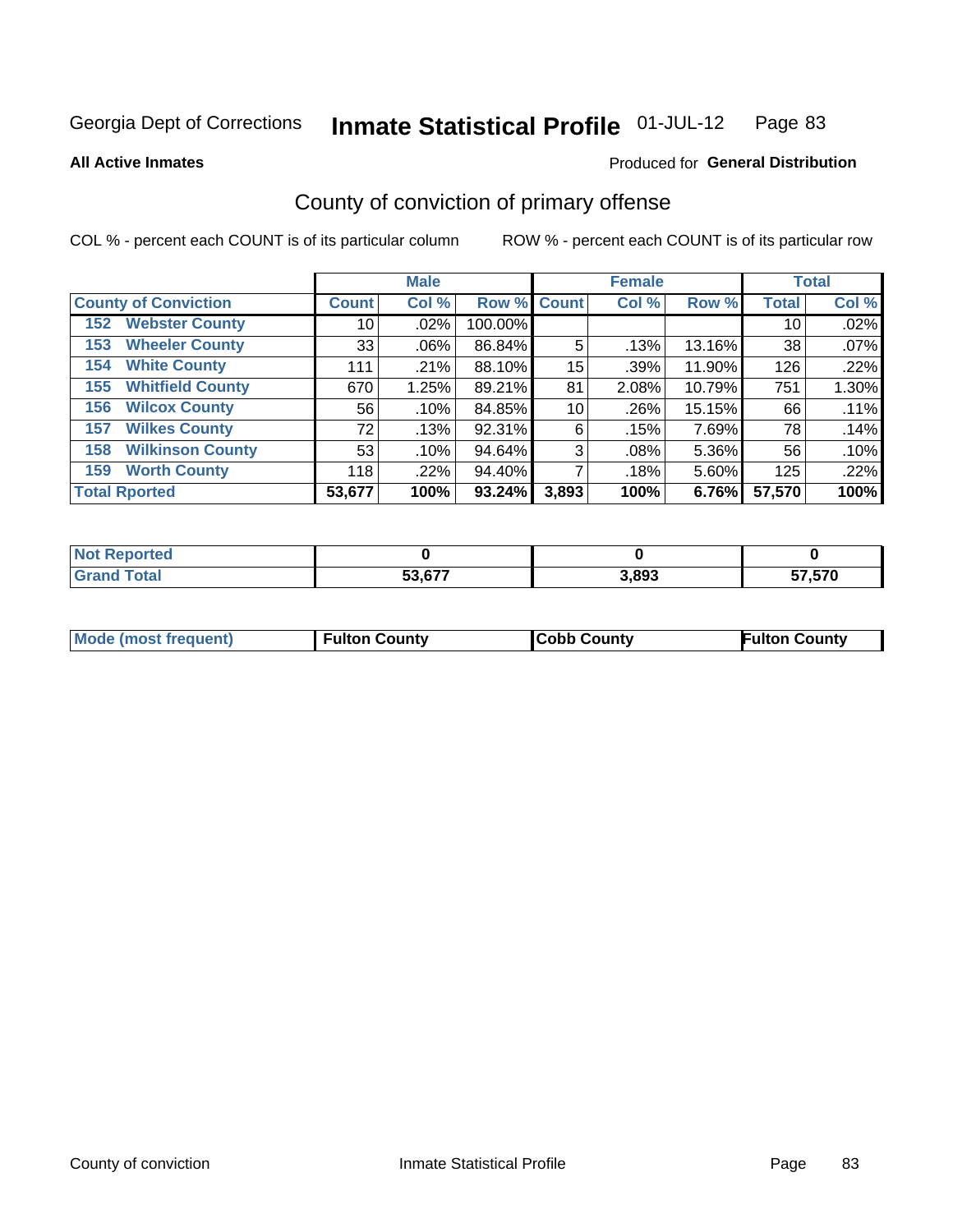Georgia Dept of Corrections **Inmate Statistical Profile** 01-JUL-12

**All Active Inmates**

Produced for **General Distribution**

## County of conviction of primary offense

COL % - percent each COUNT is of its particular column

ROW % - percent each COUNT is of its particular row

| County of Conviction | Male | | | Female | | | Total | |
|---|---|---|---|---|---|---|---|---|
| | Count | Col % | Row % | Count | Col % | Row % | Total | Col % |
| 152 Webster County | 10 | .02% | 100.00% | | | | 10 | .02% |
| 153 Wheeler County | 33 | .06% | 86.84% | 5 | .13% | 13.16% | 38 | .07% |
| 154 White County | 111 | .21% | 88.10% | 15 | .39% | 11.90% | 126 | .22% |
| 155 Whitfield County | 670 | 1.25% | 89.21% | 81 | 2.08% | 10.79% | 751 | 1.30% |
| 156 Wilcox County | 56 | .10% | 84.85% | 10 | .26% | 15.15% | 66 | .11% |
| 157 Wilkes County | 72 | .13% | 92.31% | 6 | .15% | 7.69% | 78 | .14% |
| 158 Wilkinson County | 53 | .10% | 94.64% | 3 | .08% | 5.36% | 56 | .10% |
| 159 Worth County | 118 | .22% | 94.40% | 7 | .18% | 5.60% | 125 | .22% |
| **Total Rported** | **53,677** | **100%** | **93.24%** | **3,893** | **100%** | **6.76%** | **57,570** | **100%** |

| | Male | Female | Total |
|---|---|---|---|
| Not Reported | 0 | 0 | 0 |
| Grand Total | 53,677 | 3,893 | 57,570 |

| | Male | Female | Total |
|---|---|---|---|
| Mode (most frequent) | Fulton County | Cobb County | Fulton County |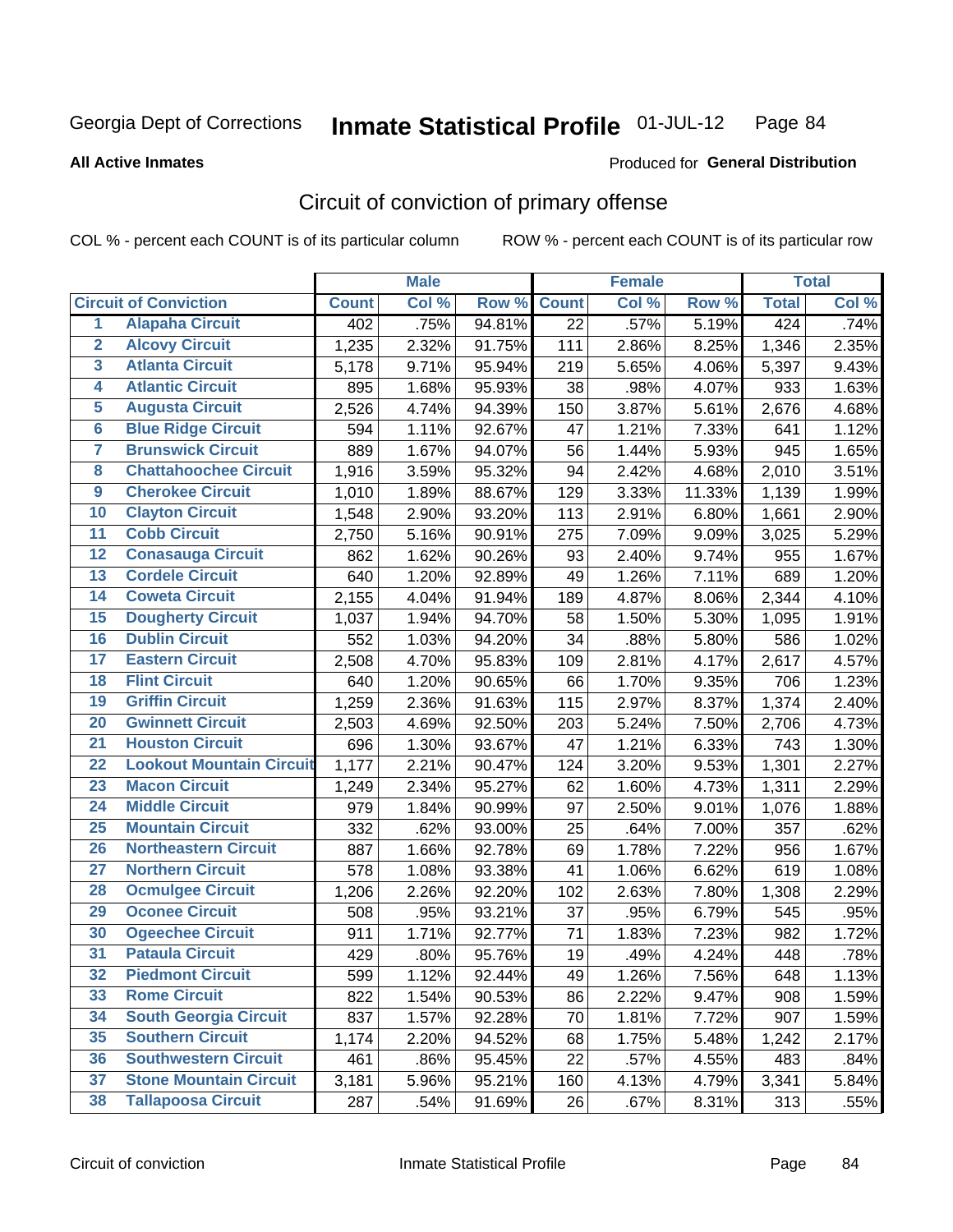Georgia Dept of Corrections **Inmate Statistical Profile** 01-JUL-12 Page 84

**All Active Inmates**

Produced for **General Distribution**

## Circuit of conviction of primary offense

COL % - percent each COUNT is of its particular column ROW % - percent each COUNT is of its particular row

| Circuit of Conviction | | Male | | | Female | | | Total | |
|---|---|---|---|---|---|---|---|---|---|
| | | Count | Col % | Row % | Count | Col % | Row % | Total | Col % |
| 1 | Alapaha Circuit | 402 | .75% | 94.81% | 22 | .57% | 5.19% | 424 | .74% |
| 2 | Alcovy Circuit | 1,235 | 2.32% | 91.75% | 111 | 2.86% | 8.25% | 1,346 | 2.35% |
| 3 | Atlanta Circuit | 5,178 | 9.71% | 95.94% | 219 | 5.65% | 4.06% | 5,397 | 9.43% |
| 4 | Atlantic Circuit | 895 | 1.68% | 95.93% | 38 | .98% | 4.07% | 933 | 1.63% |
| 5 | Augusta Circuit | 2,526 | 4.74% | 94.39% | 150 | 3.87% | 5.61% | 2,676 | 4.68% |
| 6 | Blue Ridge Circuit | 594 | 1.11% | 92.67% | 47 | 1.21% | 7.33% | 641 | 1.12% |
| 7 | Brunswick Circuit | 889 | 1.67% | 94.07% | 56 | 1.44% | 5.93% | 945 | 1.65% |
| 8 | Chattahoochee Circuit | 1,916 | 3.59% | 95.32% | 94 | 2.42% | 4.68% | 2,010 | 3.51% |
| 9 | Cherokee Circuit | 1,010 | 1.89% | 88.67% | 129 | 3.33% | 11.33% | 1,139 | 1.99% |
| 10 | Clayton Circuit | 1,548 | 2.90% | 93.20% | 113 | 2.91% | 6.80% | 1,661 | 2.90% |
| 11 | Cobb Circuit | 2,750 | 5.16% | 90.91% | 275 | 7.09% | 9.09% | 3,025 | 5.29% |
| 12 | Conasauga Circuit | 862 | 1.62% | 90.26% | 93 | 2.40% | 9.74% | 955 | 1.67% |
| 13 | Cordele Circuit | 640 | 1.20% | 92.89% | 49 | 1.26% | 7.11% | 689 | 1.20% |
| 14 | Coweta Circuit | 2,155 | 4.04% | 91.94% | 189 | 4.87% | 8.06% | 2,344 | 4.10% |
| 15 | Dougherty Circuit | 1,037 | 1.94% | 94.70% | 58 | 1.50% | 5.30% | 1,095 | 1.91% |
| 16 | Dublin Circuit | 552 | 1.03% | 94.20% | 34 | .88% | 5.80% | 586 | 1.02% |
| 17 | Eastern Circuit | 2,508 | 4.70% | 95.83% | 109 | 2.81% | 4.17% | 2,617 | 4.57% |
| 18 | Flint Circuit | 640 | 1.20% | 90.65% | 66 | 1.70% | 9.35% | 706 | 1.23% |
| 19 | Griffin Circuit | 1,259 | 2.36% | 91.63% | 115 | 2.97% | 8.37% | 1,374 | 2.40% |
| 20 | Gwinnett Circuit | 2,503 | 4.69% | 92.50% | 203 | 5.24% | 7.50% | 2,706 | 4.73% |
| 21 | Houston Circuit | 696 | 1.30% | 93.67% | 47 | 1.21% | 6.33% | 743 | 1.30% |
| 22 | Lookout Mountain Circuit | 1,177 | 2.21% | 90.47% | 124 | 3.20% | 9.53% | 1,301 | 2.27% |
| 23 | Macon Circuit | 1,249 | 2.34% | 95.27% | 62 | 1.60% | 4.73% | 1,311 | 2.29% |
| 24 | Middle Circuit | 979 | 1.84% | 90.99% | 97 | 2.50% | 9.01% | 1,076 | 1.88% |
| 25 | Mountain Circuit | 332 | .62% | 93.00% | 25 | .64% | 7.00% | 357 | .62% |
| 26 | Northeastern Circuit | 887 | 1.66% | 92.78% | 69 | 1.78% | 7.22% | 956 | 1.67% |
| 27 | Northern Circuit | 578 | 1.08% | 93.38% | 41 | 1.06% | 6.62% | 619 | 1.08% |
| 28 | Ocmulgee Circuit | 1,206 | 2.26% | 92.20% | 102 | 2.63% | 7.80% | 1,308 | 2.29% |
| 29 | Oconee Circuit | 508 | .95% | 93.21% | 37 | .95% | 6.79% | 545 | .95% |
| 30 | Ogeechee Circuit | 911 | 1.71% | 92.77% | 71 | 1.83% | 7.23% | 982 | 1.72% |
| 31 | Pataula Circuit | 429 | .80% | 95.76% | 19 | .49% | 4.24% | 448 | .78% |
| 32 | Piedmont Circuit | 599 | 1.12% | 92.44% | 49 | 1.26% | 7.56% | 648 | 1.13% |
| 33 | Rome Circuit | 822 | 1.54% | 90.53% | 86 | 2.22% | 9.47% | 908 | 1.59% |
| 34 | South Georgia Circuit | 837 | 1.57% | 92.28% | 70 | 1.81% | 7.72% | 907 | 1.59% |
| 35 | Southern Circuit | 1,174 | 2.20% | 94.52% | 68 | 1.75% | 5.48% | 1,242 | 2.17% |
| 36 | Southwestern Circuit | 461 | .86% | 95.45% | 22 | .57% | 4.55% | 483 | .84% |
| 37 | Stone Mountain Circuit | 3,181 | 5.96% | 95.21% | 160 | 4.13% | 4.79% | 3,341 | 5.84% |
| 38 | Tallapoosa Circuit | 287 | .54% | 91.69% | 26 | .67% | 8.31% | 313 | .55% |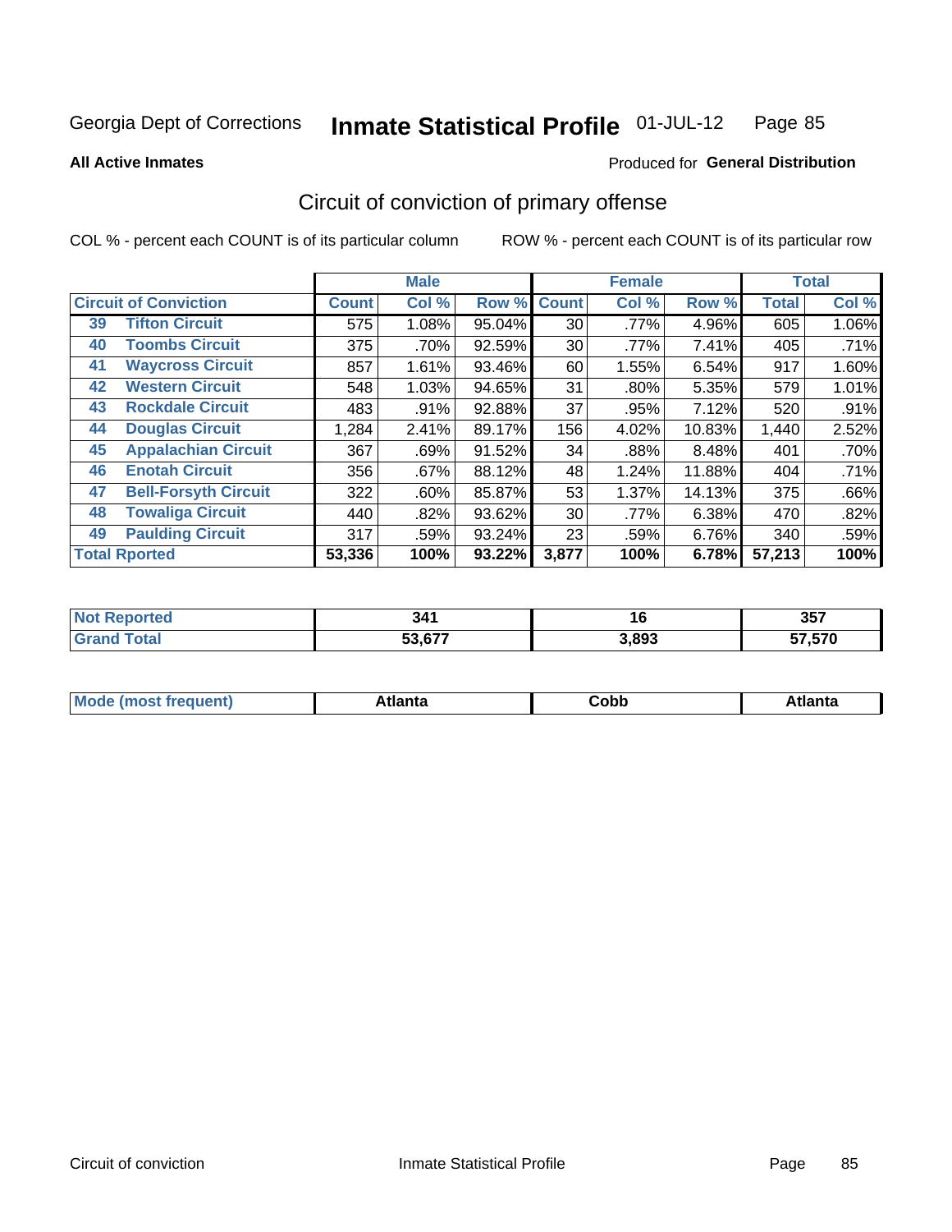Georgia Dept of Corrections **Inmate Statistical Profile** 01-JUL-12

**All Active Inmates**

Produced for **General Distribution**

## Circuit of conviction of primary offense

COL % - percent each COUNT is of its particular column

ROW % - percent each COUNT is of its particular row

| Circuit of Conviction | | Male | | | Female | | | Total | |
|---|---|---|---|---|---|---|---|---|---|
| | | Count | Col % | Row % | Count | Col % | Row % | Total | Col % |
| 39 | Tifton Circuit | 575 | 1.08% | 95.04% | 30 | .77% | 4.96% | 605 | 1.06% |
| 40 | Toombs Circuit | 375 | .70% | 92.59% | 30 | .77% | 7.41% | 405 | .71% |
| 41 | Waycross Circuit | 857 | 1.61% | 93.46% | 60 | 1.55% | 6.54% | 917 | 1.60% |
| 42 | Western Circuit | 548 | 1.03% | 94.65% | 31 | .80% | 5.35% | 579 | 1.01% |
| 43 | Rockdale Circuit | 483 | .91% | 92.88% | 37 | .95% | 7.12% | 520 | .91% |
| 44 | Douglas Circuit | 1,284 | 2.41% | 89.17% | 156 | 4.02% | 10.83% | 1,440 | 2.52% |
| 45 | Appalachian Circuit | 367 | .69% | 91.52% | 34 | .88% | 8.48% | 401 | .70% |
| 46 | Enotah Circuit | 356 | .67% | 88.12% | 48 | 1.24% | 11.88% | 404 | .71% |
| 47 | Bell-Forsyth Circuit | 322 | .60% | 85.87% | 53 | 1.37% | 14.13% | 375 | .66% |
| 48 | Towaliga Circuit | 440 | .82% | 93.62% | 30 | .77% | 6.38% | 470 | .82% |
| 49 | Paulding Circuit | 317 | .59% | 93.24% | 23 | .59% | 6.76% | 340 | .59% |
| **Total Rported** | | **53,336** | **100%** | **93.22%** | **3,877** | **100%** | **6.78%** | **57,213** | **100%** |

| | Male | Female | Total |
|---|---|---|---|
| Not Reported | 341 | 16 | 357 |
| Grand Total | 53,677 | 3,893 | 57,570 |

| | Male | Female | Total |
|---|---|---|---|
| Mode (most frequent) | Atlanta | Cobb | Atlanta |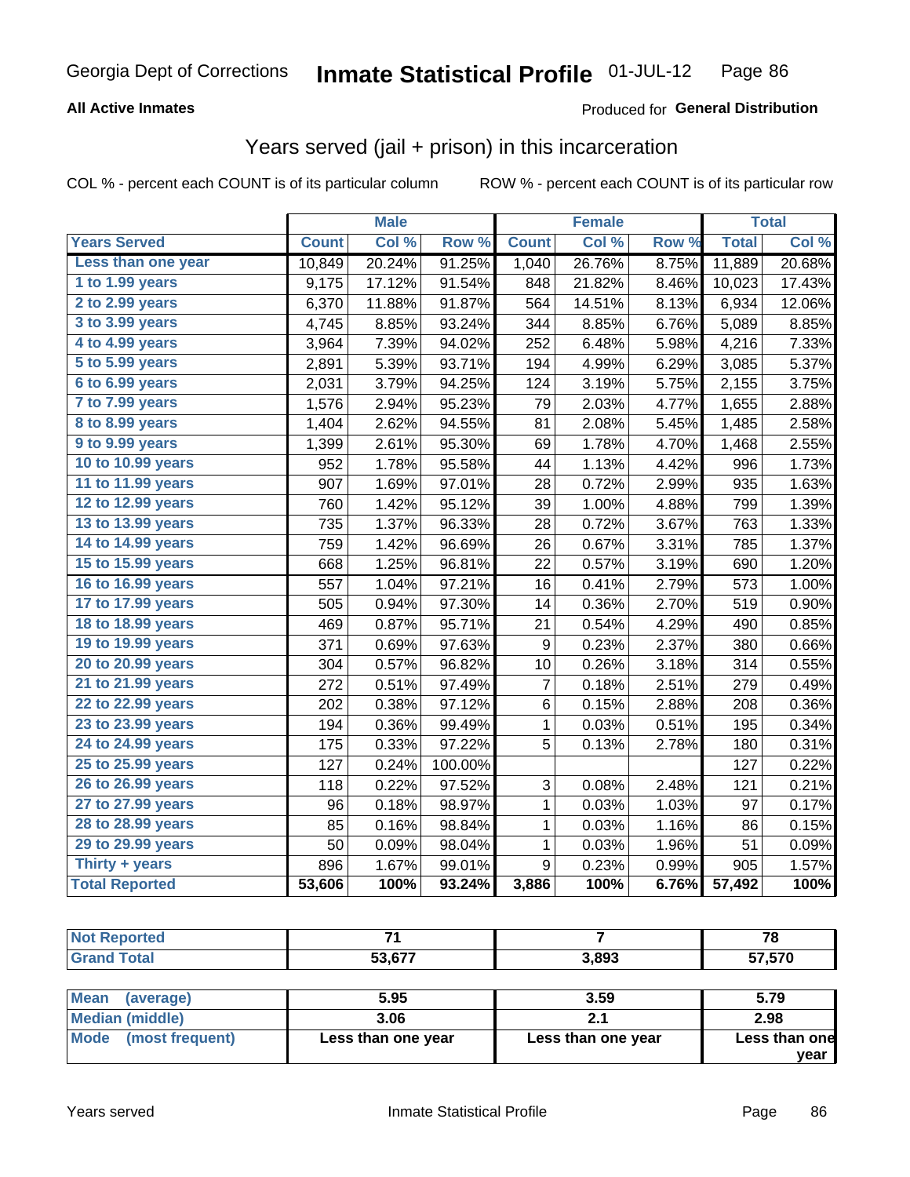Georgia Dept of Corrections **Inmate Statistical Profile** 01-JUL-12

**All Active Inmates**

Produced for **General Distribution**

## Years served (jail + prison) in this incarceration

COL % - percent each COUNT is of its particular column

ROW % - percent each COUNT is of its particular row

| | Male | | | Female | | | Total | |
|---|---|---|---|---|---|---|---|---|
| **Years Served** | **Count** | **Col %** | **Row %** | **Count** | **Col %** | **Row %** | **Total** | **Col %** |
| Less than one year | 10,849 | 20.24% | 91.25% | 1,040 | 26.76% | 8.75% | 11,889 | 20.68% |
| 1 to 1.99 years | 9,175 | 17.12% | 91.54% | 848 | 21.82% | 8.46% | 10,023 | 17.43% |
| 2 to 2.99 years | 6,370 | 11.88% | 91.87% | 564 | 14.51% | 8.13% | 6,934 | 12.06% |
| 3 to 3.99 years | 4,745 | 8.85% | 93.24% | 344 | 8.85% | 6.76% | 5,089 | 8.85% |
| 4 to 4.99 years | 3,964 | 7.39% | 94.02% | 252 | 6.48% | 5.98% | 4,216 | 7.33% |
| 5 to 5.99 years | 2,891 | 5.39% | 93.71% | 194 | 4.99% | 6.29% | 3,085 | 5.37% |
| 6 to 6.99 years | 2,031 | 3.79% | 94.25% | 124 | 3.19% | 5.75% | 2,155 | 3.75% |
| 7 to 7.99 years | 1,576 | 2.94% | 95.23% | 79 | 2.03% | 4.77% | 1,655 | 2.88% |
| 8 to 8.99 years | 1,404 | 2.62% | 94.55% | 81 | 2.08% | 5.45% | 1,485 | 2.58% |
| 9 to 9.99 years | 1,399 | 2.61% | 95.30% | 69 | 1.78% | 4.70% | 1,468 | 2.55% |
| 10 to 10.99 years | 952 | 1.78% | 95.58% | 44 | 1.13% | 4.42% | 996 | 1.73% |
| 11 to 11.99 years | 907 | 1.69% | 97.01% | 28 | 0.72% | 2.99% | 935 | 1.63% |
| 12 to 12.99 years | 760 | 1.42% | 95.12% | 39 | 1.00% | 4.88% | 799 | 1.39% |
| 13 to 13.99 years | 735 | 1.37% | 96.33% | 28 | 0.72% | 3.67% | 763 | 1.33% |
| 14 to 14.99 years | 759 | 1.42% | 96.69% | 26 | 0.67% | 3.31% | 785 | 1.37% |
| 15 to 15.99 years | 668 | 1.25% | 96.81% | 22 | 0.57% | 3.19% | 690 | 1.20% |
| 16 to 16.99 years | 557 | 1.04% | 97.21% | 16 | 0.41% | 2.79% | 573 | 1.00% |
| 17 to 17.99 years | 505 | 0.94% | 97.30% | 14 | 0.36% | 2.70% | 519 | 0.90% |
| 18 to 18.99 years | 469 | 0.87% | 95.71% | 21 | 0.54% | 4.29% | 490 | 0.85% |
| 19 to 19.99 years | 371 | 0.69% | 97.63% | 9 | 0.23% | 2.37% | 380 | 0.66% |
| 20 to 20.99 years | 304 | 0.57% | 96.82% | 10 | 0.26% | 3.18% | 314 | 0.55% |
| 21 to 21.99 years | 272 | 0.51% | 97.49% | 7 | 0.18% | 2.51% | 279 | 0.49% |
| 22 to 22.99 years | 202 | 0.38% | 97.12% | 6 | 0.15% | 2.88% | 208 | 0.36% |
| 23 to 23.99 years | 194 | 0.36% | 99.49% | 1 | 0.03% | 0.51% | 195 | 0.34% |
| 24 to 24.99 years | 175 | 0.33% | 97.22% | 5 | 0.13% | 2.78% | 180 | 0.31% |
| 25 to 25.99 years | 127 | 0.24% | 100.00% | | | | 127 | 0.22% |
| 26 to 26.99 years | 118 | 0.22% | 97.52% | 3 | 0.08% | 2.48% | 121 | 0.21% |
| 27 to 27.99 years | 96 | 0.18% | 98.97% | 1 | 0.03% | 1.03% | 97 | 0.17% |
| 28 to 28.99 years | 85 | 0.16% | 98.84% | 1 | 0.03% | 1.16% | 86 | 0.15% |
| 29 to 29.99 years | 50 | 0.09% | 98.04% | 1 | 0.03% | 1.96% | 51 | 0.09% |
| Thirty + years | 896 | 1.67% | 99.01% | 9 | 0.23% | 0.99% | 905 | 1.57% |
| **Total Reported** | **53,606** | **100%** | **93.24%** | **3,886** | **100%** | **6.76%** | **57,492** | **100%** |

| | Male | Female | Total |
|---|---|---|---|
| Not Reported | 71 | 7 | 78 |
| Grand Total | 53,677 | 3,893 | 57,570 |

| | Male | Female | Total |
|---|---|---|---|
| Mean (average) | 5.95 | 3.59 | 5.79 |
| Median (middle) | 3.06 | 2.1 | 2.98 |
| Mode (most frequent) | Less than one year | Less than one year | Less than one year |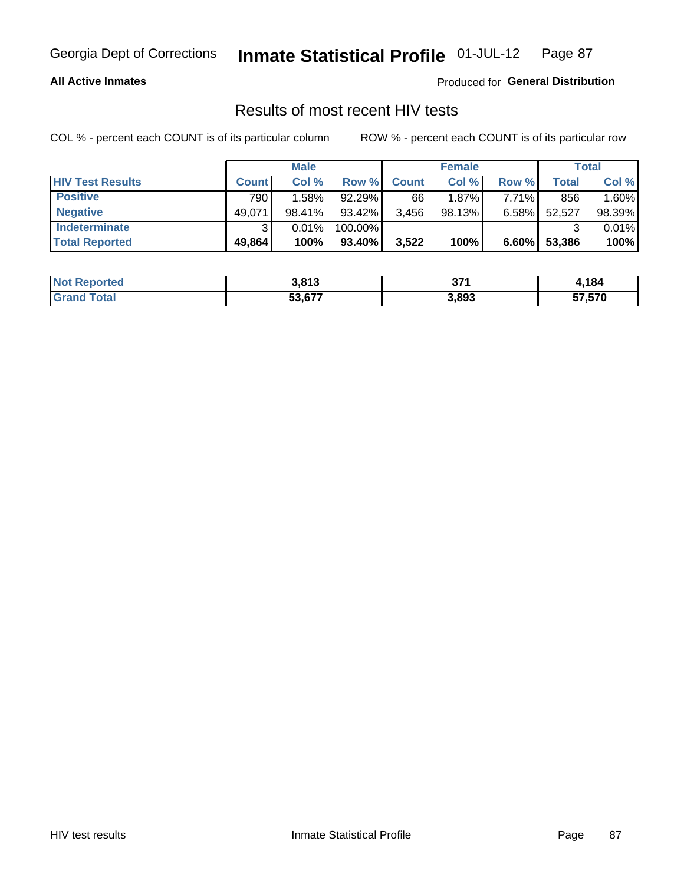Georgia Dept of Corrections **Inmate Statistical Profile** 01-JUL-12

**All Active Inmates**

Produced for **General Distribution**

## Results of most recent HIV tests

COL % - percent each COUNT is of its particular column

ROW % - percent each COUNT is of its particular row

| | Male | | | Female | | | Total | |
|---|---|---|---|---|---|---|---|---|
| **HIV Test Results** | **Count** | **Col %** | **Row %** | **Count** | **Col %** | **Row %** | **Total** | **Col %** |
| **Positive** | 790 | 1.58% | 92.29% | 66 | 1.87% | 7.71% | 856 | 1.60% |
| **Negative** | 49,071 | 98.41% | 93.42% | 3,456 | 98.13% | 6.58% | 52,527 | 98.39% |
| **Indeterminate** | 3 | 0.01% | 100.00% | | | | 3 | 0.01% |
| **Total Reported** | **49,864** | **100%** | **93.40%** | **3,522** | **100%** | **6.60%** | **53,386** | **100%** |

| | Male | Female | Total |
|---|---|---|---|
| **Not Reported** | **3,813** | **371** | **4,184** |
| **Grand Total** | **53,677** | **3,893** | **57,570** |

HIV test results Inmate Statistical Profile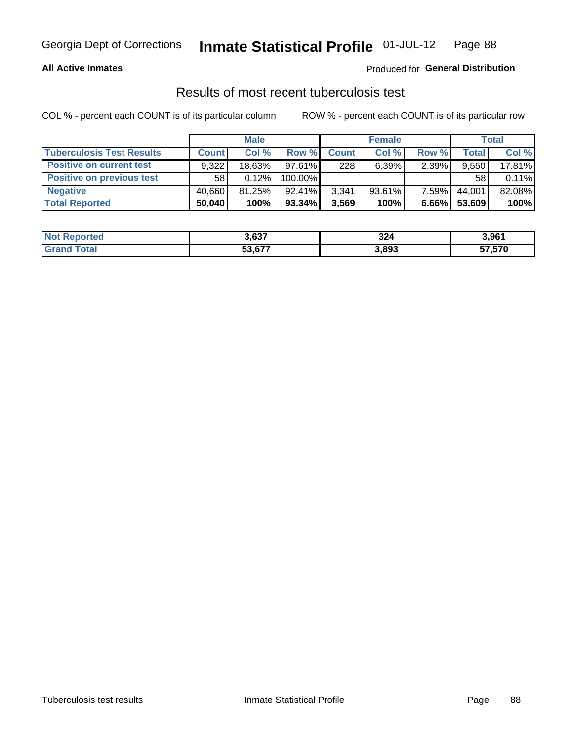Georgia Dept of Corrections **Inmate Statistical Profile** 01-JUL-12

**All Active Inmates**

Produced for **General Distribution**

## Results of most recent tuberculosis test

COL % - percent each COUNT is of its particular column     ROW % - percent each COUNT is of its particular row

| | Male | | | Female | | | Total | |
|---|---|---|---|---|---|---|---|---|
| **Tuberculosis Test Results** | **Count** | **Col %** | **Row %** | **Count** | **Col %** | **Row %** | **Total** | **Col %** |
| **Positive on current test** | 9,322 | 18.63% | 97.61% | 228 | 6.39% | 2.39% | 9,550 | 17.81% |
| **Positive on previous test** | 58 | 0.12% | 100.00% | | | | 58 | 0.11% |
| **Negative** | 40,660 | 81.25% | 92.41% | 3,341 | 93.61% | 7.59% | 44,001 | 82.08% |
| **Total Reported** | **50,040** | **100%** | **93.34%** | **3,569** | **100%** | **6.66%** | **53,609** | **100%** |

| | Male | Female | Total |
|---|---|---|---|
| **Not Reported** | **3,637** | **324** | **3,961** |
| **Grand Total** | **53,677** | **3,893** | **57,570** |

Tuberculosis test results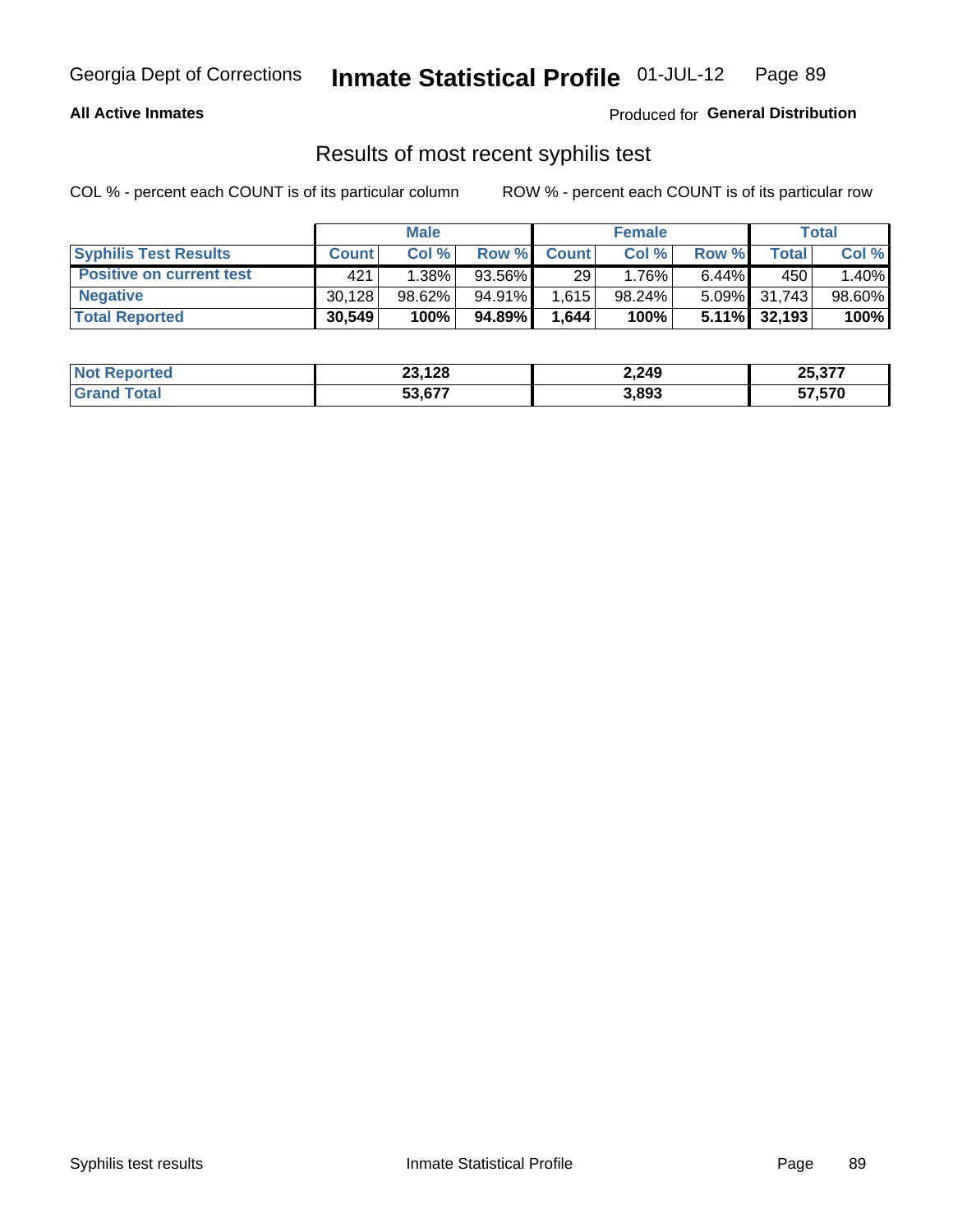Georgia Dept of Corrections **Inmate Statistical Profile** 01-JUL-12

**All Active Inmates**

Produced for **General Distribution**

## Results of most recent syphilis test

COL % - percent each COUNT is of its particular column

ROW % - percent each COUNT is of its particular row

| | Male | | | Female | | | Total | |
|---|---|---|---|---|---|---|---|---|
| **Syphilis Test Results** | **Count** | **Col %** | **Row %** | **Count** | **Col %** | **Row %** | **Total** | **Col %** |
| **Positive on current test** | 421 | 1.38% | 93.56% | 29 | 1.76% | 6.44% | 450 | 1.40% |
| **Negative** | 30,128 | 98.62% | 94.91% | 1,615 | 98.24% | 5.09% | 31,743 | 98.60% |
| **Total Reported** | **30,549** | **100%** | **94.89%** | **1,644** | **100%** | **5.11%** | **32,193** | **100%** |

| | Male | Female | Total |
|---|---|---|---|
| **Not Reported** | **23,128** | **2,249** | **25,377** |
| **Grand Total** | **53,677** | **3,893** | **57,570** |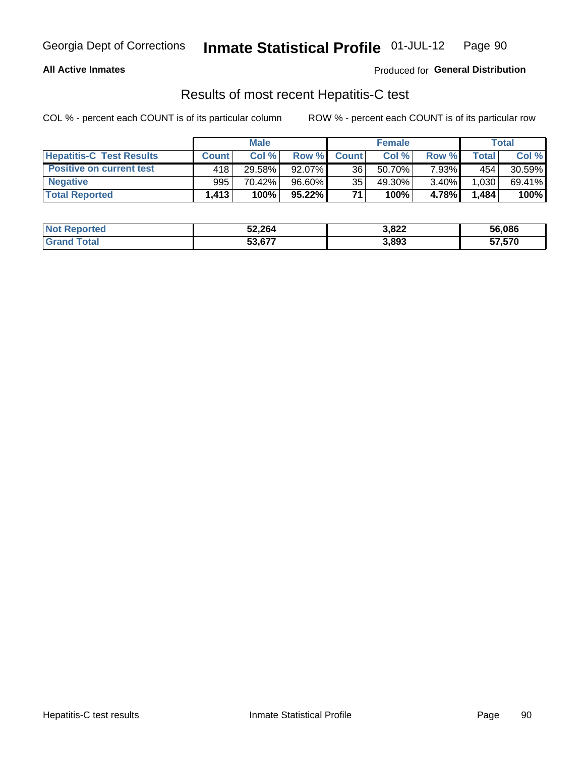Georgia Dept of Corrections **Inmate Statistical Profile** 01-JUL-12

**All Active Inmates**

Produced for **General Distribution**

## Results of most recent Hepatitis-C test

COL % - percent each COUNT is of its particular column

ROW % - percent each COUNT is of its particular row

| | Male | | | Female | | | Total | |
|---|---|---|---|---|---|---|---|---|
| **Hepatitis-C Test Results** | **Count** | **Col %** | **Row %** | **Count** | **Col %** | **Row %** | **Total** | **Col %** |
| **Positive on current test** | 418 | 29.58% | 92.07% | 36 | 50.70% | 7.93% | 454 | 30.59% |
| **Negative** | 995 | 70.42% | 96.60% | 35 | 49.30% | 3.40% | 1,030 | 69.41% |
| **Total Reported** | **1,413** | **100%** | **95.22%** | **71** | **100%** | **4.78%** | **1,484** | **100%** |

| | Male | Female | Total |
|---|---|---|---|
| **Not Reported** | **52,264** | **3,822** | **56,086** |
| **Grand Total** | **53,677** | **3,893** | **57,570** |

Hepatitis-C test results